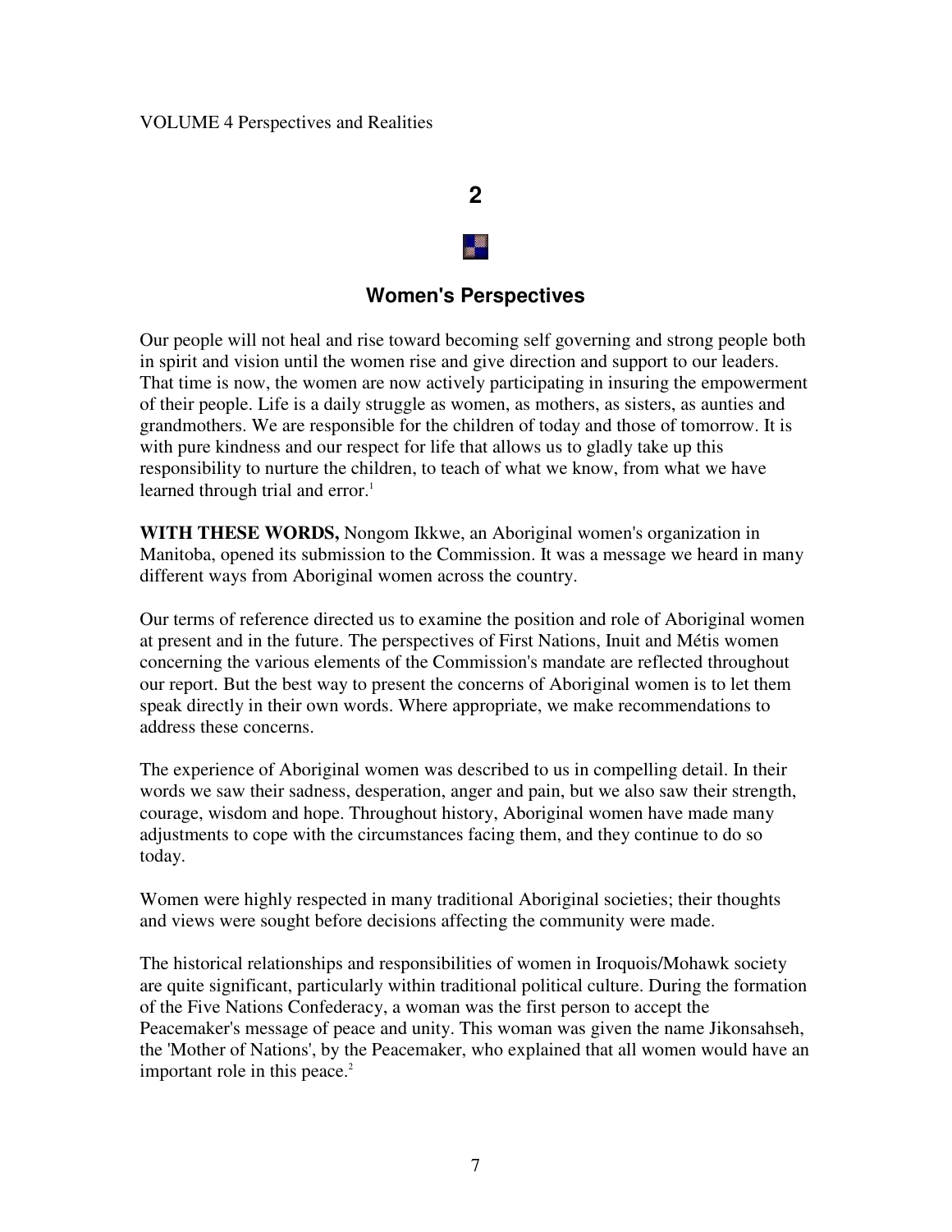VOLUME 4 Perspectives and Realities

# 2

## Women's Perspectives

Our people will not heal and rise toward becoming self governing and strong people both in spirit and vision until the women rise and give direction and support to our leaders. That time is now, the women are now actively participating in insuring the empowerment of their people. Life is a daily struggle as women, as mothers, as sisters, as aunties and grandmothers. We are responsible for the children of today and those of tomorrow. It is with pure kindness and our respect for life that allows us to gladly take up this responsibility to nurture the children, to teach of what we know, from what we have learned through trial and error.[1]

**WITH THESE WORDS,** Nongom Ikkwe, an Aboriginal women's organization in Manitoba, opened its submission to the Commission. It was a message we heard in many different ways from Aboriginal women across the country.

Our terms of reference directed us to examine the position and role of Aboriginal women at present and in the future. The perspectives of First Nations, Inuit and Métis women concerning the various elements of the Commission's mandate are reflected throughout our report. But the best way to present the concerns of Aboriginal women is to let them speak directly in their own words. Where appropriate, we make recommendations to address these concerns.

The experience of Aboriginal women was described to us in compelling detail. In their words we saw their sadness, desperation, anger and pain, but we also saw their strength, courage, wisdom and hope. Throughout history, Aboriginal women have made many adjustments to cope with the circumstances facing them, and they continue to do so today.

Women were highly respected in many traditional Aboriginal societies; their thoughts and views were sought before decisions affecting the community were made.

The historical relationships and responsibilities of women in Iroquois/Mohawk society are quite significant, particularly within traditional political culture. During the formation of the Five Nations Confederacy, a woman was the first person to accept the Peacemaker's message of peace and unity. This woman was given the name Jikonsahseh, the 'Mother of Nations', by the Peacemaker, who explained that all women would have an important role in this peace.[2]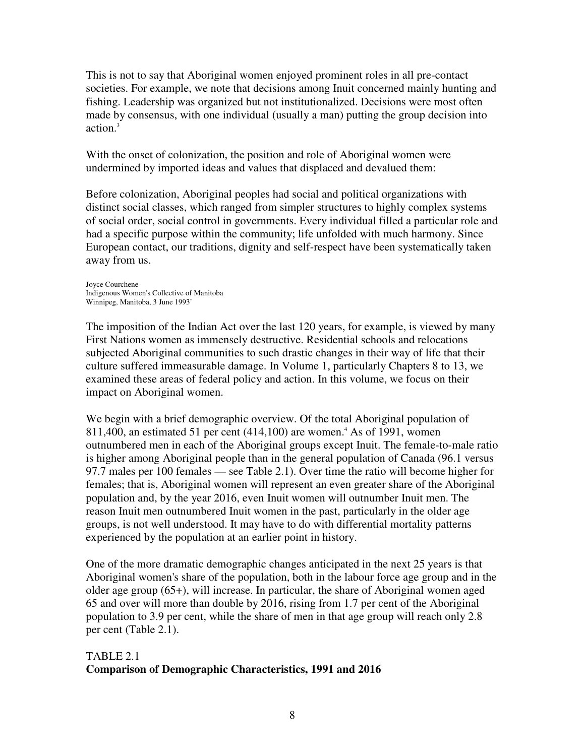This is not to say that Aboriginal women enjoyed prominent roles in all pre-contact societies. For example, we note that decisions among Inuit concerned mainly hunting and fishing. Leadership was organized but not institutionalized. Decisions were most often made by consensus, with one individual (usually a man) putting the group decision into action.[3]

With the onset of colonization, the position and role of Aboriginal women were undermined by imported ideas and values that displaced and devalued them:

Before colonization, Aboriginal peoples had social and political organizations with distinct social classes, which ranged from simpler structures to highly complex systems of social order, social control in governments. Every individual filled a particular role and had a specific purpose within the community; life unfolded with much harmony. Since European contact, our traditions, dignity and self-respect have been systematically taken away from us.

Joyce Courchene
Indigenous Women's Collective of Manitoba
Winnipeg, Manitoba, 3 June 1993[*]

The imposition of the Indian Act over the last 120 years, for example, is viewed by many First Nations women as immensely destructive. Residential schools and relocations subjected Aboriginal communities to such drastic changes in their way of life that their culture suffered immeasurable damage. In Volume 1, particularly Chapters 8 to 13, we examined these areas of federal policy and action. In this volume, we focus on their impact on Aboriginal women.

We begin with a brief demographic overview. Of the total Aboriginal population of 811,400, an estimated 51 per cent (414,100) are women.[4] As of 1991, women outnumbered men in each of the Aboriginal groups except Inuit. The female-to-male ratio is higher among Aboriginal people than in the general population of Canada (96.1 versus 97.7 males per 100 females — see Table 2.1). Over time the ratio will become higher for females; that is, Aboriginal women will represent an even greater share of the Aboriginal population and, by the year 2016, even Inuit women will outnumber Inuit men. The reason Inuit men outnumbered Inuit women in the past, particularly in the older age groups, is not well understood. It may have to do with differential mortality patterns experienced by the population at an earlier point in history.

One of the more dramatic demographic changes anticipated in the next 25 years is that Aboriginal women's share of the population, both in the labour force age group and in the older age group (65+), will increase. In particular, the share of Aboriginal women aged 65 and over will more than double by 2016, rising from 1.7 per cent of the Aboriginal population to 3.9 per cent, while the share of men in that age group will reach only 2.8 per cent (Table 2.1).

TABLE 2.1
**Comparison of Demographic Characteristics, 1991 and 2016**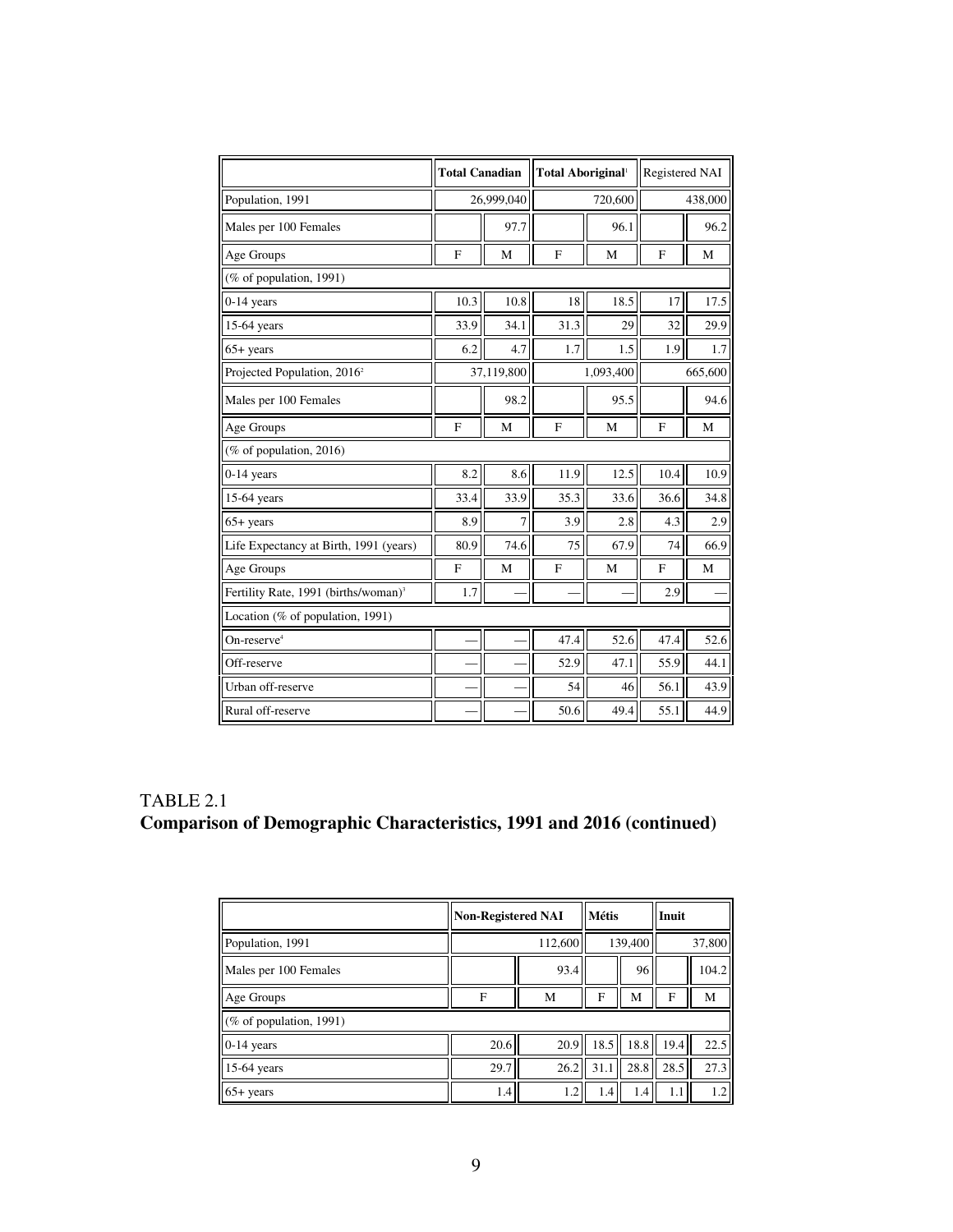| | Total Canadian | | Total Aboriginal[1] | | Registered NAI | |
|---|---|---|---|---|---|---|
| Population, 1991 | 26,999,040 | | 720,600 | | 438,000 | |
| Males per 100 Females | | 97.7 | | 96.1 | | 96.2 |
| Age Groups | F | M | F | M | F | M |
| (% of population, 1991) | | | | | | |
| 0-14 years | 10.3 | 10.8 | 18 | 18.5 | 17 | 17.5 |
| 15-64 years | 33.9 | 34.1 | 31.3 | 29 | 32 | 29.9 |
| 65+ years | 6.2 | 4.7 | 1.7 | 1.5 | 1.9 | 1.7 |
| Projected Population, 2016[2] | 37,119,800 | | 1,093,400 | | 665,600 | |
| Males per 100 Females | | 98.2 | | 95.5 | | 94.6 |
| Age Groups | F | M | F | M | F | M |
| (% of population, 2016) | | | | | | |
| 0-14 years | 8.2 | 8.6 | 11.9 | 12.5 | 10.4 | 10.9 |
| 15-64 years | 33.4 | 33.9 | 35.3 | 33.6 | 36.6 | 34.8 |
| 65+ years | 8.9 | 7 | 3.9 | 2.8 | 4.3 | 2.9 |
| Life Expectancy at Birth, 1991 (years) | 80.9 | 74.6 | 75 | 67.9 | 74 | 66.9 |
| Age Groups | F | M | F | M | F | M |
| Fertility Rate, 1991 (births/woman)[3] | 1.7 | — | — | — | 2.9 | — |
| Location (% of population, 1991) | | | | | | |
| On-reserve[4] | — | — | 47.4 | 52.6 | 47.4 | 52.6 |
| Off-reserve | — | — | 52.9 | 47.1 | 55.9 | 44.1 |
| Urban off-reserve | — | — | 54 | 46 | 56.1 | 43.9 |
| Rural off-reserve | — | — | 50.6 | 49.4 | 55.1 | 44.9 |

TABLE 2.1
**Comparison of Demographic Characteristics, 1991 and 2016 (continued)**

| | Non-Registered NAI | | Métis | | Inuit | |
|---|---|---|---|---|---|---|
| Population, 1991 | 112,600 | | 139,400 | | 37,800 | |
| Males per 100 Females | | 93.4 | | 96 | | 104.2 |
| Age Groups | F | M | F | M | F | M |
| (% of population, 1991) | | | | | | |
| 0-14 years | 20.6 | 20.9 | 18.5 | 18.8 | 19.4 | 22.5 |
| 15-64 years | 29.7 | 26.2 | 31.1 | 28.8 | 28.5 | 27.3 |
| 65+ years | 1.4 | 1.2 | 1.4 | 1.4 | 1.1 | 1.2 |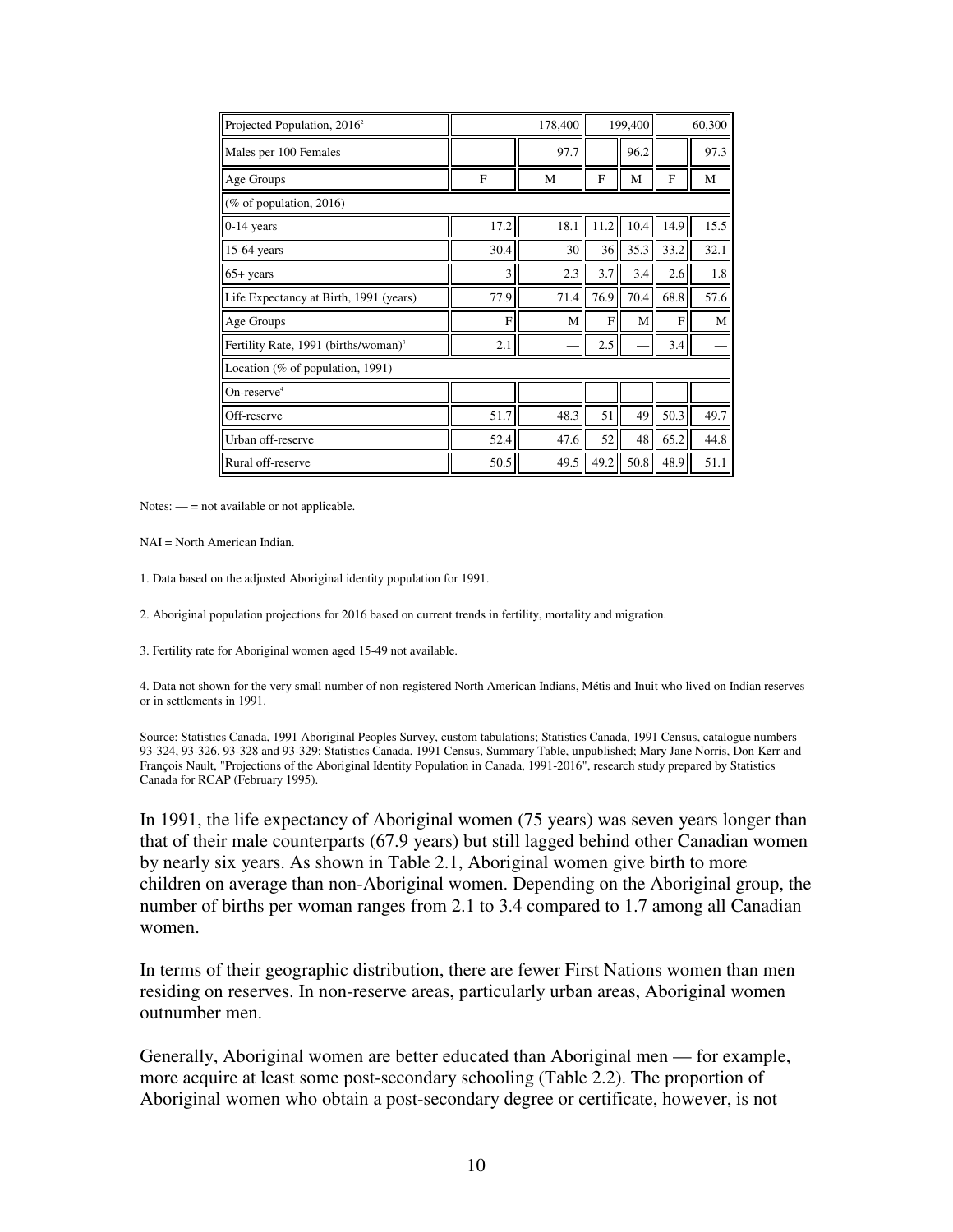| Projected Population, 2016[2] | | 178,400 | | 199,400 | | 60,300 |
|---|---|---|---|---|---|---|
| Males per 100 Females | | 97.7 | | 96.2 | | 97.3 |
| Age Groups | F | M | F | M | F | M |
| (% of population, 2016) | | | | | | |
| 0-14 years | 17.2 | 18.1 | 11.2 | 10.4 | 14.9 | 15.5 |
| 15-64 years | 30.4 | 30 | 36 | 35.3 | 33.2 | 32.1 |
| 65+ years | 3 | 2.3 | 3.7 | 3.4 | 2.6 | 1.8 |
| Life Expectancy at Birth, 1991 (years) | 77.9 | 71.4 | 76.9 | 70.4 | 68.8 | 57.6 |
| Age Groups | F | M | F | M | F | M |
| Fertility Rate, 1991 (births/woman)[3] | 2.1 | — | 2.5 | — | 3.4 | — |
| Location (% of population, 1991) | | | | | | |
| On-reserve[4] | — | — | — | — | — | — |
| Off-reserve | 51.7 | 48.3 | 51 | 49 | 50.3 | 49.7 |
| Urban off-reserve | 52.4 | 47.6 | 52 | 48 | 65.2 | 44.8 |
| Rural off-reserve | 50.5 | 49.5 | 49.2 | 50.8 | 48.9 | 51.1 |

Notes: — = not available or not applicable.

NAI = North American Indian.

1. Data based on the adjusted Aboriginal identity population for 1991.

2. Aboriginal population projections for 2016 based on current trends in fertility, mortality and migration.

3. Fertility rate for Aboriginal women aged 15-49 not available.

4. Data not shown for the very small number of non-registered North American Indians, Métis and Inuit who lived on Indian reserves or in settlements in 1991.

Source: Statistics Canada, 1991 Aboriginal Peoples Survey, custom tabulations; Statistics Canada, 1991 Census, catalogue numbers 93-324, 93-326, 93-328 and 93-329; Statistics Canada, 1991 Census, Summary Table, unpublished; Mary Jane Norris, Don Kerr and François Nault, "Projections of the Aboriginal Identity Population in Canada, 1991-2016", research study prepared by Statistics Canada for RCAP (February 1995).

In 1991, the life expectancy of Aboriginal women (75 years) was seven years longer than that of their male counterparts (67.9 years) but still lagged behind other Canadian women by nearly six years. As shown in Table 2.1, Aboriginal women give birth to more children on average than non-Aboriginal women. Depending on the Aboriginal group, the number of births per woman ranges from 2.1 to 3.4 compared to 1.7 among all Canadian women.

In terms of their geographic distribution, there are fewer First Nations women than men residing on reserves. In non-reserve areas, particularly urban areas, Aboriginal women outnumber men.

Generally, Aboriginal women are better educated than Aboriginal men — for example, more acquire at least some post-secondary schooling (Table 2.2). The proportion of Aboriginal women who obtain a post-secondary degree or certificate, however, is not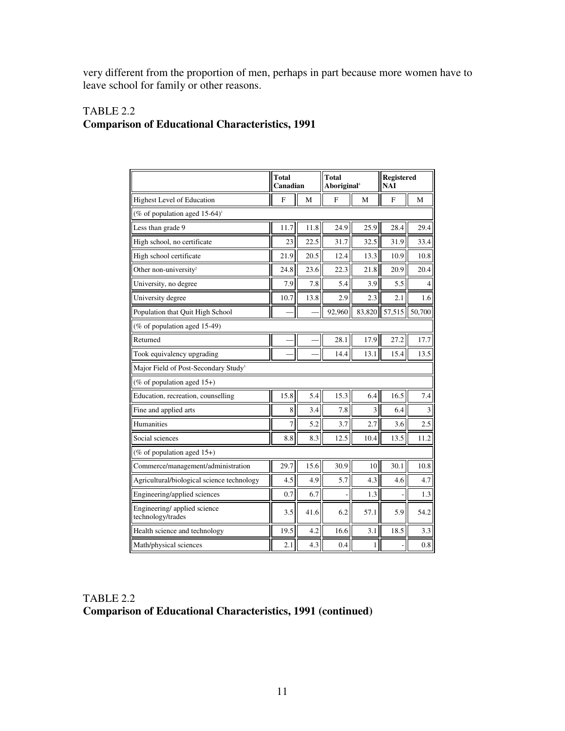very different from the proportion of men, perhaps in part because more women have to leave school for family or other reasons.

TABLE 2.2
**Comparison of Educational Characteristics, 1991**

| | **Total Canadian** | | **Total Aboriginal**[4] | | **Registered NAI** | |
|---|---|---|---|---|---|---|
| Highest Level of Education | F | M | F | M | F | M |
| (% of population aged 15-64)[1] | | | | | | |
| Less than grade 9 | 11.7 | 11.8 | 24.9 | 25.9 | 28.4 | 29.4 |
| High school, no certificate | 23 | 22.5 | 31.7 | 32.5 | 31.9 | 33.4 |
| High school certificate | 21.9 | 20.5 | 12.4 | 13.3 | 10.9 | 10.8 |
| Other non-university[2] | 24.8 | 23.6 | 22.3 | 21.8 | 20.9 | 20.4 |
| University, no degree | 7.9 | 7.8 | 5.4 | 3.9 | 5.5 | 4 |
| University degree | 10.7 | 13.8 | 2.9 | 2.3 | 2.1 | 1.6 |
| Population that Quit High School | — | — | 92,960 | 83,820 | 57,515 | 50,700 |
| (% of population aged 15-49) | | | | | | |
| Returned | — | — | 28.1 | 17.9 | 27.2 | 17.7 |
| Took equivalency upgrading | — | — | 14.4 | 13.1 | 15.4 | 13.5 |
| Major Field of Post-Secondary Study[3] | | | | | | |
| (% of population aged 15+) | | | | | | |
| Education, recreation, counselling | 15.8 | 5.4 | 15.3 | 6.4 | 16.5 | 7.4 |
| Fine and applied arts | 8 | 3.4 | 7.8 | 3 | 6.4 | 3 |
| Humanities | 7 | 5.2 | 3.7 | 2.7 | 3.6 | 2.5 |
| Social sciences | 8.8 | 8.3 | 12.5 | 10.4 | 13.5 | 11.2 |
| (% of population aged 15+) | | | | | | |
| Commerce/management/administration | 29.7 | 15.6 | 30.9 | 10 | 30.1 | 10.8 |
| Agricultural/biological science technology | 4.5 | 4.9 | 5.7 | 4.3 | 4.6 | 4.7 |
| Engineering/applied sciences | 0.7 | 6.7 | - | 1.3 | - | 1.3 |
| Engineering/ applied science technology/trades | 3.5 | 41.6 | 6.2 | 57.1 | 5.9 | 54.2 |
| Health science and technology | 19.5 | 4.2 | 16.6 | 3.1 | 18.5 | 3.3 |
| Math/physical sciences | 2.1 | 4.3 | 0.4 | 1 | - | 0.8 |

TABLE 2.2
**Comparison of Educational Characteristics, 1991 (continued)**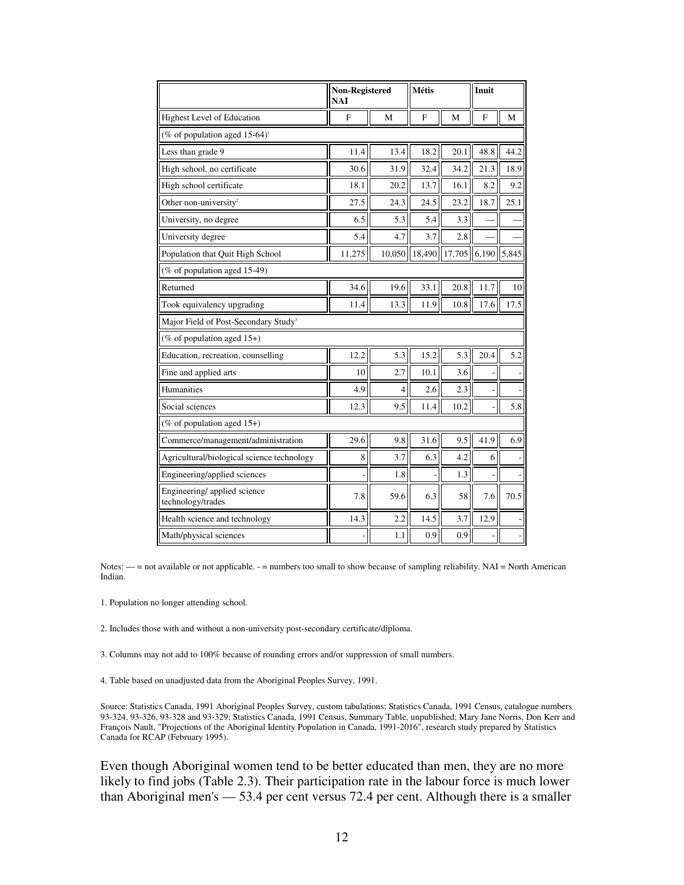| | Non-Registered NAI | | Métis | | Inuit | |
|---|---|---|---|---|---|---|
| Highest Level of Education | F | M | F | M | F | M |
| (% of population aged 15-64)[1] | | | | | | |
| Less than grade 9 | 11.4 | 13.4 | 18.2 | 20.1 | 48.8 | 44.2 |
| High school, no certificate | 30.6 | 31.9 | 32.4 | 34.2 | 21.3 | 18.9 |
| High school certificate | 18.1 | 20.2 | 13.7 | 16.1 | 8.2 | 9.2 |
| Other non-university[2] | 27.5 | 24.3 | 24.5 | 23.2 | 18.7 | 25.1 |
| University, no degree | 6.5 | 5.3 | 5.4 | 3.3 | — | — |
| University degree | 5.4 | 4.7 | 3.7 | 2.8 | — | — |
| Population that Quit High School | 11,275 | 10,050 | 18,490 | 17,705 | 6,190 | 5,845 |
| (% of population aged 15-49) | | | | | | |
| Returned | 34.6 | 19.6 | 33.1 | 20.8 | 11.7 | 10 |
| Took equivalency upgrading | 11.4 | 13.3 | 11.9 | 10.8 | 17.6 | 17.5 |
| Major Field of Post-Secondary Study[3] | | | | | | |
| (% of population aged 15+) | | | | | | |
| Education, recreation, counselling | 12.2 | 5.3 | 15.2 | 5.3 | 20.4 | 5.2 |
| Fine and applied arts | 10 | 2.7 | 10.1 | 3.6 | - | - |
| Humanities | 4.9 | 4 | 2.6 | 2.3 | - | - |
| Social sciences | 12.3 | 9.5 | 11.4 | 10.2 | - | 5.8 |
| (% of population aged 15+) | | | | | | |
| Commerce/management/administration | 29.6 | 9.8 | 31.6 | 9.5 | 41.9 | 6.9 |
| Agricultural/biological science technology | 8 | 3.7 | 6.3 | 4.2 | 6 | - |
| Engineering/applied sciences | - | 1.8 | - | 1.3 | - | - |
| Engineering/ applied science technology/trades | 7.8 | 59.6 | 6.3 | 58 | 7.6 | 70.5 |
| Health science and technology | 14.3 | 2.2 | 14.5 | 3.7 | 12.9 | - |
| Math/physical sciences | - | 1.1 | 0.9 | 0.9 | - | - |

Notes: — = not available or not applicable. - = numbers too small to show because of sampling reliability. NAI = North American Indian.

1. Population no longer attending school.

2. Includes those with and without a non-university post-secondary certificate/diploma.

3. Columns may not add to 100% because of rounding errors and/or suppression of small numbers.

4. Table based on unadjusted data from the Aboriginal Peoples Survey, 1991.

Source: Statistics Canada, 1991 Aboriginal Peoples Survey, custom tabulations; Statistics Canada, 1991 Census, catalogue numbers 93-324, 93-326, 93-328 and 93-329; Statistics Canada, 1991 Census, Summary Table, unpublished; Mary Jane Norris, Don Kerr and François Nault, "Projections of the Aboriginal Identity Population in Canada, 1991-2016", research study prepared by Statistics Canada for RCAP (February 1995).

Even though Aboriginal women tend to be better educated than men, they are no more likely to find jobs (Table 2.3). Their participation rate in the labour force is much lower than Aboriginal men's — 53.4 per cent versus 72.4 per cent. Although there is a smaller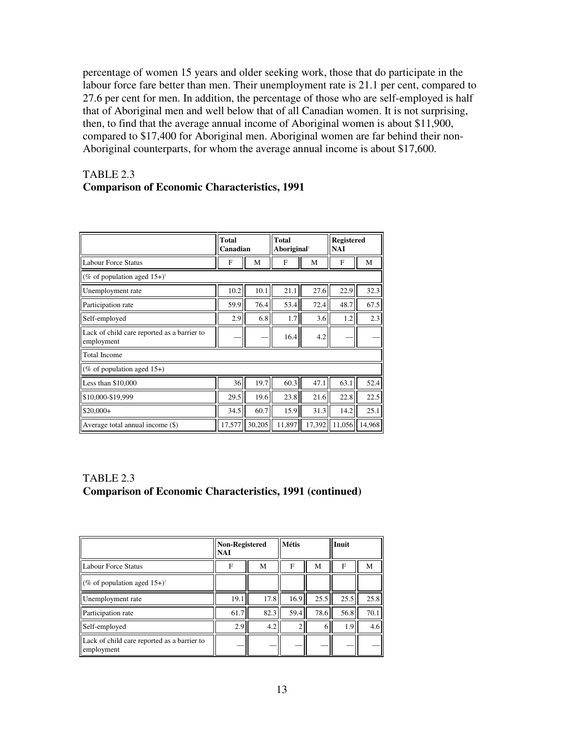percentage of women 15 years and older seeking work, those that do participate in the labour force fare better than men. Their unemployment rate is 21.1 per cent, compared to 27.6 per cent for men. In addition, the percentage of those who are self-employed is half that of Aboriginal men and well below that of all Canadian women. It is not surprising, then, to find that the average annual income of Aboriginal women is about $11,900, compared to $17,400 for Aboriginal men. Aboriginal women are far behind their non-Aboriginal counterparts, for whom the average annual income is about $17,600.

TABLE 2.3
**Comparison of Economic Characteristics, 1991**

| | **Total Canadian** | | **Total Aboriginal**[1] | | **Registered NAI** | |
|---|---|---|---|---|---|---|
| Labour Force Status | F | M | F | M | F | M |
| (% of population aged 15+)[1] | | | | | | |
| Unemployment rate | 10.2 | 10.1 | 21.1 | 27.6 | 22.9 | 32.3 |
| Participation rate | 59.9 | 76.4 | 53.4 | 72.4 | 48.7 | 67.5 |
| Self-employed | 2.9 | 6.8 | 1.7 | 3.6 | 1.2 | 2.3 |
| Lack of child care reported as a barrier to employment | — | — | 16.4 | 4.2 | — | — |
| Total Income | | | | | | |
| (% of population aged 15+) | | | | | | |
| Less than $10,000 | 36 | 19.7 | 60.3 | 47.1 | 63.1 | 52.4 |
| $10,000-$19,999 | 29.5 | 19.6 | 23.8 | 21.6 | 22.8 | 22.5 |
| $20,000+ | 34.5 | 60.7 | 15.9 | 31.3 | 14.2 | 25.1 |
| Average total annual income ($) | 17,577 | 30,205 | 11,897 | 17,392 | 11,056 | 14,968 |

TABLE 2.3
**Comparison of Economic Characteristics, 1991 (continued)**

| | **Non-Registered NAI** | | **Métis** | | **Inuit** | |
|---|---|---|---|---|---|---|
| Labour Force Status | F | M | F | M | F | M |
| (% of population aged 15+)[1] | | | | | | |
| Unemployment rate | 19.1 | 17.8 | 16.9 | 25.5 | 25.5 | 25.8 |
| Participation rate | 61.7 | 82.3 | 59.4 | 78.6 | 56.8 | 70.1 |
| Self-employed | 2.9 | 4.2 | 2 | 6 | 1.9 | 4.6 |
| Lack of child care reported as a barrier to employment | — | — | — | — | — | — |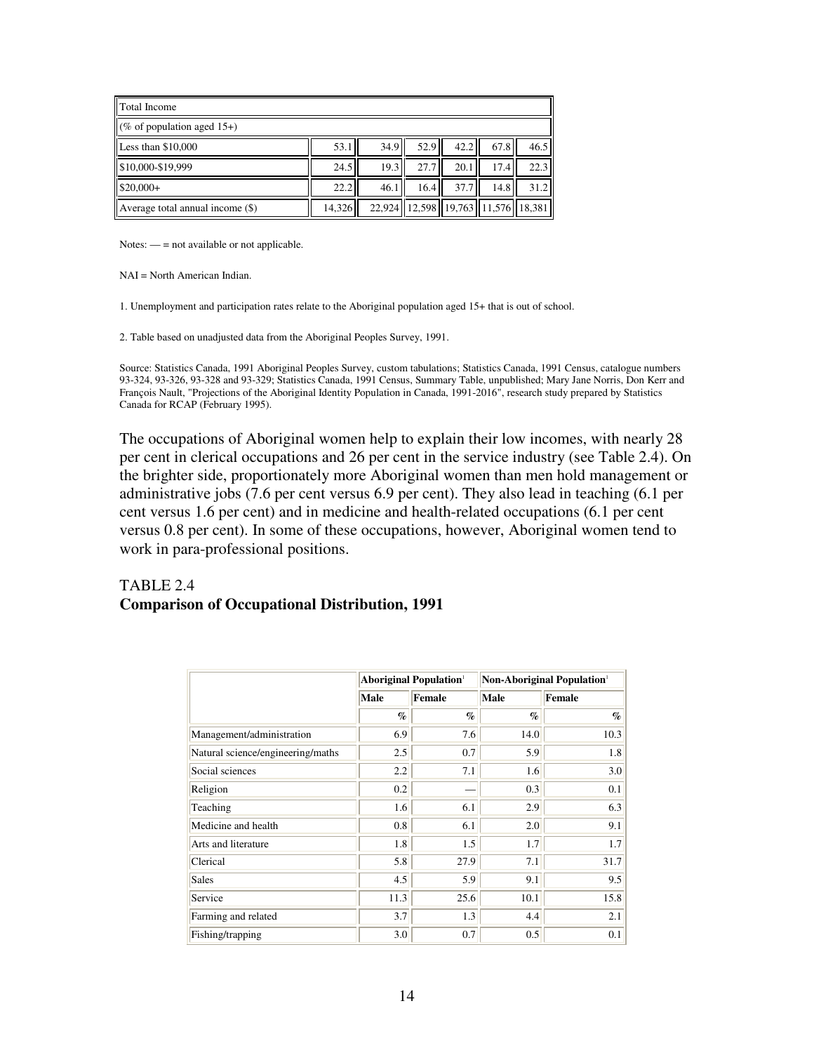| Total Income | | | | | | |
|---|---|---|---|---|---|---|
| (% of population aged 15+) | | | | | | |
| Less than $10,000 | 53.1 | 34.9 | 52.9 | 42.2 | 67.8 | 46.5 |
| $10,000-$19,999 | 24.5 | 19.3 | 27.7 | 20.1 | 17.4 | 22.3 |
| $20,000+ | 22.2 | 46.1 | 16.4 | 37.7 | 14.8 | 31.2 |
| Average total annual income ($) | 14,326 | 22,924 | 12,598 | 19,763 | 11,576 | 18,381 |

Notes: — = not available or not applicable.

NAI = North American Indian.

1. Unemployment and participation rates relate to the Aboriginal population aged 15+ that is out of school.

2. Table based on unadjusted data from the Aboriginal Peoples Survey, 1991.

Source: Statistics Canada, 1991 Aboriginal Peoples Survey, custom tabulations; Statistics Canada, 1991 Census, catalogue numbers 93-324, 93-326, 93-328 and 93-329; Statistics Canada, 1991 Census, Summary Table, unpublished; Mary Jane Norris, Don Kerr and François Nault, "Projections of the Aboriginal Identity Population in Canada, 1991-2016", research study prepared by Statistics Canada for RCAP (February 1995).

The occupations of Aboriginal women help to explain their low incomes, with nearly 28 per cent in clerical occupations and 26 per cent in the service industry (see Table 2.4). On the brighter side, proportionately more Aboriginal women than men hold management or administrative jobs (7.6 per cent versus 6.9 per cent). They also lead in teaching (6.1 per cent versus 1.6 per cent) and in medicine and health-related occupations (6.1 per cent versus 0.8 per cent). In some of these occupations, however, Aboriginal women tend to work in para-professional positions.

TABLE 2.4
**Comparison of Occupational Distribution, 1991**

| | Aboriginal Population[1] | | Non-Aboriginal Population[1] | |
|---|---|---|---|---|
| | Male | Female | Male | Female |
| | % | % | % | % |
| Management/administration | 6.9 | 7.6 | 14.0 | 10.3 |
| Natural science/engineering/maths | 2.5 | 0.7 | 5.9 | 1.8 |
| Social sciences | 2.2 | 7.1 | 1.6 | 3.0 |
| Religion | 0.2 | — | 0.3 | 0.1 |
| Teaching | 1.6 | 6.1 | 2.9 | 6.3 |
| Medicine and health | 0.8 | 6.1 | 2.0 | 9.1 |
| Arts and literature | 1.8 | 1.5 | 1.7 | 1.7 |
| Clerical | 5.8 | 27.9 | 7.1 | 31.7 |
| Sales | 4.5 | 5.9 | 9.1 | 9.5 |
| Service | 11.3 | 25.6 | 10.1 | 15.8 |
| Farming and related | 3.7 | 1.3 | 4.4 | 2.1 |
| Fishing/trapping | 3.0 | 0.7 | 0.5 | 0.1 |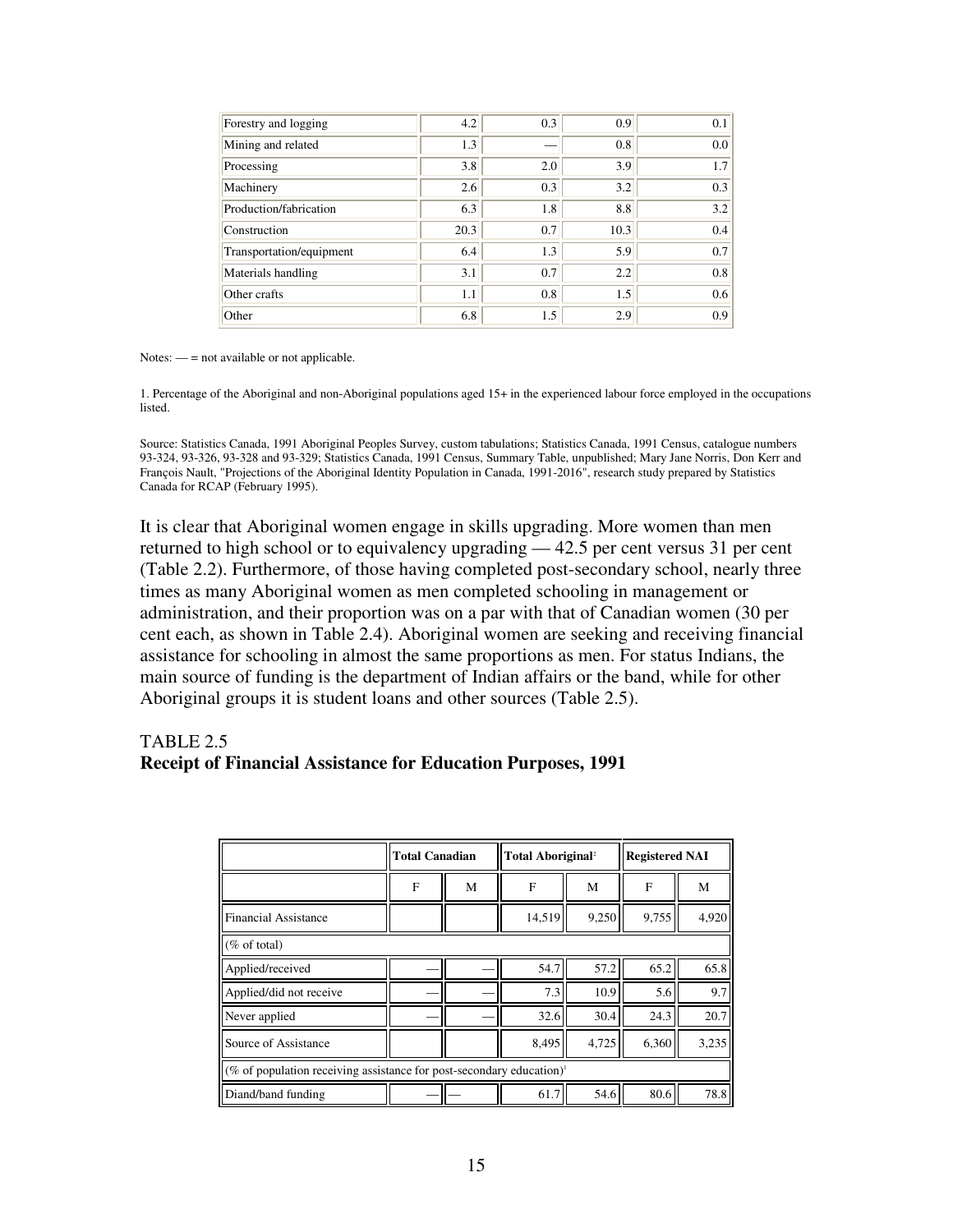| Forestry and logging | 4.2 | 0.3 | 0.9 | 0.1 |
|---|---|---|---|---|
| Mining and related | 1.3 | — | 0.8 | 0.0 |
| Processing | 3.8 | 2.0 | 3.9 | 1.7 |
| Machinery | 2.6 | 0.3 | 3.2 | 0.3 |
| Production/fabrication | 6.3 | 1.8 | 8.8 | 3.2 |
| Construction | 20.3 | 0.7 | 10.3 | 0.4 |
| Transportation/equipment | 6.4 | 1.3 | 5.9 | 0.7 |
| Materials handling | 3.1 | 0.7 | 2.2 | 0.8 |
| Other crafts | 1.1 | 0.8 | 1.5 | 0.6 |
| Other | 6.8 | 1.5 | 2.9 | 0.9 |

Notes: — = not available or not applicable.

1. Percentage of the Aboriginal and non-Aboriginal populations aged 15+ in the experienced labour force employed in the occupations listed.

Source: Statistics Canada, 1991 Aboriginal Peoples Survey, custom tabulations; Statistics Canada, 1991 Census, catalogue numbers 93-324, 93-326, 93-328 and 93-329; Statistics Canada, 1991 Census, Summary Table, unpublished; Mary Jane Norris, Don Kerr and François Nault, "Projections of the Aboriginal Identity Population in Canada, 1991-2016", research study prepared by Statistics Canada for RCAP (February 1995).

It is clear that Aboriginal women engage in skills upgrading. More women than men returned to high school or to equivalency upgrading — 42.5 per cent versus 31 per cent (Table 2.2). Furthermore, of those having completed post-secondary school, nearly three times as many Aboriginal women as men completed schooling in management or administration, and their proportion was on a par with that of Canadian women (30 per cent each, as shown in Table 2.4). Aboriginal women are seeking and receiving financial assistance for schooling in almost the same proportions as men. For status Indians, the main source of funding is the department of Indian affairs or the band, while for other Aboriginal groups it is student loans and other sources (Table 2.5).

TABLE 2.5
**Receipt of Financial Assistance for Education Purposes, 1991**

| | Total Canadian | | Total Aboriginal[2] | | Registered NAI | |
|---|---|---|---|---|---|---|
| | F | M | F | M | F | M |
| Financial Assistance | | | 14,519 | 9,250 | 9,755 | 4,920 |
| (% of total) | | | | | | |
| Applied/received | — | — | 54.7 | 57.2 | 65.2 | 65.8 |
| Applied/did not receive | — | — | 7.3 | 10.9 | 5.6 | 9.7 |
| Never applied | — | — | 32.6 | 30.4 | 24.3 | 20.7 |
| Source of Assistance | | | 8,495 | 4,725 | 6,360 | 3,235 |
| (% of population receiving assistance for post-secondary education)[1] | | | | | | |
| Diand/band funding | — | — | 61.7 | 54.6 | 80.6 | 78.8 |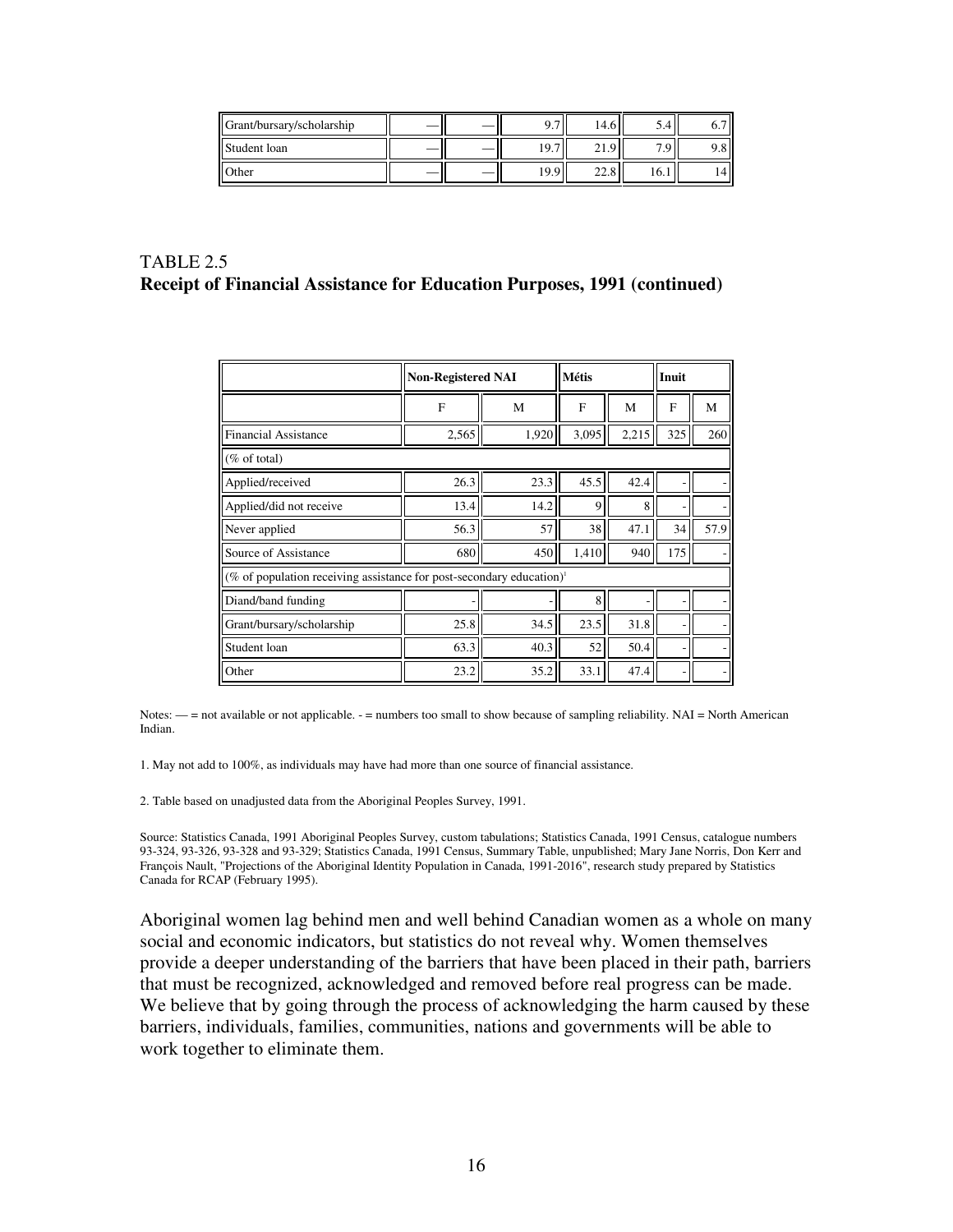| Grant/bursary/scholarship | — | — | 9.7 | 14.6 | 5.4 | 6.7 |
|---|---|---|---|---|---|---|
| Student loan | — | — | 19.7 | 21.9 | 7.9 | 9.8 |
| Other | — | — | 19.9 | 22.8 | 16.1 | 14 |

TABLE 2.5
**Receipt of Financial Assistance for Education Purposes, 1991 (continued)**

| | Non-Registered NAI | | Métis | | Inuit | |
|---|---|---|---|---|---|---|
| | F | M | F | M | F | M |
| Financial Assistance | 2,565 | 1,920 | 3,095 | 2,215 | 325 | 260 |
| (% of total) | | | | | | |
| Applied/received | 26.3 | 23.3 | 45.5 | 42.4 | - | - |
| Applied/did not receive | 13.4 | 14.2 | 9 | 8 | - | - |
| Never applied | 56.3 | 57 | 38 | 47.1 | 34 | 57.9 |
| Source of Assistance | 680 | 450 | 1,410 | 940 | 175 | - |
| (% of population receiving assistance for post-secondary education)[1] | | | | | | |
| Diand/band funding | - | - | 8 | - | - | - |
| Grant/bursary/scholarship | 25.8 | 34.5 | 23.5 | 31.8 | - | - |
| Student loan | 63.3 | 40.3 | 52 | 50.4 | - | - |
| Other | 23.2 | 35.2 | 33.1 | 47.4 | - | - |

Notes: — = not available or not applicable. - = numbers too small to show because of sampling reliability. NAI = North American Indian.

1. May not add to 100%, as individuals may have had more than one source of financial assistance.

2. Table based on unadjusted data from the Aboriginal Peoples Survey, 1991.

Source: Statistics Canada, 1991 Aboriginal Peoples Survey, custom tabulations; Statistics Canada, 1991 Census, catalogue numbers 93-324, 93-326, 93-328 and 93-329; Statistics Canada, 1991 Census, Summary Table, unpublished; Mary Jane Norris, Don Kerr and François Nault, "Projections of the Aboriginal Identity Population in Canada, 1991-2016", research study prepared by Statistics Canada for RCAP (February 1995).

Aboriginal women lag behind men and well behind Canadian women as a whole on many social and economic indicators, but statistics do not reveal why. Women themselves provide a deeper understanding of the barriers that have been placed in their path, barriers that must be recognized, acknowledged and removed before real progress can be made. We believe that by going through the process of acknowledging the harm caused by these barriers, individuals, families, communities, nations and governments will be able to work together to eliminate them.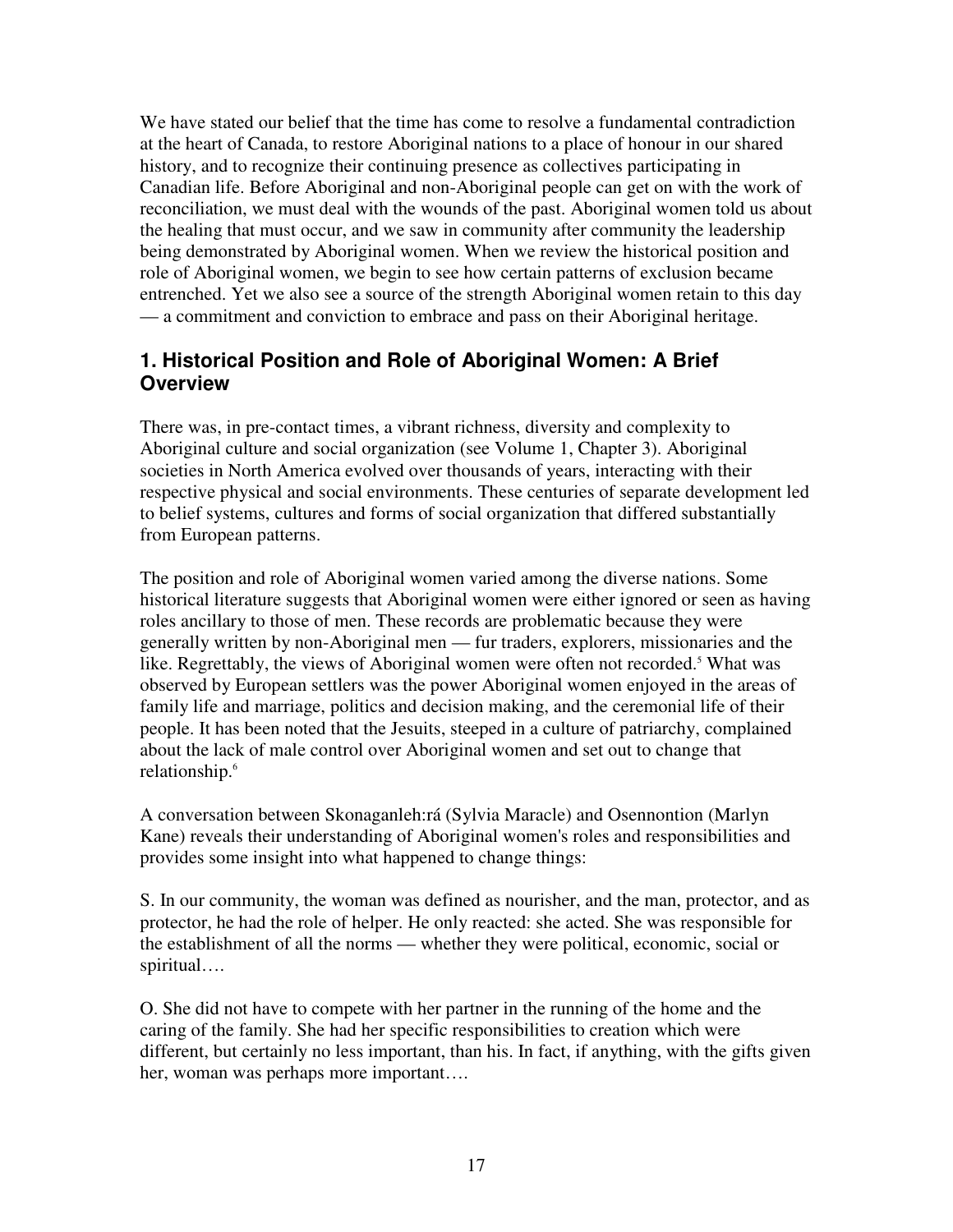We have stated our belief that the time has come to resolve a fundamental contradiction at the heart of Canada, to restore Aboriginal nations to a place of honour in our shared history, and to recognize their continuing presence as collectives participating in Canadian life. Before Aboriginal and non-Aboriginal people can get on with the work of reconciliation, we must deal with the wounds of the past. Aboriginal women told us about the healing that must occur, and we saw in community after community the leadership being demonstrated by Aboriginal women. When we review the historical position and role of Aboriginal women, we begin to see how certain patterns of exclusion became entrenched. Yet we also see a source of the strength Aboriginal women retain to this day — a commitment and conviction to embrace and pass on their Aboriginal heritage.

## 1. Historical Position and Role of Aboriginal Women: A Brief Overview

There was, in pre-contact times, a vibrant richness, diversity and complexity to Aboriginal culture and social organization (see Volume 1, Chapter 3). Aboriginal societies in North America evolved over thousands of years, interacting with their respective physical and social environments. These centuries of separate development led to belief systems, cultures and forms of social organization that differed substantially from European patterns.

The position and role of Aboriginal women varied among the diverse nations. Some historical literature suggests that Aboriginal women were either ignored or seen as having roles ancillary to those of men. These records are problematic because they were generally written by non-Aboriginal men — fur traders, explorers, missionaries and the like. Regrettably, the views of Aboriginal women were often not recorded.[5] What was observed by European settlers was the power Aboriginal women enjoyed in the areas of family life and marriage, politics and decision making, and the ceremonial life of their people. It has been noted that the Jesuits, steeped in a culture of patriarchy, complained about the lack of male control over Aboriginal women and set out to change that relationship.[6]

A conversation between Skonaganleh:rá (Sylvia Maracle) and Osennontion (Marlyn Kane) reveals their understanding of Aboriginal women's roles and responsibilities and provides some insight into what happened to change things:

S. In our community, the woman was defined as nourisher, and the man, protector, and as protector, he had the role of helper. He only reacted: she acted. She was responsible for the establishment of all the norms — whether they were political, economic, social or spiritual….

O. She did not have to compete with her partner in the running of the home and the caring of the family. She had her specific responsibilities to creation which were different, but certainly no less important, than his. In fact, if anything, with the gifts given her, woman was perhaps more important….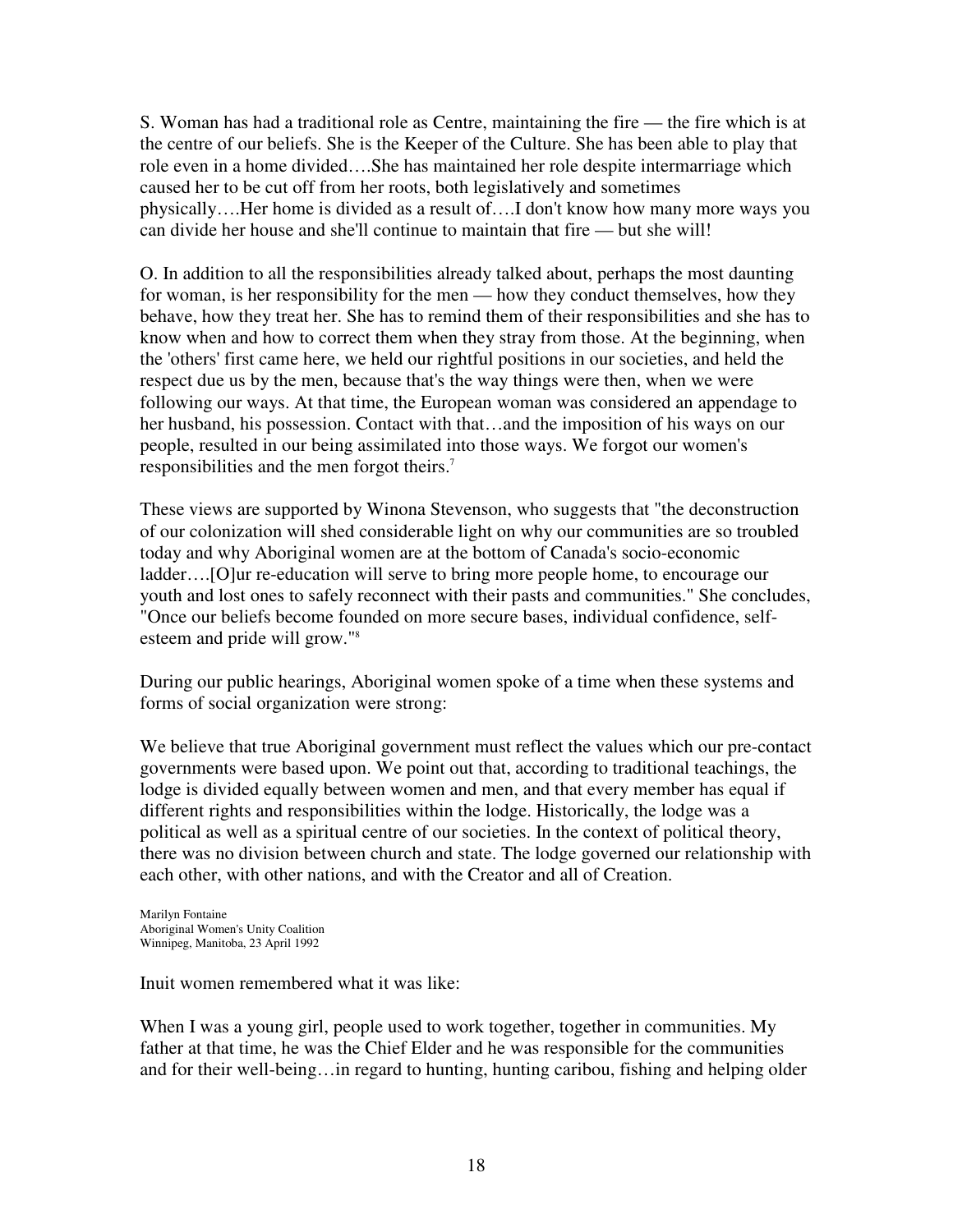S. Woman has had a traditional role as Centre, maintaining the fire — the fire which is at the centre of our beliefs. She is the Keeper of the Culture. She has been able to play that role even in a home divided….She has maintained her role despite intermarriage which caused her to be cut off from her roots, both legislatively and sometimes physically….Her home is divided as a result of….I don't know how many more ways you can divide her house and she'll continue to maintain that fire — but she will!

O. In addition to all the responsibilities already talked about, perhaps the most daunting for woman, is her responsibility for the men — how they conduct themselves, how they behave, how they treat her. She has to remind them of their responsibilities and she has to know when and how to correct them when they stray from those. At the beginning, when the 'others' first came here, we held our rightful positions in our societies, and held the respect due us by the men, because that's the way things were then, when we were following our ways. At that time, the European woman was considered an appendage to her husband, his possession. Contact with that…and the imposition of his ways on our people, resulted in our being assimilated into those ways. We forgot our women's responsibilities and the men forgot theirs.[7]

These views are supported by Winona Stevenson, who suggests that "the deconstruction of our colonization will shed considerable light on why our communities are so troubled today and why Aboriginal women are at the bottom of Canada's socio-economic ladder….[O]ur re-education will serve to bring more people home, to encourage our youth and lost ones to safely reconnect with their pasts and communities." She concludes, "Once our beliefs become founded on more secure bases, individual confidence, self-esteem and pride will grow."[8]

During our public hearings, Aboriginal women spoke of a time when these systems and forms of social organization were strong:

We believe that true Aboriginal government must reflect the values which our pre-contact governments were based upon. We point out that, according to traditional teachings, the lodge is divided equally between women and men, and that every member has equal if different rights and responsibilities within the lodge. Historically, the lodge was a political as well as a spiritual centre of our societies. In the context of political theory, there was no division between church and state. The lodge governed our relationship with each other, with other nations, and with the Creator and all of Creation.

Marilyn Fontaine
Aboriginal Women's Unity Coalition
Winnipeg, Manitoba, 23 April 1992

Inuit women remembered what it was like:

When I was a young girl, people used to work together, together in communities. My father at that time, he was the Chief Elder and he was responsible for the communities and for their well-being…in regard to hunting, hunting caribou, fishing and helping older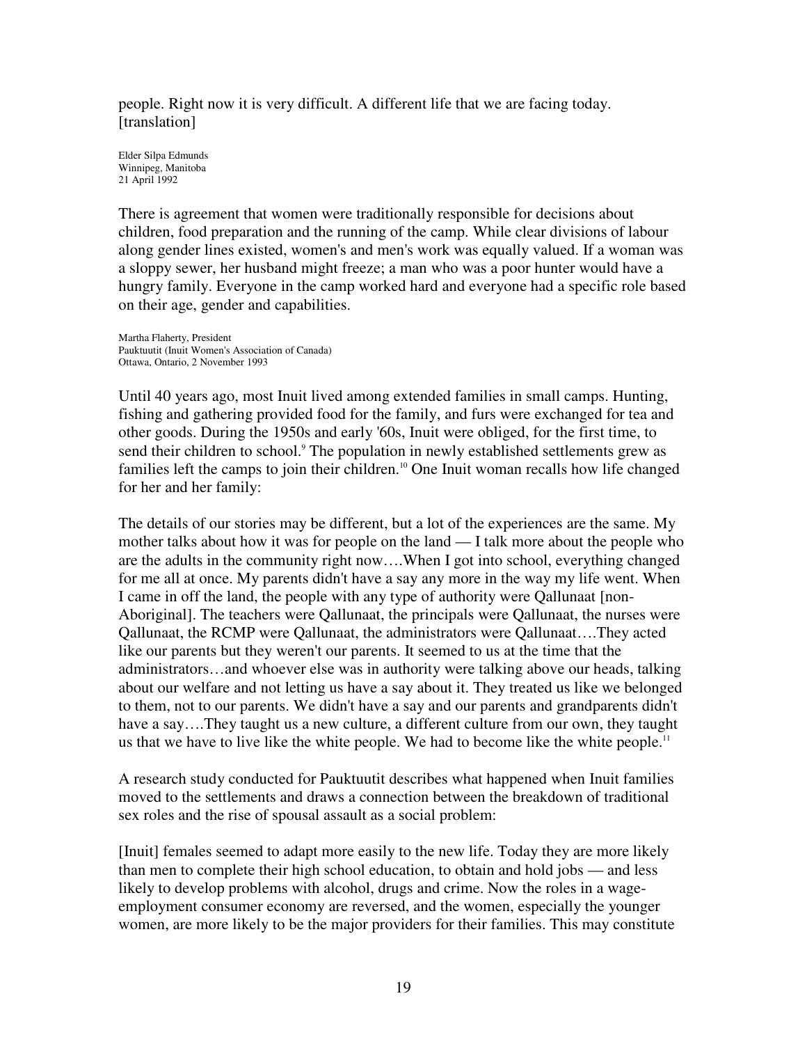people. Right now it is very difficult. A different life that we are facing today. [translation]

Elder Silpa Edmunds
Winnipeg, Manitoba
21 April 1992

There is agreement that women were traditionally responsible for decisions about children, food preparation and the running of the camp. While clear divisions of labour along gender lines existed, women's and men's work was equally valued. If a woman was a sloppy sewer, her husband might freeze; a man who was a poor hunter would have a hungry family. Everyone in the camp worked hard and everyone had a specific role based on their age, gender and capabilities.

Martha Flaherty, President
Pauktuutit (Inuit Women's Association of Canada)
Ottawa, Ontario, 2 November 1993

Until 40 years ago, most Inuit lived among extended families in small camps. Hunting, fishing and gathering provided food for the family, and furs were exchanged for tea and other goods. During the 1950s and early '60s, Inuit were obliged, for the first time, to send their children to school.[9] The population in newly established settlements grew as families left the camps to join their children.[10] One Inuit woman recalls how life changed for her and her family:

The details of our stories may be different, but a lot of the experiences are the same. My mother talks about how it was for people on the land — I talk more about the people who are the adults in the community right now….When I got into school, everything changed for me all at once. My parents didn't have a say any more in the way my life went. When I came in off the land, the people with any type of authority were Qallunaat [non-Aboriginal]. The teachers were Qallunaat, the principals were Qallunaat, the nurses were Qallunaat, the RCMP were Qallunaat, the administrators were Qallunaat….They acted like our parents but they weren't our parents. It seemed to us at the time that the administrators…and whoever else was in authority were talking above our heads, talking about our welfare and not letting us have a say about it. They treated us like we belonged to them, not to our parents. We didn't have a say and our parents and grandparents didn't have a say….They taught us a new culture, a different culture from our own, they taught us that we have to live like the white people. We had to become like the white people.[11]

A research study conducted for Pauktuutit describes what happened when Inuit families moved to the settlements and draws a connection between the breakdown of traditional sex roles and the rise of spousal assault as a social problem:

[Inuit] females seemed to adapt more easily to the new life. Today they are more likely than men to complete their high school education, to obtain and hold jobs — and less likely to develop problems with alcohol, drugs and crime. Now the roles in a wage-employment consumer economy are reversed, and the women, especially the younger women, are more likely to be the major providers for their families. This may constitute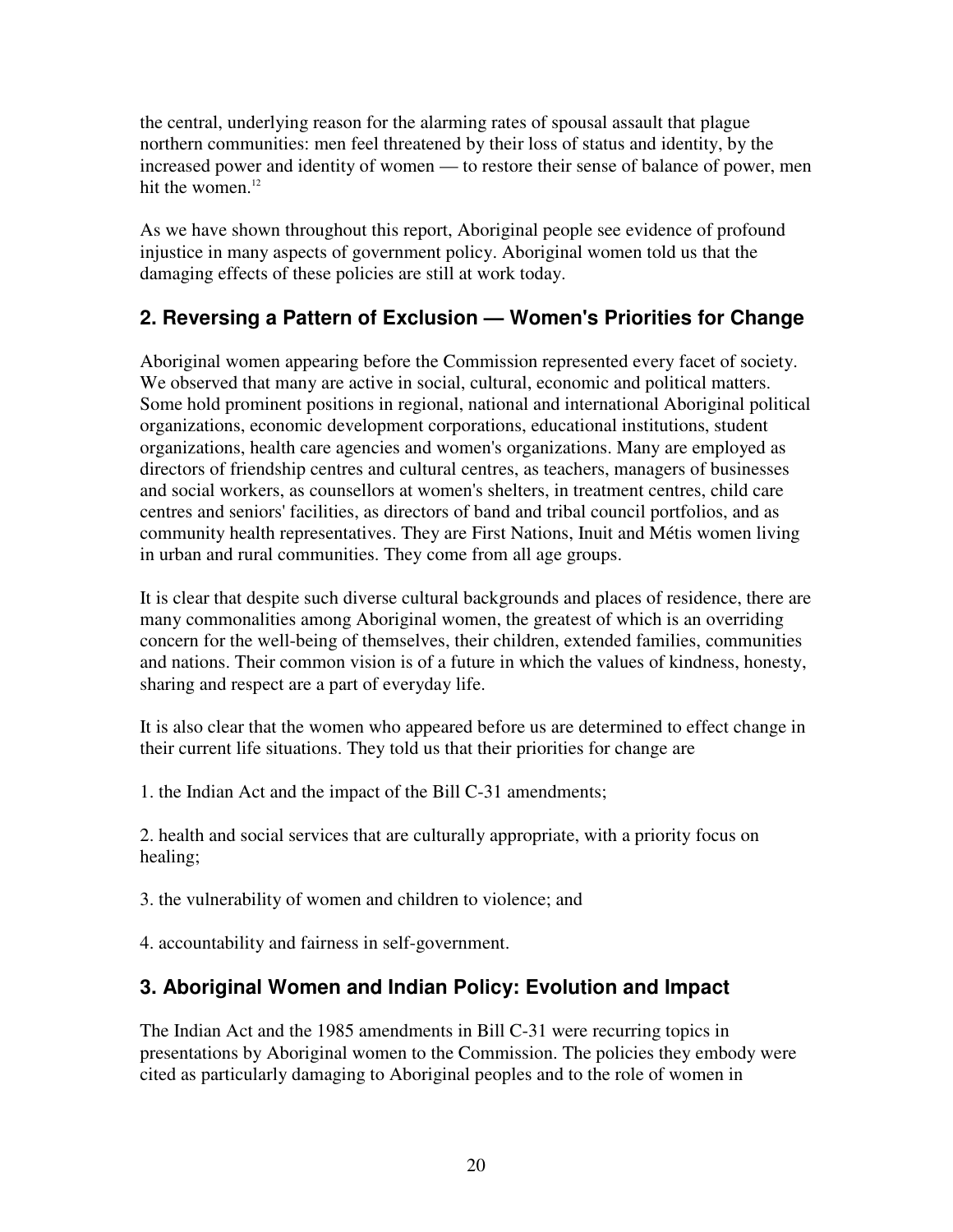the central, underlying reason for the alarming rates of spousal assault that plague northern communities: men feel threatened by their loss of status and identity, by the increased power and identity of women — to restore their sense of balance of power, men hit the women.[12]

As we have shown throughout this report, Aboriginal people see evidence of profound injustice in many aspects of government policy. Aboriginal women told us that the damaging effects of these policies are still at work today.

## 2. Reversing a Pattern of Exclusion — Women's Priorities for Change

Aboriginal women appearing before the Commission represented every facet of society. We observed that many are active in social, cultural, economic and political matters. Some hold prominent positions in regional, national and international Aboriginal political organizations, economic development corporations, educational institutions, student organizations, health care agencies and women's organizations. Many are employed as directors of friendship centres and cultural centres, as teachers, managers of businesses and social workers, as counsellors at women's shelters, in treatment centres, child care centres and seniors' facilities, as directors of band and tribal council portfolios, and as community health representatives. They are First Nations, Inuit and Métis women living in urban and rural communities. They come from all age groups.

It is clear that despite such diverse cultural backgrounds and places of residence, there are many commonalities among Aboriginal women, the greatest of which is an overriding concern for the well-being of themselves, their children, extended families, communities and nations. Their common vision is of a future in which the values of kindness, honesty, sharing and respect are a part of everyday life.

It is also clear that the women who appeared before us are determined to effect change in their current life situations. They told us that their priorities for change are

1. the Indian Act and the impact of the Bill C-31 amendments;

2. health and social services that are culturally appropriate, with a priority focus on healing;

3. the vulnerability of women and children to violence; and

4. accountability and fairness in self-government.

## 3. Aboriginal Women and Indian Policy: Evolution and Impact

The Indian Act and the 1985 amendments in Bill C-31 were recurring topics in presentations by Aboriginal women to the Commission. The policies they embody were cited as particularly damaging to Aboriginal peoples and to the role of women in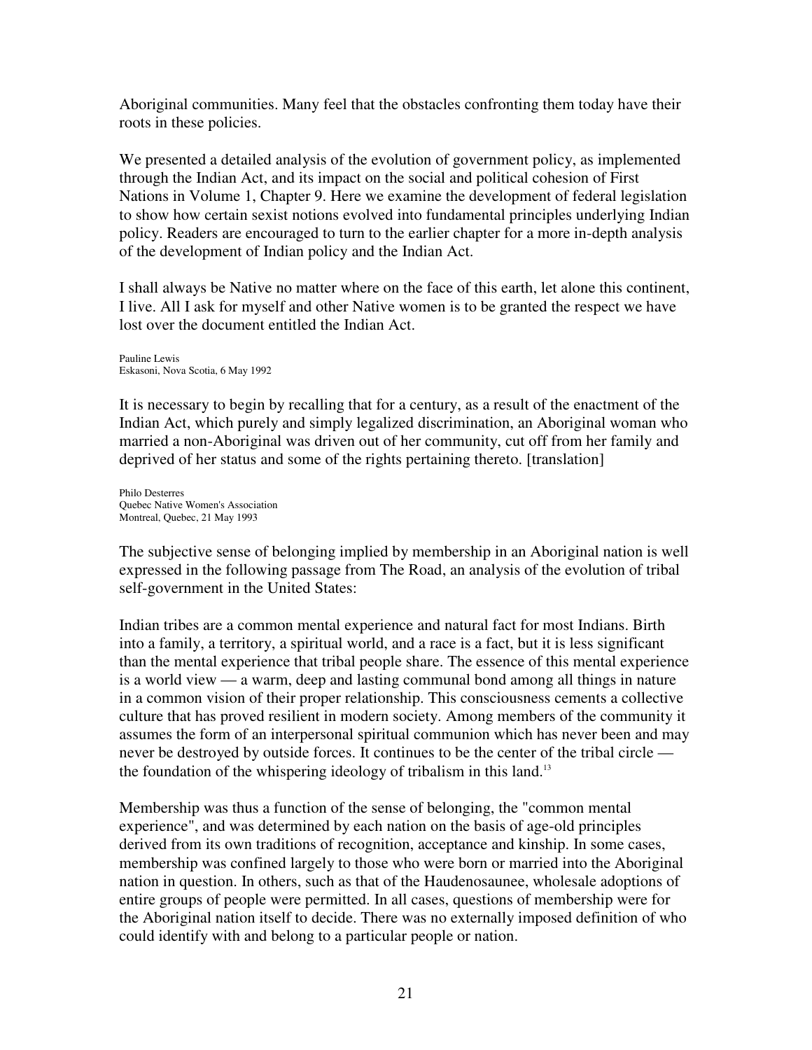Aboriginal communities. Many feel that the obstacles confronting them today have their roots in these policies.

We presented a detailed analysis of the evolution of government policy, as implemented through the Indian Act, and its impact on the social and political cohesion of First Nations in Volume 1, Chapter 9. Here we examine the development of federal legislation to show how certain sexist notions evolved into fundamental principles underlying Indian policy. Readers are encouraged to turn to the earlier chapter for a more in-depth analysis of the development of Indian policy and the Indian Act.

> I shall always be Native no matter where on the face of this earth, let alone this continent, I live. All I ask for myself and other Native women is to be granted the respect we have lost over the document entitled the Indian Act.
>
> Pauline Lewis
> Eskasoni, Nova Scotia, 6 May 1992

> It is necessary to begin by recalling that for a century, as a result of the enactment of the Indian Act, which purely and simply legalized discrimination, an Aboriginal woman who married a non-Aboriginal was driven out of her community, cut off from her family and deprived of her status and some of the rights pertaining thereto. [translation]
>
> Philo Desterres
> Quebec Native Women's Association
> Montreal, Quebec, 21 May 1993

The subjective sense of belonging implied by membership in an Aboriginal nation is well expressed in the following passage from The Road, an analysis of the evolution of tribal self-government in the United States:

> Indian tribes are a common mental experience and natural fact for most Indians. Birth into a family, a territory, a spiritual world, and a race is a fact, but it is less significant than the mental experience that tribal people share. The essence of this mental experience is a world view — a warm, deep and lasting communal bond among all things in nature in a common vision of their proper relationship. This consciousness cements a collective culture that has proved resilient in modern society. Among members of the community it assumes the form of an interpersonal spiritual communion which has never been and may never be destroyed by outside forces. It continues to be the center of the tribal circle — the foundation of the whispering ideology of tribalism in this land.[13]

Membership was thus a function of the sense of belonging, the "common mental experience", and was determined by each nation on the basis of age-old principles derived from its own traditions of recognition, acceptance and kinship. In some cases, membership was confined largely to those who were born or married into the Aboriginal nation in question. In others, such as that of the Haudenosaunee, wholesale adoptions of entire groups of people were permitted. In all cases, questions of membership were for the Aboriginal nation itself to decide. There was no externally imposed definition of who could identify with and belong to a particular people or nation.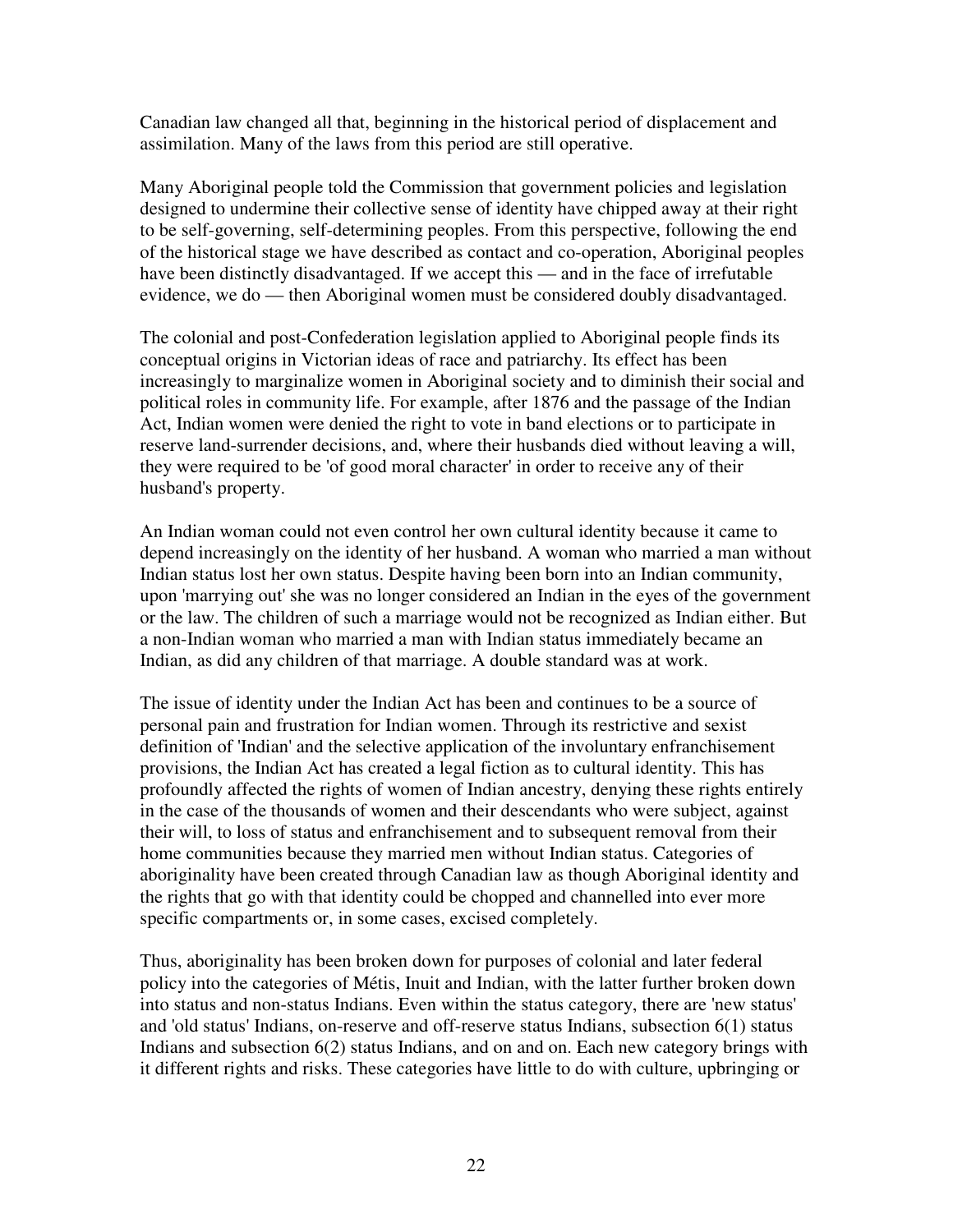Canadian law changed all that, beginning in the historical period of displacement and assimilation. Many of the laws from this period are still operative.

Many Aboriginal people told the Commission that government policies and legislation designed to undermine their collective sense of identity have chipped away at their right to be self-governing, self-determining peoples. From this perspective, following the end of the historical stage we have described as contact and co-operation, Aboriginal peoples have been distinctly disadvantaged. If we accept this — and in the face of irrefutable evidence, we do — then Aboriginal women must be considered doubly disadvantaged.

The colonial and post-Confederation legislation applied to Aboriginal people finds its conceptual origins in Victorian ideas of race and patriarchy. Its effect has been increasingly to marginalize women in Aboriginal society and to diminish their social and political roles in community life. For example, after 1876 and the passage of the Indian Act, Indian women were denied the right to vote in band elections or to participate in reserve land-surrender decisions, and, where their husbands died without leaving a will, they were required to be 'of good moral character' in order to receive any of their husband's property.

An Indian woman could not even control her own cultural identity because it came to depend increasingly on the identity of her husband. A woman who married a man without Indian status lost her own status. Despite having been born into an Indian community, upon 'marrying out' she was no longer considered an Indian in the eyes of the government or the law. The children of such a marriage would not be recognized as Indian either. But a non-Indian woman who married a man with Indian status immediately became an Indian, as did any children of that marriage. A double standard was at work.

The issue of identity under the Indian Act has been and continues to be a source of personal pain and frustration for Indian women. Through its restrictive and sexist definition of 'Indian' and the selective application of the involuntary enfranchisement provisions, the Indian Act has created a legal fiction as to cultural identity. This has profoundly affected the rights of women of Indian ancestry, denying these rights entirely in the case of the thousands of women and their descendants who were subject, against their will, to loss of status and enfranchisement and to subsequent removal from their home communities because they married men without Indian status. Categories of aboriginality have been created through Canadian law as though Aboriginal identity and the rights that go with that identity could be chopped and channelled into ever more specific compartments or, in some cases, excised completely.

Thus, aboriginality has been broken down for purposes of colonial and later federal policy into the categories of Métis, Inuit and Indian, with the latter further broken down into status and non-status Indians. Even within the status category, there are 'new status' and 'old status' Indians, on-reserve and off-reserve status Indians, subsection 6(1) status Indians and subsection 6(2) status Indians, and on and on. Each new category brings with it different rights and risks. These categories have little to do with culture, upbringing or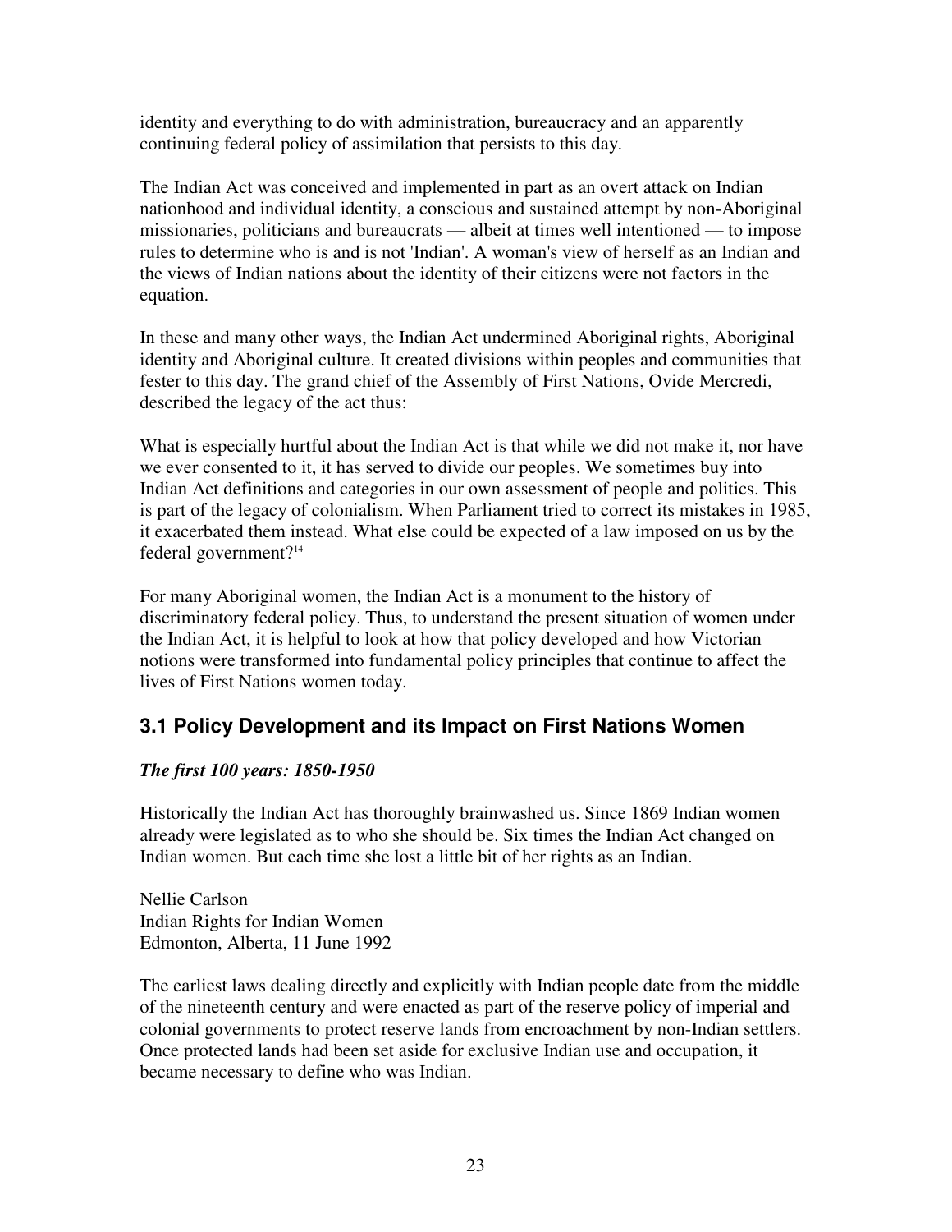identity and everything to do with administration, bureaucracy and an apparently continuing federal policy of assimilation that persists to this day.

The Indian Act was conceived and implemented in part as an overt attack on Indian nationhood and individual identity, a conscious and sustained attempt by non-Aboriginal missionaries, politicians and bureaucrats — albeit at times well intentioned — to impose rules to determine who is and is not 'Indian'. A woman's view of herself as an Indian and the views of Indian nations about the identity of their citizens were not factors in the equation.

In these and many other ways, the Indian Act undermined Aboriginal rights, Aboriginal identity and Aboriginal culture. It created divisions within peoples and communities that fester to this day. The grand chief of the Assembly of First Nations, Ovide Mercredi, described the legacy of the act thus:

What is especially hurtful about the Indian Act is that while we did not make it, nor have we ever consented to it, it has served to divide our peoples. We sometimes buy into Indian Act definitions and categories in our own assessment of people and politics. This is part of the legacy of colonialism. When Parliament tried to correct its mistakes in 1985, it exacerbated them instead. What else could be expected of a law imposed on us by the federal government?[14]

For many Aboriginal women, the Indian Act is a monument to the history of discriminatory federal policy. Thus, to understand the present situation of women under the Indian Act, it is helpful to look at how that policy developed and how Victorian notions were transformed into fundamental policy principles that continue to affect the lives of First Nations women today.

## 3.1 Policy Development and its Impact on First Nations Women

***The first 100 years: 1850-1950***

Historically the Indian Act has thoroughly brainwashed us. Since 1869 Indian women already were legislated as to who she should be. Six times the Indian Act changed on Indian women. But each time she lost a little bit of her rights as an Indian.

Nellie Carlson
Indian Rights for Indian Women
Edmonton, Alberta, 11 June 1992

The earliest laws dealing directly and explicitly with Indian people date from the middle of the nineteenth century and were enacted as part of the reserve policy of imperial and colonial governments to protect reserve lands from encroachment by non-Indian settlers. Once protected lands had been set aside for exclusive Indian use and occupation, it became necessary to define who was Indian.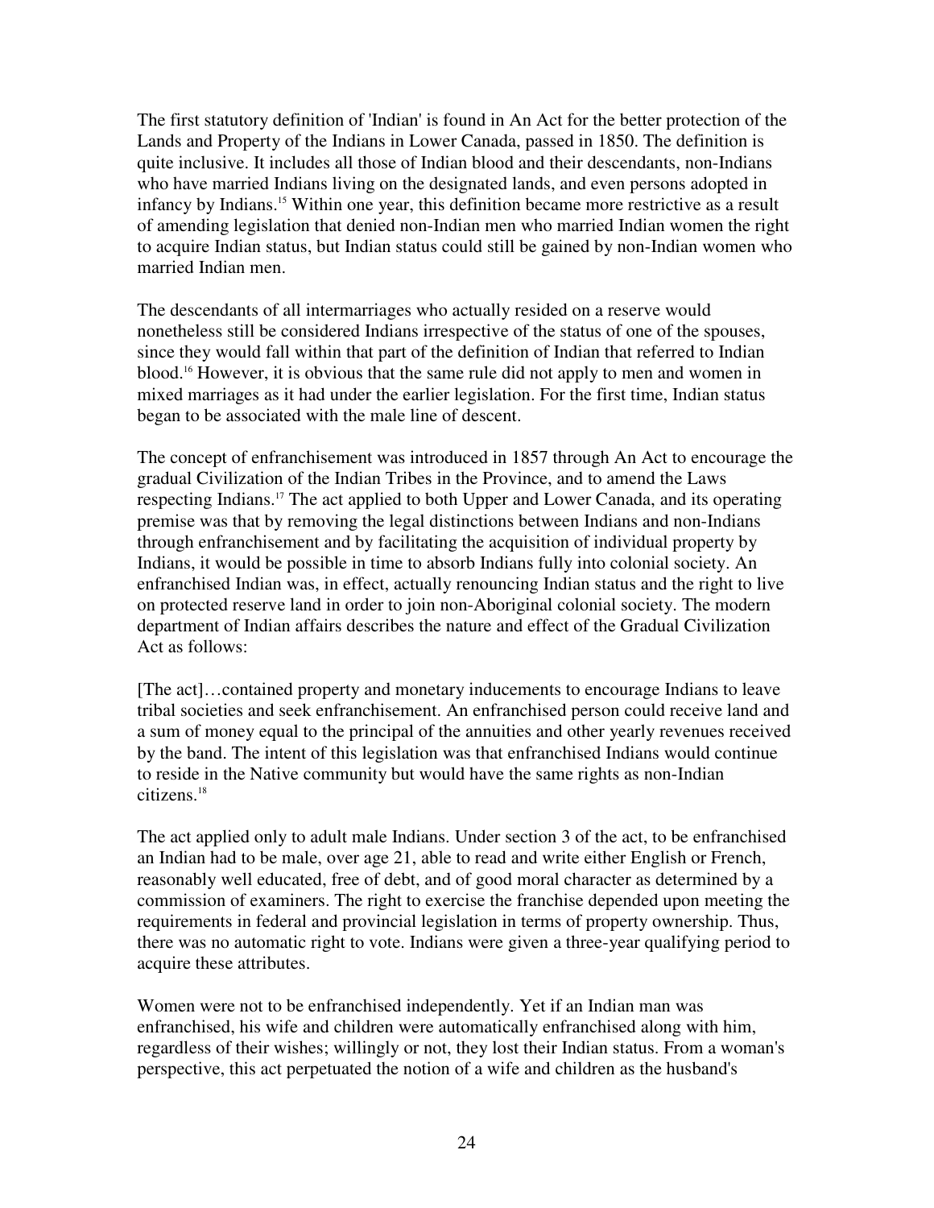The first statutory definition of 'Indian' is found in An Act for the better protection of the Lands and Property of the Indians in Lower Canada, passed in 1850. The definition is quite inclusive. It includes all those of Indian blood and their descendants, non-Indians who have married Indians living on the designated lands, and even persons adopted in infancy by Indians.[15] Within one year, this definition became more restrictive as a result of amending legislation that denied non-Indian men who married Indian women the right to acquire Indian status, but Indian status could still be gained by non-Indian women who married Indian men.

The descendants of all intermarriages who actually resided on a reserve would nonetheless still be considered Indians irrespective of the status of one of the spouses, since they would fall within that part of the definition of Indian that referred to Indian blood.[16] However, it is obvious that the same rule did not apply to men and women in mixed marriages as it had under the earlier legislation. For the first time, Indian status began to be associated with the male line of descent.

The concept of enfranchisement was introduced in 1857 through An Act to encourage the gradual Civilization of the Indian Tribes in the Province, and to amend the Laws respecting Indians.[17] The act applied to both Upper and Lower Canada, and its operating premise was that by removing the legal distinctions between Indians and non-Indians through enfranchisement and by facilitating the acquisition of individual property by Indians, it would be possible in time to absorb Indians fully into colonial society. An enfranchised Indian was, in effect, actually renouncing Indian status and the right to live on protected reserve land in order to join non-Aboriginal colonial society. The modern department of Indian affairs describes the nature and effect of the Gradual Civilization Act as follows:

[The act]…contained property and monetary inducements to encourage Indians to leave tribal societies and seek enfranchisement. An enfranchised person could receive land and a sum of money equal to the principal of the annuities and other yearly revenues received by the band. The intent of this legislation was that enfranchised Indians would continue to reside in the Native community but would have the same rights as non-Indian citizens.[18]

The act applied only to adult male Indians. Under section 3 of the act, to be enfranchised an Indian had to be male, over age 21, able to read and write either English or French, reasonably well educated, free of debt, and of good moral character as determined by a commission of examiners. The right to exercise the franchise depended upon meeting the requirements in federal and provincial legislation in terms of property ownership. Thus, there was no automatic right to vote. Indians were given a three-year qualifying period to acquire these attributes.

Women were not to be enfranchised independently. Yet if an Indian man was enfranchised, his wife and children were automatically enfranchised along with him, regardless of their wishes; willingly or not, they lost their Indian status. From a woman's perspective, this act perpetuated the notion of a wife and children as the husband's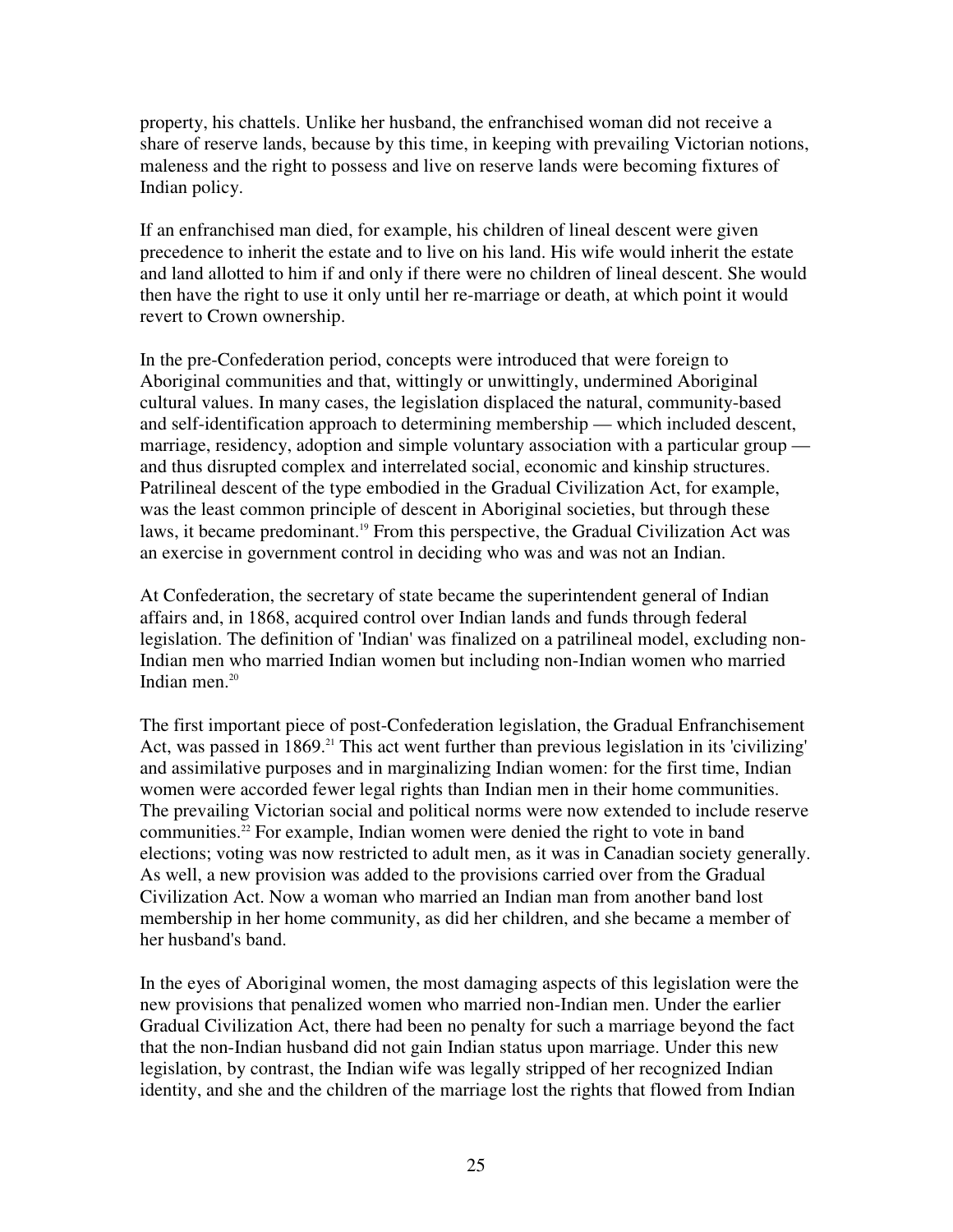property, his chattels. Unlike her husband, the enfranchised woman did not receive a share of reserve lands, because by this time, in keeping with prevailing Victorian notions, maleness and the right to possess and live on reserve lands were becoming fixtures of Indian policy.

If an enfranchised man died, for example, his children of lineal descent were given precedence to inherit the estate and to live on his land. His wife would inherit the estate and land allotted to him if and only if there were no children of lineal descent. She would then have the right to use it only until her re-marriage or death, at which point it would revert to Crown ownership.

In the pre-Confederation period, concepts were introduced that were foreign to Aboriginal communities and that, wittingly or unwittingly, undermined Aboriginal cultural values. In many cases, the legislation displaced the natural, community-based and self-identification approach to determining membership — which included descent, marriage, residency, adoption and simple voluntary association with a particular group — and thus disrupted complex and interrelated social, economic and kinship structures. Patrilineal descent of the type embodied in the Gradual Civilization Act, for example, was the least common principle of descent in Aboriginal societies, but through these laws, it became predominant.[19] From this perspective, the Gradual Civilization Act was an exercise in government control in deciding who was and was not an Indian.

At Confederation, the secretary of state became the superintendent general of Indian affairs and, in 1868, acquired control over Indian lands and funds through federal legislation. The definition of 'Indian' was finalized on a patrilineal model, excluding non-Indian men who married Indian women but including non-Indian women who married Indian men.[20]

The first important piece of post-Confederation legislation, the Gradual Enfranchisement Act, was passed in 1869.[21] This act went further than previous legislation in its 'civilizing' and assimilative purposes and in marginalizing Indian women: for the first time, Indian women were accorded fewer legal rights than Indian men in their home communities. The prevailing Victorian social and political norms were now extended to include reserve communities.[22] For example, Indian women were denied the right to vote in band elections; voting was now restricted to adult men, as it was in Canadian society generally. As well, a new provision was added to the provisions carried over from the Gradual Civilization Act. Now a woman who married an Indian man from another band lost membership in her home community, as did her children, and she became a member of her husband's band.

In the eyes of Aboriginal women, the most damaging aspects of this legislation were the new provisions that penalized women who married non-Indian men. Under the earlier Gradual Civilization Act, there had been no penalty for such a marriage beyond the fact that the non-Indian husband did not gain Indian status upon marriage. Under this new legislation, by contrast, the Indian wife was legally stripped of her recognized Indian identity, and she and the children of the marriage lost the rights that flowed from Indian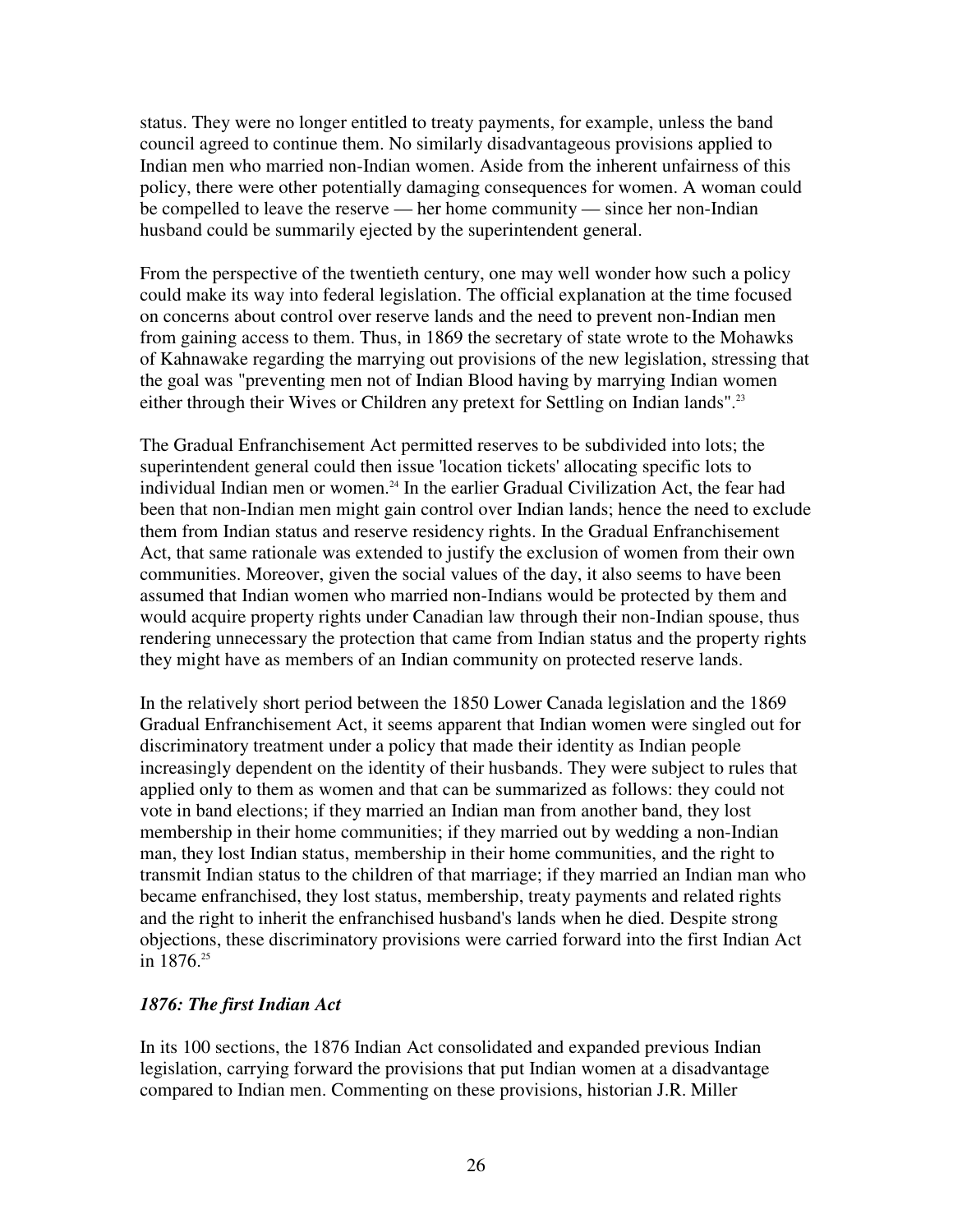status. They were no longer entitled to treaty payments, for example, unless the band council agreed to continue them. No similarly disadvantageous provisions applied to Indian men who married non-Indian women. Aside from the inherent unfairness of this policy, there were other potentially damaging consequences for women. A woman could be compelled to leave the reserve — her home community — since her non-Indian husband could be summarily ejected by the superintendent general.

From the perspective of the twentieth century, one may well wonder how such a policy could make its way into federal legislation. The official explanation at the time focused on concerns about control over reserve lands and the need to prevent non-Indian men from gaining access to them. Thus, in 1869 the secretary of state wrote to the Mohawks of Kahnawake regarding the marrying out provisions of the new legislation, stressing that the goal was "preventing men not of Indian Blood having by marrying Indian women either through their Wives or Children any pretext for Settling on Indian lands".[23]

The Gradual Enfranchisement Act permitted reserves to be subdivided into lots; the superintendent general could then issue 'location tickets' allocating specific lots to individual Indian men or women.[24] In the earlier Gradual Civilization Act, the fear had been that non-Indian men might gain control over Indian lands; hence the need to exclude them from Indian status and reserve residency rights. In the Gradual Enfranchisement Act, that same rationale was extended to justify the exclusion of women from their own communities. Moreover, given the social values of the day, it also seems to have been assumed that Indian women who married non-Indians would be protected by them and would acquire property rights under Canadian law through their non-Indian spouse, thus rendering unnecessary the protection that came from Indian status and the property rights they might have as members of an Indian community on protected reserve lands.

In the relatively short period between the 1850 Lower Canada legislation and the 1869 Gradual Enfranchisement Act, it seems apparent that Indian women were singled out for discriminatory treatment under a policy that made their identity as Indian people increasingly dependent on the identity of their husbands. They were subject to rules that applied only to them as women and that can be summarized as follows: they could not vote in band elections; if they married an Indian man from another band, they lost membership in their home communities; if they married out by wedding a non-Indian man, they lost Indian status, membership in their home communities, and the right to transmit Indian status to the children of that marriage; if they married an Indian man who became enfranchised, they lost status, membership, treaty payments and related rights and the right to inherit the enfranchised husband's lands when he died. Despite strong objections, these discriminatory provisions were carried forward into the first Indian Act in 1876.[25]

### *1876: The first Indian Act*

In its 100 sections, the 1876 Indian Act consolidated and expanded previous Indian legislation, carrying forward the provisions that put Indian women at a disadvantage compared to Indian men. Commenting on these provisions, historian J.R. Miller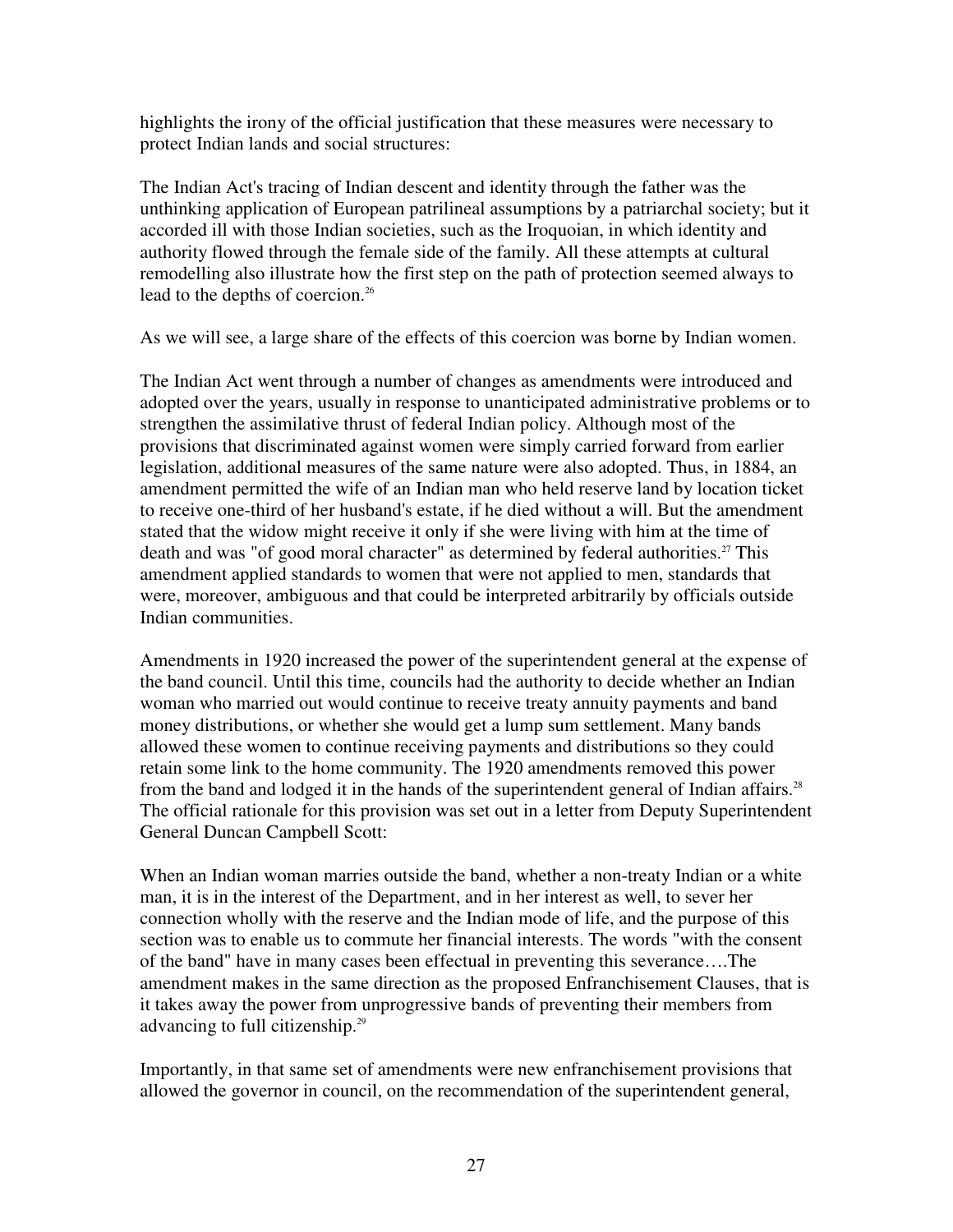highlights the irony of the official justification that these measures were necessary to protect Indian lands and social structures:

> The Indian Act's tracing of Indian descent and identity through the father was the unthinking application of European patrilineal assumptions by a patriarchal society; but it accorded ill with those Indian societies, such as the Iroquoian, in which identity and authority flowed through the female side of the family. All these attempts at cultural remodelling also illustrate how the first step on the path of protection seemed always to lead to the depths of coercion.[26]

As we will see, a large share of the effects of this coercion was borne by Indian women.

The Indian Act went through a number of changes as amendments were introduced and adopted over the years, usually in response to unanticipated administrative problems or to strengthen the assimilative thrust of federal Indian policy. Although most of the provisions that discriminated against women were simply carried forward from earlier legislation, additional measures of the same nature were also adopted. Thus, in 1884, an amendment permitted the wife of an Indian man who held reserve land by location ticket to receive one-third of her husband's estate, if he died without a will. But the amendment stated that the widow might receive it only if she were living with him at the time of death and was "of good moral character" as determined by federal authorities.[27] This amendment applied standards to women that were not applied to men, standards that were, moreover, ambiguous and that could be interpreted arbitrarily by officials outside Indian communities.

Amendments in 1920 increased the power of the superintendent general at the expense of the band council. Until this time, councils had the authority to decide whether an Indian woman who married out would continue to receive treaty annuity payments and band money distributions, or whether she would get a lump sum settlement. Many bands allowed these women to continue receiving payments and distributions so they could retain some link to the home community. The 1920 amendments removed this power from the band and lodged it in the hands of the superintendent general of Indian affairs.[28] The official rationale for this provision was set out in a letter from Deputy Superintendent General Duncan Campbell Scott:

> When an Indian woman marries outside the band, whether a non-treaty Indian or a white man, it is in the interest of the Department, and in her interest as well, to sever her connection wholly with the reserve and the Indian mode of life, and the purpose of this section was to enable us to commute her financial interests. The words "with the consent of the band" have in many cases been effectual in preventing this severance….The amendment makes in the same direction as the proposed Enfranchisement Clauses, that is it takes away the power from unprogressive bands of preventing their members from advancing to full citizenship.[29]

Importantly, in that same set of amendments were new enfranchisement provisions that allowed the governor in council, on the recommendation of the superintendent general,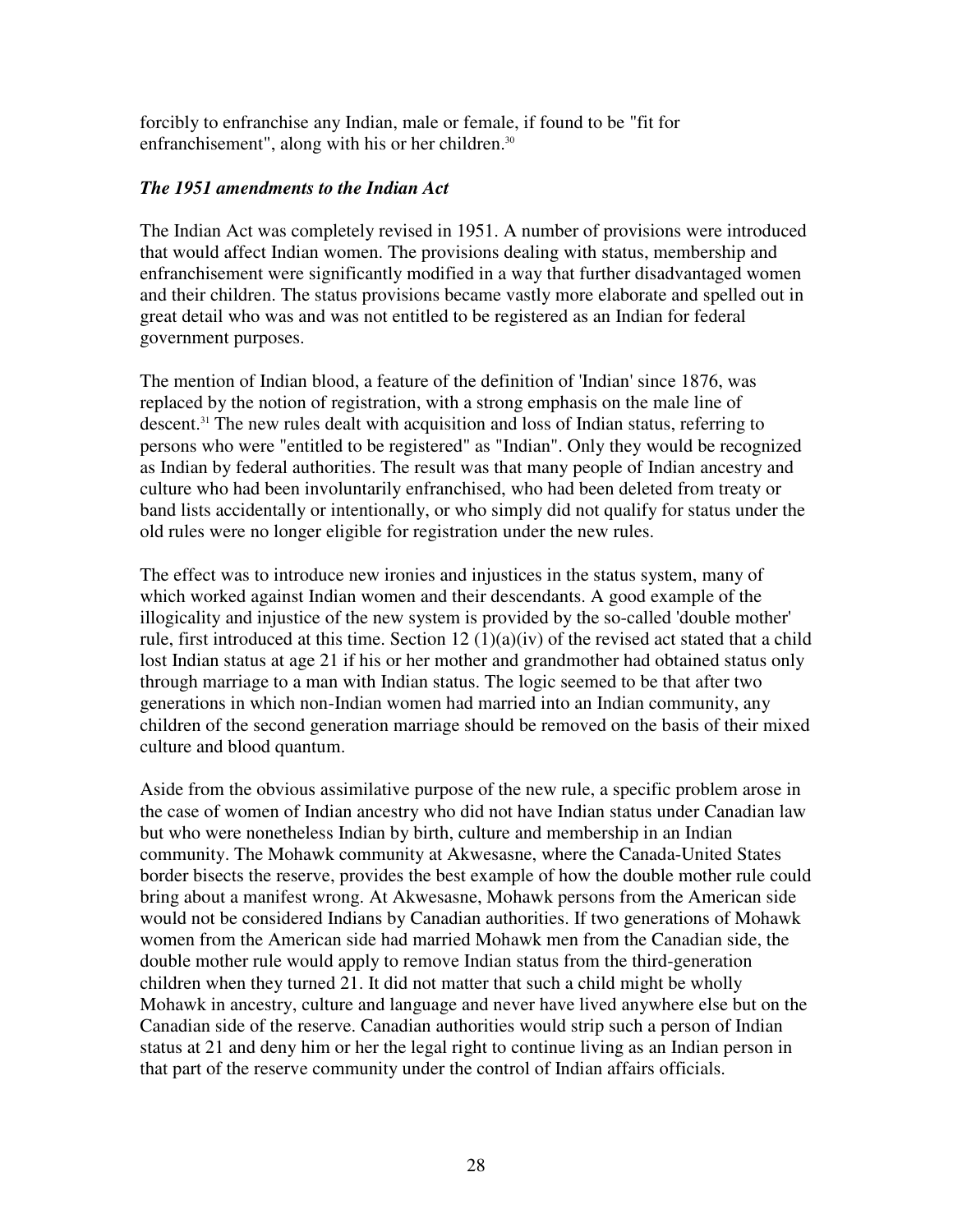forcibly to enfranchise any Indian, male or female, if found to be "fit for enfranchisement", along with his or her children.[30]

### *The 1951 amendments to the Indian Act*

The Indian Act was completely revised in 1951. A number of provisions were introduced that would affect Indian women. The provisions dealing with status, membership and enfranchisement were significantly modified in a way that further disadvantaged women and their children. The status provisions became vastly more elaborate and spelled out in great detail who was and was not entitled to be registered as an Indian for federal government purposes.

The mention of Indian blood, a feature of the definition of 'Indian' since 1876, was replaced by the notion of registration, with a strong emphasis on the male line of descent.[31] The new rules dealt with acquisition and loss of Indian status, referring to persons who were "entitled to be registered" as "Indian". Only they would be recognized as Indian by federal authorities. The result was that many people of Indian ancestry and culture who had been involuntarily enfranchised, who had been deleted from treaty or band lists accidentally or intentionally, or who simply did not qualify for status under the old rules were no longer eligible for registration under the new rules.

The effect was to introduce new ironies and injustices in the status system, many of which worked against Indian women and their descendants. A good example of the illogicality and injustice of the new system is provided by the so-called 'double mother' rule, first introduced at this time. Section 12 (1)(a)(iv) of the revised act stated that a child lost Indian status at age 21 if his or her mother and grandmother had obtained status only through marriage to a man with Indian status. The logic seemed to be that after two generations in which non-Indian women had married into an Indian community, any children of the second generation marriage should be removed on the basis of their mixed culture and blood quantum.

Aside from the obvious assimilative purpose of the new rule, a specific problem arose in the case of women of Indian ancestry who did not have Indian status under Canadian law but who were nonetheless Indian by birth, culture and membership in an Indian community. The Mohawk community at Akwesasne, where the Canada-United States border bisects the reserve, provides the best example of how the double mother rule could bring about a manifest wrong. At Akwesasne, Mohawk persons from the American side would not be considered Indians by Canadian authorities. If two generations of Mohawk women from the American side had married Mohawk men from the Canadian side, the double mother rule would apply to remove Indian status from the third-generation children when they turned 21. It did not matter that such a child might be wholly Mohawk in ancestry, culture and language and never have lived anywhere else but on the Canadian side of the reserve. Canadian authorities would strip such a person of Indian status at 21 and deny him or her the legal right to continue living as an Indian person in that part of the reserve community under the control of Indian affairs officials.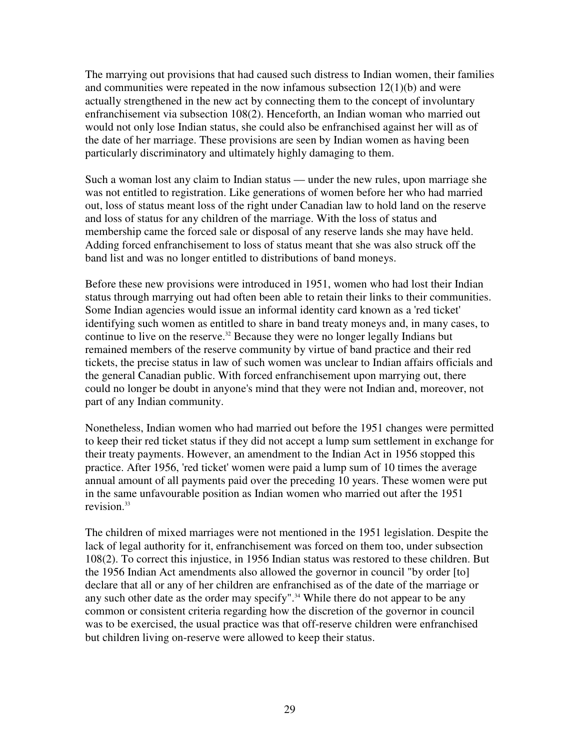The marrying out provisions that had caused such distress to Indian women, their families and communities were repeated in the now infamous subsection 12(1)(b) and were actually strengthened in the new act by connecting them to the concept of involuntary enfranchisement via subsection 108(2). Henceforth, an Indian woman who married out would not only lose Indian status, she could also be enfranchised against her will as of the date of her marriage. These provisions are seen by Indian women as having been particularly discriminatory and ultimately highly damaging to them.

Such a woman lost any claim to Indian status — under the new rules, upon marriage she was not entitled to registration. Like generations of women before her who had married out, loss of status meant loss of the right under Canadian law to hold land on the reserve and loss of status for any children of the marriage. With the loss of status and membership came the forced sale or disposal of any reserve lands she may have held. Adding forced enfranchisement to loss of status meant that she was also struck off the band list and was no longer entitled to distributions of band moneys.

Before these new provisions were introduced in 1951, women who had lost their Indian status through marrying out had often been able to retain their links to their communities. Some Indian agencies would issue an informal identity card known as a 'red ticket' identifying such women as entitled to share in band treaty moneys and, in many cases, to continue to live on the reserve.[32] Because they were no longer legally Indians but remained members of the reserve community by virtue of band practice and their red tickets, the precise status in law of such women was unclear to Indian affairs officials and the general Canadian public. With forced enfranchisement upon marrying out, there could no longer be doubt in anyone's mind that they were not Indian and, moreover, not part of any Indian community.

Nonetheless, Indian women who had married out before the 1951 changes were permitted to keep their red ticket status if they did not accept a lump sum settlement in exchange for their treaty payments. However, an amendment to the Indian Act in 1956 stopped this practice. After 1956, 'red ticket' women were paid a lump sum of 10 times the average annual amount of all payments paid over the preceding 10 years. These women were put in the same unfavourable position as Indian women who married out after the 1951 revision.[33]

The children of mixed marriages were not mentioned in the 1951 legislation. Despite the lack of legal authority for it, enfranchisement was forced on them too, under subsection 108(2). To correct this injustice, in 1956 Indian status was restored to these children. But the 1956 Indian Act amendments also allowed the governor in council "by order [to] declare that all or any of her children are enfranchised as of the date of the marriage or any such other date as the order may specify".[34] While there do not appear to be any common or consistent criteria regarding how the discretion of the governor in council was to be exercised, the usual practice was that off-reserve children were enfranchised but children living on-reserve were allowed to keep their status.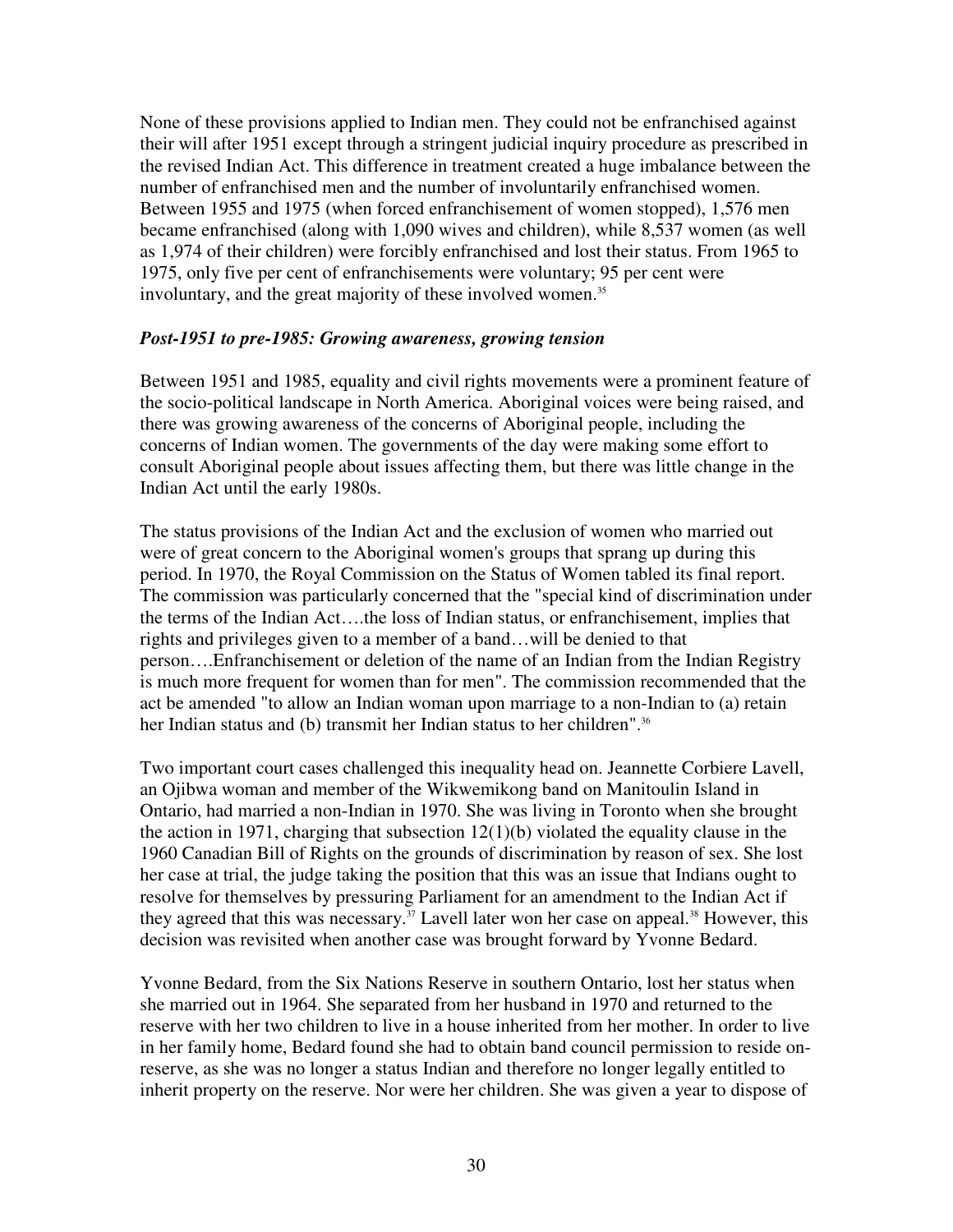None of these provisions applied to Indian men. They could not be enfranchised against their will after 1951 except through a stringent judicial inquiry procedure as prescribed in the revised Indian Act. This difference in treatment created a huge imbalance between the number of enfranchised men and the number of involuntarily enfranchised women. Between 1955 and 1975 (when forced enfranchisement of women stopped), 1,576 men became enfranchised (along with 1,090 wives and children), while 8,537 women (as well as 1,974 of their children) were forcibly enfranchised and lost their status. From 1965 to 1975, only five per cent of enfranchisements were voluntary; 95 per cent were involuntary, and the great majority of these involved women.[35]

### *Post-1951 to pre-1985: Growing awareness, growing tension*

Between 1951 and 1985, equality and civil rights movements were a prominent feature of the socio-political landscape in North America. Aboriginal voices were being raised, and there was growing awareness of the concerns of Aboriginal people, including the concerns of Indian women. The governments of the day were making some effort to consult Aboriginal people about issues affecting them, but there was little change in the Indian Act until the early 1980s.

The status provisions of the Indian Act and the exclusion of women who married out were of great concern to the Aboriginal women's groups that sprang up during this period. In 1970, the Royal Commission on the Status of Women tabled its final report. The commission was particularly concerned that the "special kind of discrimination under the terms of the Indian Act….the loss of Indian status, or enfranchisement, implies that rights and privileges given to a member of a band…will be denied to that person….Enfranchisement or deletion of the name of an Indian from the Indian Registry is much more frequent for women than for men". The commission recommended that the act be amended "to allow an Indian woman upon marriage to a non-Indian to (a) retain her Indian status and (b) transmit her Indian status to her children".[36]

Two important court cases challenged this inequality head on. Jeannette Corbiere Lavell, an Ojibwa woman and member of the Wikwemikong band on Manitoulin Island in Ontario, had married a non-Indian in 1970. She was living in Toronto when she brought the action in 1971, charging that subsection 12(1)(b) violated the equality clause in the 1960 Canadian Bill of Rights on the grounds of discrimination by reason of sex. She lost her case at trial, the judge taking the position that this was an issue that Indians ought to resolve for themselves by pressuring Parliament for an amendment to the Indian Act if they agreed that this was necessary.[37] Lavell later won her case on appeal.[38] However, this decision was revisited when another case was brought forward by Yvonne Bedard.

Yvonne Bedard, from the Six Nations Reserve in southern Ontario, lost her status when she married out in 1964. She separated from her husband in 1970 and returned to the reserve with her two children to live in a house inherited from her mother. In order to live in her family home, Bedard found she had to obtain band council permission to reside on-reserve, as she was no longer a status Indian and therefore no longer legally entitled to inherit property on the reserve. Nor were her children. She was given a year to dispose of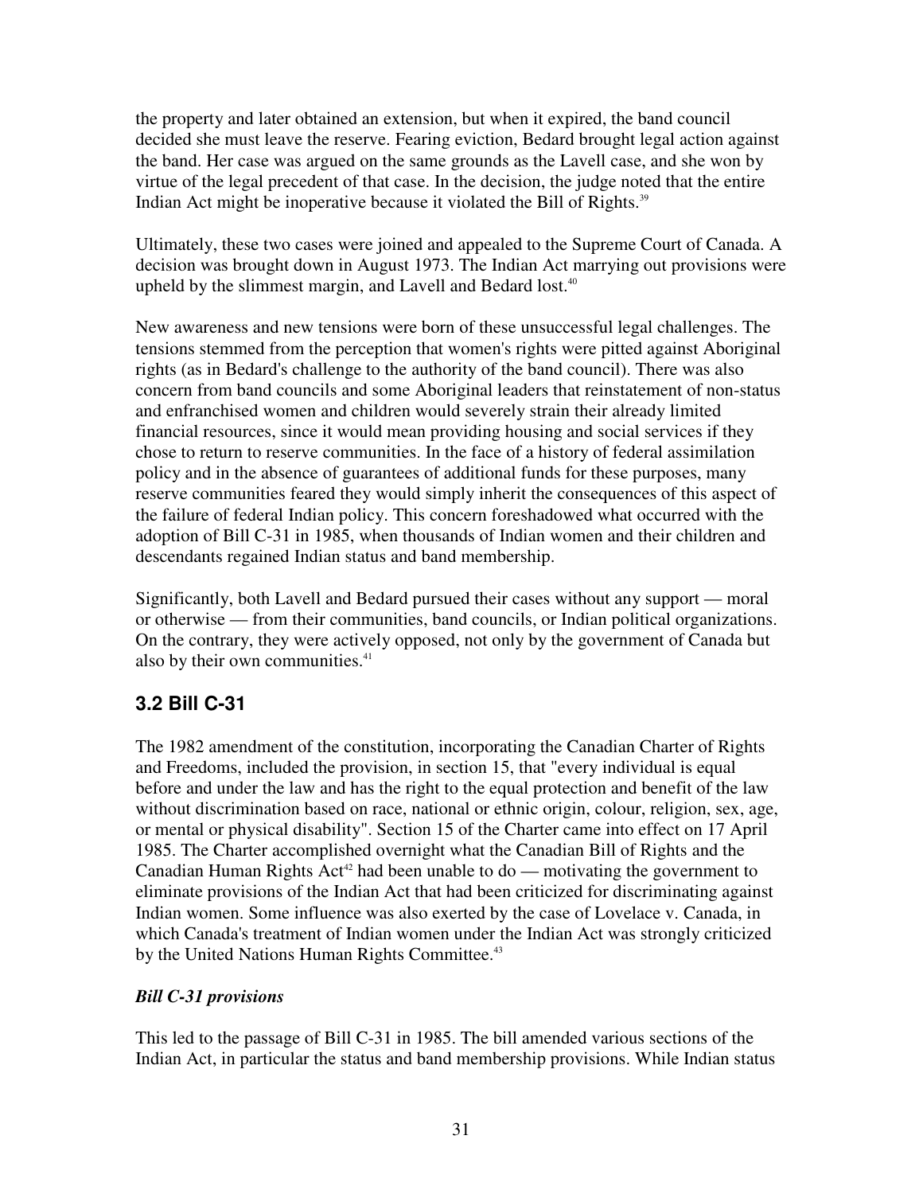the property and later obtained an extension, but when it expired, the band council decided she must leave the reserve. Fearing eviction, Bedard brought legal action against the band. Her case was argued on the same grounds as the Lavell case, and she won by virtue of the legal precedent of that case. In the decision, the judge noted that the entire Indian Act might be inoperative because it violated the Bill of Rights.[39]

Ultimately, these two cases were joined and appealed to the Supreme Court of Canada. A decision was brought down in August 1973. The Indian Act marrying out provisions were upheld by the slimmest margin, and Lavell and Bedard lost.[40]

New awareness and new tensions were born of these unsuccessful legal challenges. The tensions stemmed from the perception that women's rights were pitted against Aboriginal rights (as in Bedard's challenge to the authority of the band council). There was also concern from band councils and some Aboriginal leaders that reinstatement of non-status and enfranchised women and children would severely strain their already limited financial resources, since it would mean providing housing and social services if they chose to return to reserve communities. In the face of a history of federal assimilation policy and in the absence of guarantees of additional funds for these purposes, many reserve communities feared they would simply inherit the consequences of this aspect of the failure of federal Indian policy. This concern foreshadowed what occurred with the adoption of Bill C-31 in 1985, when thousands of Indian women and their children and descendants regained Indian status and band membership.

Significantly, both Lavell and Bedard pursued their cases without any support — moral or otherwise — from their communities, band councils, or Indian political organizations. On the contrary, they were actively opposed, not only by the government of Canada but also by their own communities.[41]

## 3.2 Bill C-31

The 1982 amendment of the constitution, incorporating the Canadian Charter of Rights and Freedoms, included the provision, in section 15, that "every individual is equal before and under the law and has the right to the equal protection and benefit of the law without discrimination based on race, national or ethnic origin, colour, religion, sex, age, or mental or physical disability". Section 15 of the Charter came into effect on 17 April 1985. The Charter accomplished overnight what the Canadian Bill of Rights and the Canadian Human Rights Act[42] had been unable to do — motivating the government to eliminate provisions of the Indian Act that had been criticized for discriminating against Indian women. Some influence was also exerted by the case of Lovelace v. Canada, in which Canada's treatment of Indian women under the Indian Act was strongly criticized by the United Nations Human Rights Committee.[43]

### *Bill C-31 provisions*

This led to the passage of Bill C-31 in 1985. The bill amended various sections of the Indian Act, in particular the status and band membership provisions. While Indian status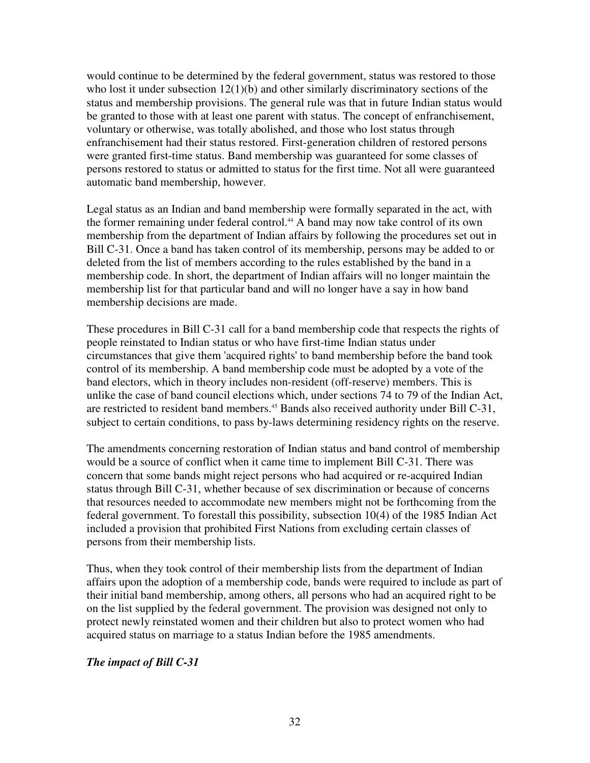would continue to be determined by the federal government, status was restored to those who lost it under subsection 12(1)(b) and other similarly discriminatory sections of the status and membership provisions. The general rule was that in future Indian status would be granted to those with at least one parent with status. The concept of enfranchisement, voluntary or otherwise, was totally abolished, and those who lost status through enfranchisement had their status restored. First-generation children of restored persons were granted first-time status. Band membership was guaranteed for some classes of persons restored to status or admitted to status for the first time. Not all were guaranteed automatic band membership, however.

Legal status as an Indian and band membership were formally separated in the act, with the former remaining under federal control.[44] A band may now take control of its own membership from the department of Indian affairs by following the procedures set out in Bill C-31. Once a band has taken control of its membership, persons may be added to or deleted from the list of members according to the rules established by the band in a membership code. In short, the department of Indian affairs will no longer maintain the membership list for that particular band and will no longer have a say in how band membership decisions are made.

These procedures in Bill C-31 call for a band membership code that respects the rights of people reinstated to Indian status or who have first-time Indian status under circumstances that give them 'acquired rights' to band membership before the band took control of its membership. A band membership code must be adopted by a vote of the band electors, which in theory includes non-resident (off-reserve) members. This is unlike the case of band council elections which, under sections 74 to 79 of the Indian Act, are restricted to resident band members.[45] Bands also received authority under Bill C-31, subject to certain conditions, to pass by-laws determining residency rights on the reserve.

The amendments concerning restoration of Indian status and band control of membership would be a source of conflict when it came time to implement Bill C-31. There was concern that some bands might reject persons who had acquired or re-acquired Indian status through Bill C-31, whether because of sex discrimination or because of concerns that resources needed to accommodate new members might not be forthcoming from the federal government. To forestall this possibility, subsection 10(4) of the 1985 Indian Act included a provision that prohibited First Nations from excluding certain classes of persons from their membership lists.

Thus, when they took control of their membership lists from the department of Indian affairs upon the adoption of a membership code, bands were required to include as part of their initial band membership, among others, all persons who had an acquired right to be on the list supplied by the federal government. The provision was designed not only to protect newly reinstated women and their children but also to protect women who had acquired status on marriage to a status Indian before the 1985 amendments.

***The impact of Bill C-31***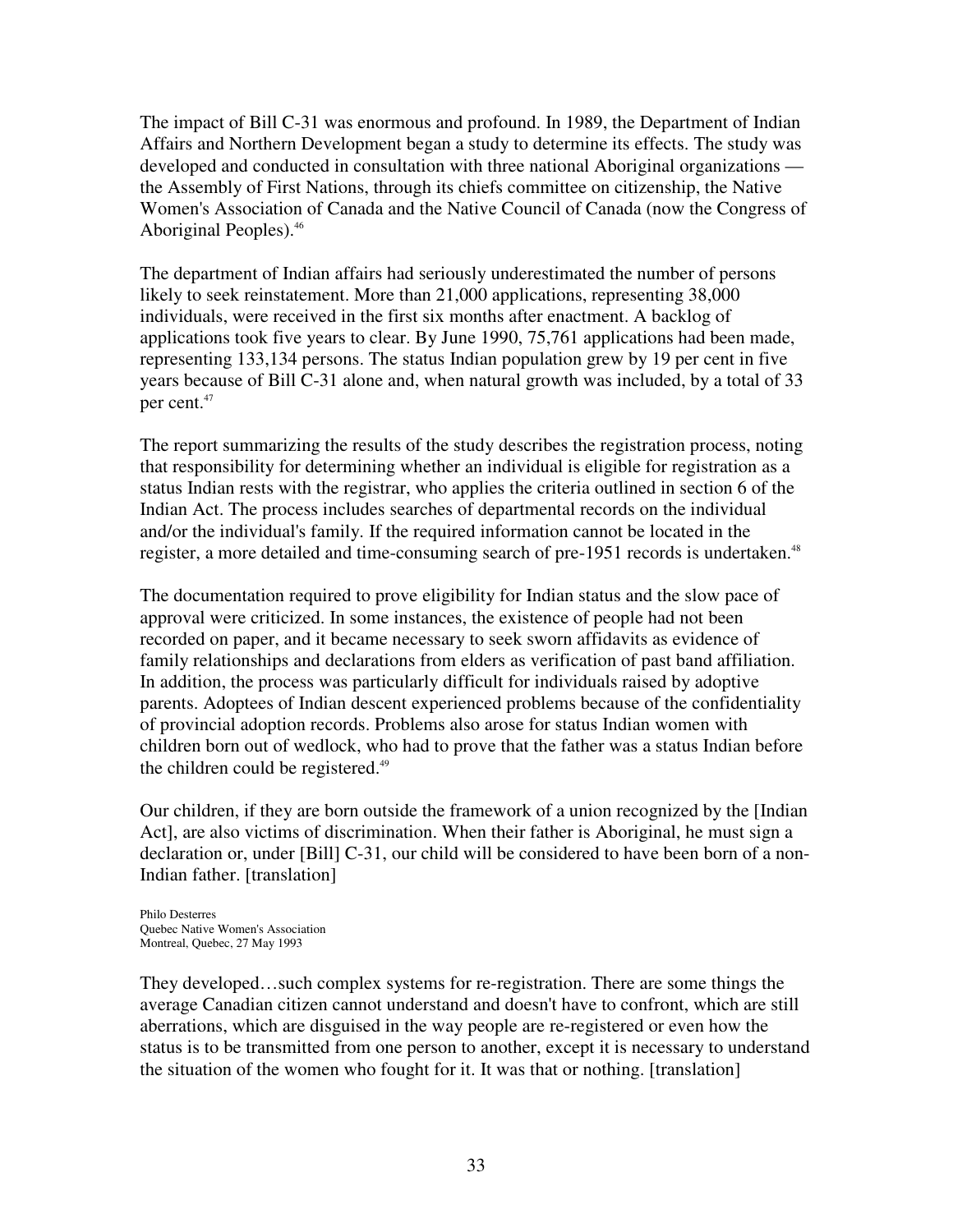The impact of Bill C-31 was enormous and profound. In 1989, the Department of Indian Affairs and Northern Development began a study to determine its effects. The study was developed and conducted in consultation with three national Aboriginal organizations — the Assembly of First Nations, through its chiefs committee on citizenship, the Native Women's Association of Canada and the Native Council of Canada (now the Congress of Aboriginal Peoples).[46]

The department of Indian affairs had seriously underestimated the number of persons likely to seek reinstatement. More than 21,000 applications, representing 38,000 individuals, were received in the first six months after enactment. A backlog of applications took five years to clear. By June 1990, 75,761 applications had been made, representing 133,134 persons. The status Indian population grew by 19 per cent in five years because of Bill C-31 alone and, when natural growth was included, by a total of 33 per cent.[47]

The report summarizing the results of the study describes the registration process, noting that responsibility for determining whether an individual is eligible for registration as a status Indian rests with the registrar, who applies the criteria outlined in section 6 of the Indian Act. The process includes searches of departmental records on the individual and/or the individual's family. If the required information cannot be located in the register, a more detailed and time-consuming search of pre-1951 records is undertaken.[48]

The documentation required to prove eligibility for Indian status and the slow pace of approval were criticized. In some instances, the existence of people had not been recorded on paper, and it became necessary to seek sworn affidavits as evidence of family relationships and declarations from elders as verification of past band affiliation. In addition, the process was particularly difficult for individuals raised by adoptive parents. Adoptees of Indian descent experienced problems because of the confidentiality of provincial adoption records. Problems also arose for status Indian women with children born out of wedlock, who had to prove that the father was a status Indian before the children could be registered.[49]

Our children, if they are born outside the framework of a union recognized by the [Indian Act], are also victims of discrimination. When their father is Aboriginal, he must sign a declaration or, under [Bill] C-31, our child will be considered to have been born of a non-Indian father. [translation]

Philo Desterres
Quebec Native Women's Association
Montreal, Quebec, 27 May 1993

They developed…such complex systems for re-registration. There are some things the average Canadian citizen cannot understand and doesn't have to confront, which are still aberrations, which are disguised in the way people are re-registered or even how the status is to be transmitted from one person to another, except it is necessary to understand the situation of the women who fought for it. It was that or nothing. [translation]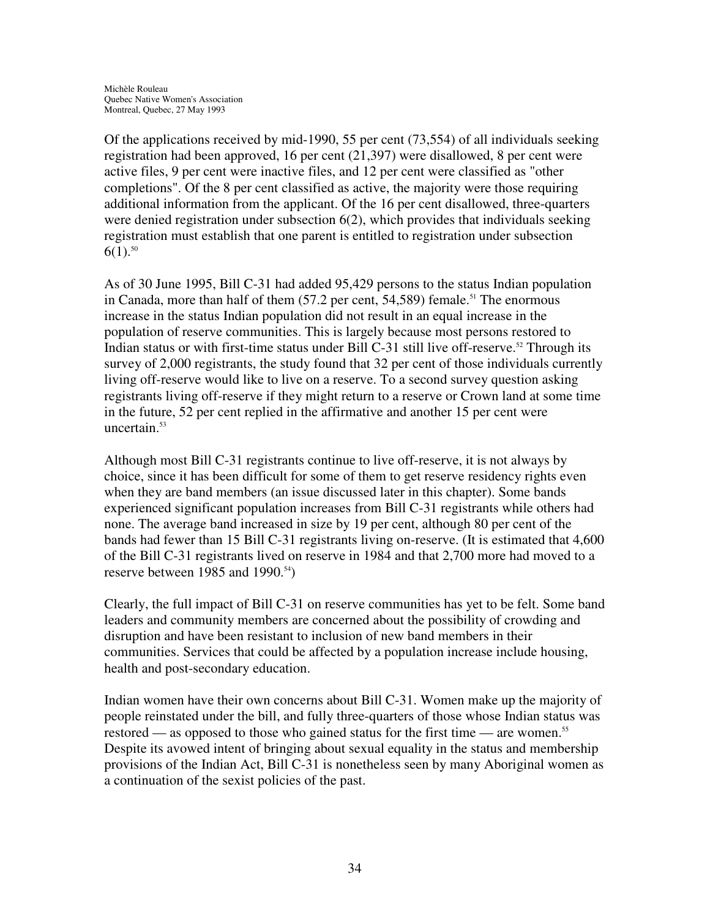Michèle Rouleau
Quebec Native Women's Association
Montreal, Quebec, 27 May 1993

Of the applications received by mid-1990, 55 per cent (73,554) of all individuals seeking registration had been approved, 16 per cent (21,397) were disallowed, 8 per cent were active files, 9 per cent were inactive files, and 12 per cent were classified as "other completions". Of the 8 per cent classified as active, the majority were those requiring additional information from the applicant. Of the 16 per cent disallowed, three-quarters were denied registration under subsection 6(2), which provides that individuals seeking registration must establish that one parent is entitled to registration under subsection 6(1).[50]

As of 30 June 1995, Bill C-31 had added 95,429 persons to the status Indian population in Canada, more than half of them (57.2 per cent, 54,589) female.[51] The enormous increase in the status Indian population did not result in an equal increase in the population of reserve communities. This is largely because most persons restored to Indian status or with first-time status under Bill C-31 still live off-reserve.[52] Through its survey of 2,000 registrants, the study found that 32 per cent of those individuals currently living off-reserve would like to live on a reserve. To a second survey question asking registrants living off-reserve if they might return to a reserve or Crown land at some time in the future, 52 per cent replied in the affirmative and another 15 per cent were uncertain.[53]

Although most Bill C-31 registrants continue to live off-reserve, it is not always by choice, since it has been difficult for some of them to get reserve residency rights even when they are band members (an issue discussed later in this chapter). Some bands experienced significant population increases from Bill C-31 registrants while others had none. The average band increased in size by 19 per cent, although 80 per cent of the bands had fewer than 15 Bill C-31 registrants living on-reserve. (It is estimated that 4,600 of the Bill C-31 registrants lived on reserve in 1984 and that 2,700 more had moved to a reserve between 1985 and 1990.[54])

Clearly, the full impact of Bill C-31 on reserve communities has yet to be felt. Some band leaders and community members are concerned about the possibility of crowding and disruption and have been resistant to inclusion of new band members in their communities. Services that could be affected by a population increase include housing, health and post-secondary education.

Indian women have their own concerns about Bill C-31. Women make up the majority of people reinstated under the bill, and fully three-quarters of those whose Indian status was restored — as opposed to those who gained status for the first time — are women.[55] Despite its avowed intent of bringing about sexual equality in the status and membership provisions of the Indian Act, Bill C-31 is nonetheless seen by many Aboriginal women as a continuation of the sexist policies of the past.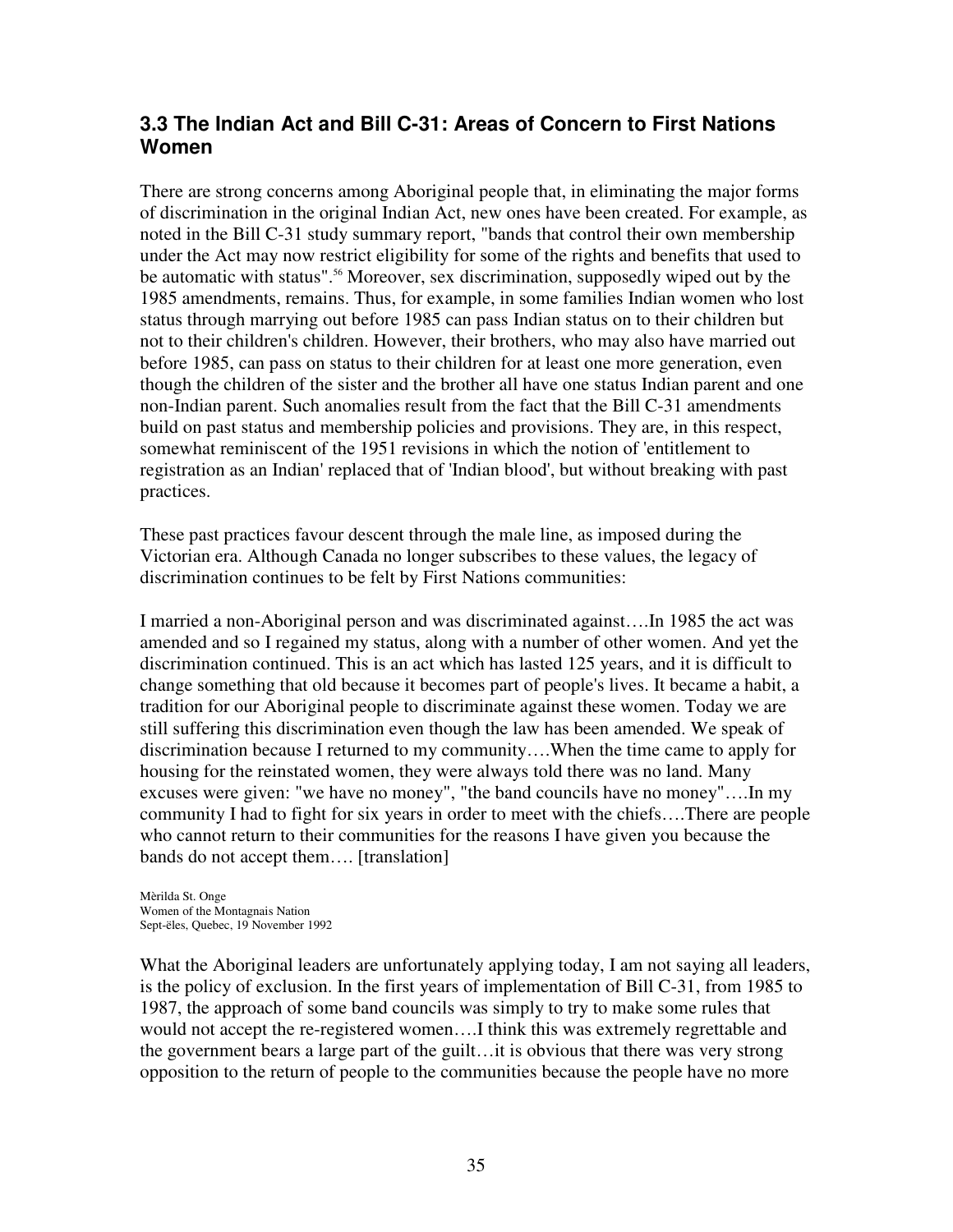## 3.3 The Indian Act and Bill C-31: Areas of Concern to First Nations Women

There are strong concerns among Aboriginal people that, in eliminating the major forms of discrimination in the original Indian Act, new ones have been created. For example, as noted in the Bill C-31 study summary report, "bands that control their own membership under the Act may now restrict eligibility for some of the rights and benefits that used to be automatic with status".[56] Moreover, sex discrimination, supposedly wiped out by the 1985 amendments, remains. Thus, for example, in some families Indian women who lost status through marrying out before 1985 can pass Indian status on to their children but not to their children's children. However, their brothers, who may also have married out before 1985, can pass on status to their children for at least one more generation, even though the children of the sister and the brother all have one status Indian parent and one non-Indian parent. Such anomalies result from the fact that the Bill C-31 amendments build on past status and membership policies and provisions. They are, in this respect, somewhat reminiscent of the 1951 revisions in which the notion of 'entitlement to registration as an Indian' replaced that of 'Indian blood', but without breaking with past practices.

These past practices favour descent through the male line, as imposed during the Victorian era. Although Canada no longer subscribes to these values, the legacy of discrimination continues to be felt by First Nations communities:

I married a non-Aboriginal person and was discriminated against….In 1985 the act was amended and so I regained my status, along with a number of other women. And yet the discrimination continued. This is an act which has lasted 125 years, and it is difficult to change something that old because it becomes part of people's lives. It became a habit, a tradition for our Aboriginal people to discriminate against these women. Today we are still suffering this discrimination even though the law has been amended. We speak of discrimination because I returned to my community….When the time came to apply for housing for the reinstated women, they were always told there was no land. Many excuses were given: "we have no money", "the band councils have no money"….In my community I had to fight for six years in order to meet with the chiefs….There are people who cannot return to their communities for the reasons I have given you because the bands do not accept them…. [translation]

Mèrilda St. Onge
Women of the Montagnais Nation
Sept-ëles, Quebec, 19 November 1992

What the Aboriginal leaders are unfortunately applying today, I am not saying all leaders, is the policy of exclusion. In the first years of implementation of Bill C-31, from 1985 to 1987, the approach of some band councils was simply to try to make some rules that would not accept the re-registered women….I think this was extremely regrettable and the government bears a large part of the guilt…it is obvious that there was very strong opposition to the return of people to the communities because the people have no more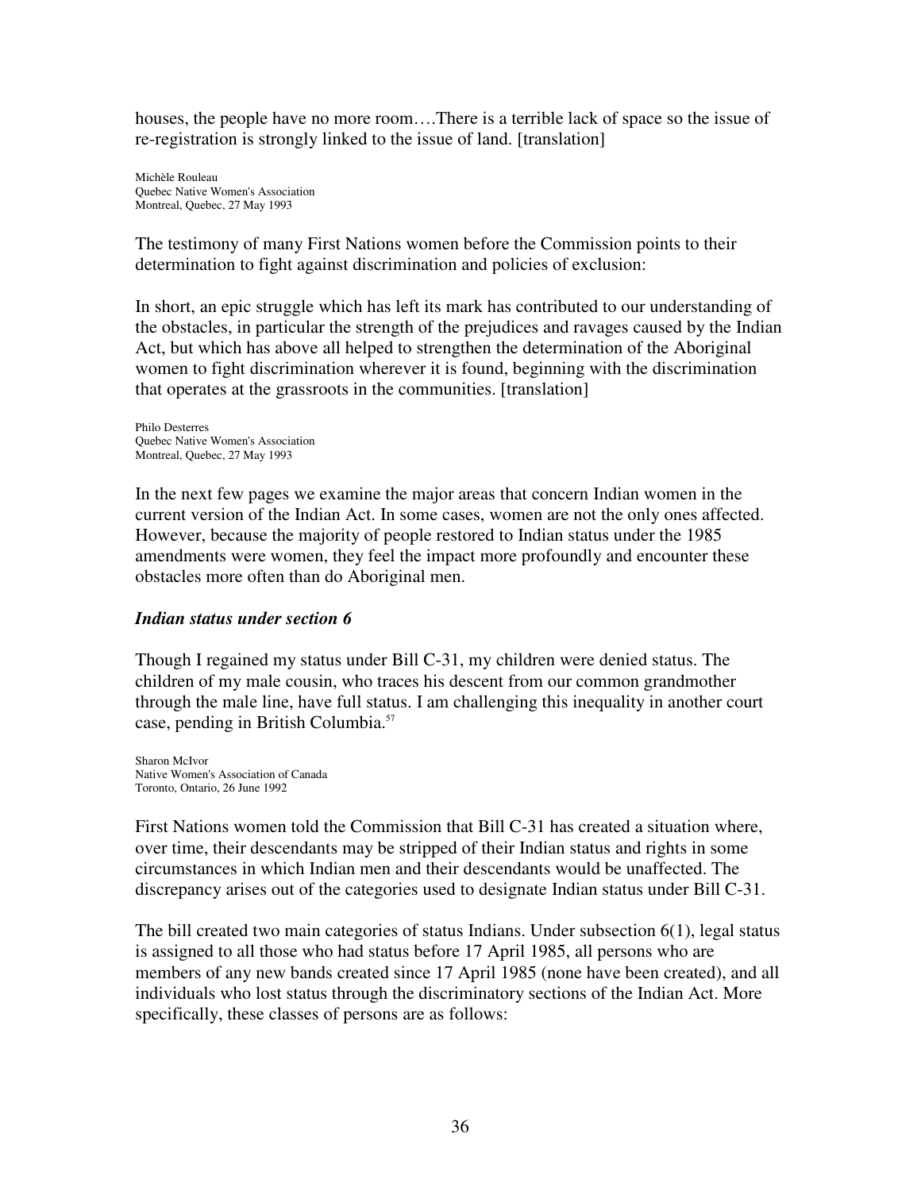houses, the people have no more room….There is a terrible lack of space so the issue of re-registration is strongly linked to the issue of land. [translation]

Michèle Rouleau
Quebec Native Women's Association
Montreal, Quebec, 27 May 1993

The testimony of many First Nations women before the Commission points to their determination to fight against discrimination and policies of exclusion:

In short, an epic struggle which has left its mark has contributed to our understanding of the obstacles, in particular the strength of the prejudices and ravages caused by the Indian Act, but which has above all helped to strengthen the determination of the Aboriginal women to fight discrimination wherever it is found, beginning with the discrimination that operates at the grassroots in the communities. [translation]

Philo Desterres
Quebec Native Women's Association
Montreal, Quebec, 27 May 1993

In the next few pages we examine the major areas that concern Indian women in the current version of the Indian Act. In some cases, women are not the only ones affected. However, because the majority of people restored to Indian status under the 1985 amendments were women, they feel the impact more profoundly and encounter these obstacles more often than do Aboriginal men.

### *Indian status under section 6*

Though I regained my status under Bill C-31, my children were denied status. The children of my male cousin, who traces his descent from our common grandmother through the male line, have full status. I am challenging this inequality in another court case, pending in British Columbia.[57]

Sharon McIvor
Native Women's Association of Canada
Toronto, Ontario, 26 June 1992

First Nations women told the Commission that Bill C-31 has created a situation where, over time, their descendants may be stripped of their Indian status and rights in some circumstances in which Indian men and their descendants would be unaffected. The discrepancy arises out of the categories used to designate Indian status under Bill C-31.

The bill created two main categories of status Indians. Under subsection 6(1), legal status is assigned to all those who had status before 17 April 1985, all persons who are members of any new bands created since 17 April 1985 (none have been created), and all individuals who lost status through the discriminatory sections of the Indian Act. More specifically, these classes of persons are as follows: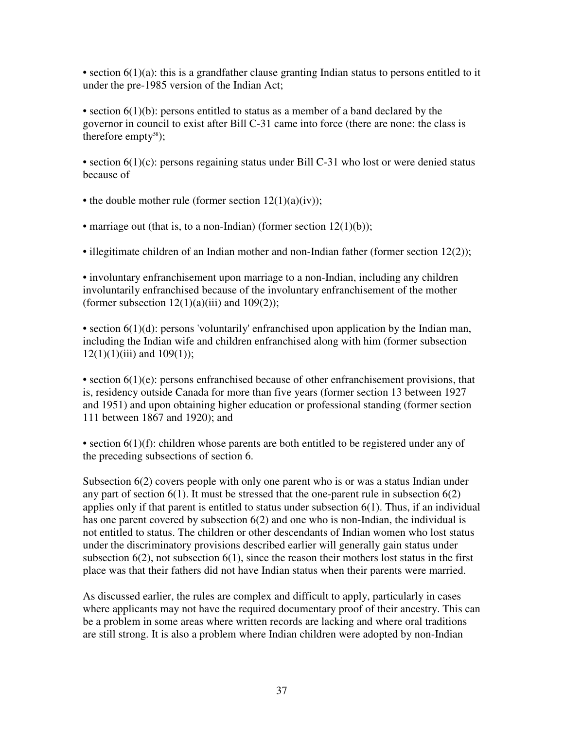- section 6(1)(a): this is a grandfather clause granting Indian status to persons entitled to it under the pre-1985 version of the Indian Act;

- section 6(1)(b): persons entitled to status as a member of a band declared by the governor in council to exist after Bill C-31 came into force (there are none: the class is therefore empty[58]);

- section 6(1)(c): persons regaining status under Bill C-31 who lost or were denied status because of

- the double mother rule (former section 12(1)(a)(iv));

- marriage out (that is, to a non-Indian) (former section 12(1)(b));

- illegitimate children of an Indian mother and non-Indian father (former section 12(2));

- involuntary enfranchisement upon marriage to a non-Indian, including any children involuntarily enfranchised because of the involuntary enfranchisement of the mother (former subsection 12(1)(a)(iii) and 109(2));

- section 6(1)(d): persons 'voluntarily' enfranchised upon application by the Indian man, including the Indian wife and children enfranchised along with him (former subsection 12(1)(1)(iii) and 109(1));

- section 6(1)(e): persons enfranchised because of other enfranchisement provisions, that is, residency outside Canada for more than five years (former section 13 between 1927 and 1951) and upon obtaining higher education or professional standing (former section 111 between 1867 and 1920); and

- section 6(1)(f): children whose parents are both entitled to be registered under any of the preceding subsections of section 6.

Subsection 6(2) covers people with only one parent who is or was a status Indian under any part of section 6(1). It must be stressed that the one-parent rule in subsection 6(2) applies only if that parent is entitled to status under subsection 6(1). Thus, if an individual has one parent covered by subsection 6(2) and one who is non-Indian, the individual is not entitled to status. The children or other descendants of Indian women who lost status under the discriminatory provisions described earlier will generally gain status under subsection 6(2), not subsection 6(1), since the reason their mothers lost status in the first place was that their fathers did not have Indian status when their parents were married.

As discussed earlier, the rules are complex and difficult to apply, particularly in cases where applicants may not have the required documentary proof of their ancestry. This can be a problem in some areas where written records are lacking and where oral traditions are still strong. It is also a problem where Indian children were adopted by non-Indian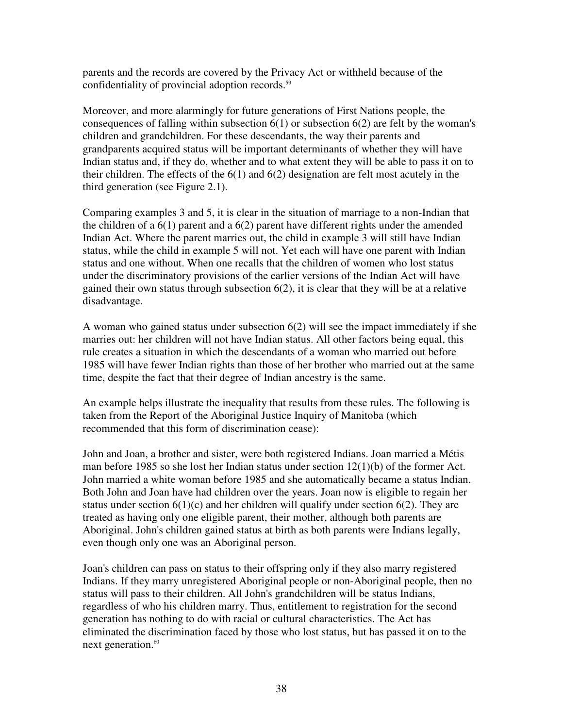parents and the records are covered by the Privacy Act or withheld because of the confidentiality of provincial adoption records.[59]

Moreover, and more alarmingly for future generations of First Nations people, the consequences of falling within subsection 6(1) or subsection 6(2) are felt by the woman's children and grandchildren. For these descendants, the way their parents and grandparents acquired status will be important determinants of whether they will have Indian status and, if they do, whether and to what extent they will be able to pass it on to their children. The effects of the 6(1) and 6(2) designation are felt most acutely in the third generation (see Figure 2.1).

Comparing examples 3 and 5, it is clear in the situation of marriage to a non-Indian that the children of a 6(1) parent and a 6(2) parent have different rights under the amended Indian Act. Where the parent marries out, the child in example 3 will still have Indian status, while the child in example 5 will not. Yet each will have one parent with Indian status and one without. When one recalls that the children of women who lost status under the discriminatory provisions of the earlier versions of the Indian Act will have gained their own status through subsection 6(2), it is clear that they will be at a relative disadvantage.

A woman who gained status under subsection 6(2) will see the impact immediately if she marries out: her children will not have Indian status. All other factors being equal, this rule creates a situation in which the descendants of a woman who married out before 1985 will have fewer Indian rights than those of her brother who married out at the same time, despite the fact that their degree of Indian ancestry is the same.

An example helps illustrate the inequality that results from these rules. The following is taken from the Report of the Aboriginal Justice Inquiry of Manitoba (which recommended that this form of discrimination cease):

John and Joan, a brother and sister, were both registered Indians. Joan married a Métis man before 1985 so she lost her Indian status under section 12(1)(b) of the former Act. John married a white woman before 1985 and she automatically became a status Indian. Both John and Joan have had children over the years. Joan now is eligible to regain her status under section 6(1)(c) and her children will qualify under section 6(2). They are treated as having only one eligible parent, their mother, although both parents are Aboriginal. John's children gained status at birth as both parents were Indians legally, even though only one was an Aboriginal person.

Joan's children can pass on status to their offspring only if they also marry registered Indians. If they marry unregistered Aboriginal people or non-Aboriginal people, then no status will pass to their children. All John's grandchildren will be status Indians, regardless of who his children marry. Thus, entitlement to registration for the second generation has nothing to do with racial or cultural characteristics. The Act has eliminated the discrimination faced by those who lost status, but has passed it on to the next generation.[60]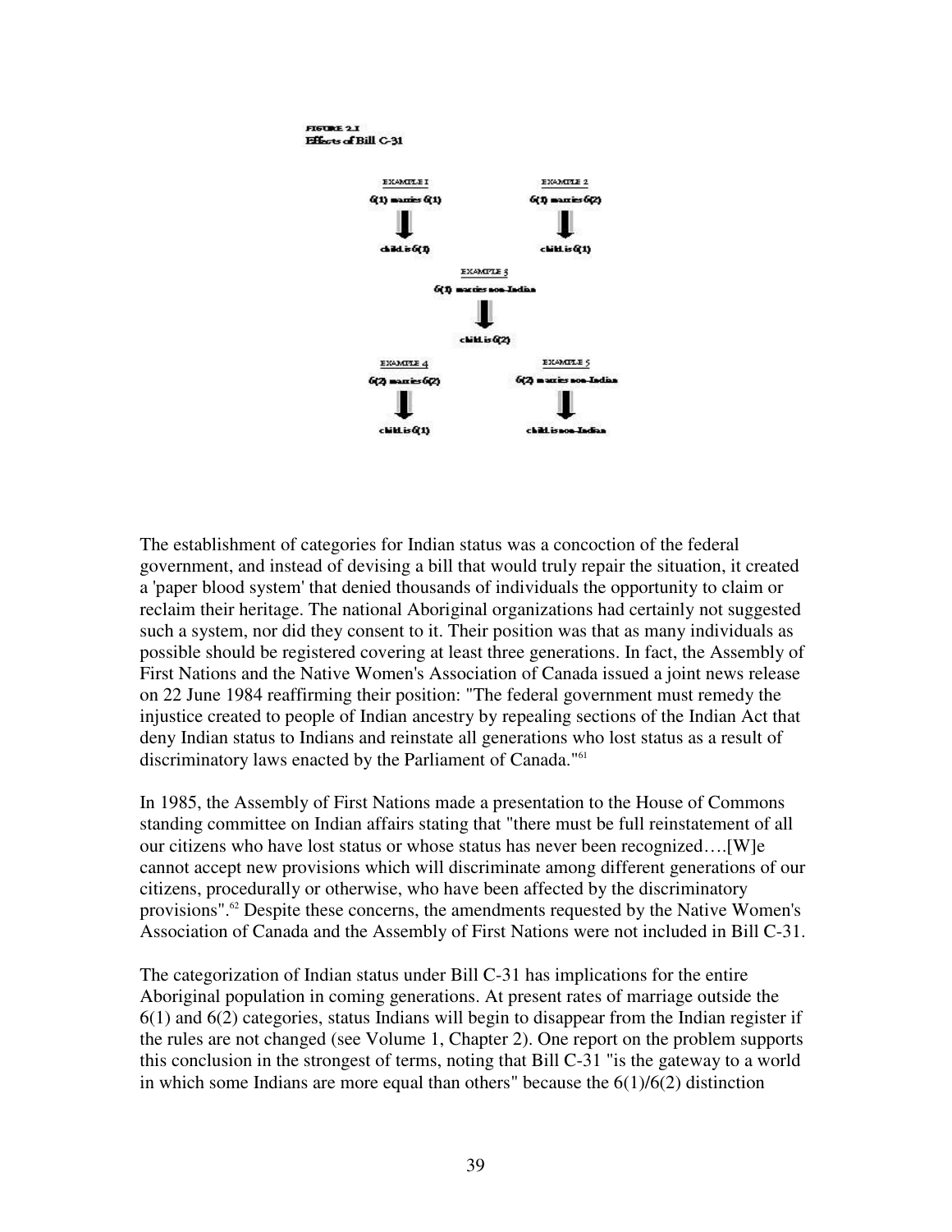**FIGURE 2.1**
**Effects of Bill C-31**

EXAMPLE 1
6(1) marries 6(1)
↓
child is 6(1)

EXAMPLE 2
6(1) marries 6(2)
↓
child is 6(1)

EXAMPLE 3
6(1) marries non-Indian
↓
child is 6(2)

EXAMPLE 4
6(2) marries 6(2)
↓
child is 6(1)

EXAMPLE 5
6(2) marries non-Indian
↓
child is non-Indian

The establishment of categories for Indian status was a concoction of the federal government, and instead of devising a bill that would truly repair the situation, it created a 'paper blood system' that denied thousands of individuals the opportunity to claim or reclaim their heritage. The national Aboriginal organizations had certainly not suggested such a system, nor did they consent to it. Their position was that as many individuals as possible should be registered covering at least three generations. In fact, the Assembly of First Nations and the Native Women's Association of Canada issued a joint news release on 22 June 1984 reaffirming their position: "The federal government must remedy the injustice created to people of Indian ancestry by repealing sections of the Indian Act that deny Indian status to Indians and reinstate all generations who lost status as a result of discriminatory laws enacted by the Parliament of Canada."[61]

In 1985, the Assembly of First Nations made a presentation to the House of Commons standing committee on Indian affairs stating that "there must be full reinstatement of all our citizens who have lost status or whose status has never been recognized….[W]e cannot accept new provisions which will discriminate among different generations of our citizens, procedurally or otherwise, who have been affected by the discriminatory provisions".[62] Despite these concerns, the amendments requested by the Native Women's Association of Canada and the Assembly of First Nations were not included in Bill C-31.

The categorization of Indian status under Bill C-31 has implications for the entire Aboriginal population in coming generations. At present rates of marriage outside the 6(1) and 6(2) categories, status Indians will begin to disappear from the Indian register if the rules are not changed (see Volume 1, Chapter 2). One report on the problem supports this conclusion in the strongest of terms, noting that Bill C-31 "is the gateway to a world in which some Indians are more equal than others" because the 6(1)/6(2) distinction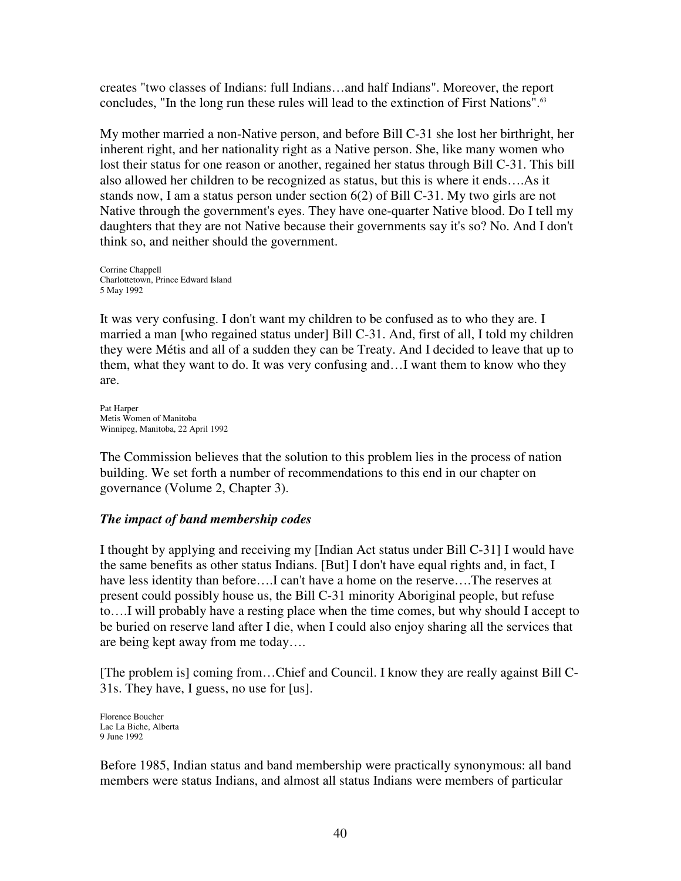creates "two classes of Indians: full Indians…and half Indians". Moreover, the report concludes, "In the long run these rules will lead to the extinction of First Nations".[63]

My mother married a non-Native person, and before Bill C-31 she lost her birthright, her inherent right, and her nationality right as a Native person. She, like many women who lost their status for one reason or another, regained her status through Bill C-31. This bill also allowed her children to be recognized as status, but this is where it ends….As it stands now, I am a status person under section 6(2) of Bill C-31. My two girls are not Native through the government's eyes. They have one-quarter Native blood. Do I tell my daughters that they are not Native because their governments say it's so? No. And I don't think so, and neither should the government.

Corrine Chappell
Charlottetown, Prince Edward Island
5 May 1992

It was very confusing. I don't want my children to be confused as to who they are. I married a man [who regained status under] Bill C-31. And, first of all, I told my children they were Métis and all of a sudden they can be Treaty. And I decided to leave that up to them, what they want to do. It was very confusing and…I want them to know who they are.

Pat Harper
Metis Women of Manitoba
Winnipeg, Manitoba, 22 April 1992

The Commission believes that the solution to this problem lies in the process of nation building. We set forth a number of recommendations to this end in our chapter on governance (Volume 2, Chapter 3).

### *The impact of band membership codes*

I thought by applying and receiving my [Indian Act status under Bill C-31] I would have the same benefits as other status Indians. [But] I don't have equal rights and, in fact, I have less identity than before….I can't have a home on the reserve….The reserves at present could possibly house us, the Bill C-31 minority Aboriginal people, but refuse to….I will probably have a resting place when the time comes, but why should I accept to be buried on reserve land after I die, when I could also enjoy sharing all the services that are being kept away from me today….

[The problem is] coming from…Chief and Council. I know they are really against Bill C-31s. They have, I guess, no use for [us].

Florence Boucher
Lac La Biche, Alberta
9 June 1992

Before 1985, Indian status and band membership were practically synonymous: all band members were status Indians, and almost all status Indians were members of particular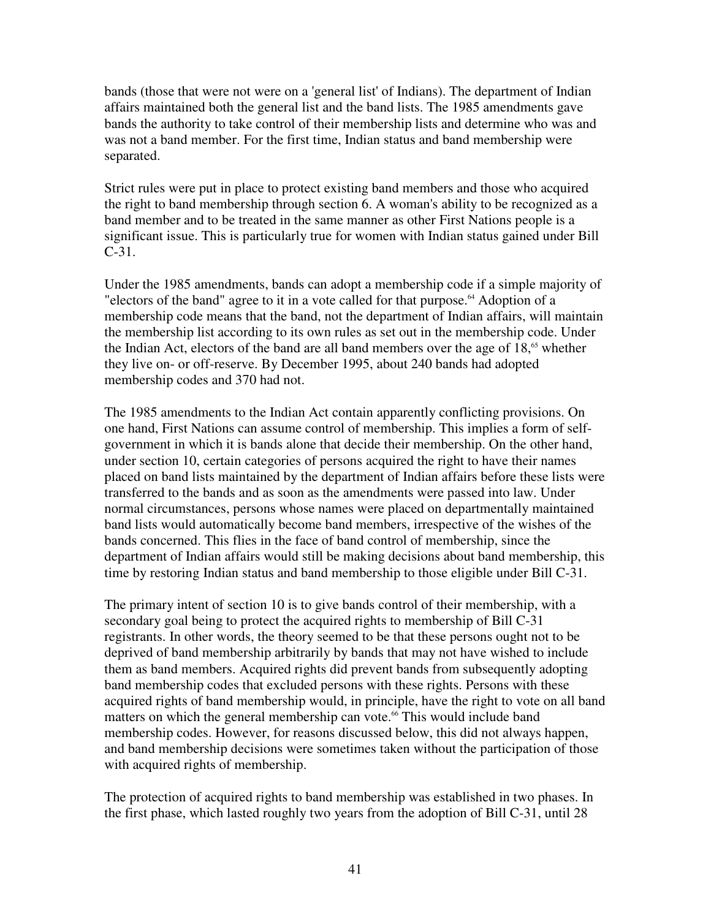bands (those that were not were on a 'general list' of Indians). The department of Indian affairs maintained both the general list and the band lists. The 1985 amendments gave bands the authority to take control of their membership lists and determine who was and was not a band member. For the first time, Indian status and band membership were separated.

Strict rules were put in place to protect existing band members and those who acquired the right to band membership through section 6. A woman's ability to be recognized as a band member and to be treated in the same manner as other First Nations people is a significant issue. This is particularly true for women with Indian status gained under Bill C-31.

Under the 1985 amendments, bands can adopt a membership code if a simple majority of "electors of the band" agree to it in a vote called for that purpose.[64] Adoption of a membership code means that the band, not the department of Indian affairs, will maintain the membership list according to its own rules as set out in the membership code. Under the Indian Act, electors of the band are all band members over the age of 18,[65] whether they live on- or off-reserve. By December 1995, about 240 bands had adopted membership codes and 370 had not.

The 1985 amendments to the Indian Act contain apparently conflicting provisions. On one hand, First Nations can assume control of membership. This implies a form of self-government in which it is bands alone that decide their membership. On the other hand, under section 10, certain categories of persons acquired the right to have their names placed on band lists maintained by the department of Indian affairs before these lists were transferred to the bands and as soon as the amendments were passed into law. Under normal circumstances, persons whose names were placed on departmentally maintained band lists would automatically become band members, irrespective of the wishes of the bands concerned. This flies in the face of band control of membership, since the department of Indian affairs would still be making decisions about band membership, this time by restoring Indian status and band membership to those eligible under Bill C-31.

The primary intent of section 10 is to give bands control of their membership, with a secondary goal being to protect the acquired rights to membership of Bill C-31 registrants. In other words, the theory seemed to be that these persons ought not to be deprived of band membership arbitrarily by bands that may not have wished to include them as band members. Acquired rights did prevent bands from subsequently adopting band membership codes that excluded persons with these rights. Persons with these acquired rights of band membership would, in principle, have the right to vote on all band matters on which the general membership can vote.[66] This would include band membership codes. However, for reasons discussed below, this did not always happen, and band membership decisions were sometimes taken without the participation of those with acquired rights of membership.

The protection of acquired rights to band membership was established in two phases. In the first phase, which lasted roughly two years from the adoption of Bill C-31, until 28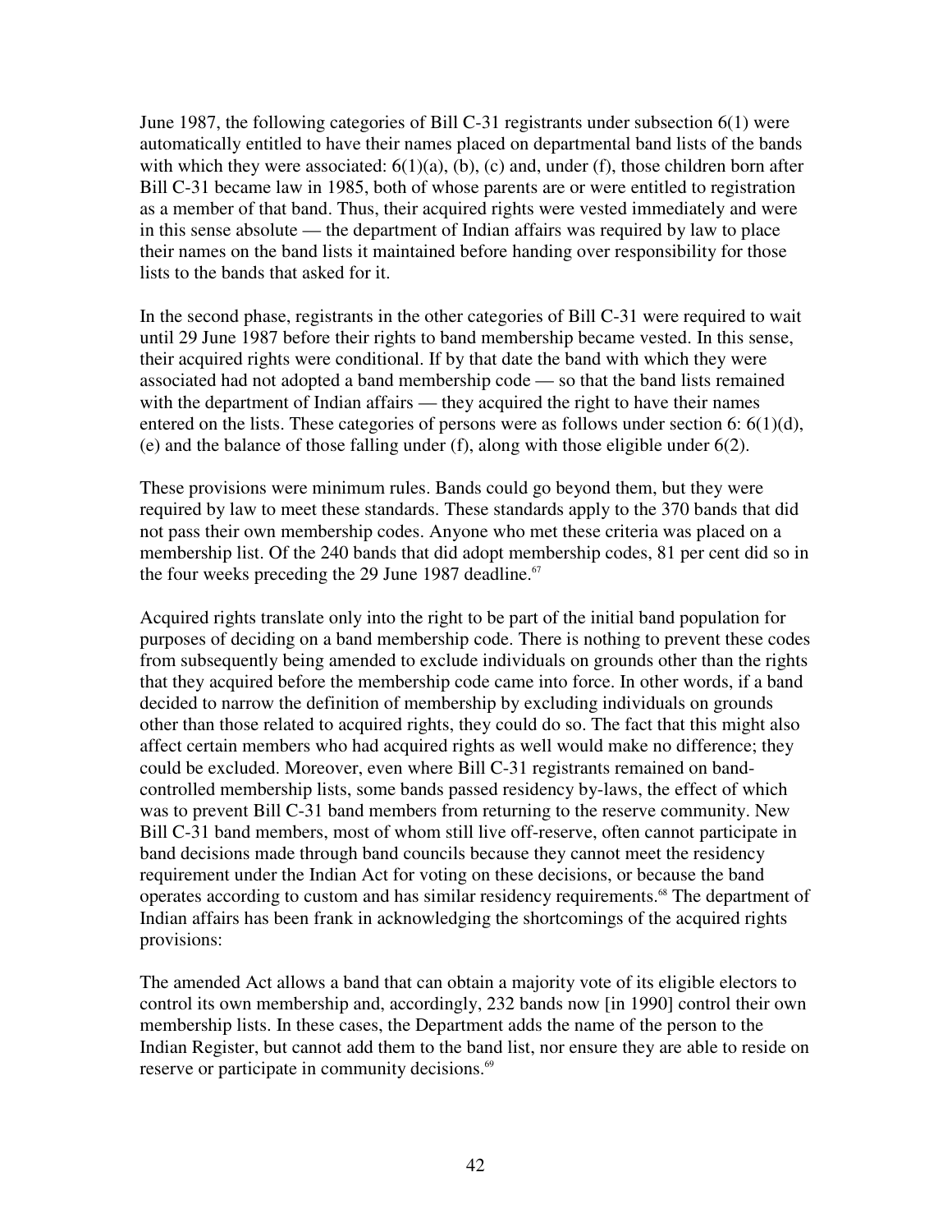June 1987, the following categories of Bill C-31 registrants under subsection 6(1) were automatically entitled to have their names placed on departmental band lists of the bands with which they were associated: 6(1)(a), (b), (c) and, under (f), those children born after Bill C-31 became law in 1985, both of whose parents are or were entitled to registration as a member of that band. Thus, their acquired rights were vested immediately and were in this sense absolute — the department of Indian affairs was required by law to place their names on the band lists it maintained before handing over responsibility for those lists to the bands that asked for it.

In the second phase, registrants in the other categories of Bill C-31 were required to wait until 29 June 1987 before their rights to band membership became vested. In this sense, their acquired rights were conditional. If by that date the band with which they were associated had not adopted a band membership code — so that the band lists remained with the department of Indian affairs — they acquired the right to have their names entered on the lists. These categories of persons were as follows under section 6: 6(1)(d), (e) and the balance of those falling under (f), along with those eligible under 6(2).

These provisions were minimum rules. Bands could go beyond them, but they were required by law to meet these standards. These standards apply to the 370 bands that did not pass their own membership codes. Anyone who met these criteria was placed on a membership list. Of the 240 bands that did adopt membership codes, 81 per cent did so in the four weeks preceding the 29 June 1987 deadline.[67]

Acquired rights translate only into the right to be part of the initial band population for purposes of deciding on a band membership code. There is nothing to prevent these codes from subsequently being amended to exclude individuals on grounds other than the rights that they acquired before the membership code came into force. In other words, if a band decided to narrow the definition of membership by excluding individuals on grounds other than those related to acquired rights, they could do so. The fact that this might also affect certain members who had acquired rights as well would make no difference; they could be excluded. Moreover, even where Bill C-31 registrants remained on band-controlled membership lists, some bands passed residency by-laws, the effect of which was to prevent Bill C-31 band members from returning to the reserve community. New Bill C-31 band members, most of whom still live off-reserve, often cannot participate in band decisions made through band councils because they cannot meet the residency requirement under the Indian Act for voting on these decisions, or because the band operates according to custom and has similar residency requirements.[68] The department of Indian affairs has been frank in acknowledging the shortcomings of the acquired rights provisions:

The amended Act allows a band that can obtain a majority vote of its eligible electors to control its own membership and, accordingly, 232 bands now [in 1990] control their own membership lists. In these cases, the Department adds the name of the person to the Indian Register, but cannot add them to the band list, nor ensure they are able to reside on reserve or participate in community decisions.[69]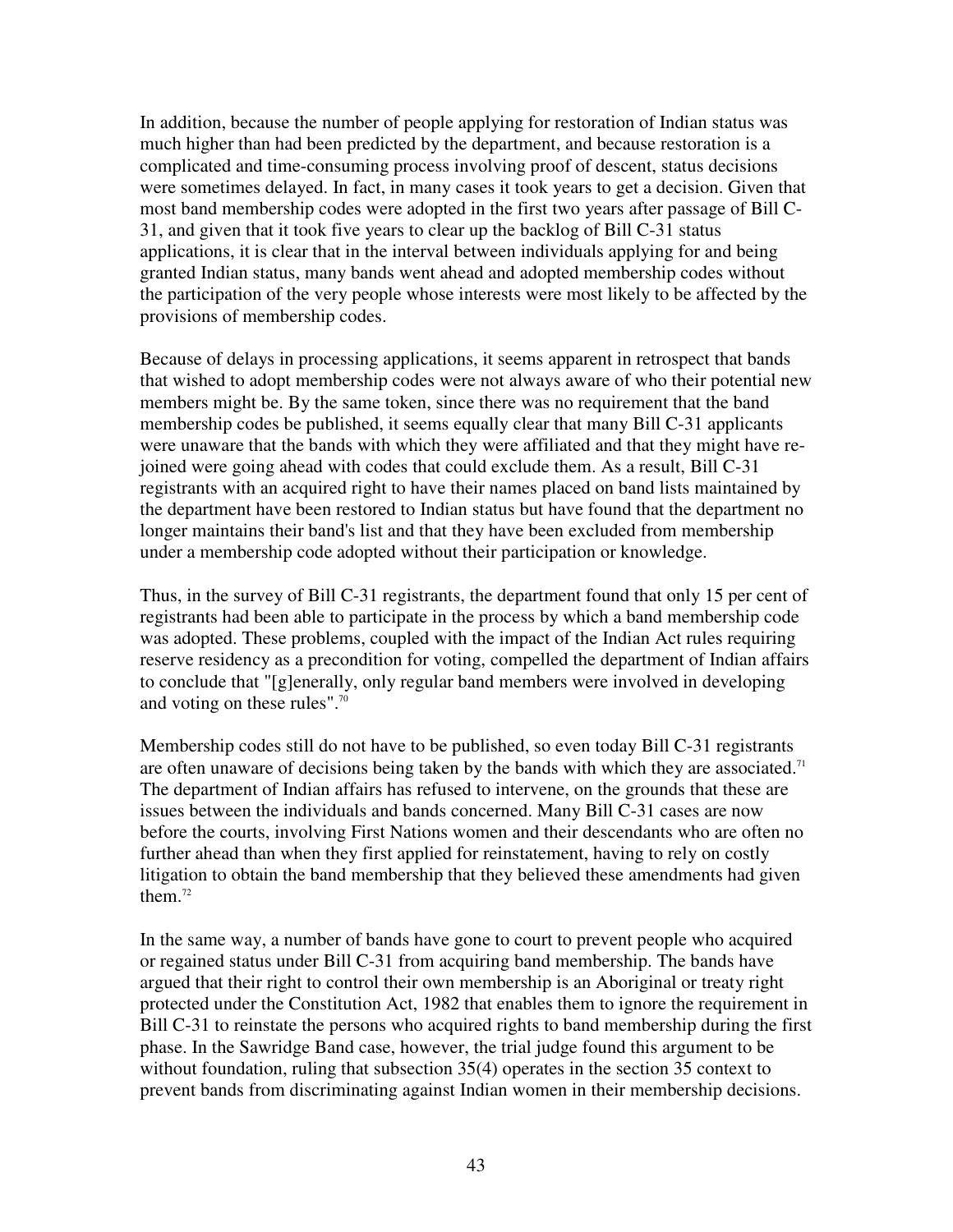In addition, because the number of people applying for restoration of Indian status was much higher than had been predicted by the department, and because restoration is a complicated and time-consuming process involving proof of descent, status decisions were sometimes delayed. In fact, in many cases it took years to get a decision. Given that most band membership codes were adopted in the first two years after passage of Bill C-31, and given that it took five years to clear up the backlog of Bill C-31 status applications, it is clear that in the interval between individuals applying for and being granted Indian status, many bands went ahead and adopted membership codes without the participation of the very people whose interests were most likely to be affected by the provisions of membership codes.

Because of delays in processing applications, it seems apparent in retrospect that bands that wished to adopt membership codes were not always aware of who their potential new members might be. By the same token, since there was no requirement that the band membership codes be published, it seems equally clear that many Bill C-31 applicants were unaware that the bands with which they were affiliated and that they might have re-joined were going ahead with codes that could exclude them. As a result, Bill C-31 registrants with an acquired right to have their names placed on band lists maintained by the department have been restored to Indian status but have found that the department no longer maintains their band's list and that they have been excluded from membership under a membership code adopted without their participation or knowledge.

Thus, in the survey of Bill C-31 registrants, the department found that only 15 per cent of registrants had been able to participate in the process by which a band membership code was adopted. These problems, coupled with the impact of the Indian Act rules requiring reserve residency as a precondition for voting, compelled the department of Indian affairs to conclude that "[g]enerally, only regular band members were involved in developing and voting on these rules".[70]

Membership codes still do not have to be published, so even today Bill C-31 registrants are often unaware of decisions being taken by the bands with which they are associated.[71] The department of Indian affairs has refused to intervene, on the grounds that these are issues between the individuals and bands concerned. Many Bill C-31 cases are now before the courts, involving First Nations women and their descendants who are often no further ahead than when they first applied for reinstatement, having to rely on costly litigation to obtain the band membership that they believed these amendments had given them.[72]

In the same way, a number of bands have gone to court to prevent people who acquired or regained status under Bill C-31 from acquiring band membership. The bands have argued that their right to control their own membership is an Aboriginal or treaty right protected under the Constitution Act, 1982 that enables them to ignore the requirement in Bill C-31 to reinstate the persons who acquired rights to band membership during the first phase. In the Sawridge Band case, however, the trial judge found this argument to be without foundation, ruling that subsection 35(4) operates in the section 35 context to prevent bands from discriminating against Indian women in their membership decisions.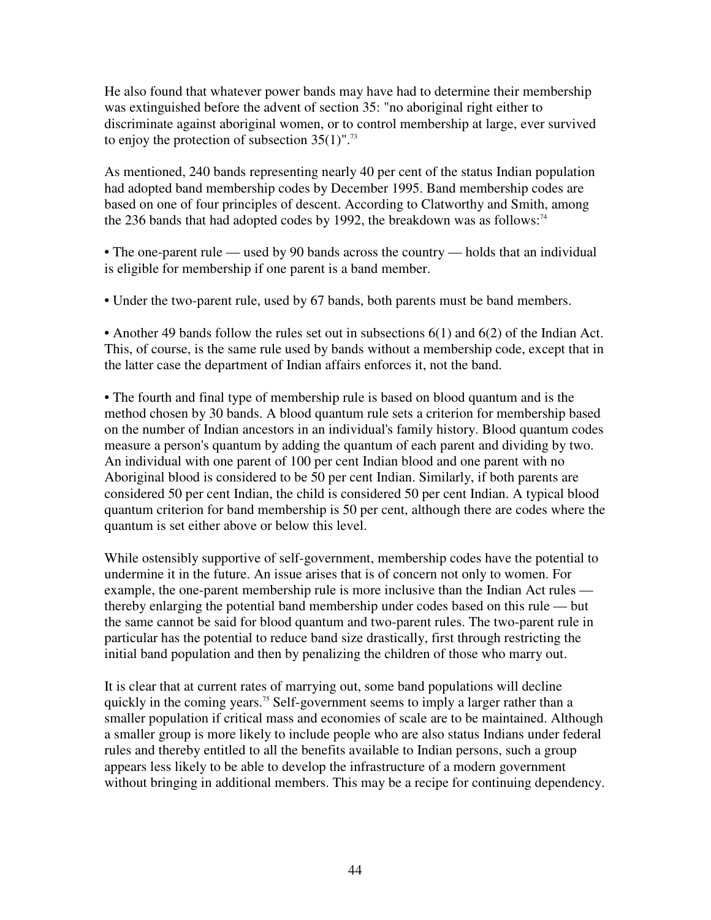He also found that whatever power bands may have had to determine their membership was extinguished before the advent of section 35: "no aboriginal right either to discriminate against aboriginal women, or to control membership at large, ever survived to enjoy the protection of subsection 35(1)".[73]

As mentioned, 240 bands representing nearly 40 per cent of the status Indian population had adopted band membership codes by December 1995. Band membership codes are based on one of four principles of descent. According to Clatworthy and Smith, among the 236 bands that had adopted codes by 1992, the breakdown was as follows:[74]

• The one-parent rule — used by 90 bands across the country — holds that an individual is eligible for membership if one parent is a band member.

• Under the two-parent rule, used by 67 bands, both parents must be band members.

• Another 49 bands follow the rules set out in subsections 6(1) and 6(2) of the Indian Act. This, of course, is the same rule used by bands without a membership code, except that in the latter case the department of Indian affairs enforces it, not the band.

• The fourth and final type of membership rule is based on blood quantum and is the method chosen by 30 bands. A blood quantum rule sets a criterion for membership based on the number of Indian ancestors in an individual's family history. Blood quantum codes measure a person's quantum by adding the quantum of each parent and dividing by two. An individual with one parent of 100 per cent Indian blood and one parent with no Aboriginal blood is considered to be 50 per cent Indian. Similarly, if both parents are considered 50 per cent Indian, the child is considered 50 per cent Indian. A typical blood quantum criterion for band membership is 50 per cent, although there are codes where the quantum is set either above or below this level.

While ostensibly supportive of self-government, membership codes have the potential to undermine it in the future. An issue arises that is of concern not only to women. For example, the one-parent membership rule is more inclusive than the Indian Act rules — thereby enlarging the potential band membership under codes based on this rule — but the same cannot be said for blood quantum and two-parent rules. The two-parent rule in particular has the potential to reduce band size drastically, first through restricting the initial band population and then by penalizing the children of those who marry out.

It is clear that at current rates of marrying out, some band populations will decline quickly in the coming years.[75] Self-government seems to imply a larger rather than a smaller population if critical mass and economies of scale are to be maintained. Although a smaller group is more likely to include people who are also status Indians under federal rules and thereby entitled to all the benefits available to Indian persons, such a group appears less likely to be able to develop the infrastructure of a modern government without bringing in additional members. This may be a recipe for continuing dependency.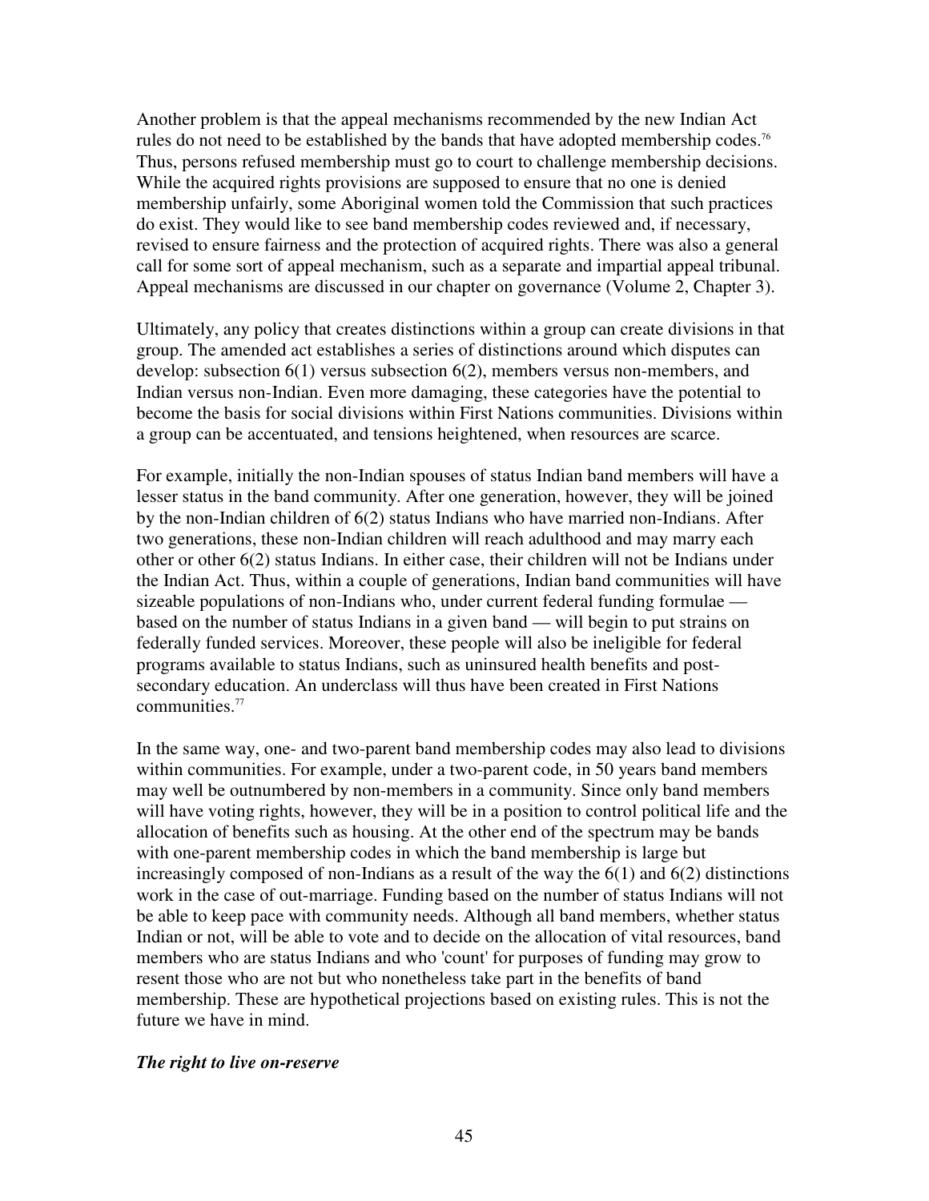Another problem is that the appeal mechanisms recommended by the new Indian Act rules do not need to be established by the bands that have adopted membership codes.[76] Thus, persons refused membership must go to court to challenge membership decisions. While the acquired rights provisions are supposed to ensure that no one is denied membership unfairly, some Aboriginal women told the Commission that such practices do exist. They would like to see band membership codes reviewed and, if necessary, revised to ensure fairness and the protection of acquired rights. There was also a general call for some sort of appeal mechanism, such as a separate and impartial appeal tribunal. Appeal mechanisms are discussed in our chapter on governance (Volume 2, Chapter 3).

Ultimately, any policy that creates distinctions within a group can create divisions in that group. The amended act establishes a series of distinctions around which disputes can develop: subsection 6(1) versus subsection 6(2), members versus non-members, and Indian versus non-Indian. Even more damaging, these categories have the potential to become the basis for social divisions within First Nations communities. Divisions within a group can be accentuated, and tensions heightened, when resources are scarce.

For example, initially the non-Indian spouses of status Indian band members will have a lesser status in the band community. After one generation, however, they will be joined by the non-Indian children of 6(2) status Indians who have married non-Indians. After two generations, these non-Indian children will reach adulthood and may marry each other or other 6(2) status Indians. In either case, their children will not be Indians under the Indian Act. Thus, within a couple of generations, Indian band communities will have sizeable populations of non-Indians who, under current federal funding formulae — based on the number of status Indians in a given band — will begin to put strains on federally funded services. Moreover, these people will also be ineligible for federal programs available to status Indians, such as uninsured health benefits and post-secondary education. An underclass will thus have been created in First Nations communities.[77]

In the same way, one- and two-parent band membership codes may also lead to divisions within communities. For example, under a two-parent code, in 50 years band members may well be outnumbered by non-members in a community. Since only band members will have voting rights, however, they will be in a position to control political life and the allocation of benefits such as housing. At the other end of the spectrum may be bands with one-parent membership codes in which the band membership is large but increasingly composed of non-Indians as a result of the way the 6(1) and 6(2) distinctions work in the case of out-marriage. Funding based on the number of status Indians will not be able to keep pace with community needs. Although all band members, whether status Indian or not, will be able to vote and to decide on the allocation of vital resources, band members who are status Indians and who 'count' for purposes of funding may grow to resent those who are not but who nonetheless take part in the benefits of band membership. These are hypothetical projections based on existing rules. This is not the future we have in mind.

***The right to live on-reserve***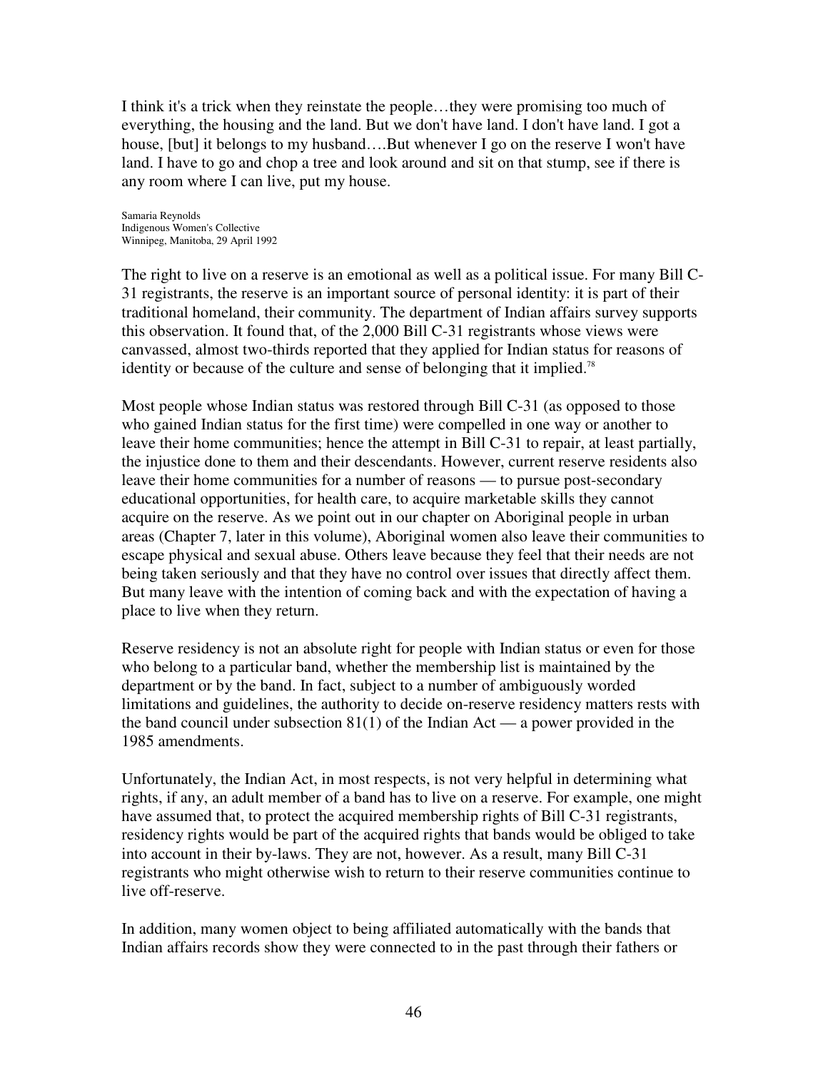I think it's a trick when they reinstate the people…they were promising too much of everything, the housing and the land. But we don't have land. I don't have land. I got a house, [but] it belongs to my husband….But whenever I go on the reserve I won't have land. I have to go and chop a tree and look around and sit on that stump, see if there is any room where I can live, put my house.

Samaria Reynolds
Indigenous Women's Collective
Winnipeg, Manitoba, 29 April 1992

The right to live on a reserve is an emotional as well as a political issue. For many Bill C-31 registrants, the reserve is an important source of personal identity: it is part of their traditional homeland, their community. The department of Indian affairs survey supports this observation. It found that, of the 2,000 Bill C-31 registrants whose views were canvassed, almost two-thirds reported that they applied for Indian status for reasons of identity or because of the culture and sense of belonging that it implied.[78]

Most people whose Indian status was restored through Bill C-31 (as opposed to those who gained Indian status for the first time) were compelled in one way or another to leave their home communities; hence the attempt in Bill C-31 to repair, at least partially, the injustice done to them and their descendants. However, current reserve residents also leave their home communities for a number of reasons — to pursue post-secondary educational opportunities, for health care, to acquire marketable skills they cannot acquire on the reserve. As we point out in our chapter on Aboriginal people in urban areas (Chapter 7, later in this volume), Aboriginal women also leave their communities to escape physical and sexual abuse. Others leave because they feel that their needs are not being taken seriously and that they have no control over issues that directly affect them. But many leave with the intention of coming back and with the expectation of having a place to live when they return.

Reserve residency is not an absolute right for people with Indian status or even for those who belong to a particular band, whether the membership list is maintained by the department or by the band. In fact, subject to a number of ambiguously worded limitations and guidelines, the authority to decide on-reserve residency matters rests with the band council under subsection 81(1) of the Indian Act — a power provided in the 1985 amendments.

Unfortunately, the Indian Act, in most respects, is not very helpful in determining what rights, if any, an adult member of a band has to live on a reserve. For example, one might have assumed that, to protect the acquired membership rights of Bill C-31 registrants, residency rights would be part of the acquired rights that bands would be obliged to take into account in their by-laws. They are not, however. As a result, many Bill C-31 registrants who might otherwise wish to return to their reserve communities continue to live off-reserve.

In addition, many women object to being affiliated automatically with the bands that Indian affairs records show they were connected to in the past through their fathers or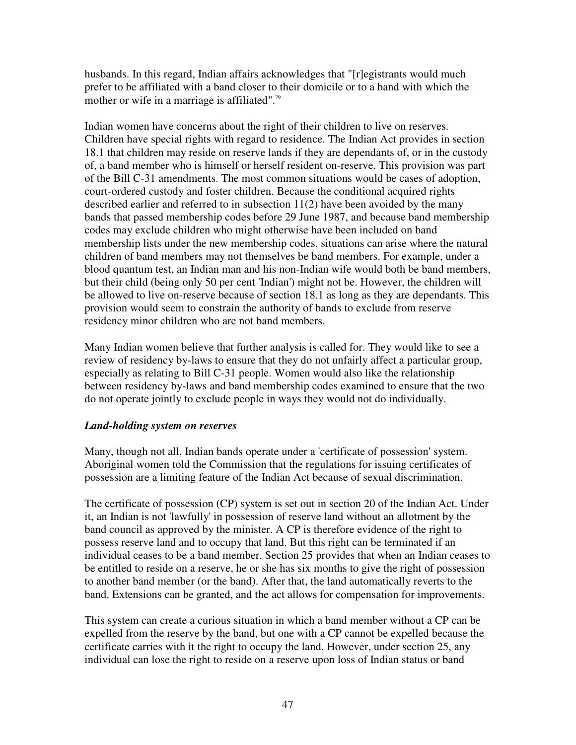husbands. In this regard, Indian affairs acknowledges that "[r]egistrants would much prefer to be affiliated with a band closer to their domicile or to a band with which the mother or wife in a marriage is affiliated".[79]

Indian women have concerns about the right of their children to live on reserves. Children have special rights with regard to residence. The Indian Act provides in section 18.1 that children may reside on reserve lands if they are dependants of, or in the custody of, a band member who is himself or herself resident on-reserve. This provision was part of the Bill C-31 amendments. The most common situations would be cases of adoption, court-ordered custody and foster children. Because the conditional acquired rights described earlier and referred to in subsection 11(2) have been avoided by the many bands that passed membership codes before 29 June 1987, and because band membership codes may exclude children who might otherwise have been included on band membership lists under the new membership codes, situations can arise where the natural children of band members may not themselves be band members. For example, under a blood quantum test, an Indian man and his non-Indian wife would both be band members, but their child (being only 50 per cent 'Indian') might not be. However, the children will be allowed to live on-reserve because of section 18.1 as long as they are dependants. This provision would seem to constrain the authority of bands to exclude from reserve residency minor children who are not band members.

Many Indian women believe that further analysis is called for. They would like to see a review of residency by-laws to ensure that they do not unfairly affect a particular group, especially as relating to Bill C-31 people. Women would also like the relationship between residency by-laws and band membership codes examined to ensure that the two do not operate jointly to exclude people in ways they would not do individually.

***Land-holding system on reserves***

Many, though not all, Indian bands operate under a 'certificate of possession' system. Aboriginal women told the Commission that the regulations for issuing certificates of possession are a limiting feature of the Indian Act because of sexual discrimination.

The certificate of possession (CP) system is set out in section 20 of the Indian Act. Under it, an Indian is not 'lawfully' in possession of reserve land without an allotment by the band council as approved by the minister. A CP is therefore evidence of the right to possess reserve land and to occupy that land. But this right can be terminated if an individual ceases to be a band member. Section 25 provides that when an Indian ceases to be entitled to reside on a reserve, he or she has six months to give the right of possession to another band member (or the band). After that, the land automatically reverts to the band. Extensions can be granted, and the act allows for compensation for improvements.

This system can create a curious situation in which a band member without a CP can be expelled from the reserve by the band, but one with a CP cannot be expelled because the certificate carries with it the right to occupy the land. However, under section 25, any individual can lose the right to reside on a reserve upon loss of Indian status or band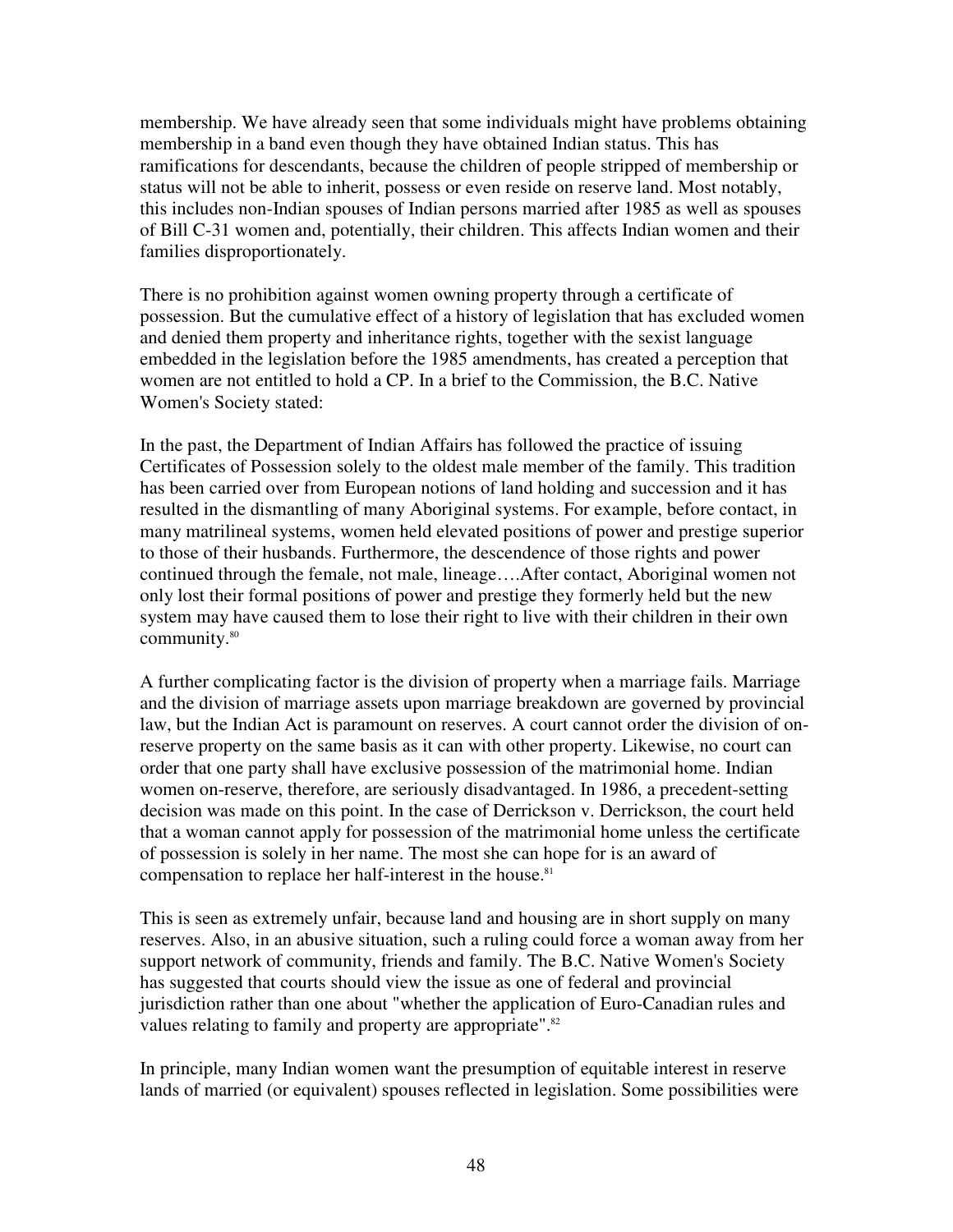membership. We have already seen that some individuals might have problems obtaining membership in a band even though they have obtained Indian status. This has ramifications for descendants, because the children of people stripped of membership or status will not be able to inherit, possess or even reside on reserve land. Most notably, this includes non-Indian spouses of Indian persons married after 1985 as well as spouses of Bill C-31 women and, potentially, their children. This affects Indian women and their families disproportionately.

There is no prohibition against women owning property through a certificate of possession. But the cumulative effect of a history of legislation that has excluded women and denied them property and inheritance rights, together with the sexist language embedded in the legislation before the 1985 amendments, has created a perception that women are not entitled to hold a CP. In a brief to the Commission, the B.C. Native Women's Society stated:

In the past, the Department of Indian Affairs has followed the practice of issuing Certificates of Possession solely to the oldest male member of the family. This tradition has been carried over from European notions of land holding and succession and it has resulted in the dismantling of many Aboriginal systems. For example, before contact, in many matrilineal systems, women held elevated positions of power and prestige superior to those of their husbands. Furthermore, the descendence of those rights and power continued through the female, not male, lineage….After contact, Aboriginal women not only lost their formal positions of power and prestige they formerly held but the new system may have caused them to lose their right to live with their children in their own community.[80]

A further complicating factor is the division of property when a marriage fails. Marriage and the division of marriage assets upon marriage breakdown are governed by provincial law, but the Indian Act is paramount on reserves. A court cannot order the division of on-reserve property on the same basis as it can with other property. Likewise, no court can order that one party shall have exclusive possession of the matrimonial home. Indian women on-reserve, therefore, are seriously disadvantaged. In 1986, a precedent-setting decision was made on this point. In the case of Derrickson v. Derrickson, the court held that a woman cannot apply for possession of the matrimonial home unless the certificate of possession is solely in her name. The most she can hope for is an award of compensation to replace her half-interest in the house.[81]

This is seen as extremely unfair, because land and housing are in short supply on many reserves. Also, in an abusive situation, such a ruling could force a woman away from her support network of community, friends and family. The B.C. Native Women's Society has suggested that courts should view the issue as one of federal and provincial jurisdiction rather than one about "whether the application of Euro-Canadian rules and values relating to family and property are appropriate".[82]

In principle, many Indian women want the presumption of equitable interest in reserve lands of married (or equivalent) spouses reflected in legislation. Some possibilities were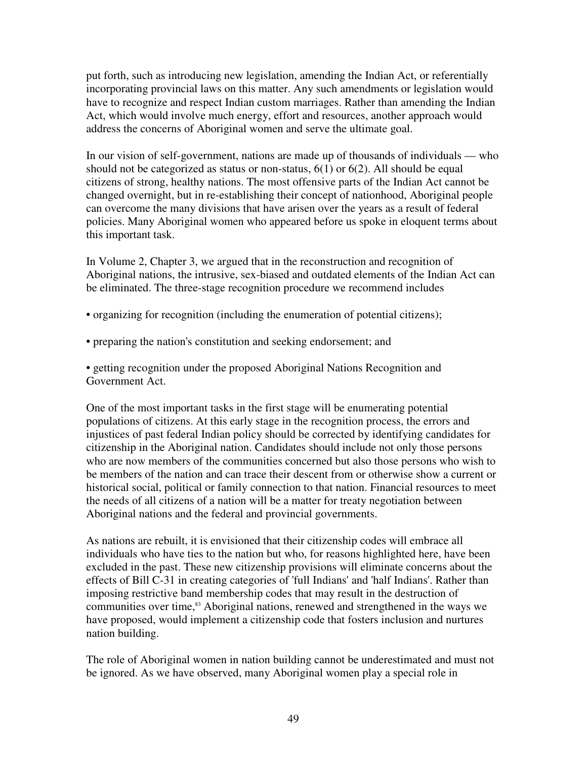put forth, such as introducing new legislation, amending the Indian Act, or referentially incorporating provincial laws on this matter. Any such amendments or legislation would have to recognize and respect Indian custom marriages. Rather than amending the Indian Act, which would involve much energy, effort and resources, another approach would address the concerns of Aboriginal women and serve the ultimate goal.

In our vision of self-government, nations are made up of thousands of individuals — who should not be categorized as status or non-status, 6(1) or 6(2). All should be equal citizens of strong, healthy nations. The most offensive parts of the Indian Act cannot be changed overnight, but in re-establishing their concept of nationhood, Aboriginal people can overcome the many divisions that have arisen over the years as a result of federal policies. Many Aboriginal women who appeared before us spoke in eloquent terms about this important task.

In Volume 2, Chapter 3, we argued that in the reconstruction and recognition of Aboriginal nations, the intrusive, sex-biased and outdated elements of the Indian Act can be eliminated. The three-stage recognition procedure we recommend includes

- organizing for recognition (including the enumeration of potential citizens);
- preparing the nation's constitution and seeking endorsement; and
- getting recognition under the proposed Aboriginal Nations Recognition and Government Act.

One of the most important tasks in the first stage will be enumerating potential populations of citizens. At this early stage in the recognition process, the errors and injustices of past federal Indian policy should be corrected by identifying candidates for citizenship in the Aboriginal nation. Candidates should include not only those persons who are now members of the communities concerned but also those persons who wish to be members of the nation and can trace their descent from or otherwise show a current or historical social, political or family connection to that nation. Financial resources to meet the needs of all citizens of a nation will be a matter for treaty negotiation between Aboriginal nations and the federal and provincial governments.

As nations are rebuilt, it is envisioned that their citizenship codes will embrace all individuals who have ties to the nation but who, for reasons highlighted here, have been excluded in the past. These new citizenship provisions will eliminate concerns about the effects of Bill C-31 in creating categories of 'full Indians' and 'half Indians'. Rather than imposing restrictive band membership codes that may result in the destruction of communities over time,[83] Aboriginal nations, renewed and strengthened in the ways we have proposed, would implement a citizenship code that fosters inclusion and nurtures nation building.

The role of Aboriginal women in nation building cannot be underestimated and must not be ignored. As we have observed, many Aboriginal women play a special role in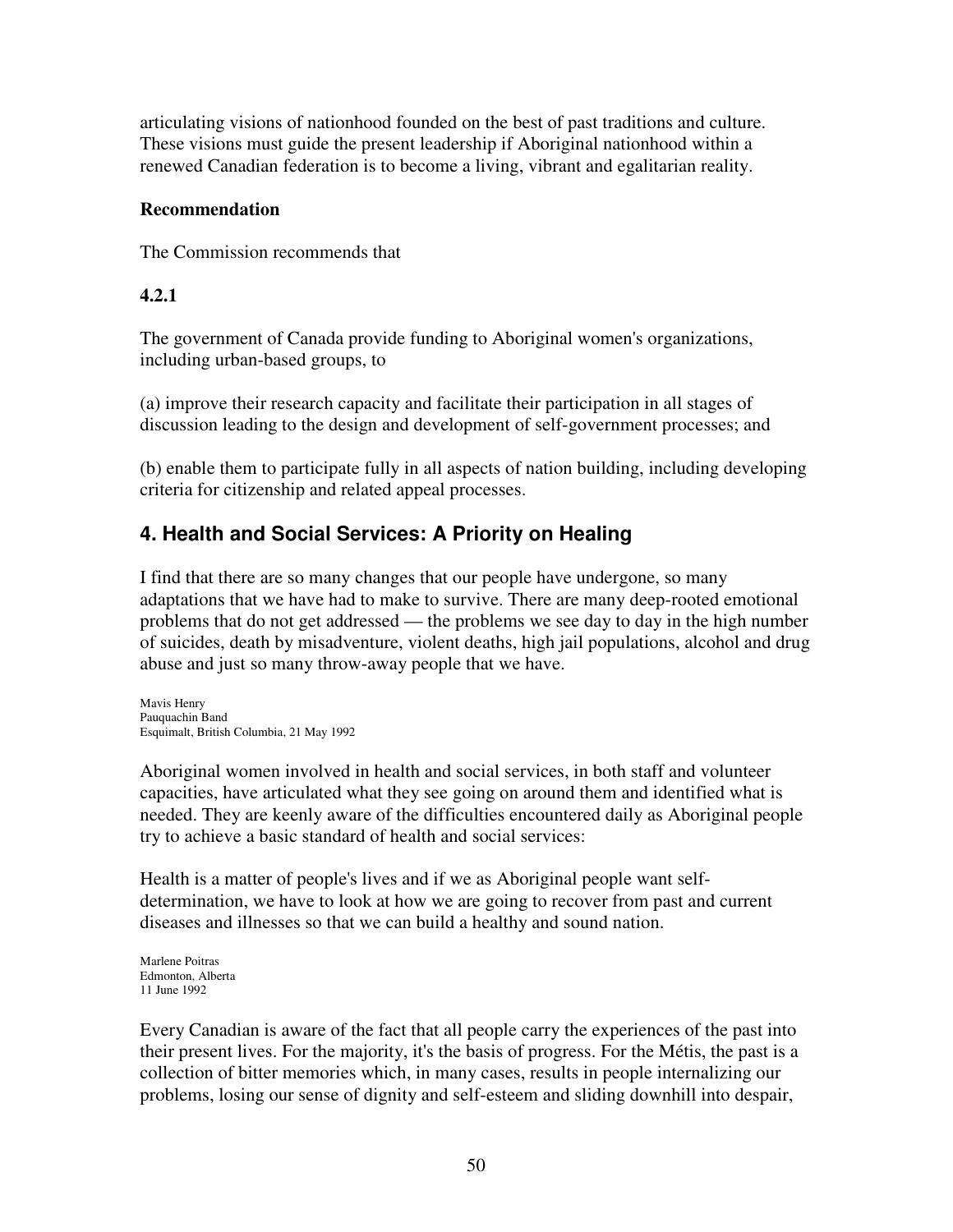articulating visions of nationhood founded on the best of past traditions and culture. These visions must guide the present leadership if Aboriginal nationhood within a renewed Canadian federation is to become a living, vibrant and egalitarian reality.

**Recommendation**

The Commission recommends that

**4.2.1**

The government of Canada provide funding to Aboriginal women's organizations, including urban-based groups, to

(a) improve their research capacity and facilitate their participation in all stages of discussion leading to the design and development of self-government processes; and

(b) enable them to participate fully in all aspects of nation building, including developing criteria for citizenship and related appeal processes.

## 4. Health and Social Services: A Priority on Healing

I find that there are so many changes that our people have undergone, so many adaptations that we have had to make to survive. There are many deep-rooted emotional problems that do not get addressed — the problems we see day to day in the high number of suicides, death by misadventure, violent deaths, high jail populations, alcohol and drug abuse and just so many throw-away people that we have.

Mavis Henry
Pauquachin Band
Esquimalt, British Columbia, 21 May 1992

Aboriginal women involved in health and social services, in both staff and volunteer capacities, have articulated what they see going on around them and identified what is needed. They are keenly aware of the difficulties encountered daily as Aboriginal people try to achieve a basic standard of health and social services:

Health is a matter of people's lives and if we as Aboriginal people want self-determination, we have to look at how we are going to recover from past and current diseases and illnesses so that we can build a healthy and sound nation.

Marlene Poitras
Edmonton, Alberta
11 June 1992

Every Canadian is aware of the fact that all people carry the experiences of the past into their present lives. For the majority, it's the basis of progress. For the Métis, the past is a collection of bitter memories which, in many cases, results in people internalizing our problems, losing our sense of dignity and self-esteem and sliding downhill into despair,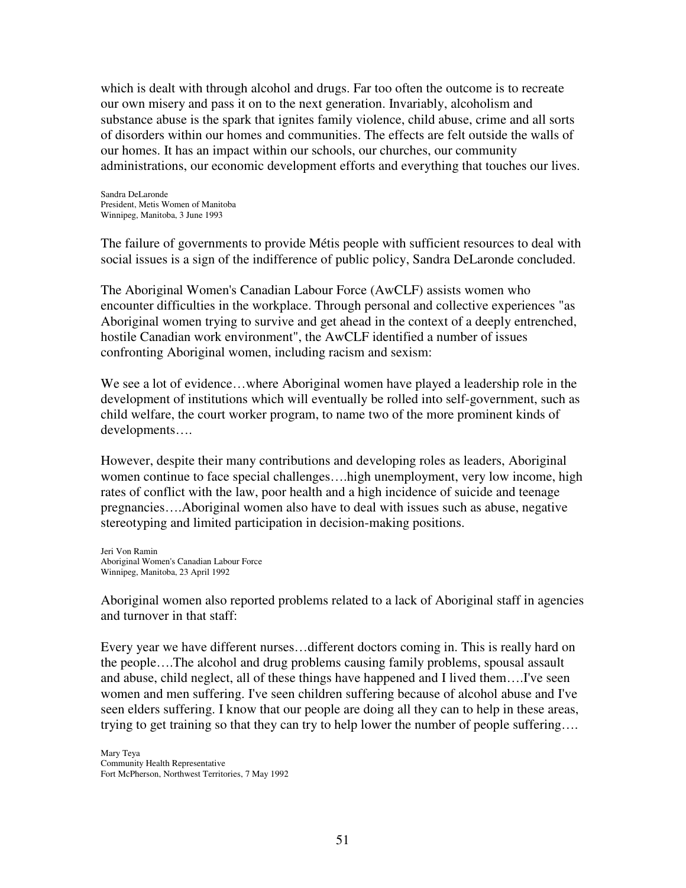which is dealt with through alcohol and drugs. Far too often the outcome is to recreate our own misery and pass it on to the next generation. Invariably, alcoholism and substance abuse is the spark that ignites family violence, child abuse, crime and all sorts of disorders within our homes and communities. The effects are felt outside the walls of our homes. It has an impact within our schools, our churches, our community administrations, our economic development efforts and everything that touches our lives.

Sandra DeLaronde
President, Metis Women of Manitoba
Winnipeg, Manitoba, 3 June 1993

The failure of governments to provide Métis people with sufficient resources to deal with social issues is a sign of the indifference of public policy, Sandra DeLaronde concluded.

The Aboriginal Women's Canadian Labour Force (AwCLF) assists women who encounter difficulties in the workplace. Through personal and collective experiences "as Aboriginal women trying to survive and get ahead in the context of a deeply entrenched, hostile Canadian work environment", the AwCLF identified a number of issues confronting Aboriginal women, including racism and sexism:

We see a lot of evidence…where Aboriginal women have played a leadership role in the development of institutions which will eventually be rolled into self-government, such as child welfare, the court worker program, to name two of the more prominent kinds of developments….

However, despite their many contributions and developing roles as leaders, Aboriginal women continue to face special challenges….high unemployment, very low income, high rates of conflict with the law, poor health and a high incidence of suicide and teenage pregnancies….Aboriginal women also have to deal with issues such as abuse, negative stereotyping and limited participation in decision-making positions.

Jeri Von Ramin
Aboriginal Women's Canadian Labour Force
Winnipeg, Manitoba, 23 April 1992

Aboriginal women also reported problems related to a lack of Aboriginal staff in agencies and turnover in that staff:

Every year we have different nurses…different doctors coming in. This is really hard on the people….The alcohol and drug problems causing family problems, spousal assault and abuse, child neglect, all of these things have happened and I lived them….I've seen women and men suffering. I've seen children suffering because of alcohol abuse and I've seen elders suffering. I know that our people are doing all they can to help in these areas, trying to get training so that they can try to help lower the number of people suffering….

Mary Teya
Community Health Representative
Fort McPherson, Northwest Territories, 7 May 1992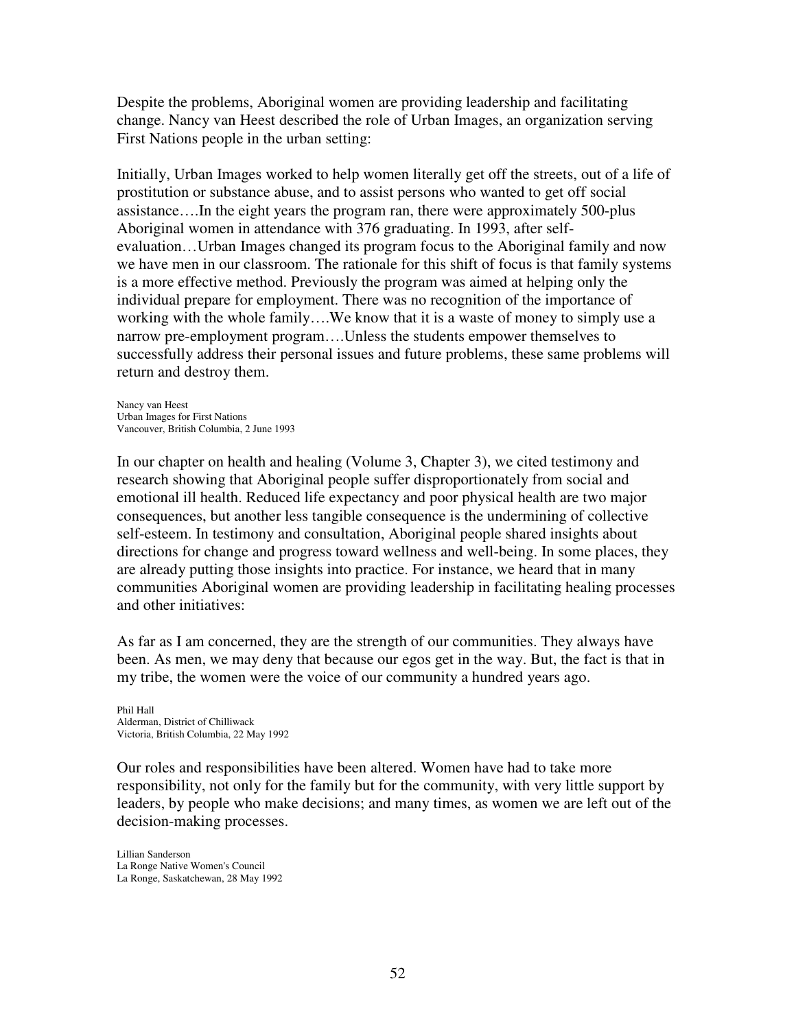Despite the problems, Aboriginal women are providing leadership and facilitating change. Nancy van Heest described the role of Urban Images, an organization serving First Nations people in the urban setting:

Initially, Urban Images worked to help women literally get off the streets, out of a life of prostitution or substance abuse, and to assist persons who wanted to get off social assistance….In the eight years the program ran, there were approximately 500-plus Aboriginal women in attendance with 376 graduating. In 1993, after self-evaluation…Urban Images changed its program focus to the Aboriginal family and now we have men in our classroom. The rationale for this shift of focus is that family systems is a more effective method. Previously the program was aimed at helping only the individual prepare for employment. There was no recognition of the importance of working with the whole family….We know that it is a waste of money to simply use a narrow pre-employment program….Unless the students empower themselves to successfully address their personal issues and future problems, these same problems will return and destroy them.

Nancy van Heest
Urban Images for First Nations
Vancouver, British Columbia, 2 June 1993

In our chapter on health and healing (Volume 3, Chapter 3), we cited testimony and research showing that Aboriginal people suffer disproportionately from social and emotional ill health. Reduced life expectancy and poor physical health are two major consequences, but another less tangible consequence is the undermining of collective self-esteem. In testimony and consultation, Aboriginal people shared insights about directions for change and progress toward wellness and well-being. In some places, they are already putting those insights into practice. For instance, we heard that in many communities Aboriginal women are providing leadership in facilitating healing processes and other initiatives:

As far as I am concerned, they are the strength of our communities. They always have been. As men, we may deny that because our egos get in the way. But, the fact is that in my tribe, the women were the voice of our community a hundred years ago.

Phil Hall
Alderman, District of Chilliwack
Victoria, British Columbia, 22 May 1992

Our roles and responsibilities have been altered. Women have had to take more responsibility, not only for the family but for the community, with very little support by leaders, by people who make decisions; and many times, as women we are left out of the decision-making processes.

Lillian Sanderson
La Ronge Native Women's Council
La Ronge, Saskatchewan, 28 May 1992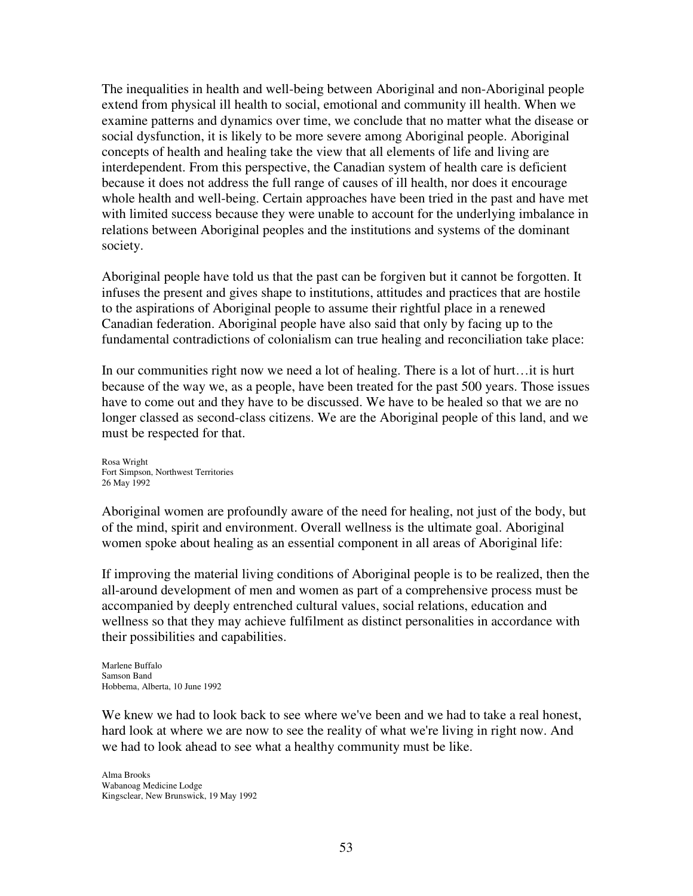The inequalities in health and well-being between Aboriginal and non-Aboriginal people extend from physical ill health to social, emotional and community ill health. When we examine patterns and dynamics over time, we conclude that no matter what the disease or social dysfunction, it is likely to be more severe among Aboriginal people. Aboriginal concepts of health and healing take the view that all elements of life and living are interdependent. From this perspective, the Canadian system of health care is deficient because it does not address the full range of causes of ill health, nor does it encourage whole health and well-being. Certain approaches have been tried in the past and have met with limited success because they were unable to account for the underlying imbalance in relations between Aboriginal peoples and the institutions and systems of the dominant society.

Aboriginal people have told us that the past can be forgiven but it cannot be forgotten. It infuses the present and gives shape to institutions, attitudes and practices that are hostile to the aspirations of Aboriginal people to assume their rightful place in a renewed Canadian federation. Aboriginal people have also said that only by facing up to the fundamental contradictions of colonialism can true healing and reconciliation take place:

In our communities right now we need a lot of healing. There is a lot of hurt…it is hurt because of the way we, as a people, have been treated for the past 500 years. Those issues have to come out and they have to be discussed. We have to be healed so that we are no longer classed as second-class citizens. We are the Aboriginal people of this land, and we must be respected for that.

Rosa Wright
Fort Simpson, Northwest Territories
26 May 1992

Aboriginal women are profoundly aware of the need for healing, not just of the body, but of the mind, spirit and environment. Overall wellness is the ultimate goal. Aboriginal women spoke about healing as an essential component in all areas of Aboriginal life:

If improving the material living conditions of Aboriginal people is to be realized, then the all-around development of men and women as part of a comprehensive process must be accompanied by deeply entrenched cultural values, social relations, education and wellness so that they may achieve fulfilment as distinct personalities in accordance with their possibilities and capabilities.

Marlene Buffalo
Samson Band
Hobbema, Alberta, 10 June 1992

We knew we had to look back to see where we've been and we had to take a real honest, hard look at where we are now to see the reality of what we're living in right now. And we had to look ahead to see what a healthy community must be like.

Alma Brooks
Wabanoag Medicine Lodge
Kingsclear, New Brunswick, 19 May 1992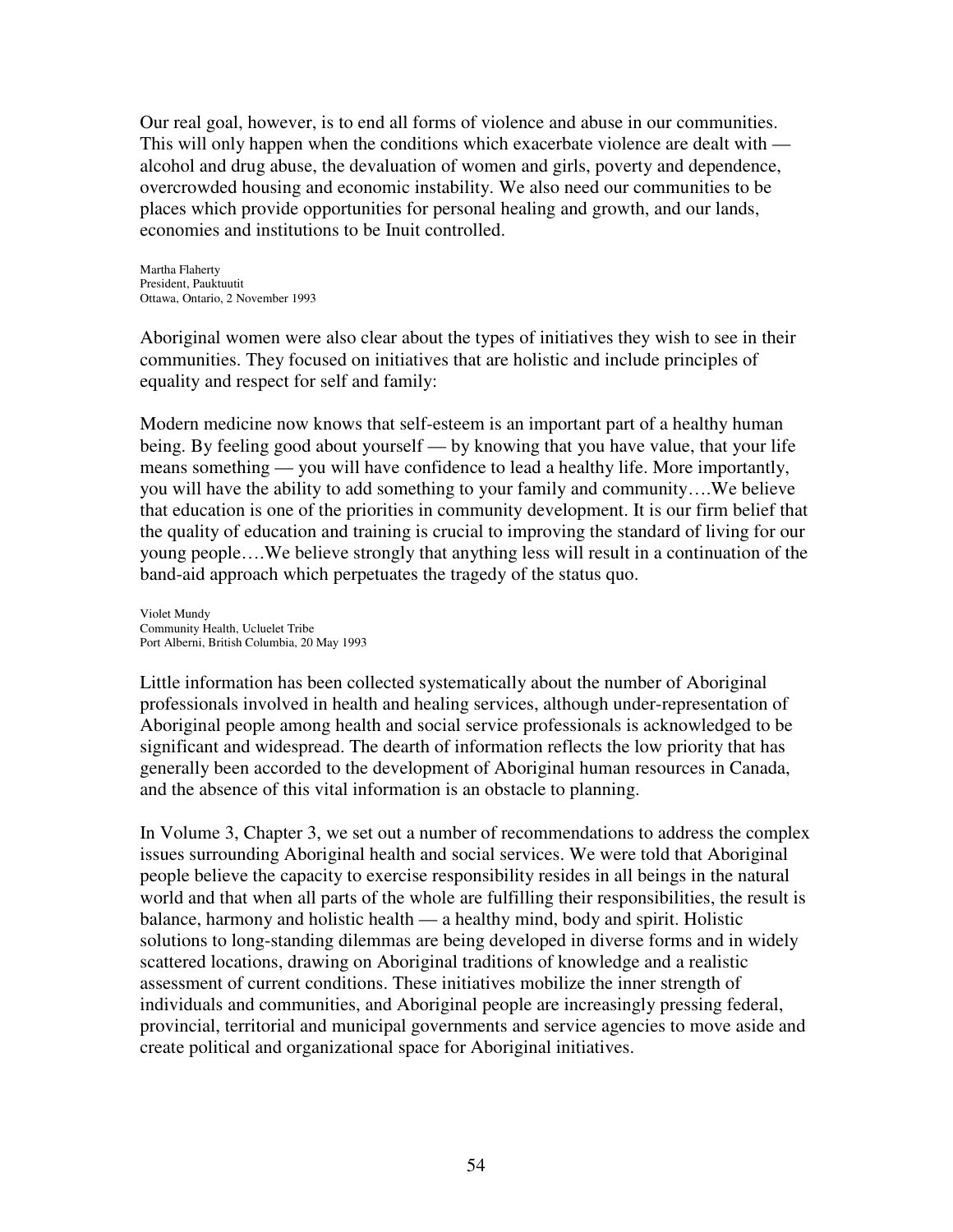Our real goal, however, is to end all forms of violence and abuse in our communities. This will only happen when the conditions which exacerbate violence are dealt with — alcohol and drug abuse, the devaluation of women and girls, poverty and dependence, overcrowded housing and economic instability. We also need our communities to be places which provide opportunities for personal healing and growth, and our lands, economies and institutions to be Inuit controlled.

Martha Flaherty
President, Pauktuutit
Ottawa, Ontario, 2 November 1993

Aboriginal women were also clear about the types of initiatives they wish to see in their communities. They focused on initiatives that are holistic and include principles of equality and respect for self and family:

Modern medicine now knows that self-esteem is an important part of a healthy human being. By feeling good about yourself — by knowing that you have value, that your life means something — you will have confidence to lead a healthy life. More importantly, you will have the ability to add something to your family and community….We believe that education is one of the priorities in community development. It is our firm belief that the quality of education and training is crucial to improving the standard of living for our young people….We believe strongly that anything less will result in a continuation of the band-aid approach which perpetuates the tragedy of the status quo.

Violet Mundy
Community Health, Ucluelet Tribe
Port Alberni, British Columbia, 20 May 1993

Little information has been collected systematically about the number of Aboriginal professionals involved in health and healing services, although under-representation of Aboriginal people among health and social service professionals is acknowledged to be significant and widespread. The dearth of information reflects the low priority that has generally been accorded to the development of Aboriginal human resources in Canada, and the absence of this vital information is an obstacle to planning.

In Volume 3, Chapter 3, we set out a number of recommendations to address the complex issues surrounding Aboriginal health and social services. We were told that Aboriginal people believe the capacity to exercise responsibility resides in all beings in the natural world and that when all parts of the whole are fulfilling their responsibilities, the result is balance, harmony and holistic health — a healthy mind, body and spirit. Holistic solutions to long-standing dilemmas are being developed in diverse forms and in widely scattered locations, drawing on Aboriginal traditions of knowledge and a realistic assessment of current conditions. These initiatives mobilize the inner strength of individuals and communities, and Aboriginal people are increasingly pressing federal, provincial, territorial and municipal governments and service agencies to move aside and create political and organizational space for Aboriginal initiatives.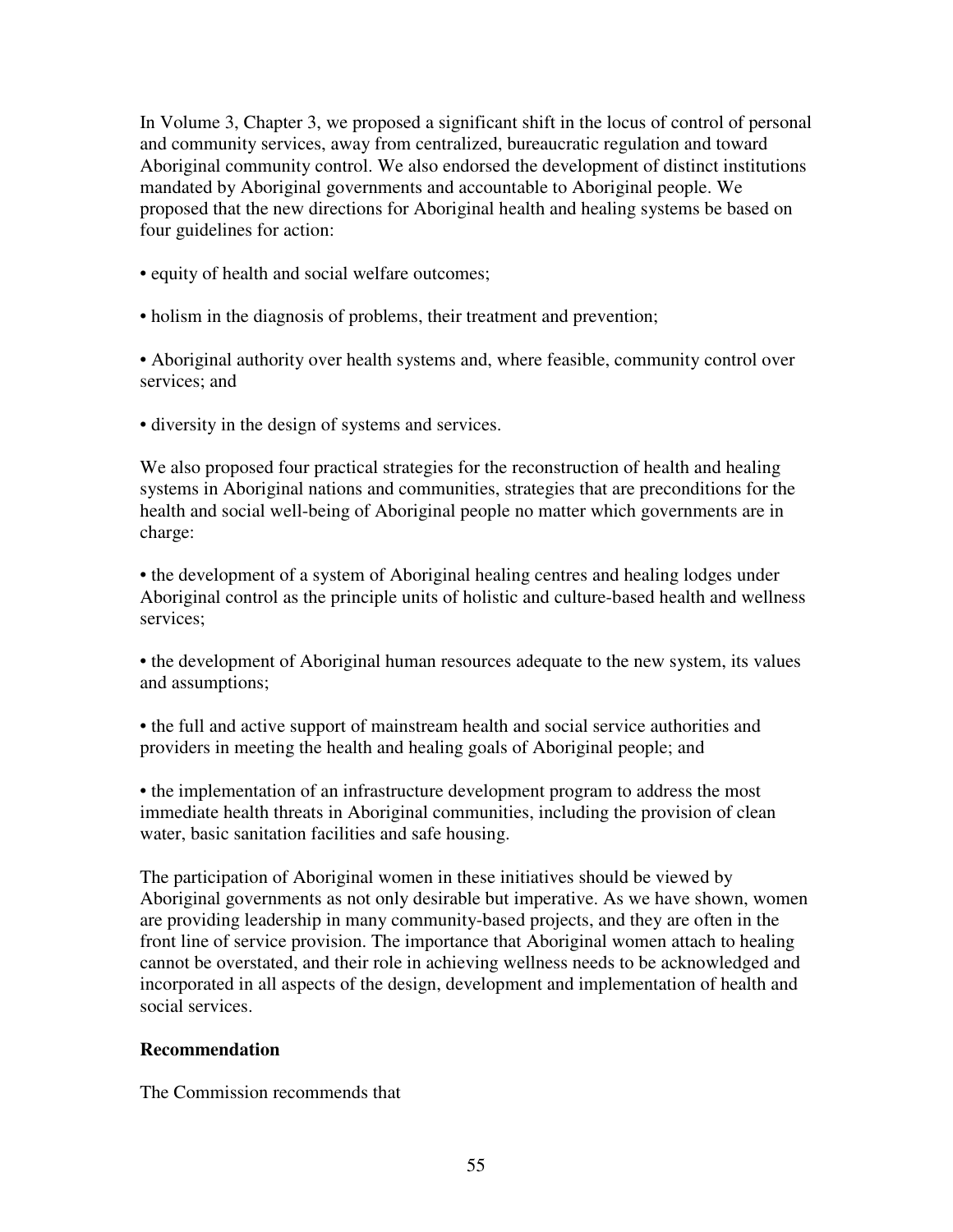In Volume 3, Chapter 3, we proposed a significant shift in the locus of control of personal and community services, away from centralized, bureaucratic regulation and toward Aboriginal community control. We also endorsed the development of distinct institutions mandated by Aboriginal governments and accountable to Aboriginal people. We proposed that the new directions for Aboriginal health and healing systems be based on four guidelines for action:

- equity of health and social welfare outcomes;
- holism in the diagnosis of problems, their treatment and prevention;
- Aboriginal authority over health systems and, where feasible, community control over services; and
- diversity in the design of systems and services.

We also proposed four practical strategies for the reconstruction of health and healing systems in Aboriginal nations and communities, strategies that are preconditions for the health and social well-being of Aboriginal people no matter which governments are in charge:

- the development of a system of Aboriginal healing centres and healing lodges under Aboriginal control as the principle units of holistic and culture-based health and wellness services;
- the development of Aboriginal human resources adequate to the new system, its values and assumptions;
- the full and active support of mainstream health and social service authorities and providers in meeting the health and healing goals of Aboriginal people; and
- the implementation of an infrastructure development program to address the most immediate health threats in Aboriginal communities, including the provision of clean water, basic sanitation facilities and safe housing.

The participation of Aboriginal women in these initiatives should be viewed by Aboriginal governments as not only desirable but imperative. As we have shown, women are providing leadership in many community-based projects, and they are often in the front line of service provision. The importance that Aboriginal women attach to healing cannot be overstated, and their role in achieving wellness needs to be acknowledged and incorporated in all aspects of the design, development and implementation of health and social services.

**Recommendation**

The Commission recommends that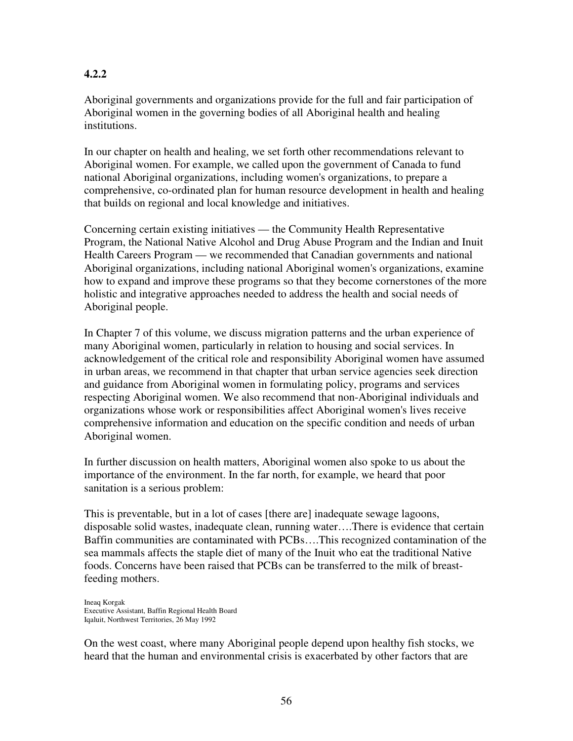**4.2.2**

Aboriginal governments and organizations provide for the full and fair participation of Aboriginal women in the governing bodies of all Aboriginal health and healing institutions.

In our chapter on health and healing, we set forth other recommendations relevant to Aboriginal women. For example, we called upon the government of Canada to fund national Aboriginal organizations, including women's organizations, to prepare a comprehensive, co-ordinated plan for human resource development in health and healing that builds on regional and local knowledge and initiatives.

Concerning certain existing initiatives — the Community Health Representative Program, the National Native Alcohol and Drug Abuse Program and the Indian and Inuit Health Careers Program — we recommended that Canadian governments and national Aboriginal organizations, including national Aboriginal women's organizations, examine how to expand and improve these programs so that they become cornerstones of the more holistic and integrative approaches needed to address the health and social needs of Aboriginal people.

In Chapter 7 of this volume, we discuss migration patterns and the urban experience of many Aboriginal women, particularly in relation to housing and social services. In acknowledgement of the critical role and responsibility Aboriginal women have assumed in urban areas, we recommend in that chapter that urban service agencies seek direction and guidance from Aboriginal women in formulating policy, programs and services respecting Aboriginal women. We also recommend that non-Aboriginal individuals and organizations whose work or responsibilities affect Aboriginal women's lives receive comprehensive information and education on the specific condition and needs of urban Aboriginal women.

In further discussion on health matters, Aboriginal women also spoke to us about the importance of the environment. In the far north, for example, we heard that poor sanitation is a serious problem:

This is preventable, but in a lot of cases [there are] inadequate sewage lagoons, disposable solid wastes, inadequate clean, running water….There is evidence that certain Baffin communities are contaminated with PCBs….This recognized contamination of the sea mammals affects the staple diet of many of the Inuit who eat the traditional Native foods. Concerns have been raised that PCBs can be transferred to the milk of breast-feeding mothers.

Ineaq Korgak
Executive Assistant, Baffin Regional Health Board
Iqaluit, Northwest Territories, 26 May 1992

On the west coast, where many Aboriginal people depend upon healthy fish stocks, we heard that the human and environmental crisis is exacerbated by other factors that are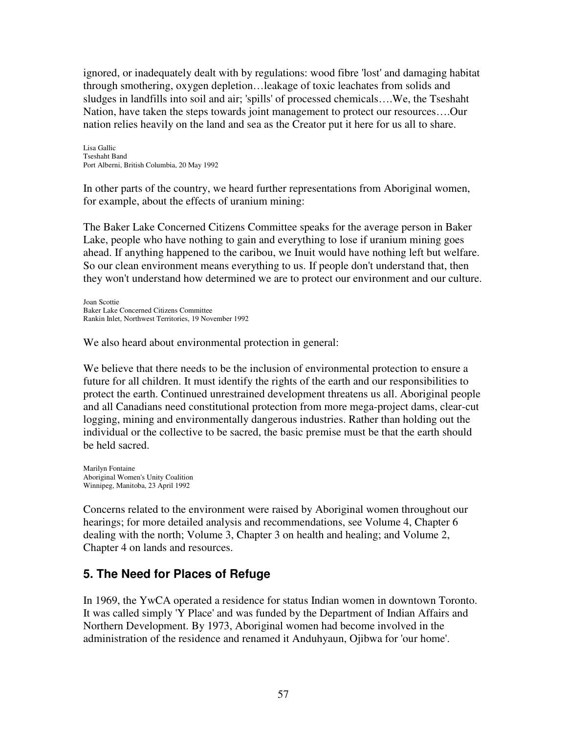ignored, or inadequately dealt with by regulations: wood fibre 'lost' and damaging habitat through smothering, oxygen depletion…leakage of toxic leachates from solids and sludges in landfills into soil and air; 'spills' of processed chemicals….We, the Tseshaht Nation, have taken the steps towards joint management to protect our resources….Our nation relies heavily on the land and sea as the Creator put it here for us all to share.

Lisa Gallic
Tseshaht Band
Port Alberni, British Columbia, 20 May 1992

In other parts of the country, we heard further representations from Aboriginal women, for example, about the effects of uranium mining:

The Baker Lake Concerned Citizens Committee speaks for the average person in Baker Lake, people who have nothing to gain and everything to lose if uranium mining goes ahead. If anything happened to the caribou, we Inuit would have nothing left but welfare. So our clean environment means everything to us. If people don't understand that, then they won't understand how determined we are to protect our environment and our culture.

Joan Scottie
Baker Lake Concerned Citizens Committee
Rankin Inlet, Northwest Territories, 19 November 1992

We also heard about environmental protection in general:

We believe that there needs to be the inclusion of environmental protection to ensure a future for all children. It must identify the rights of the earth and our responsibilities to protect the earth. Continued unrestrained development threatens us all. Aboriginal people and all Canadians need constitutional protection from more mega-project dams, clear-cut logging, mining and environmentally dangerous industries. Rather than holding out the individual or the collective to be sacred, the basic premise must be that the earth should be held sacred.

Marilyn Fontaine
Aboriginal Women's Unity Coalition
Winnipeg, Manitoba, 23 April 1992

Concerns related to the environment were raised by Aboriginal women throughout our hearings; for more detailed analysis and recommendations, see Volume 4, Chapter 6 dealing with the north; Volume 3, Chapter 3 on health and healing; and Volume 2, Chapter 4 on lands and resources.

## 5. The Need for Places of Refuge

In 1969, the YwCA operated a residence for status Indian women in downtown Toronto. It was called simply 'Y Place' and was funded by the Department of Indian Affairs and Northern Development. By 1973, Aboriginal women had become involved in the administration of the residence and renamed it Anduhyaun, Ojibwa for 'our home'.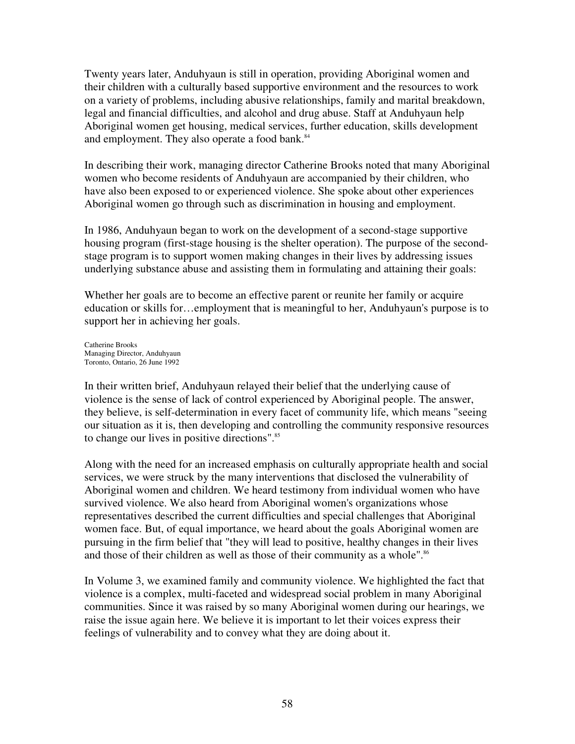Twenty years later, Anduhyaun is still in operation, providing Aboriginal women and their children with a culturally based supportive environment and the resources to work on a variety of problems, including abusive relationships, family and marital breakdown, legal and financial difficulties, and alcohol and drug abuse. Staff at Anduhyaun help Aboriginal women get housing, medical services, further education, skills development and employment. They also operate a food bank.[84]

In describing their work, managing director Catherine Brooks noted that many Aboriginal women who become residents of Anduhyaun are accompanied by their children, who have also been exposed to or experienced violence. She spoke about other experiences Aboriginal women go through such as discrimination in housing and employment.

In 1986, Anduhyaun began to work on the development of a second-stage supportive housing program (first-stage housing is the shelter operation). The purpose of the second-stage program is to support women making changes in their lives by addressing issues underlying substance abuse and assisting them in formulating and attaining their goals:

> Whether her goals are to become an effective parent or reunite her family or acquire education or skills for…employment that is meaningful to her, Anduhyaun's purpose is to support her in achieving her goals.
>
> Catherine Brooks
> Managing Director, Anduhyaun
> Toronto, Ontario, 26 June 1992

In their written brief, Anduhyaun relayed their belief that the underlying cause of violence is the sense of lack of control experienced by Aboriginal people. The answer, they believe, is self-determination in every facet of community life, which means "seeing our situation as it is, then developing and controlling the community responsive resources to change our lives in positive directions".[85]

Along with the need for an increased emphasis on culturally appropriate health and social services, we were struck by the many interventions that disclosed the vulnerability of Aboriginal women and children. We heard testimony from individual women who have survived violence. We also heard from Aboriginal women's organizations whose representatives described the current difficulties and special challenges that Aboriginal women face. But, of equal importance, we heard about the goals Aboriginal women are pursuing in the firm belief that "they will lead to positive, healthy changes in their lives and those of their children as well as those of their community as a whole".[86]

In Volume 3, we examined family and community violence. We highlighted the fact that violence is a complex, multi-faceted and widespread social problem in many Aboriginal communities. Since it was raised by so many Aboriginal women during our hearings, we raise the issue again here. We believe it is important to let their voices express their feelings of vulnerability and to convey what they are doing about it.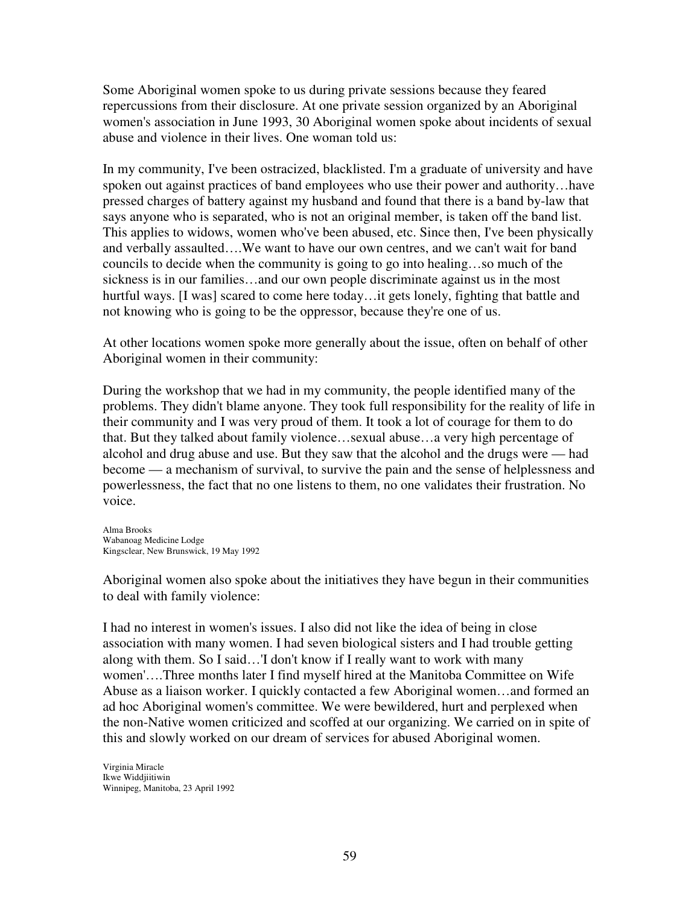Some Aboriginal women spoke to us during private sessions because they feared repercussions from their disclosure. At one private session organized by an Aboriginal women's association in June 1993, 30 Aboriginal women spoke about incidents of sexual abuse and violence in their lives. One woman told us:

> In my community, I've been ostracized, blacklisted. I'm a graduate of university and have spoken out against practices of band employees who use their power and authority…have pressed charges of battery against my husband and found that there is a band by-law that says anyone who is separated, who is not an original member, is taken off the band list. This applies to widows, women who've been abused, etc. Since then, I've been physically and verbally assaulted….We want to have our own centres, and we can't wait for band councils to decide when the community is going to go into healing…so much of the sickness is in our families…and our own people discriminate against us in the most hurtful ways. [I was] scared to come here today…it gets lonely, fighting that battle and not knowing who is going to be the oppressor, because they're one of us.

At other locations women spoke more generally about the issue, often on behalf of other Aboriginal women in their community:

> During the workshop that we had in my community, the people identified many of the problems. They didn't blame anyone. They took full responsibility for the reality of life in their community and I was very proud of them. It took a lot of courage for them to do that. But they talked about family violence…sexual abuse…a very high percentage of alcohol and drug abuse and use. But they saw that the alcohol and the drugs were — had become — a mechanism of survival, to survive the pain and the sense of helplessness and powerlessness, the fact that no one listens to them, no one validates their frustration. No voice.

Alma Brooks
Wabanoag Medicine Lodge
Kingsclear, New Brunswick, 19 May 1992

Aboriginal women also spoke about the initiatives they have begun in their communities to deal with family violence:

> I had no interest in women's issues. I also did not like the idea of being in close association with many women. I had seven biological sisters and I had trouble getting along with them. So I said…'I don't know if I really want to work with many women'….Three months later I find myself hired at the Manitoba Committee on Wife Abuse as a liaison worker. I quickly contacted a few Aboriginal women…and formed an ad hoc Aboriginal women's committee. We were bewildered, hurt and perplexed when the non-Native women criticized and scoffed at our organizing. We carried on in spite of this and slowly worked on our dream of services for abused Aboriginal women.

Virginia Miracle
Ikwe Widdjiitiwin
Winnipeg, Manitoba, 23 April 1992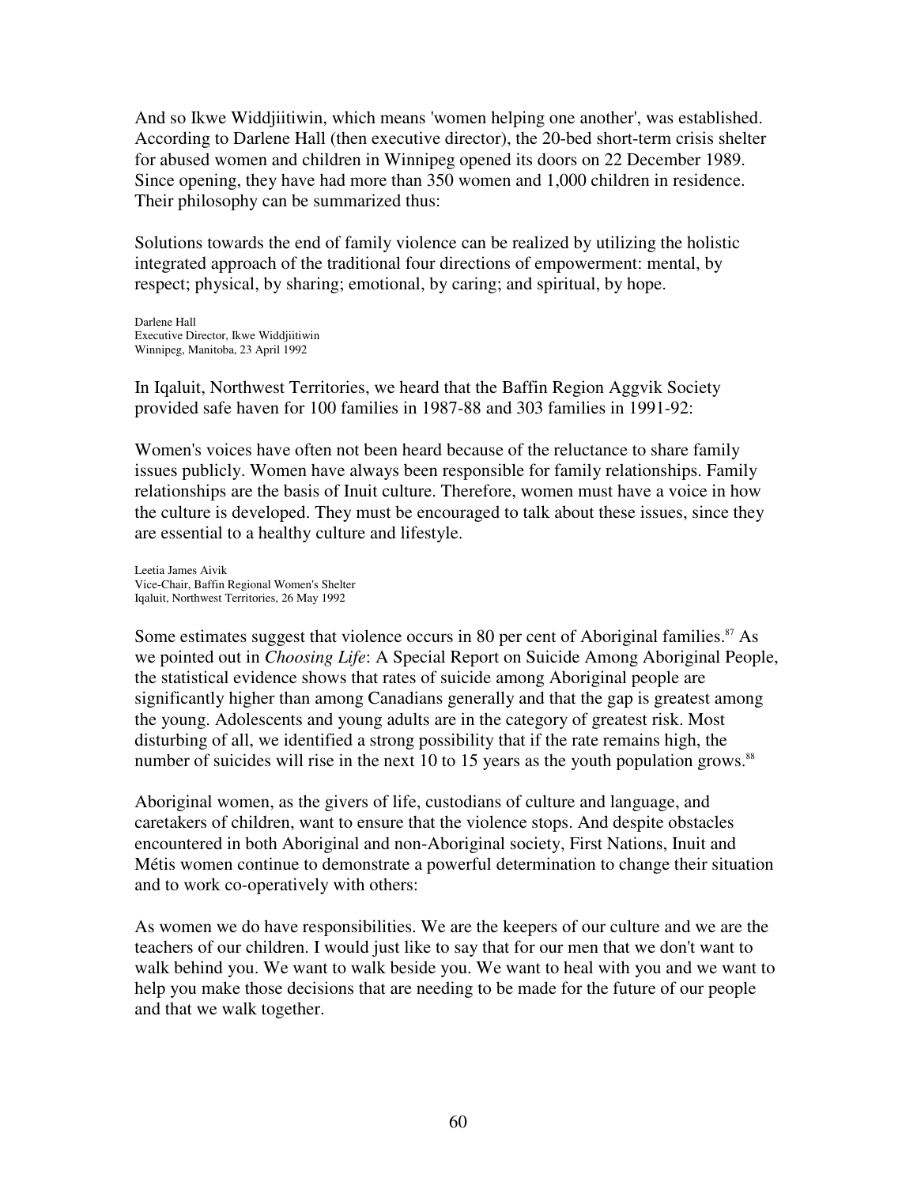And so Ikwe Widdjiitiwin, which means 'women helping one another', was established. According to Darlene Hall (then executive director), the 20-bed short-term crisis shelter for abused women and children in Winnipeg opened its doors on 22 December 1989. Since opening, they have had more than 350 women and 1,000 children in residence. Their philosophy can be summarized thus:

Solutions towards the end of family violence can be realized by utilizing the holistic integrated approach of the traditional four directions of empowerment: mental, by respect; physical, by sharing; emotional, by caring; and spiritual, by hope.

Darlene Hall
Executive Director, Ikwe Widdjiitiwin
Winnipeg, Manitoba, 23 April 1992

In Iqaluit, Northwest Territories, we heard that the Baffin Region Aggvik Society provided safe haven for 100 families in 1987-88 and 303 families in 1991-92:

Women's voices have often not been heard because of the reluctance to share family issues publicly. Women have always been responsible for family relationships. Family relationships are the basis of Inuit culture. Therefore, women must have a voice in how the culture is developed. They must be encouraged to talk about these issues, since they are essential to a healthy culture and lifestyle.

Leetia James Aivik
Vice-Chair, Baffin Regional Women's Shelter
Iqaluit, Northwest Territories, 26 May 1992

Some estimates suggest that violence occurs in 80 per cent of Aboriginal families.[87] As we pointed out in *Choosing Life*: A Special Report on Suicide Among Aboriginal People, the statistical evidence shows that rates of suicide among Aboriginal people are significantly higher than among Canadians generally and that the gap is greatest among the young. Adolescents and young adults are in the category of greatest risk. Most disturbing of all, we identified a strong possibility that if the rate remains high, the number of suicides will rise in the next 10 to 15 years as the youth population grows.[88]

Aboriginal women, as the givers of life, custodians of culture and language, and caretakers of children, want to ensure that the violence stops. And despite obstacles encountered in both Aboriginal and non-Aboriginal society, First Nations, Inuit and Métis women continue to demonstrate a powerful determination to change their situation and to work co-operatively with others:

As women we do have responsibilities. We are the keepers of our culture and we are the teachers of our children. I would just like to say that for our men that we don't want to walk behind you. We want to walk beside you. We want to heal with you and we want to help you make those decisions that are needing to be made for the future of our people and that we walk together.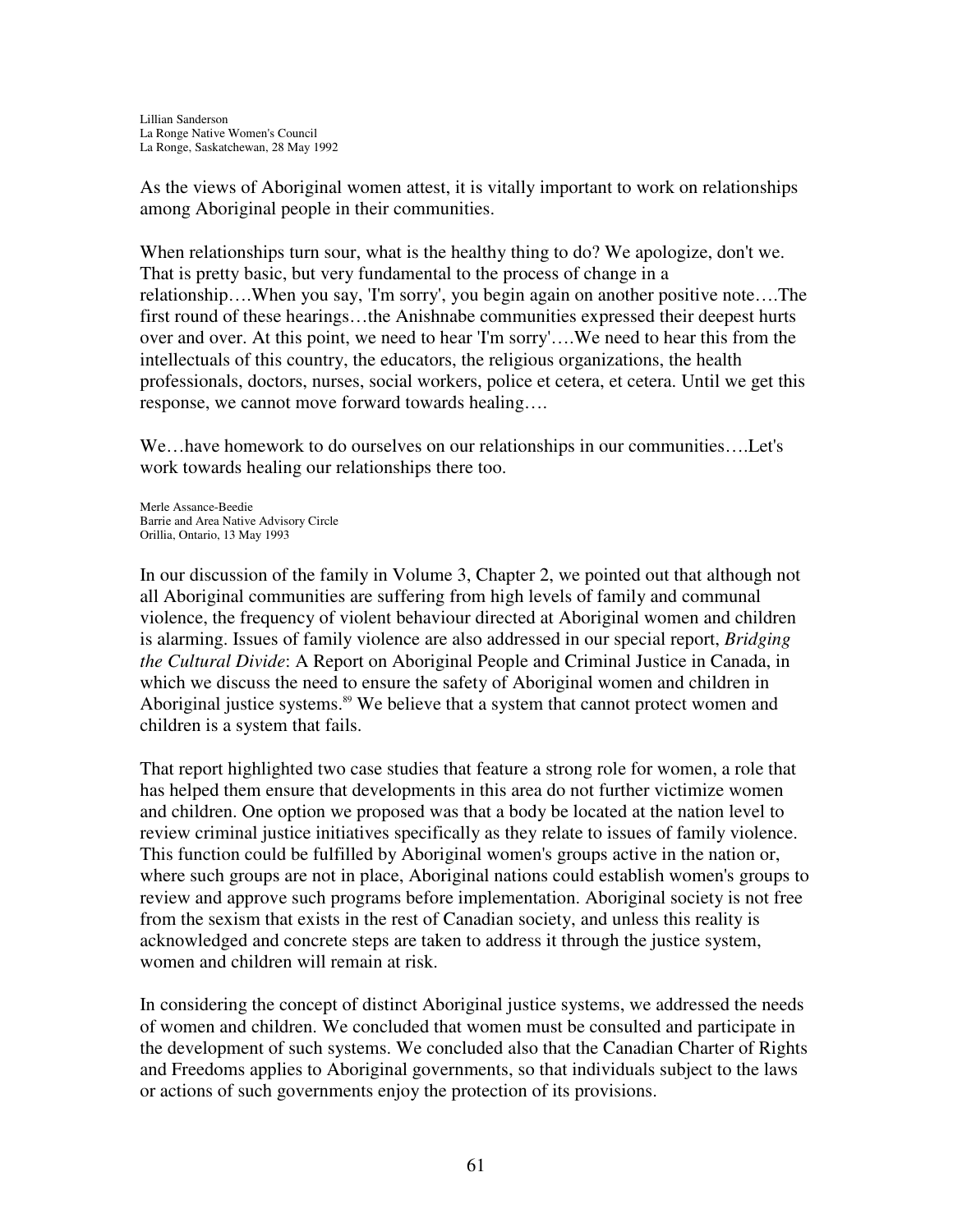Lillian Sanderson
La Ronge Native Women's Council
La Ronge, Saskatchewan, 28 May 1992

As the views of Aboriginal women attest, it is vitally important to work on relationships among Aboriginal people in their communities.

When relationships turn sour, what is the healthy thing to do? We apologize, don't we. That is pretty basic, but very fundamental to the process of change in a relationship….When you say, 'I'm sorry', you begin again on another positive note….The first round of these hearings…the Anishnabe communities expressed their deepest hurts over and over. At this point, we need to hear 'I'm sorry'….We need to hear this from the intellectuals of this country, the educators, the religious organizations, the health professionals, doctors, nurses, social workers, police et cetera, et cetera. Until we get this response, we cannot move forward towards healing….

We…have homework to do ourselves on our relationships in our communities….Let's work towards healing our relationships there too.

Merle Assance-Beedie
Barrie and Area Native Advisory Circle
Orillia, Ontario, 13 May 1993

In our discussion of the family in Volume 3, Chapter 2, we pointed out that although not all Aboriginal communities are suffering from high levels of family and communal violence, the frequency of violent behaviour directed at Aboriginal women and children is alarming. Issues of family violence are also addressed in our special report, *Bridging the Cultural Divide*: A Report on Aboriginal People and Criminal Justice in Canada, in which we discuss the need to ensure the safety of Aboriginal women and children in Aboriginal justice systems.[89] We believe that a system that cannot protect women and children is a system that fails.

That report highlighted two case studies that feature a strong role for women, a role that has helped them ensure that developments in this area do not further victimize women and children. One option we proposed was that a body be located at the nation level to review criminal justice initiatives specifically as they relate to issues of family violence. This function could be fulfilled by Aboriginal women's groups active in the nation or, where such groups are not in place, Aboriginal nations could establish women's groups to review and approve such programs before implementation. Aboriginal society is not free from the sexism that exists in the rest of Canadian society, and unless this reality is acknowledged and concrete steps are taken to address it through the justice system, women and children will remain at risk.

In considering the concept of distinct Aboriginal justice systems, we addressed the needs of women and children. We concluded that women must be consulted and participate in the development of such systems. We concluded also that the Canadian Charter of Rights and Freedoms applies to Aboriginal governments, so that individuals subject to the laws or actions of such governments enjoy the protection of its provisions.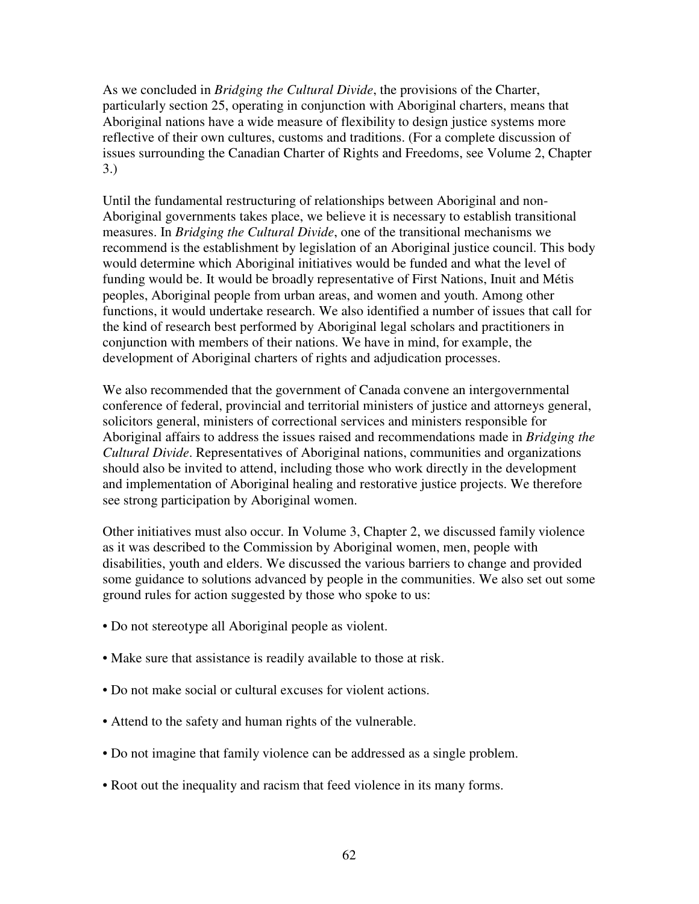As we concluded in *Bridging the Cultural Divide*, the provisions of the Charter, particularly section 25, operating in conjunction with Aboriginal charters, means that Aboriginal nations have a wide measure of flexibility to design justice systems more reflective of their own cultures, customs and traditions. (For a complete discussion of issues surrounding the Canadian Charter of Rights and Freedoms, see Volume 2, Chapter 3.)

Until the fundamental restructuring of relationships between Aboriginal and non-Aboriginal governments takes place, we believe it is necessary to establish transitional measures. In *Bridging the Cultural Divide*, one of the transitional mechanisms we recommend is the establishment by legislation of an Aboriginal justice council. This body would determine which Aboriginal initiatives would be funded and what the level of funding would be. It would be broadly representative of First Nations, Inuit and Métis peoples, Aboriginal people from urban areas, and women and youth. Among other functions, it would undertake research. We also identified a number of issues that call for the kind of research best performed by Aboriginal legal scholars and practitioners in conjunction with members of their nations. We have in mind, for example, the development of Aboriginal charters of rights and adjudication processes.

We also recommended that the government of Canada convene an intergovernmental conference of federal, provincial and territorial ministers of justice and attorneys general, solicitors general, ministers of correctional services and ministers responsible for Aboriginal affairs to address the issues raised and recommendations made in *Bridging the Cultural Divide*. Representatives of Aboriginal nations, communities and organizations should also be invited to attend, including those who work directly in the development and implementation of Aboriginal healing and restorative justice projects. We therefore see strong participation by Aboriginal women.

Other initiatives must also occur. In Volume 3, Chapter 2, we discussed family violence as it was described to the Commission by Aboriginal women, men, people with disabilities, youth and elders. We discussed the various barriers to change and provided some guidance to solutions advanced by people in the communities. We also set out some ground rules for action suggested by those who spoke to us:

- Do not stereotype all Aboriginal people as violent.
- Make sure that assistance is readily available to those at risk.
- Do not make social or cultural excuses for violent actions.
- Attend to the safety and human rights of the vulnerable.
- Do not imagine that family violence can be addressed as a single problem.
- Root out the inequality and racism that feed violence in its many forms.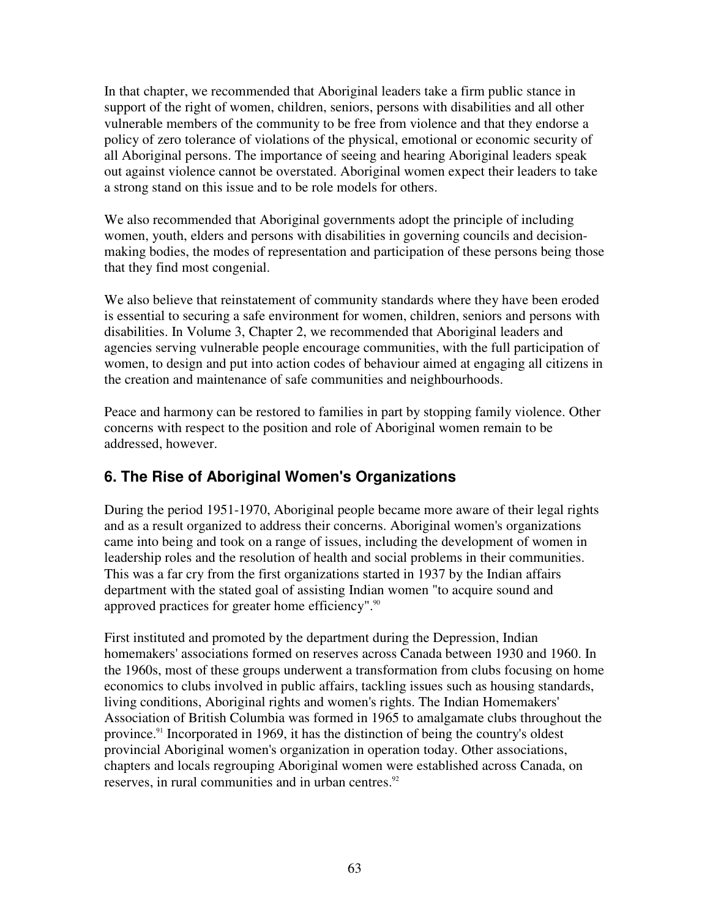In that chapter, we recommended that Aboriginal leaders take a firm public stance in support of the right of women, children, seniors, persons with disabilities and all other vulnerable members of the community to be free from violence and that they endorse a policy of zero tolerance of violations of the physical, emotional or economic security of all Aboriginal persons. The importance of seeing and hearing Aboriginal leaders speak out against violence cannot be overstated. Aboriginal women expect their leaders to take a strong stand on this issue and to be role models for others.

We also recommended that Aboriginal governments adopt the principle of including women, youth, elders and persons with disabilities in governing councils and decision-making bodies, the modes of representation and participation of these persons being those that they find most congenial.

We also believe that reinstatement of community standards where they have been eroded is essential to securing a safe environment for women, children, seniors and persons with disabilities. In Volume 3, Chapter 2, we recommended that Aboriginal leaders and agencies serving vulnerable people encourage communities, with the full participation of women, to design and put into action codes of behaviour aimed at engaging all citizens in the creation and maintenance of safe communities and neighbourhoods.

Peace and harmony can be restored to families in part by stopping family violence. Other concerns with respect to the position and role of Aboriginal women remain to be addressed, however.

## 6. The Rise of Aboriginal Women's Organizations

During the period 1951-1970, Aboriginal people became more aware of their legal rights and as a result organized to address their concerns. Aboriginal women's organizations came into being and took on a range of issues, including the development of women in leadership roles and the resolution of health and social problems in their communities. This was a far cry from the first organizations started in 1937 by the Indian affairs department with the stated goal of assisting Indian women "to acquire sound and approved practices for greater home efficiency".[90]

First instituted and promoted by the department during the Depression, Indian homemakers' associations formed on reserves across Canada between 1930 and 1960. In the 1960s, most of these groups underwent a transformation from clubs focusing on home economics to clubs involved in public affairs, tackling issues such as housing standards, living conditions, Aboriginal rights and women's rights. The Indian Homemakers' Association of British Columbia was formed in 1965 to amalgamate clubs throughout the province.[91] Incorporated in 1969, it has the distinction of being the country's oldest provincial Aboriginal women's organization in operation today. Other associations, chapters and locals regrouping Aboriginal women were established across Canada, on reserves, in rural communities and in urban centres.[92]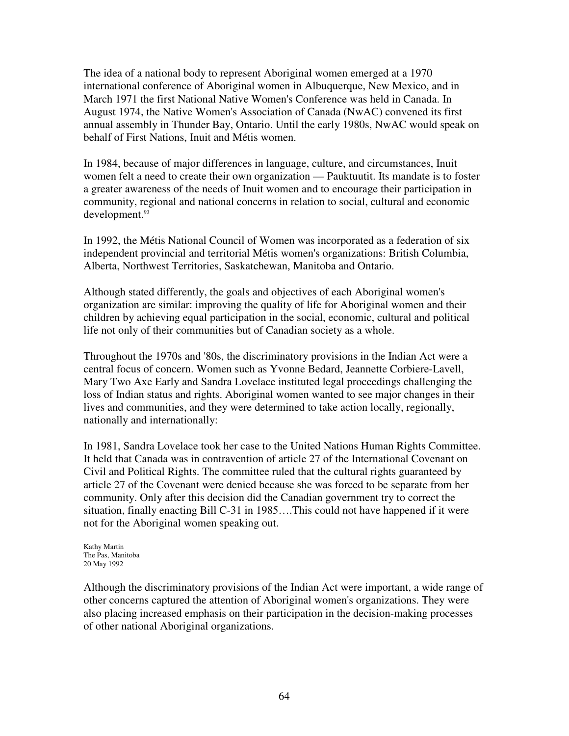The idea of a national body to represent Aboriginal women emerged at a 1970 international conference of Aboriginal women in Albuquerque, New Mexico, and in March 1971 the first National Native Women's Conference was held in Canada. In August 1974, the Native Women's Association of Canada (NwAC) convened its first annual assembly in Thunder Bay, Ontario. Until the early 1980s, NwAC would speak on behalf of First Nations, Inuit and Métis women.

In 1984, because of major differences in language, culture, and circumstances, Inuit women felt a need to create their own organization — Pauktuutit. Its mandate is to foster a greater awareness of the needs of Inuit women and to encourage their participation in community, regional and national concerns in relation to social, cultural and economic development.[93]

In 1992, the Métis National Council of Women was incorporated as a federation of six independent provincial and territorial Métis women's organizations: British Columbia, Alberta, Northwest Territories, Saskatchewan, Manitoba and Ontario.

Although stated differently, the goals and objectives of each Aboriginal women's organization are similar: improving the quality of life for Aboriginal women and their children by achieving equal participation in the social, economic, cultural and political life not only of their communities but of Canadian society as a whole.

Throughout the 1970s and '80s, the discriminatory provisions in the Indian Act were a central focus of concern. Women such as Yvonne Bedard, Jeannette Corbiere-Lavell, Mary Two Axe Early and Sandra Lovelace instituted legal proceedings challenging the loss of Indian status and rights. Aboriginal women wanted to see major changes in their lives and communities, and they were determined to take action locally, regionally, nationally and internationally:

In 1981, Sandra Lovelace took her case to the United Nations Human Rights Committee. It held that Canada was in contravention of article 27 of the International Covenant on Civil and Political Rights. The committee ruled that the cultural rights guaranteed by article 27 of the Covenant were denied because she was forced to be separate from her community. Only after this decision did the Canadian government try to correct the situation, finally enacting Bill C-31 in 1985….This could not have happened if it were not for the Aboriginal women speaking out.

Kathy Martin
The Pas, Manitoba
20 May 1992

Although the discriminatory provisions of the Indian Act were important, a wide range of other concerns captured the attention of Aboriginal women's organizations. They were also placing increased emphasis on their participation in the decision-making processes of other national Aboriginal organizations.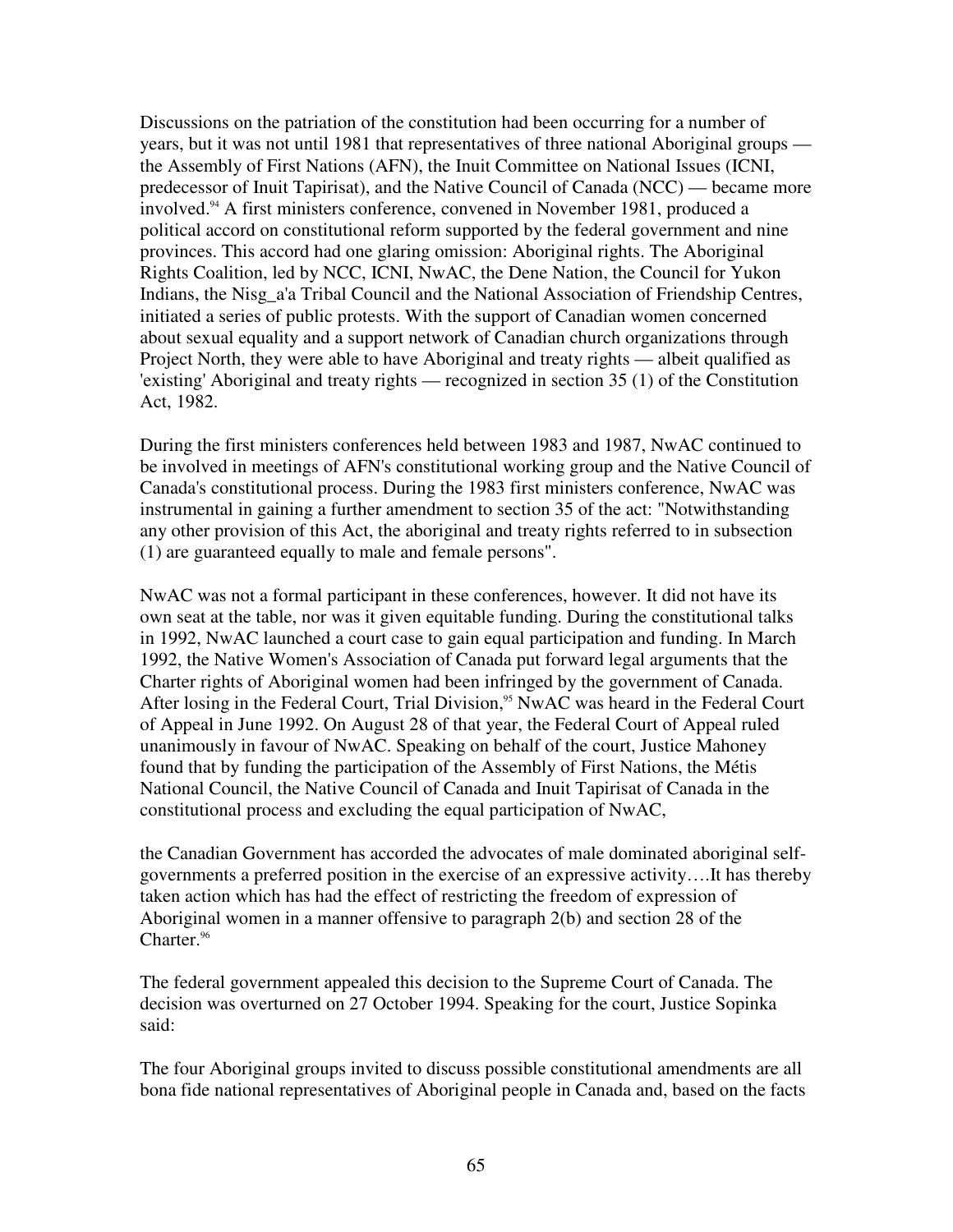Discussions on the patriation of the constitution had been occurring for a number of years, but it was not until 1981 that representatives of three national Aboriginal groups — the Assembly of First Nations (AFN), the Inuit Committee on National Issues (ICNI, predecessor of Inuit Tapirisat), and the Native Council of Canada (NCC) — became more involved.[94] A first ministers conference, convened in November 1981, produced a political accord on constitutional reform supported by the federal government and nine provinces. This accord had one glaring omission: Aboriginal rights. The Aboriginal Rights Coalition, led by NCC, ICNI, NwAC, the Dene Nation, the Council for Yukon Indians, the Nisg_a'a Tribal Council and the National Association of Friendship Centres, initiated a series of public protests. With the support of Canadian women concerned about sexual equality and a support network of Canadian church organizations through Project North, they were able to have Aboriginal and treaty rights — albeit qualified as 'existing' Aboriginal and treaty rights — recognized in section 35 (1) of the Constitution Act, 1982.

During the first ministers conferences held between 1983 and 1987, NwAC continued to be involved in meetings of AFN's constitutional working group and the Native Council of Canada's constitutional process. During the 1983 first ministers conference, NwAC was instrumental in gaining a further amendment to section 35 of the act: "Notwithstanding any other provision of this Act, the aboriginal and treaty rights referred to in subsection (1) are guaranteed equally to male and female persons".

NwAC was not a formal participant in these conferences, however. It did not have its own seat at the table, nor was it given equitable funding. During the constitutional talks in 1992, NwAC launched a court case to gain equal participation and funding. In March 1992, the Native Women's Association of Canada put forward legal arguments that the Charter rights of Aboriginal women had been infringed by the government of Canada. After losing in the Federal Court, Trial Division,[95] NwAC was heard in the Federal Court of Appeal in June 1992. On August 28 of that year, the Federal Court of Appeal ruled unanimously in favour of NwAC. Speaking on behalf of the court, Justice Mahoney found that by funding the participation of the Assembly of First Nations, the Métis National Council, the Native Council of Canada and Inuit Tapirisat of Canada in the constitutional process and excluding the equal participation of NwAC,

the Canadian Government has accorded the advocates of male dominated aboriginal self-governments a preferred position in the exercise of an expressive activity….It has thereby taken action which has had the effect of restricting the freedom of expression of Aboriginal women in a manner offensive to paragraph 2(b) and section 28 of the Charter.[96]

The federal government appealed this decision to the Supreme Court of Canada. The decision was overturned on 27 October 1994. Speaking for the court, Justice Sopinka said:

The four Aboriginal groups invited to discuss possible constitutional amendments are all bona fide national representatives of Aboriginal people in Canada and, based on the facts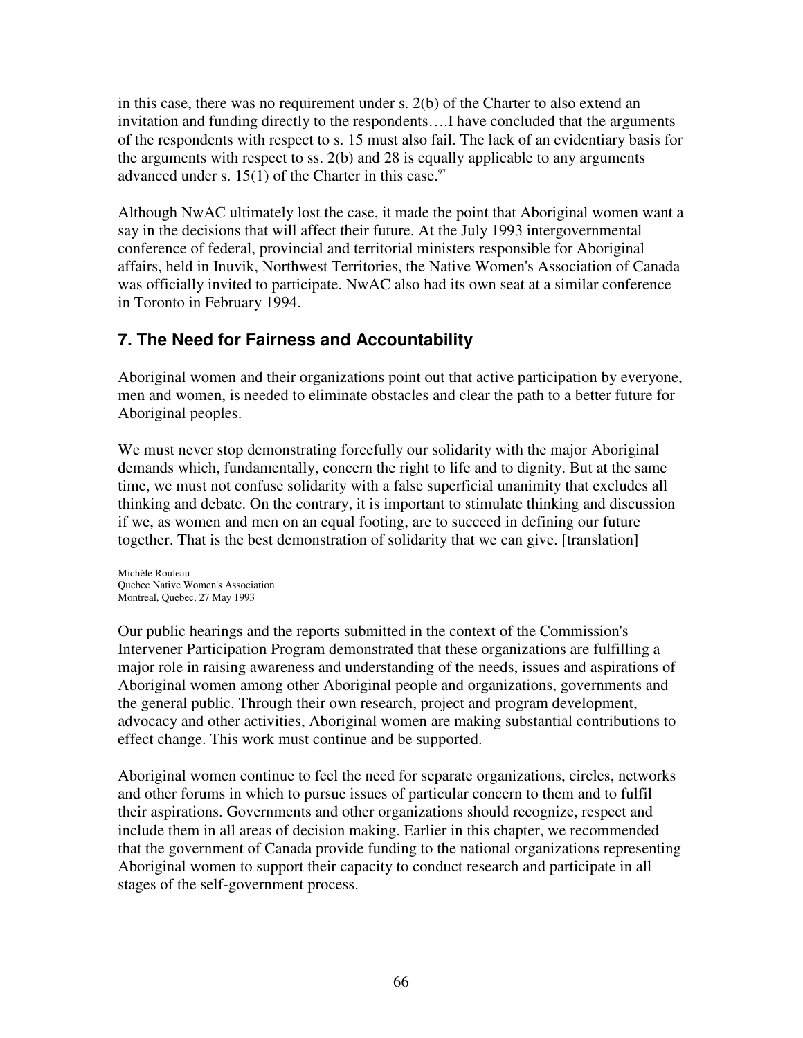in this case, there was no requirement under s. 2(b) of the Charter to also extend an invitation and funding directly to the respondents….I have concluded that the arguments of the respondents with respect to s. 15 must also fail. The lack of an evidentiary basis for the arguments with respect to ss. 2(b) and 28 is equally applicable to any arguments advanced under s. 15(1) of the Charter in this case.[97]

Although NwAC ultimately lost the case, it made the point that Aboriginal women want a say in the decisions that will affect their future. At the July 1993 intergovernmental conference of federal, provincial and territorial ministers responsible for Aboriginal affairs, held in Inuvik, Northwest Territories, the Native Women's Association of Canada was officially invited to participate. NwAC also had its own seat at a similar conference in Toronto in February 1994.

## 7. The Need for Fairness and Accountability

Aboriginal women and their organizations point out that active participation by everyone, men and women, is needed to eliminate obstacles and clear the path to a better future for Aboriginal peoples.

We must never stop demonstrating forcefully our solidarity with the major Aboriginal demands which, fundamentally, concern the right to life and to dignity. But at the same time, we must not confuse solidarity with a false superficial unanimity that excludes all thinking and debate. On the contrary, it is important to stimulate thinking and discussion if we, as women and men on an equal footing, are to succeed in defining our future together. That is the best demonstration of solidarity that we can give. [translation]

Michèle Rouleau
Quebec Native Women's Association
Montreal, Quebec, 27 May 1993

Our public hearings and the reports submitted in the context of the Commission's Intervener Participation Program demonstrated that these organizations are fulfilling a major role in raising awareness and understanding of the needs, issues and aspirations of Aboriginal women among other Aboriginal people and organizations, governments and the general public. Through their own research, project and program development, advocacy and other activities, Aboriginal women are making substantial contributions to effect change. This work must continue and be supported.

Aboriginal women continue to feel the need for separate organizations, circles, networks and other forums in which to pursue issues of particular concern to them and to fulfil their aspirations. Governments and other organizations should recognize, respect and include them in all areas of decision making. Earlier in this chapter, we recommended that the government of Canada provide funding to the national organizations representing Aboriginal women to support their capacity to conduct research and participate in all stages of the self-government process.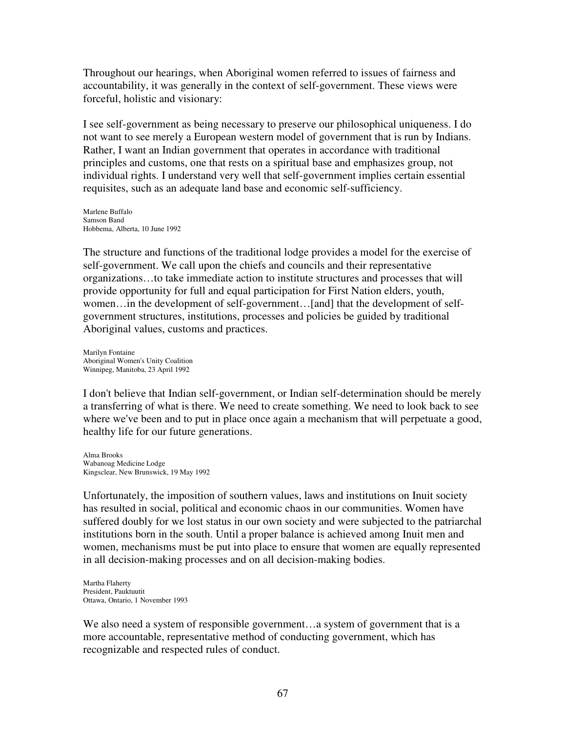Throughout our hearings, when Aboriginal women referred to issues of fairness and accountability, it was generally in the context of self-government. These views were forceful, holistic and visionary:

I see self-government as being necessary to preserve our philosophical uniqueness. I do not want to see merely a European western model of government that is run by Indians. Rather, I want an Indian government that operates in accordance with traditional principles and customs, one that rests on a spiritual base and emphasizes group, not individual rights. I understand very well that self-government implies certain essential requisites, such as an adequate land base and economic self-sufficiency.

Marlene Buffalo
Samson Band
Hobbema, Alberta, 10 June 1992

The structure and functions of the traditional lodge provides a model for the exercise of self-government. We call upon the chiefs and councils and their representative organizations…to take immediate action to institute structures and processes that will provide opportunity for full and equal participation for First Nation elders, youth, women…in the development of self-government…[and] that the development of self-government structures, institutions, processes and policies be guided by traditional Aboriginal values, customs and practices.

Marilyn Fontaine
Aboriginal Women's Unity Coalition
Winnipeg, Manitoba, 23 April 1992

I don't believe that Indian self-government, or Indian self-determination should be merely a transferring of what is there. We need to create something. We need to look back to see where we've been and to put in place once again a mechanism that will perpetuate a good, healthy life for our future generations.

Alma Brooks
Wabanoag Medicine Lodge
Kingsclear, New Brunswick, 19 May 1992

Unfortunately, the imposition of southern values, laws and institutions on Inuit society has resulted in social, political and economic chaos in our communities. Women have suffered doubly for we lost status in our own society and were subjected to the patriarchal institutions born in the south. Until a proper balance is achieved among Inuit men and women, mechanisms must be put into place to ensure that women are equally represented in all decision-making processes and on all decision-making bodies.

Martha Flaherty
President, Pauktuutit
Ottawa, Ontario, 1 November 1993

We also need a system of responsible government…a system of government that is a more accountable, representative method of conducting government, which has recognizable and respected rules of conduct.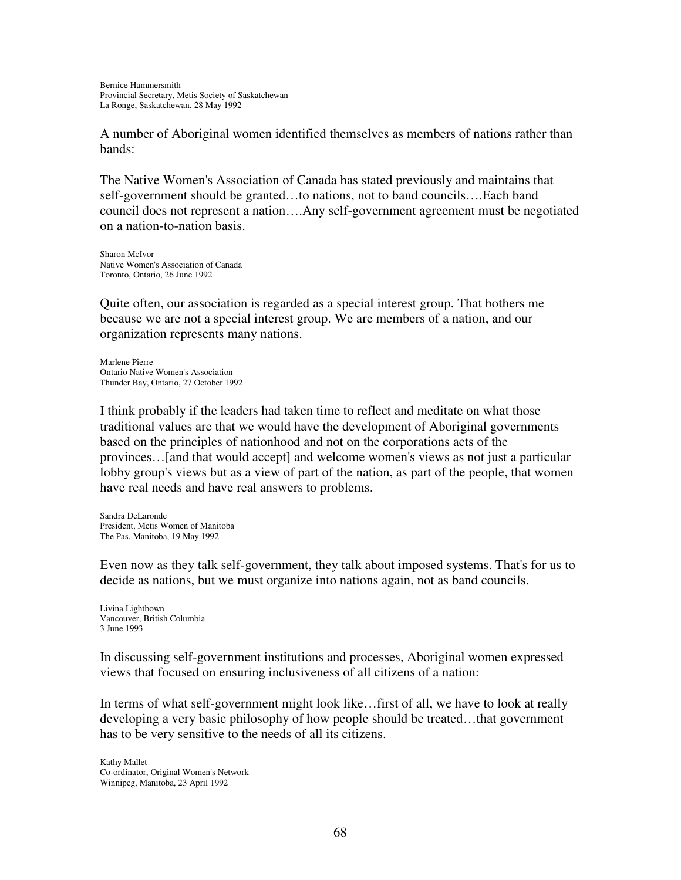Bernice Hammersmith
Provincial Secretary, Metis Society of Saskatchewan
La Ronge, Saskatchewan, 28 May 1992

A number of Aboriginal women identified themselves as members of nations rather than bands:

The Native Women's Association of Canada has stated previously and maintains that self-government should be granted…to nations, not to band councils….Each band council does not represent a nation….Any self-government agreement must be negotiated on a nation-to-nation basis.

Sharon McIvor
Native Women's Association of Canada
Toronto, Ontario, 26 June 1992

Quite often, our association is regarded as a special interest group. That bothers me because we are not a special interest group. We are members of a nation, and our organization represents many nations.

Marlene Pierre
Ontario Native Women's Association
Thunder Bay, Ontario, 27 October 1992

I think probably if the leaders had taken time to reflect and meditate on what those traditional values are that we would have the development of Aboriginal governments based on the principles of nationhood and not on the corporations acts of the provinces…[and that would accept] and welcome women's views as not just a particular lobby group's views but as a view of part of the nation, as part of the people, that women have real needs and have real answers to problems.

Sandra DeLaronde
President, Metis Women of Manitoba
The Pas, Manitoba, 19 May 1992

Even now as they talk self-government, they talk about imposed systems. That's for us to decide as nations, but we must organize into nations again, not as band councils.

Livina Lightbown
Vancouver, British Columbia
3 June 1993

In discussing self-government institutions and processes, Aboriginal women expressed views that focused on ensuring inclusiveness of all citizens of a nation:

In terms of what self-government might look like…first of all, we have to look at really developing a very basic philosophy of how people should be treated…that government has to be very sensitive to the needs of all its citizens.

Kathy Mallet
Co-ordinator, Original Women's Network
Winnipeg, Manitoba, 23 April 1992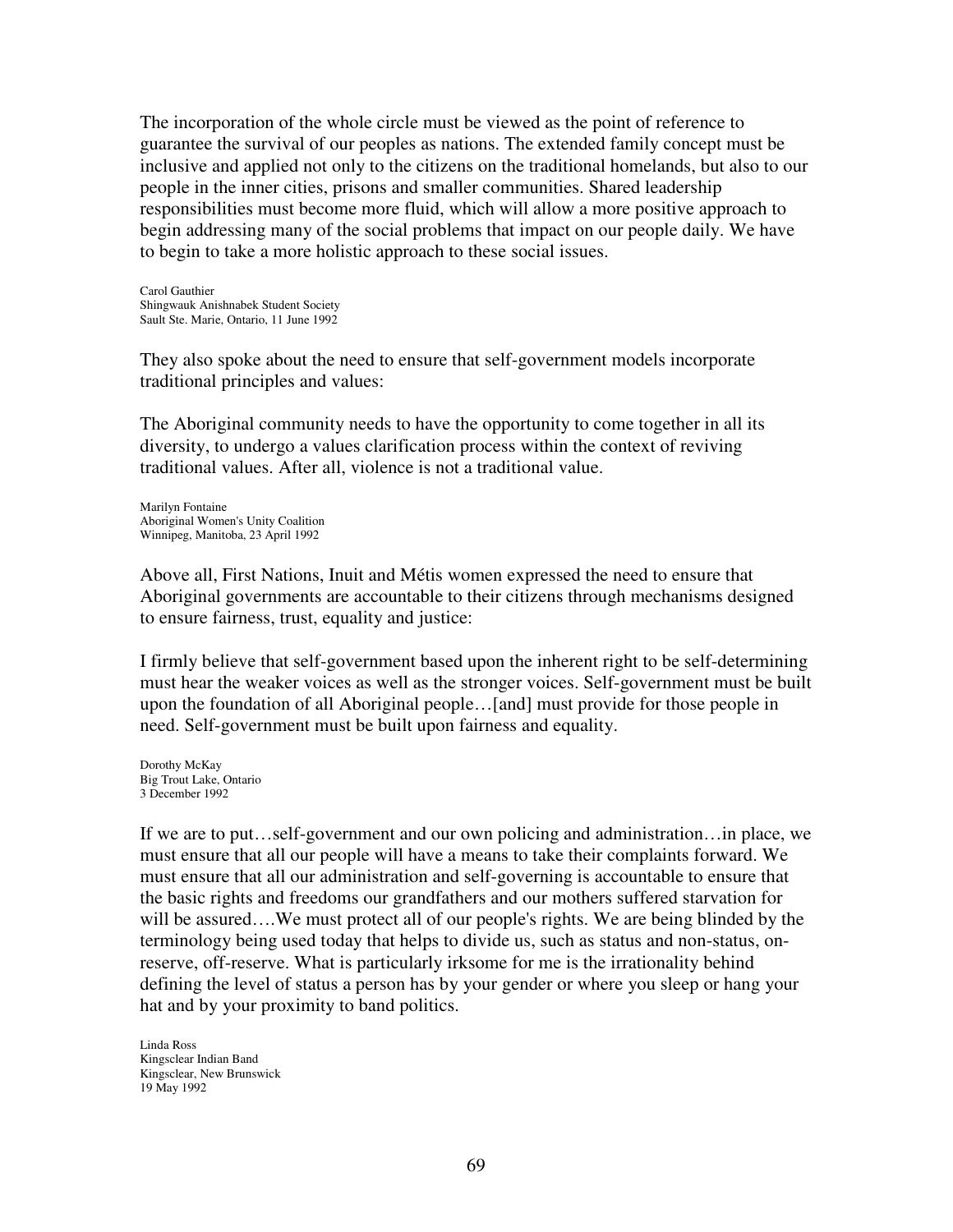The incorporation of the whole circle must be viewed as the point of reference to guarantee the survival of our peoples as nations. The extended family concept must be inclusive and applied not only to the citizens on the traditional homelands, but also to our people in the inner cities, prisons and smaller communities. Shared leadership responsibilities must become more fluid, which will allow a more positive approach to begin addressing many of the social problems that impact on our people daily. We have to begin to take a more holistic approach to these social issues.

Carol Gauthier
Shingwauk Anishnabek Student Society
Sault Ste. Marie, Ontario, 11 June 1992

They also spoke about the need to ensure that self-government models incorporate traditional principles and values:

The Aboriginal community needs to have the opportunity to come together in all its diversity, to undergo a values clarification process within the context of reviving traditional values. After all, violence is not a traditional value.

Marilyn Fontaine
Aboriginal Women's Unity Coalition
Winnipeg, Manitoba, 23 April 1992

Above all, First Nations, Inuit and Métis women expressed the need to ensure that Aboriginal governments are accountable to their citizens through mechanisms designed to ensure fairness, trust, equality and justice:

I firmly believe that self-government based upon the inherent right to be self-determining must hear the weaker voices as well as the stronger voices. Self-government must be built upon the foundation of all Aboriginal people…[and] must provide for those people in need. Self-government must be built upon fairness and equality.

Dorothy McKay
Big Trout Lake, Ontario
3 December 1992

If we are to put…self-government and our own policing and administration…in place, we must ensure that all our people will have a means to take their complaints forward. We must ensure that all our administration and self-governing is accountable to ensure that the basic rights and freedoms our grandfathers and our mothers suffered starvation for will be assured….We must protect all of our people's rights. We are being blinded by the terminology being used today that helps to divide us, such as status and non-status, on-reserve, off-reserve. What is particularly irksome for me is the irrationality behind defining the level of status a person has by your gender or where you sleep or hang your hat and by your proximity to band politics.

Linda Ross
Kingsclear Indian Band
Kingsclear, New Brunswick
19 May 1992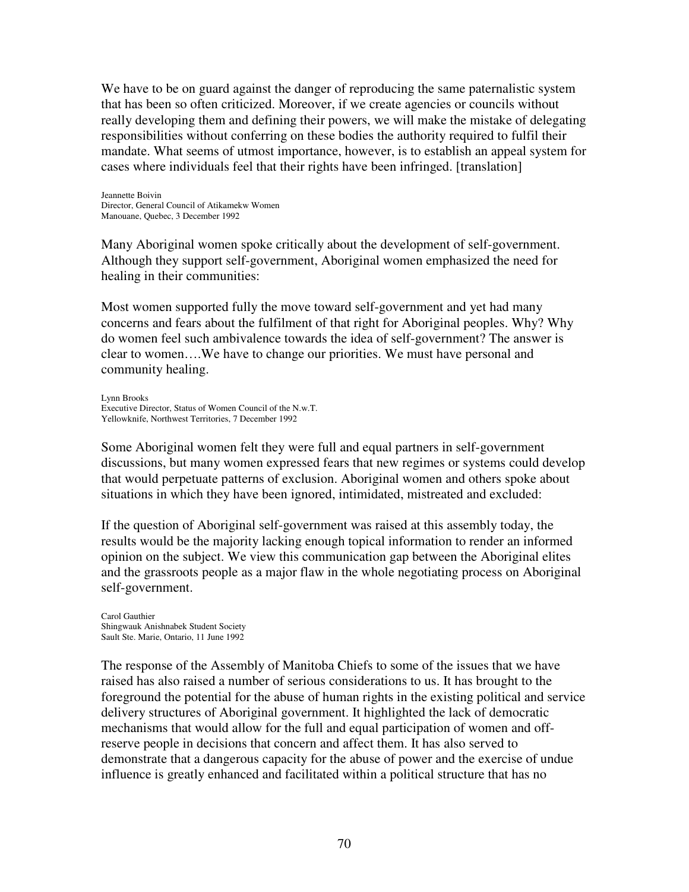We have to be on guard against the danger of reproducing the same paternalistic system that has been so often criticized. Moreover, if we create agencies or councils without really developing them and defining their powers, we will make the mistake of delegating responsibilities without conferring on these bodies the authority required to fulfil their mandate. What seems of utmost importance, however, is to establish an appeal system for cases where individuals feel that their rights have been infringed. [translation]

Jeannette Boivin
Director, General Council of Atikamekw Women
Manouane, Quebec, 3 December 1992

Many Aboriginal women spoke critically about the development of self-government. Although they support self-government, Aboriginal women emphasized the need for healing in their communities:

Most women supported fully the move toward self-government and yet had many concerns and fears about the fulfilment of that right for Aboriginal peoples. Why? Why do women feel such ambivalence towards the idea of self-government? The answer is clear to women….We have to change our priorities. We must have personal and community healing.

Lynn Brooks
Executive Director, Status of Women Council of the N.w.T.
Yellowknife, Northwest Territories, 7 December 1992

Some Aboriginal women felt they were full and equal partners in self-government discussions, but many women expressed fears that new regimes or systems could develop that would perpetuate patterns of exclusion. Aboriginal women and others spoke about situations in which they have been ignored, intimidated, mistreated and excluded:

If the question of Aboriginal self-government was raised at this assembly today, the results would be the majority lacking enough topical information to render an informed opinion on the subject. We view this communication gap between the Aboriginal elites and the grassroots people as a major flaw in the whole negotiating process on Aboriginal self-government.

Carol Gauthier
Shingwauk Anishnabek Student Society
Sault Ste. Marie, Ontario, 11 June 1992

The response of the Assembly of Manitoba Chiefs to some of the issues that we have raised has also raised a number of serious considerations to us. It has brought to the foreground the potential for the abuse of human rights in the existing political and service delivery structures of Aboriginal government. It highlighted the lack of democratic mechanisms that would allow for the full and equal participation of women and off-reserve people in decisions that concern and affect them. It has also served to demonstrate that a dangerous capacity for the abuse of power and the exercise of undue influence is greatly enhanced and facilitated within a political structure that has no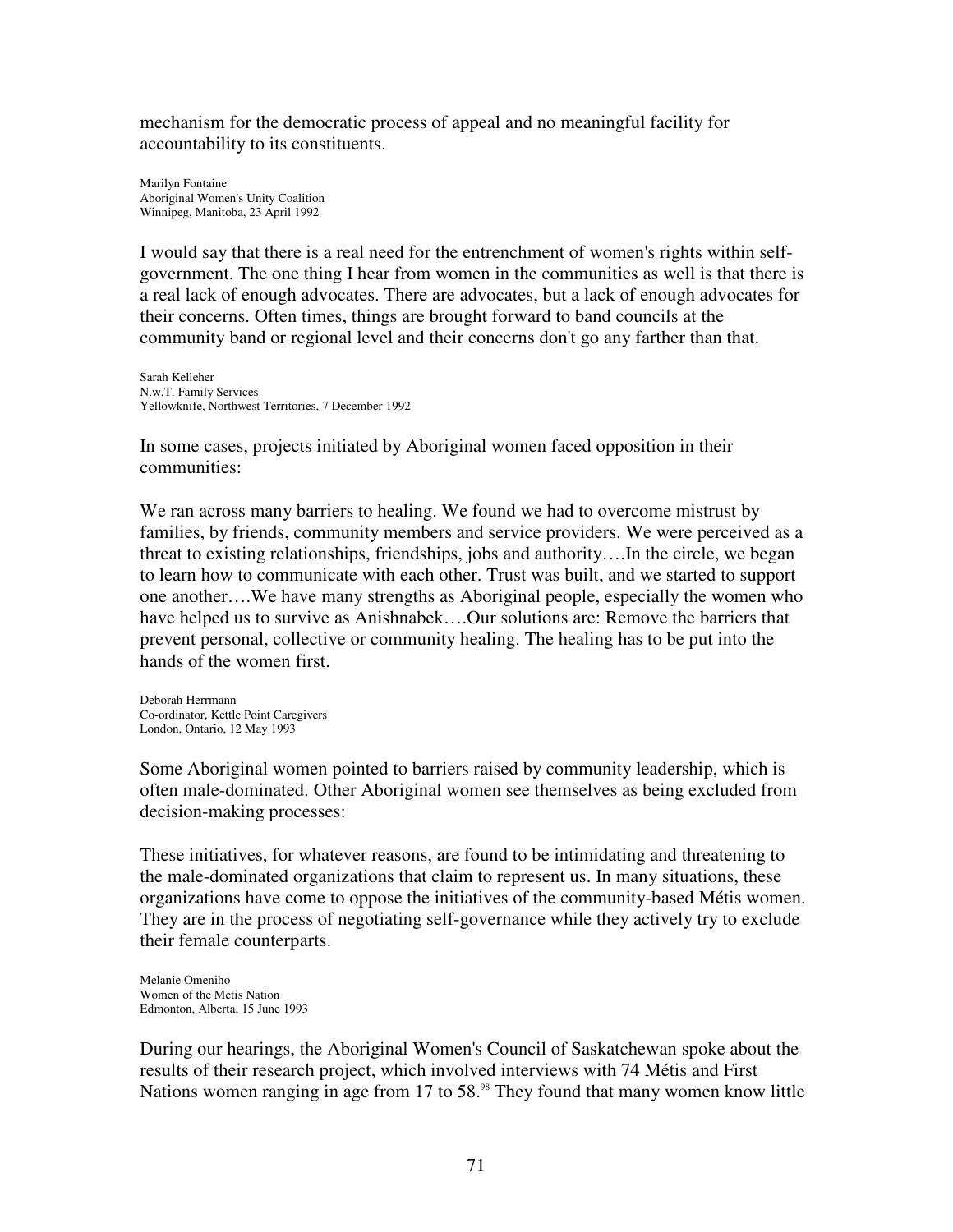mechanism for the democratic process of appeal and no meaningful facility for accountability to its constituents.

Marilyn Fontaine
Aboriginal Women's Unity Coalition
Winnipeg, Manitoba, 23 April 1992

I would say that there is a real need for the entrenchment of women's rights within self-government. The one thing I hear from women in the communities as well is that there is a real lack of enough advocates. There are advocates, but a lack of enough advocates for their concerns. Often times, things are brought forward to band councils at the community band or regional level and their concerns don't go any farther than that.

Sarah Kelleher
N.w.T. Family Services
Yellowknife, Northwest Territories, 7 December 1992

In some cases, projects initiated by Aboriginal women faced opposition in their communities:

We ran across many barriers to healing. We found we had to overcome mistrust by families, by friends, community members and service providers. We were perceived as a threat to existing relationships, friendships, jobs and authority….In the circle, we began to learn how to communicate with each other. Trust was built, and we started to support one another….We have many strengths as Aboriginal people, especially the women who have helped us to survive as Anishnabek….Our solutions are: Remove the barriers that prevent personal, collective or community healing. The healing has to be put into the hands of the women first.

Deborah Herrmann
Co-ordinator, Kettle Point Caregivers
London, Ontario, 12 May 1993

Some Aboriginal women pointed to barriers raised by community leadership, which is often male-dominated. Other Aboriginal women see themselves as being excluded from decision-making processes:

These initiatives, for whatever reasons, are found to be intimidating and threatening to the male-dominated organizations that claim to represent us. In many situations, these organizations have come to oppose the initiatives of the community-based Métis women. They are in the process of negotiating self-governance while they actively try to exclude their female counterparts.

Melanie Omeniho
Women of the Metis Nation
Edmonton, Alberta, 15 June 1993

During our hearings, the Aboriginal Women's Council of Saskatchewan spoke about the results of their research project, which involved interviews with 74 Métis and First Nations women ranging in age from 17 to 58.[98] They found that many women know little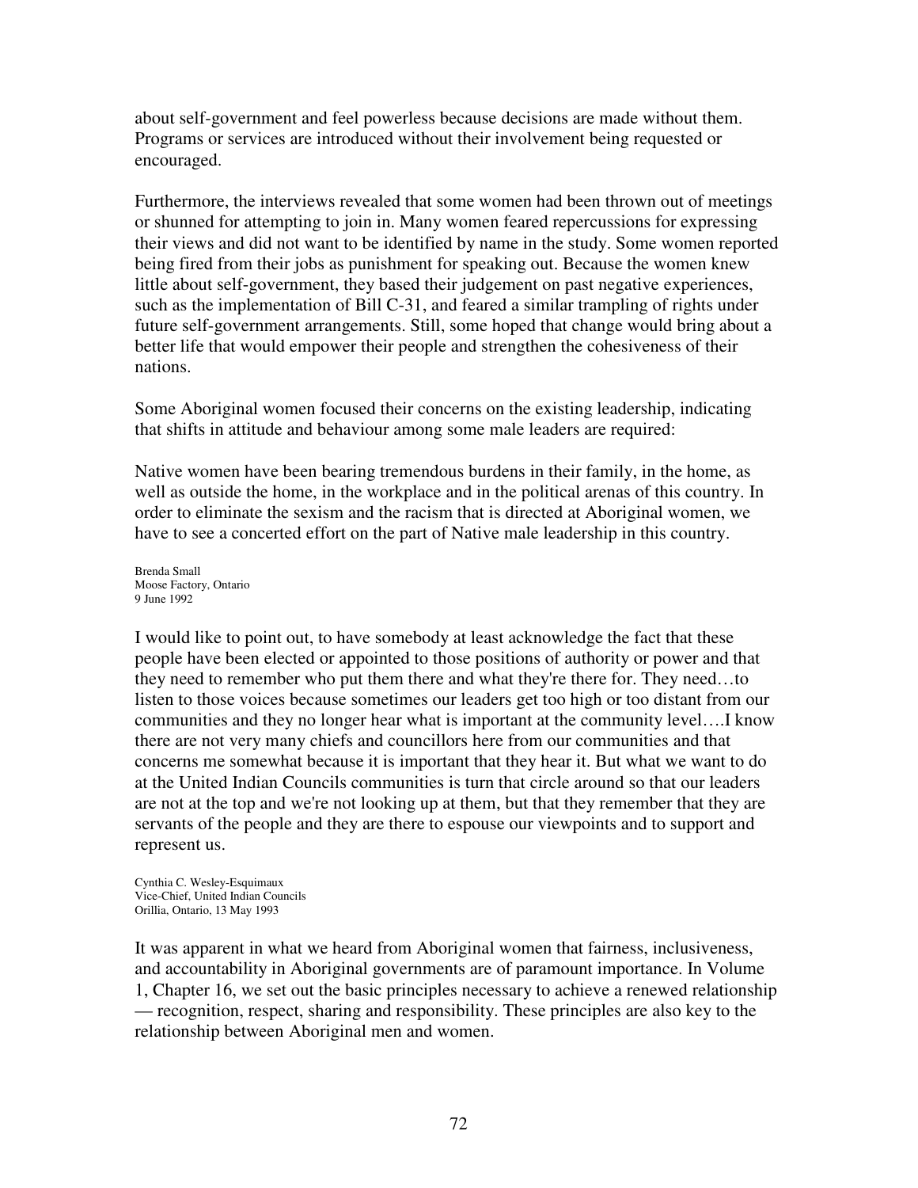about self-government and feel powerless because decisions are made without them. Programs or services are introduced without their involvement being requested or encouraged.

Furthermore, the interviews revealed that some women had been thrown out of meetings or shunned for attempting to join in. Many women feared repercussions for expressing their views and did not want to be identified by name in the study. Some women reported being fired from their jobs as punishment for speaking out. Because the women knew little about self-government, they based their judgement on past negative experiences, such as the implementation of Bill C-31, and feared a similar trampling of rights under future self-government arrangements. Still, some hoped that change would bring about a better life that would empower their people and strengthen the cohesiveness of their nations.

Some Aboriginal women focused their concerns on the existing leadership, indicating that shifts in attitude and behaviour among some male leaders are required:

Native women have been bearing tremendous burdens in their family, in the home, as well as outside the home, in the workplace and in the political arenas of this country. In order to eliminate the sexism and the racism that is directed at Aboriginal women, we have to see a concerted effort on the part of Native male leadership in this country.

Brenda Small
Moose Factory, Ontario
9 June 1992

I would like to point out, to have somebody at least acknowledge the fact that these people have been elected or appointed to those positions of authority or power and that they need to remember who put them there and what they're there for. They need…to listen to those voices because sometimes our leaders get too high or too distant from our communities and they no longer hear what is important at the community level….I know there are not very many chiefs and councillors here from our communities and that concerns me somewhat because it is important that they hear it. But what we want to do at the United Indian Councils communities is turn that circle around so that our leaders are not at the top and we're not looking up at them, but that they remember that they are servants of the people and they are there to espouse our viewpoints and to support and represent us.

Cynthia C. Wesley-Esquimaux
Vice-Chief, United Indian Councils
Orillia, Ontario, 13 May 1993

It was apparent in what we heard from Aboriginal women that fairness, inclusiveness, and accountability in Aboriginal governments are of paramount importance. In Volume 1, Chapter 16, we set out the basic principles necessary to achieve a renewed relationship — recognition, respect, sharing and responsibility. These principles are also key to the relationship between Aboriginal men and women.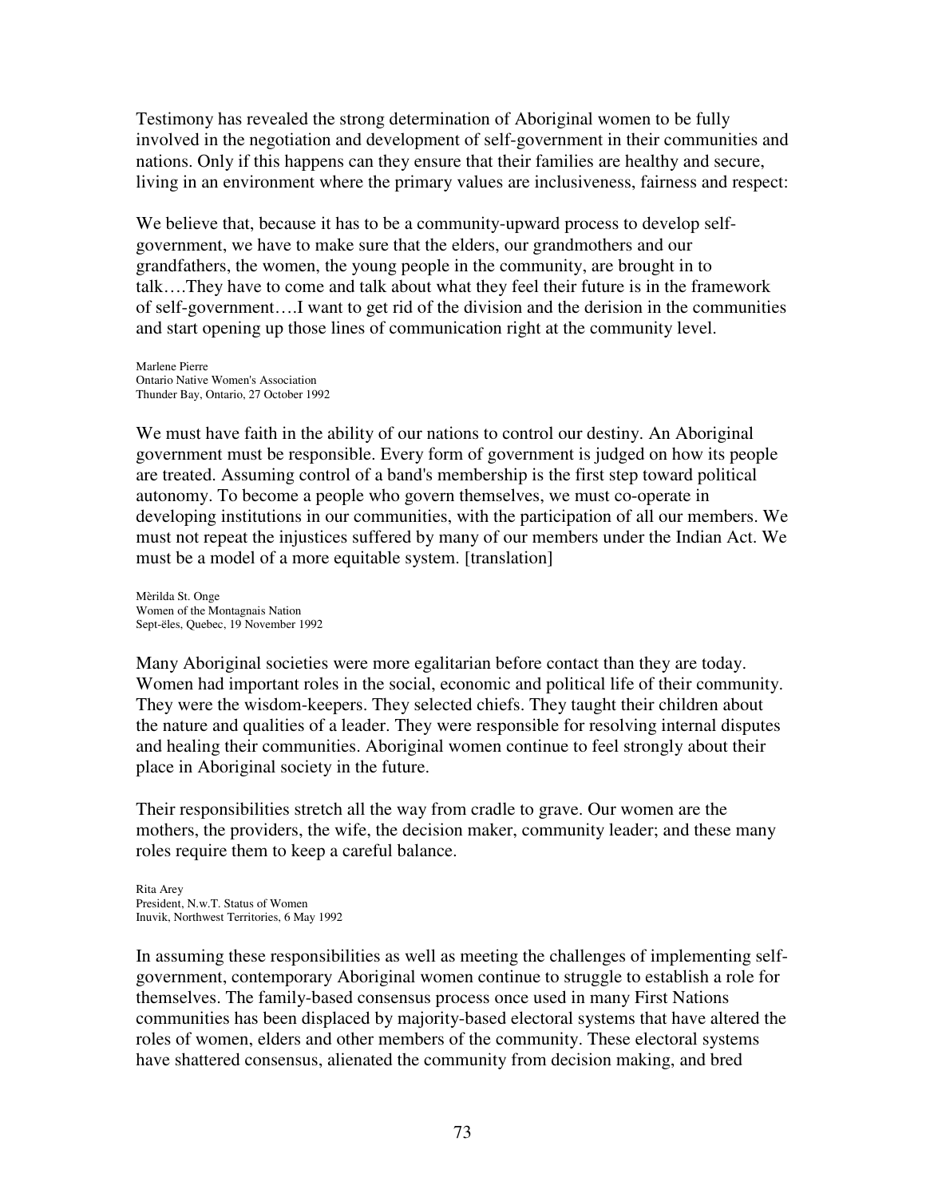Testimony has revealed the strong determination of Aboriginal women to be fully involved in the negotiation and development of self-government in their communities and nations. Only if this happens can they ensure that their families are healthy and secure, living in an environment where the primary values are inclusiveness, fairness and respect:

We believe that, because it has to be a community-upward process to develop self-government, we have to make sure that the elders, our grandmothers and our grandfathers, the women, the young people in the community, are brought in to talk….They have to come and talk about what they feel their future is in the framework of self-government….I want to get rid of the division and the derision in the communities and start opening up those lines of communication right at the community level.

Marlene Pierre
Ontario Native Women's Association
Thunder Bay, Ontario, 27 October 1992

We must have faith in the ability of our nations to control our destiny. An Aboriginal government must be responsible. Every form of government is judged on how its people are treated. Assuming control of a band's membership is the first step toward political autonomy. To become a people who govern themselves, we must co-operate in developing institutions in our communities, with the participation of all our members. We must not repeat the injustices suffered by many of our members under the Indian Act. We must be a model of a more equitable system. [translation]

Mèrilda St. Onge
Women of the Montagnais Nation
Sept-ëles, Quebec, 19 November 1992

Many Aboriginal societies were more egalitarian before contact than they are today. Women had important roles in the social, economic and political life of their community. They were the wisdom-keepers. They selected chiefs. They taught their children about the nature and qualities of a leader. They were responsible for resolving internal disputes and healing their communities. Aboriginal women continue to feel strongly about their place in Aboriginal society in the future.

Their responsibilities stretch all the way from cradle to grave. Our women are the mothers, the providers, the wife, the decision maker, community leader; and these many roles require them to keep a careful balance.

Rita Arey
President, N.w.T. Status of Women
Inuvik, Northwest Territories, 6 May 1992

In assuming these responsibilities as well as meeting the challenges of implementing self-government, contemporary Aboriginal women continue to struggle to establish a role for themselves. The family-based consensus process once used in many First Nations communities has been displaced by majority-based electoral systems that have altered the roles of women, elders and other members of the community. These electoral systems have shattered consensus, alienated the community from decision making, and bred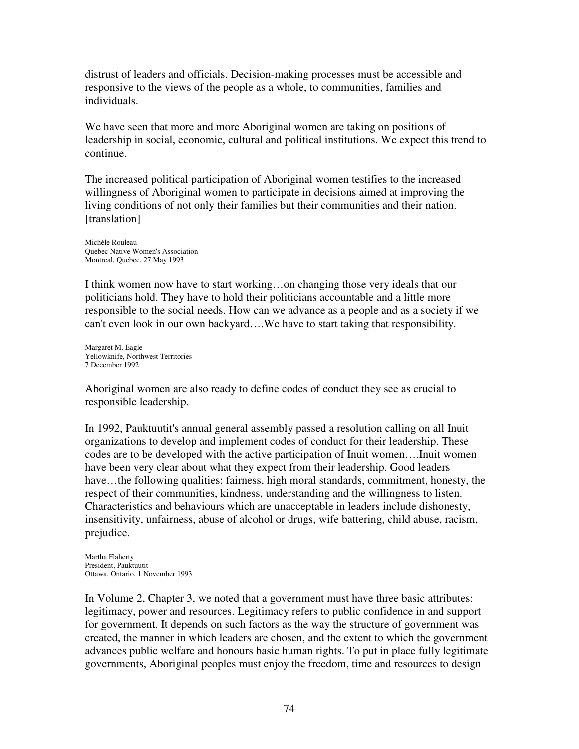distrust of leaders and officials. Decision-making processes must be accessible and responsive to the views of the people as a whole, to communities, families and individuals.

We have seen that more and more Aboriginal women are taking on positions of leadership in social, economic, cultural and political institutions. We expect this trend to continue.

The increased political participation of Aboriginal women testifies to the increased willingness of Aboriginal women to participate in decisions aimed at improving the living conditions of not only their families but their communities and their nation. [translation]

Michèle Rouleau
Quebec Native Women's Association
Montreal, Quebec, 27 May 1993

I think women now have to start working…on changing those very ideals that our politicians hold. They have to hold their politicians accountable and a little more responsible to the social needs. How can we advance as a people and as a society if we can't even look in our own backyard….We have to start taking that responsibility.

Margaret M. Eagle
Yellowknife, Northwest Territories
7 December 1992

Aboriginal women are also ready to define codes of conduct they see as crucial to responsible leadership.

In 1992, Pauktuutit's annual general assembly passed a resolution calling on all Inuit organizations to develop and implement codes of conduct for their leadership. These codes are to be developed with the active participation of Inuit women….Inuit women have been very clear about what they expect from their leadership. Good leaders have…the following qualities: fairness, high moral standards, commitment, honesty, the respect of their communities, kindness, understanding and the willingness to listen. Characteristics and behaviours which are unacceptable in leaders include dishonesty, insensitivity, unfairness, abuse of alcohol or drugs, wife battering, child abuse, racism, prejudice.

Martha Flaherty
President, Pauktuutit
Ottawa, Ontario, 1 November 1993

In Volume 2, Chapter 3, we noted that a government must have three basic attributes: legitimacy, power and resources. Legitimacy refers to public confidence in and support for government. It depends on such factors as the way the structure of government was created, the manner in which leaders are chosen, and the extent to which the government advances public welfare and honours basic human rights. To put in place fully legitimate governments, Aboriginal peoples must enjoy the freedom, time and resources to design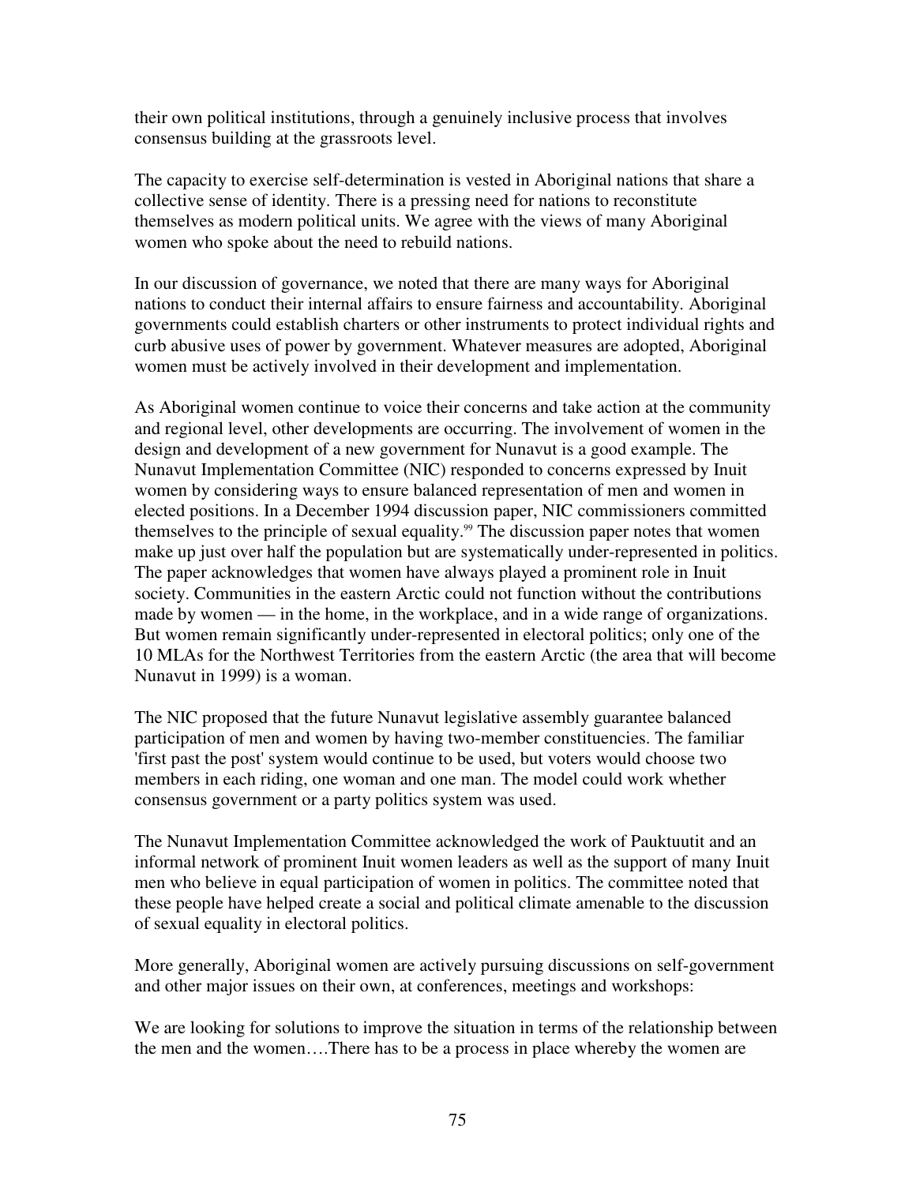their own political institutions, through a genuinely inclusive process that involves consensus building at the grassroots level.

The capacity to exercise self-determination is vested in Aboriginal nations that share a collective sense of identity. There is a pressing need for nations to reconstitute themselves as modern political units. We agree with the views of many Aboriginal women who spoke about the need to rebuild nations.

In our discussion of governance, we noted that there are many ways for Aboriginal nations to conduct their internal affairs to ensure fairness and accountability. Aboriginal governments could establish charters or other instruments to protect individual rights and curb abusive uses of power by government. Whatever measures are adopted, Aboriginal women must be actively involved in their development and implementation.

As Aboriginal women continue to voice their concerns and take action at the community and regional level, other developments are occurring. The involvement of women in the design and development of a new government for Nunavut is a good example. The Nunavut Implementation Committee (NIC) responded to concerns expressed by Inuit women by considering ways to ensure balanced representation of men and women in elected positions. In a December 1994 discussion paper, NIC commissioners committed themselves to the principle of sexual equality.[99] The discussion paper notes that women make up just over half the population but are systematically under-represented in politics. The paper acknowledges that women have always played a prominent role in Inuit society. Communities in the eastern Arctic could not function without the contributions made by women — in the home, in the workplace, and in a wide range of organizations. But women remain significantly under-represented in electoral politics; only one of the 10 MLAs for the Northwest Territories from the eastern Arctic (the area that will become Nunavut in 1999) is a woman.

The NIC proposed that the future Nunavut legislative assembly guarantee balanced participation of men and women by having two-member constituencies. The familiar 'first past the post' system would continue to be used, but voters would choose two members in each riding, one woman and one man. The model could work whether consensus government or a party politics system was used.

The Nunavut Implementation Committee acknowledged the work of Pauktuutit and an informal network of prominent Inuit women leaders as well as the support of many Inuit men who believe in equal participation of women in politics. The committee noted that these people have helped create a social and political climate amenable to the discussion of sexual equality in electoral politics.

More generally, Aboriginal women are actively pursuing discussions on self-government and other major issues on their own, at conferences, meetings and workshops:

We are looking for solutions to improve the situation in terms of the relationship between the men and the women….There has to be a process in place whereby the women are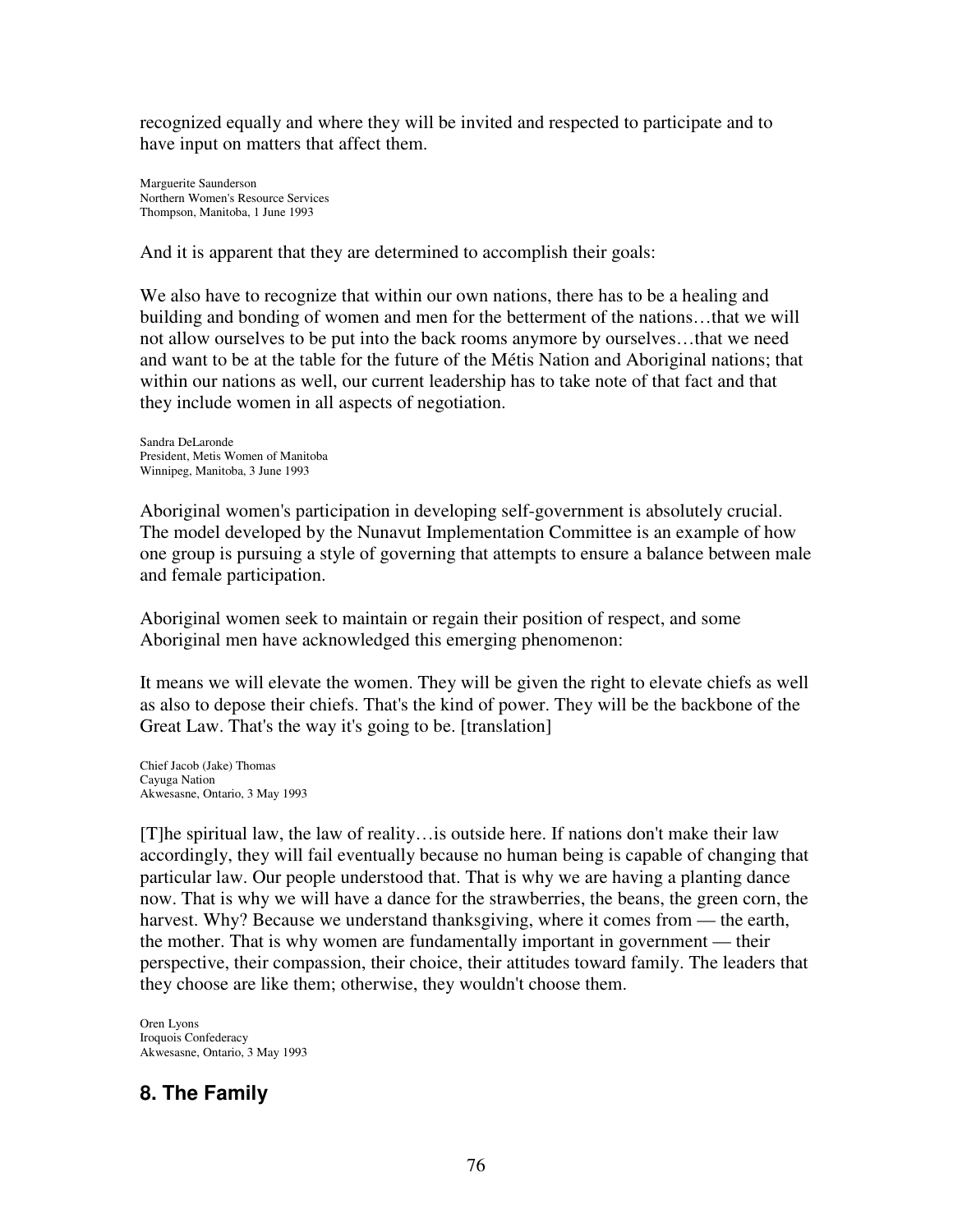recognized equally and where they will be invited and respected to participate and to have input on matters that affect them.

Marguerite Saunderson
Northern Women's Resource Services
Thompson, Manitoba, 1 June 1993

And it is apparent that they are determined to accomplish their goals:

We also have to recognize that within our own nations, there has to be a healing and building and bonding of women and men for the betterment of the nations…that we will not allow ourselves to be put into the back rooms anymore by ourselves…that we need and want to be at the table for the future of the Métis Nation and Aboriginal nations; that within our nations as well, our current leadership has to take note of that fact and that they include women in all aspects of negotiation.

Sandra DeLaronde
President, Metis Women of Manitoba
Winnipeg, Manitoba, 3 June 1993

Aboriginal women's participation in developing self-government is absolutely crucial. The model developed by the Nunavut Implementation Committee is an example of how one group is pursuing a style of governing that attempts to ensure a balance between male and female participation.

Aboriginal women seek to maintain or regain their position of respect, and some Aboriginal men have acknowledged this emerging phenomenon:

It means we will elevate the women. They will be given the right to elevate chiefs as well as also to depose their chiefs. That's the kind of power. They will be the backbone of the Great Law. That's the way it's going to be. [translation]

Chief Jacob (Jake) Thomas
Cayuga Nation
Akwesasne, Ontario, 3 May 1993

[T]he spiritual law, the law of reality…is outside here. If nations don't make their law accordingly, they will fail eventually because no human being is capable of changing that particular law. Our people understood that. That is why we are having a planting dance now. That is why we will have a dance for the strawberries, the beans, the green corn, the harvest. Why? Because we understand thanksgiving, where it comes from — the earth, the mother. That is why women are fundamentally important in government — their perspective, their compassion, their choice, their attitudes toward family. The leaders that they choose are like them; otherwise, they wouldn't choose them.

Oren Lyons
Iroquois Confederacy
Akwesasne, Ontario, 3 May 1993

## 8. The Family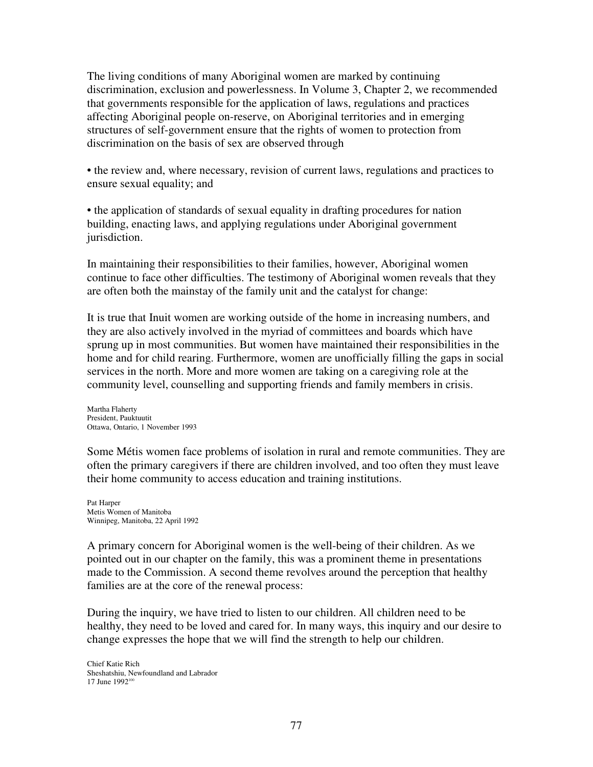The living conditions of many Aboriginal women are marked by continuing discrimination, exclusion and powerlessness. In Volume 3, Chapter 2, we recommended that governments responsible for the application of laws, regulations and practices affecting Aboriginal people on-reserve, on Aboriginal territories and in emerging structures of self-government ensure that the rights of women to protection from discrimination on the basis of sex are observed through

- the review and, where necessary, revision of current laws, regulations and practices to ensure sexual equality; and

- the application of standards of sexual equality in drafting procedures for nation building, enacting laws, and applying regulations under Aboriginal government jurisdiction.

In maintaining their responsibilities to their families, however, Aboriginal women continue to face other difficulties. The testimony of Aboriginal women reveals that they are often both the mainstay of the family unit and the catalyst for change:

It is true that Inuit women are working outside of the home in increasing numbers, and they are also actively involved in the myriad of committees and boards which have sprung up in most communities. But women have maintained their responsibilities in the home and for child rearing. Furthermore, women are unofficially filling the gaps in social services in the north. More and more women are taking on a caregiving role at the community level, counselling and supporting friends and family members in crisis.

Martha Flaherty
President, Pauktuutit
Ottawa, Ontario, 1 November 1993

Some Métis women face problems of isolation in rural and remote communities. They are often the primary caregivers if there are children involved, and too often they must leave their home community to access education and training institutions.

Pat Harper
Metis Women of Manitoba
Winnipeg, Manitoba, 22 April 1992

A primary concern for Aboriginal women is the well-being of their children. As we pointed out in our chapter on the family, this was a prominent theme in presentations made to the Commission. A second theme revolves around the perception that healthy families are at the core of the renewal process:

During the inquiry, we have tried to listen to our children. All children need to be healthy, they need to be loved and cared for. In many ways, this inquiry and our desire to change expresses the hope that we will find the strength to help our children.

Chief Katie Rich
Sheshatshiu, Newfoundland and Labrador
17 June 1992[100]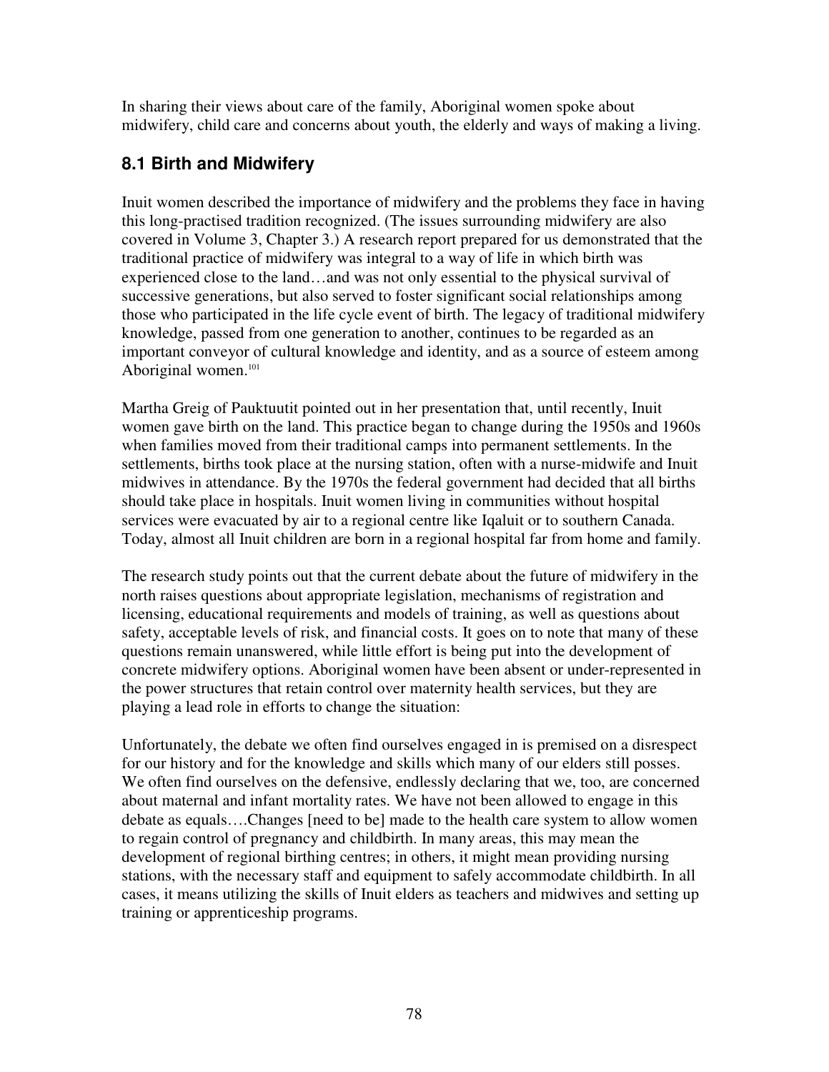In sharing their views about care of the family, Aboriginal women spoke about midwifery, child care and concerns about youth, the elderly and ways of making a living.

## 8.1 Birth and Midwifery

Inuit women described the importance of midwifery and the problems they face in having this long-practised tradition recognized. (The issues surrounding midwifery are also covered in Volume 3, Chapter 3.) A research report prepared for us demonstrated that the traditional practice of midwifery was integral to a way of life in which birth was experienced close to the land…and was not only essential to the physical survival of successive generations, but also served to foster significant social relationships among those who participated in the life cycle event of birth. The legacy of traditional midwifery knowledge, passed from one generation to another, continues to be regarded as an important conveyor of cultural knowledge and identity, and as a source of esteem among Aboriginal women.[101]

Martha Greig of Pauktuutit pointed out in her presentation that, until recently, Inuit women gave birth on the land. This practice began to change during the 1950s and 1960s when families moved from their traditional camps into permanent settlements. In the settlements, births took place at the nursing station, often with a nurse-midwife and Inuit midwives in attendance. By the 1970s the federal government had decided that all births should take place in hospitals. Inuit women living in communities without hospital services were evacuated by air to a regional centre like Iqaluit or to southern Canada. Today, almost all Inuit children are born in a regional hospital far from home and family.

The research study points out that the current debate about the future of midwifery in the north raises questions about appropriate legislation, mechanisms of registration and licensing, educational requirements and models of training, as well as questions about safety, acceptable levels of risk, and financial costs. It goes on to note that many of these questions remain unanswered, while little effort is being put into the development of concrete midwifery options. Aboriginal women have been absent or under-represented in the power structures that retain control over maternity health services, but they are playing a lead role in efforts to change the situation:

Unfortunately, the debate we often find ourselves engaged in is premised on a disrespect for our history and for the knowledge and skills which many of our elders still posses. We often find ourselves on the defensive, endlessly declaring that we, too, are concerned about maternal and infant mortality rates. We have not been allowed to engage in this debate as equals….Changes [need to be] made to the health care system to allow women to regain control of pregnancy and childbirth. In many areas, this may mean the development of regional birthing centres; in others, it might mean providing nursing stations, with the necessary staff and equipment to safely accommodate childbirth. In all cases, it means utilizing the skills of Inuit elders as teachers and midwives and setting up training or apprenticeship programs.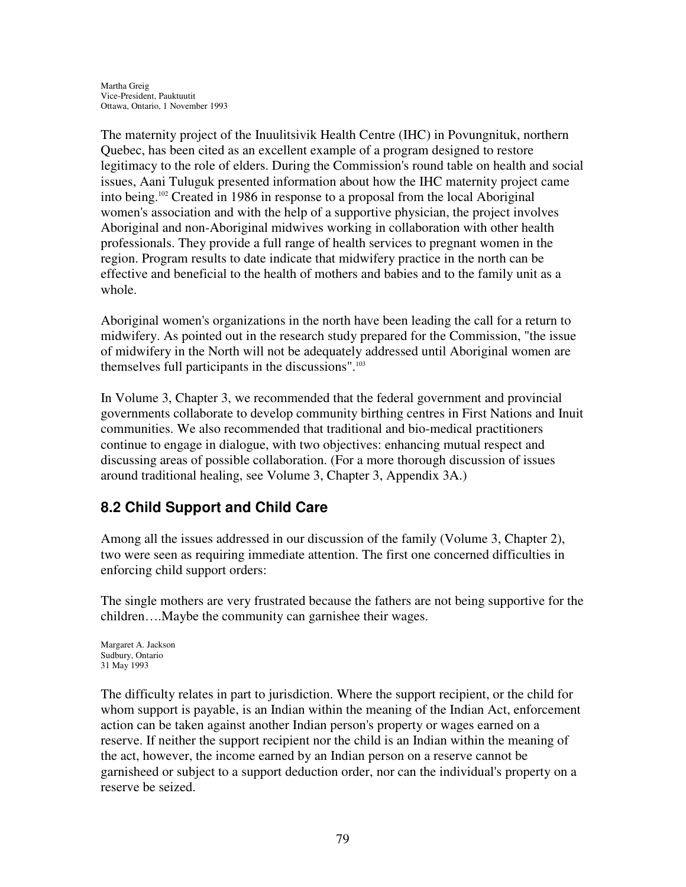Martha Greig
Vice-President, Pauktuutit
Ottawa, Ontario, 1 November 1993

The maternity project of the Inuulitsivik Health Centre (IHC) in Povungnituk, northern Quebec, has been cited as an excellent example of a program designed to restore legitimacy to the role of elders. During the Commission's round table on health and social issues, Aani Tuluguk presented information about how the IHC maternity project came into being.[102] Created in 1986 in response to a proposal from the local Aboriginal women's association and with the help of a supportive physician, the project involves Aboriginal and non-Aboriginal midwives working in collaboration with other health professionals. They provide a full range of health services to pregnant women in the region. Program results to date indicate that midwifery practice in the north can be effective and beneficial to the health of mothers and babies and to the family unit as a whole.

Aboriginal women's organizations in the north have been leading the call for a return to midwifery. As pointed out in the research study prepared for the Commission, "the issue of midwifery in the North will not be adequately addressed until Aboriginal women are themselves full participants in the discussions".[103]

In Volume 3, Chapter 3, we recommended that the federal government and provincial governments collaborate to develop community birthing centres in First Nations and Inuit communities. We also recommended that traditional and bio-medical practitioners continue to engage in dialogue, with two objectives: enhancing mutual respect and discussing areas of possible collaboration. (For a more thorough discussion of issues around traditional healing, see Volume 3, Chapter 3, Appendix 3A.)

## 8.2 Child Support and Child Care

Among all the issues addressed in our discussion of the family (Volume 3, Chapter 2), two were seen as requiring immediate attention. The first one concerned difficulties in enforcing child support orders:

The single mothers are very frustrated because the fathers are not being supportive for the children….Maybe the community can garnishee their wages.

Margaret A. Jackson
Sudbury, Ontario
31 May 1993

The difficulty relates in part to jurisdiction. Where the support recipient, or the child for whom support is payable, is an Indian within the meaning of the Indian Act, enforcement action can be taken against another Indian person's property or wages earned on a reserve. If neither the support recipient nor the child is an Indian within the meaning of the act, however, the income earned by an Indian person on a reserve cannot be garnisheed or subject to a support deduction order, nor can the individual's property on a reserve be seized.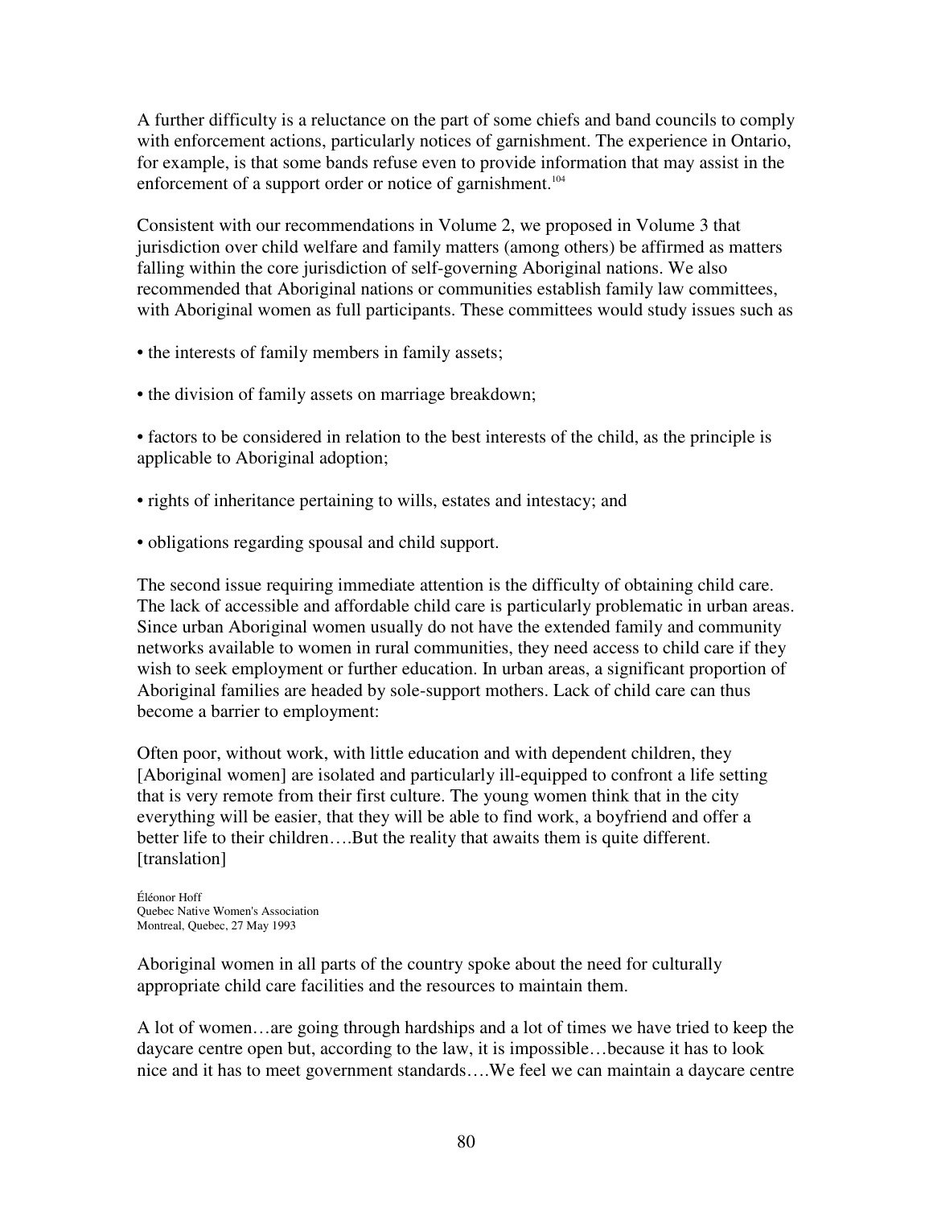A further difficulty is a reluctance on the part of some chiefs and band councils to comply with enforcement actions, particularly notices of garnishment. The experience in Ontario, for example, is that some bands refuse even to provide information that may assist in the enforcement of a support order or notice of garnishment.[104]

Consistent with our recommendations in Volume 2, we proposed in Volume 3 that jurisdiction over child welfare and family matters (among others) be affirmed as matters falling within the core jurisdiction of self-governing Aboriginal nations. We also recommended that Aboriginal nations or communities establish family law committees, with Aboriginal women as full participants. These committees would study issues such as

- the interests of family members in family assets;
- the division of family assets on marriage breakdown;
- factors to be considered in relation to the best interests of the child, as the principle is applicable to Aboriginal adoption;
- rights of inheritance pertaining to wills, estates and intestacy; and
- obligations regarding spousal and child support.

The second issue requiring immediate attention is the difficulty of obtaining child care. The lack of accessible and affordable child care is particularly problematic in urban areas. Since urban Aboriginal women usually do not have the extended family and community networks available to women in rural communities, they need access to child care if they wish to seek employment or further education. In urban areas, a significant proportion of Aboriginal families are headed by sole-support mothers. Lack of child care can thus become a barrier to employment:

> Often poor, without work, with little education and with dependent children, they [Aboriginal women] are isolated and particularly ill-equipped to confront a life setting that is very remote from their first culture. The young women think that in the city everything will be easier, that they will be able to find work, a boyfriend and offer a better life to their children….But the reality that awaits them is quite different. [translation]
>
> Éléonor Hoff
> Quebec Native Women's Association
> Montreal, Quebec, 27 May 1993

Aboriginal women in all parts of the country spoke about the need for culturally appropriate child care facilities and the resources to maintain them.

> A lot of women…are going through hardships and a lot of times we have tried to keep the daycare centre open but, according to the law, it is impossible…because it has to look nice and it has to meet government standards….We feel we can maintain a daycare centre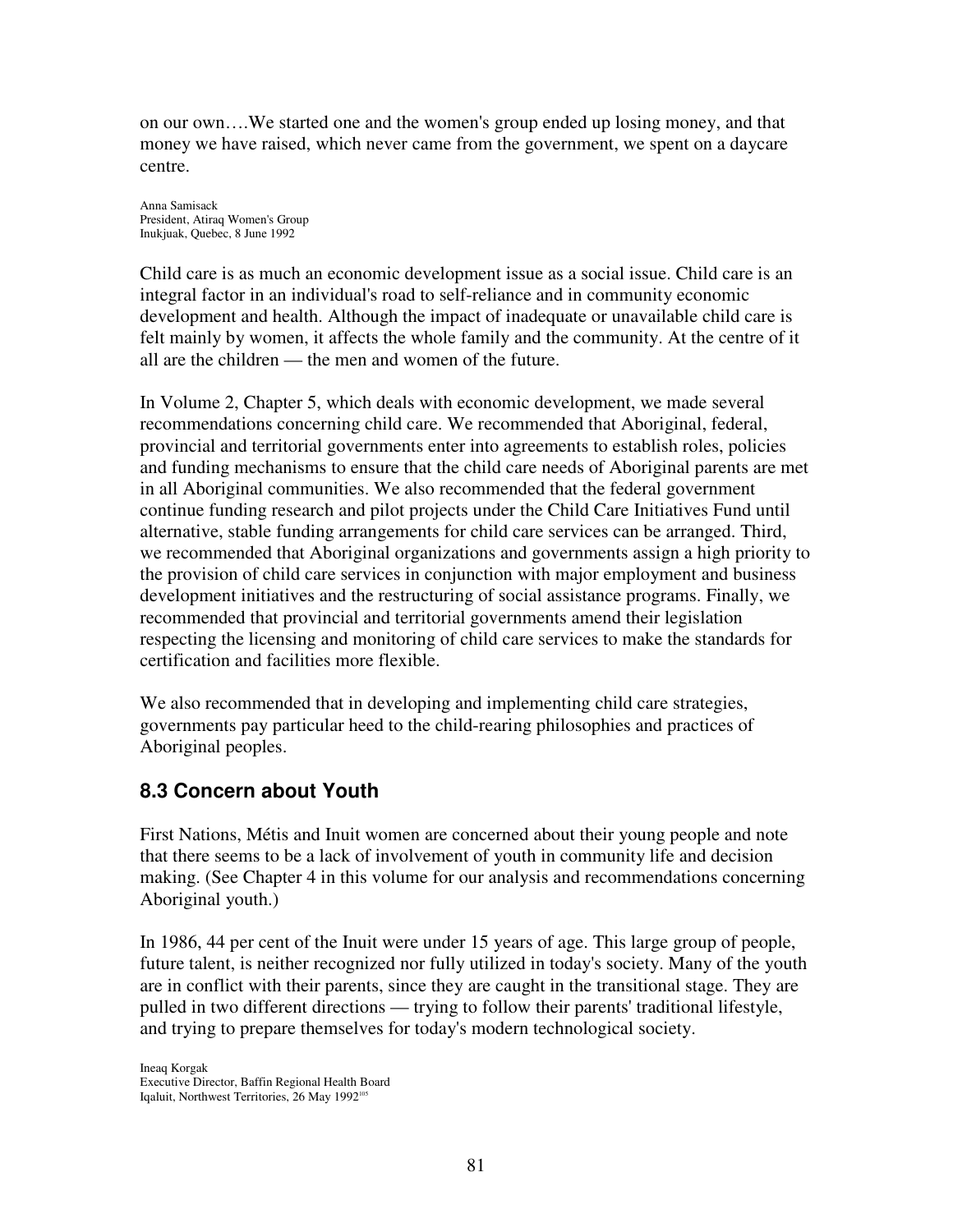on our own….We started one and the women's group ended up losing money, and that money we have raised, which never came from the government, we spent on a daycare centre.

Anna Samisack
President, Atiraq Women's Group
Inukjuak, Quebec, 8 June 1992

Child care is as much an economic development issue as a social issue. Child care is an integral factor in an individual's road to self-reliance and in community economic development and health. Although the impact of inadequate or unavailable child care is felt mainly by women, it affects the whole family and the community. At the centre of it all are the children — the men and women of the future.

In Volume 2, Chapter 5, which deals with economic development, we made several recommendations concerning child care. We recommended that Aboriginal, federal, provincial and territorial governments enter into agreements to establish roles, policies and funding mechanisms to ensure that the child care needs of Aboriginal parents are met in all Aboriginal communities. We also recommended that the federal government continue funding research and pilot projects under the Child Care Initiatives Fund until alternative, stable funding arrangements for child care services can be arranged. Third, we recommended that Aboriginal organizations and governments assign a high priority to the provision of child care services in conjunction with major employment and business development initiatives and the restructuring of social assistance programs. Finally, we recommended that provincial and territorial governments amend their legislation respecting the licensing and monitoring of child care services to make the standards for certification and facilities more flexible.

We also recommended that in developing and implementing child care strategies, governments pay particular heed to the child-rearing philosophies and practices of Aboriginal peoples.

## 8.3 Concern about Youth

First Nations, Métis and Inuit women are concerned about their young people and note that there seems to be a lack of involvement of youth in community life and decision making. (See Chapter 4 in this volume for our analysis and recommendations concerning Aboriginal youth.)

In 1986, 44 per cent of the Inuit were under 15 years of age. This large group of people, future talent, is neither recognized nor fully utilized in today's society. Many of the youth are in conflict with their parents, since they are caught in the transitional stage. They are pulled in two different directions — trying to follow their parents' traditional lifestyle, and trying to prepare themselves for today's modern technological society.

Ineaq Korgak
Executive Director, Baffin Regional Health Board
Iqaluit, Northwest Territories, 26 May 1992[105]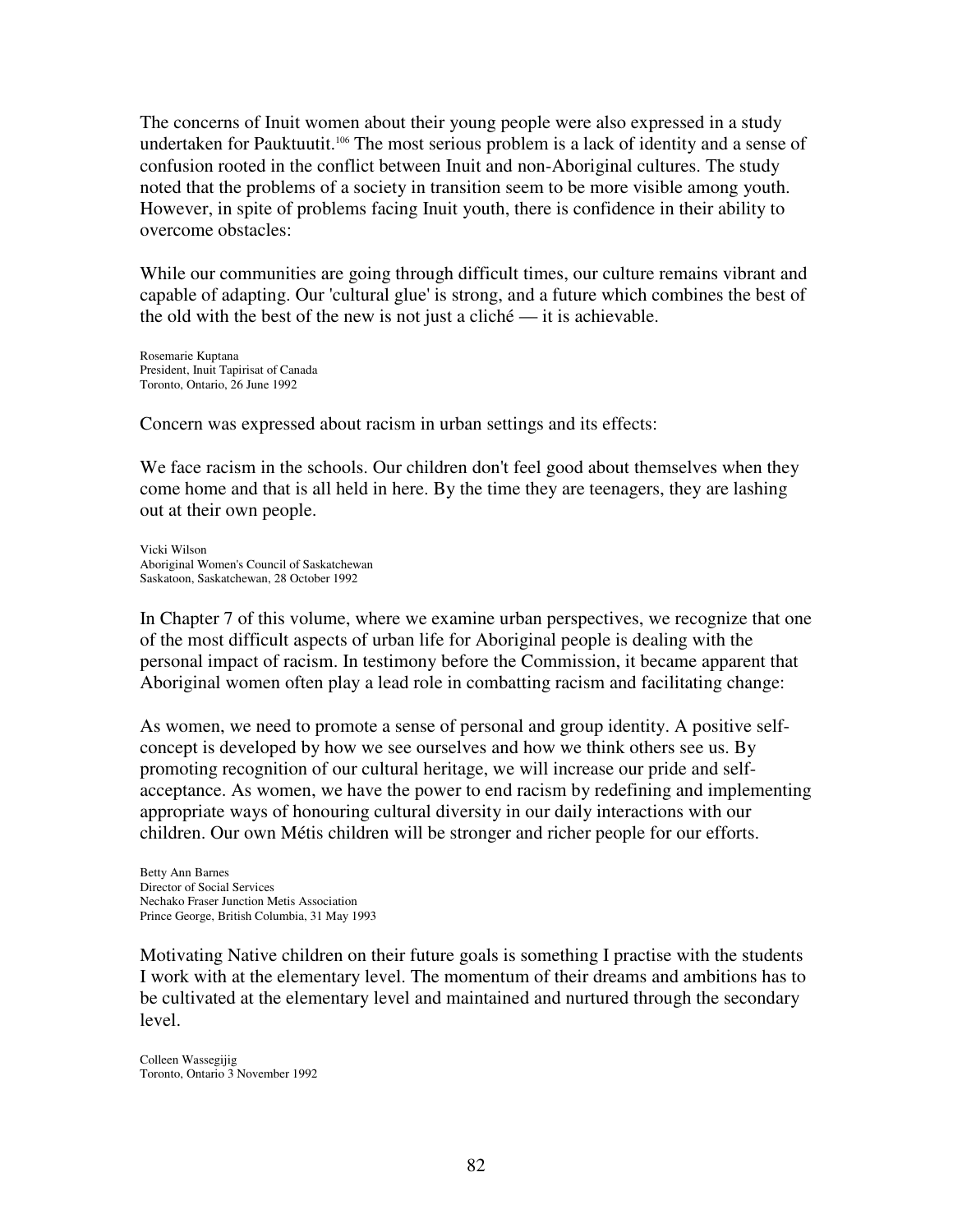The concerns of Inuit women about their young people were also expressed in a study undertaken for Pauktuutit.[106] The most serious problem is a lack of identity and a sense of confusion rooted in the conflict between Inuit and non-Aboriginal cultures. The study noted that the problems of a society in transition seem to be more visible among youth. However, in spite of problems facing Inuit youth, there is confidence in their ability to overcome obstacles:

While our communities are going through difficult times, our culture remains vibrant and capable of adapting. Our 'cultural glue' is strong, and a future which combines the best of the old with the best of the new is not just a cliché — it is achievable.

Rosemarie Kuptana
President, Inuit Tapirisat of Canada
Toronto, Ontario, 26 June 1992

Concern was expressed about racism in urban settings and its effects:

We face racism in the schools. Our children don't feel good about themselves when they come home and that is all held in here. By the time they are teenagers, they are lashing out at their own people.

Vicki Wilson
Aboriginal Women's Council of Saskatchewan
Saskatoon, Saskatchewan, 28 October 1992

In Chapter 7 of this volume, where we examine urban perspectives, we recognize that one of the most difficult aspects of urban life for Aboriginal people is dealing with the personal impact of racism. In testimony before the Commission, it became apparent that Aboriginal women often play a lead role in combatting racism and facilitating change:

As women, we need to promote a sense of personal and group identity. A positive self-concept is developed by how we see ourselves and how we think others see us. By promoting recognition of our cultural heritage, we will increase our pride and self-acceptance. As women, we have the power to end racism by redefining and implementing appropriate ways of honouring cultural diversity in our daily interactions with our children. Our own Métis children will be stronger and richer people for our efforts.

Betty Ann Barnes
Director of Social Services
Nechako Fraser Junction Metis Association
Prince George, British Columbia, 31 May 1993

Motivating Native children on their future goals is something I practise with the students I work with at the elementary level. The momentum of their dreams and ambitions has to be cultivated at the elementary level and maintained and nurtured through the secondary level.

Colleen Wassegijig
Toronto, Ontario 3 November 1992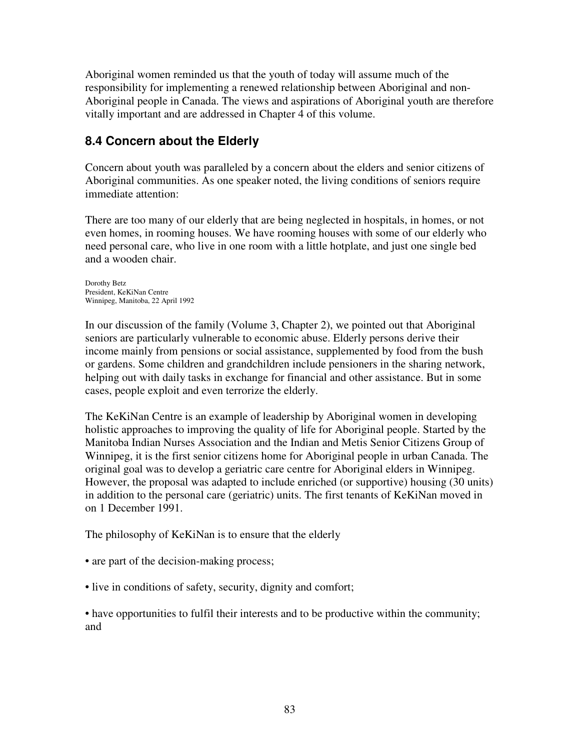Aboriginal women reminded us that the youth of today will assume much of the responsibility for implementing a renewed relationship between Aboriginal and non-Aboriginal people in Canada. The views and aspirations of Aboriginal youth are therefore vitally important and are addressed in Chapter 4 of this volume.

## 8.4 Concern about the Elderly

Concern about youth was paralleled by a concern about the elders and senior citizens of Aboriginal communities. As one speaker noted, the living conditions of seniors require immediate attention:

There are too many of our elderly that are being neglected in hospitals, in homes, or not even homes, in rooming houses. We have rooming houses with some of our elderly who need personal care, who live in one room with a little hotplate, and just one single bed and a wooden chair.

Dorothy Betz
President, KeKiNan Centre
Winnipeg, Manitoba, 22 April 1992

In our discussion of the family (Volume 3, Chapter 2), we pointed out that Aboriginal seniors are particularly vulnerable to economic abuse. Elderly persons derive their income mainly from pensions or social assistance, supplemented by food from the bush or gardens. Some children and grandchildren include pensioners in the sharing network, helping out with daily tasks in exchange for financial and other assistance. But in some cases, people exploit and even terrorize the elderly.

The KeKiNan Centre is an example of leadership by Aboriginal women in developing holistic approaches to improving the quality of life for Aboriginal people. Started by the Manitoba Indian Nurses Association and the Indian and Metis Senior Citizens Group of Winnipeg, it is the first senior citizens home for Aboriginal people in urban Canada. The original goal was to develop a geriatric care centre for Aboriginal elders in Winnipeg. However, the proposal was adapted to include enriched (or supportive) housing (30 units) in addition to the personal care (geriatric) units. The first tenants of KeKiNan moved in on 1 December 1991.

The philosophy of KeKiNan is to ensure that the elderly

- are part of the decision-making process;
- live in conditions of safety, security, dignity and comfort;
- have opportunities to fulfil their interests and to be productive within the community; and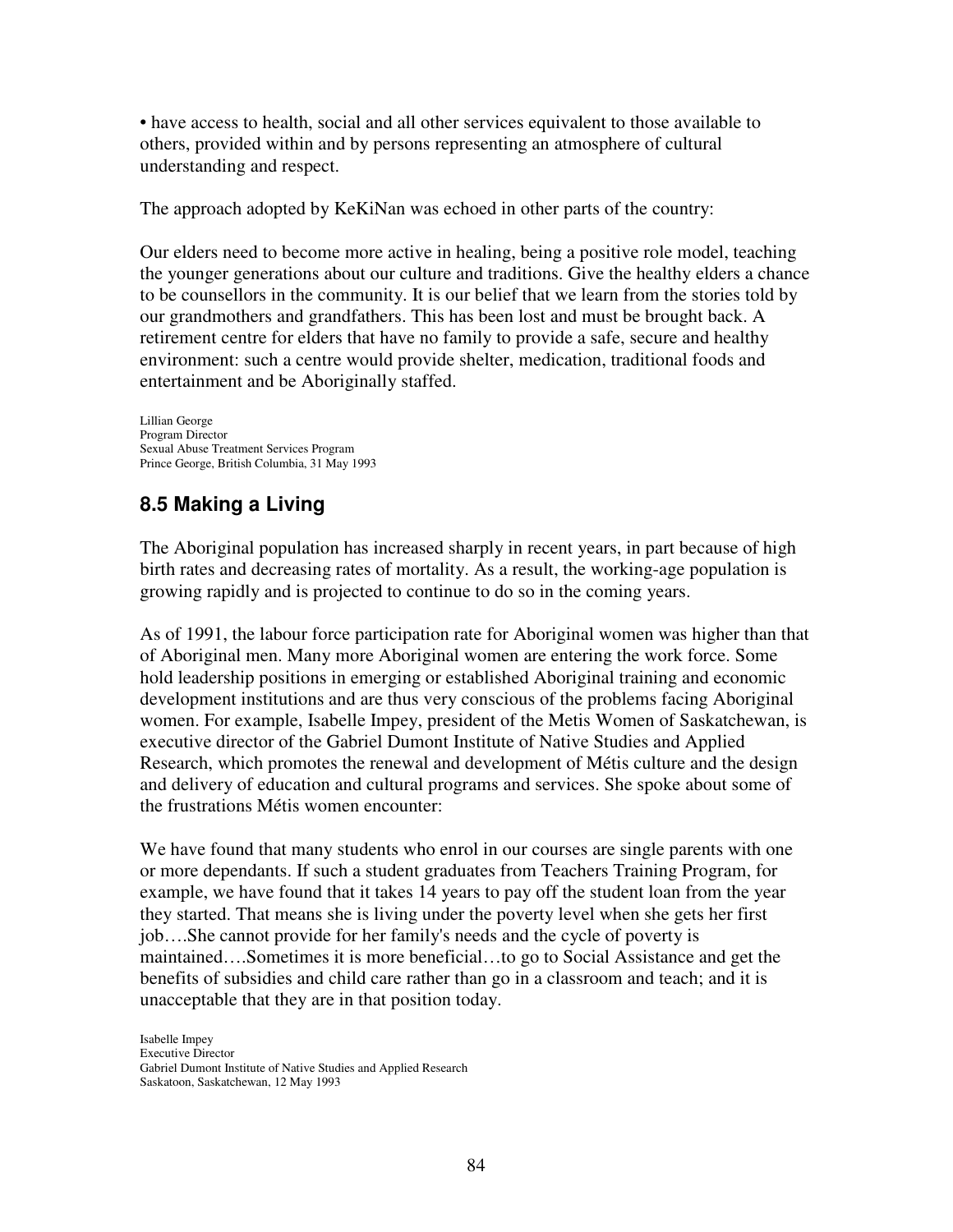• have access to health, social and all other services equivalent to those available to others, provided within and by persons representing an atmosphere of cultural understanding and respect.

The approach adopted by KeKiNan was echoed in other parts of the country:

Our elders need to become more active in healing, being a positive role model, teaching the younger generations about our culture and traditions. Give the healthy elders a chance to be counsellors in the community. It is our belief that we learn from the stories told by our grandmothers and grandfathers. This has been lost and must be brought back. A retirement centre for elders that have no family to provide a safe, secure and healthy environment: such a centre would provide shelter, medication, traditional foods and entertainment and be Aboriginally staffed.

Lillian George
Program Director
Sexual Abuse Treatment Services Program
Prince George, British Columbia, 31 May 1993

## 8.5 Making a Living

The Aboriginal population has increased sharply in recent years, in part because of high birth rates and decreasing rates of mortality. As a result, the working-age population is growing rapidly and is projected to continue to do so in the coming years.

As of 1991, the labour force participation rate for Aboriginal women was higher than that of Aboriginal men. Many more Aboriginal women are entering the work force. Some hold leadership positions in emerging or established Aboriginal training and economic development institutions and are thus very conscious of the problems facing Aboriginal women. For example, Isabelle Impey, president of the Metis Women of Saskatchewan, is executive director of the Gabriel Dumont Institute of Native Studies and Applied Research, which promotes the renewal and development of Métis culture and the design and delivery of education and cultural programs and services. She spoke about some of the frustrations Métis women encounter:

We have found that many students who enrol in our courses are single parents with one or more dependants. If such a student graduates from Teachers Training Program, for example, we have found that it takes 14 years to pay off the student loan from the year they started. That means she is living under the poverty level when she gets her first job….She cannot provide for her family's needs and the cycle of poverty is maintained….Sometimes it is more beneficial…to go to Social Assistance and get the benefits of subsidies and child care rather than go in a classroom and teach; and it is unacceptable that they are in that position today.

Isabelle Impey
Executive Director
Gabriel Dumont Institute of Native Studies and Applied Research
Saskatoon, Saskatchewan, 12 May 1993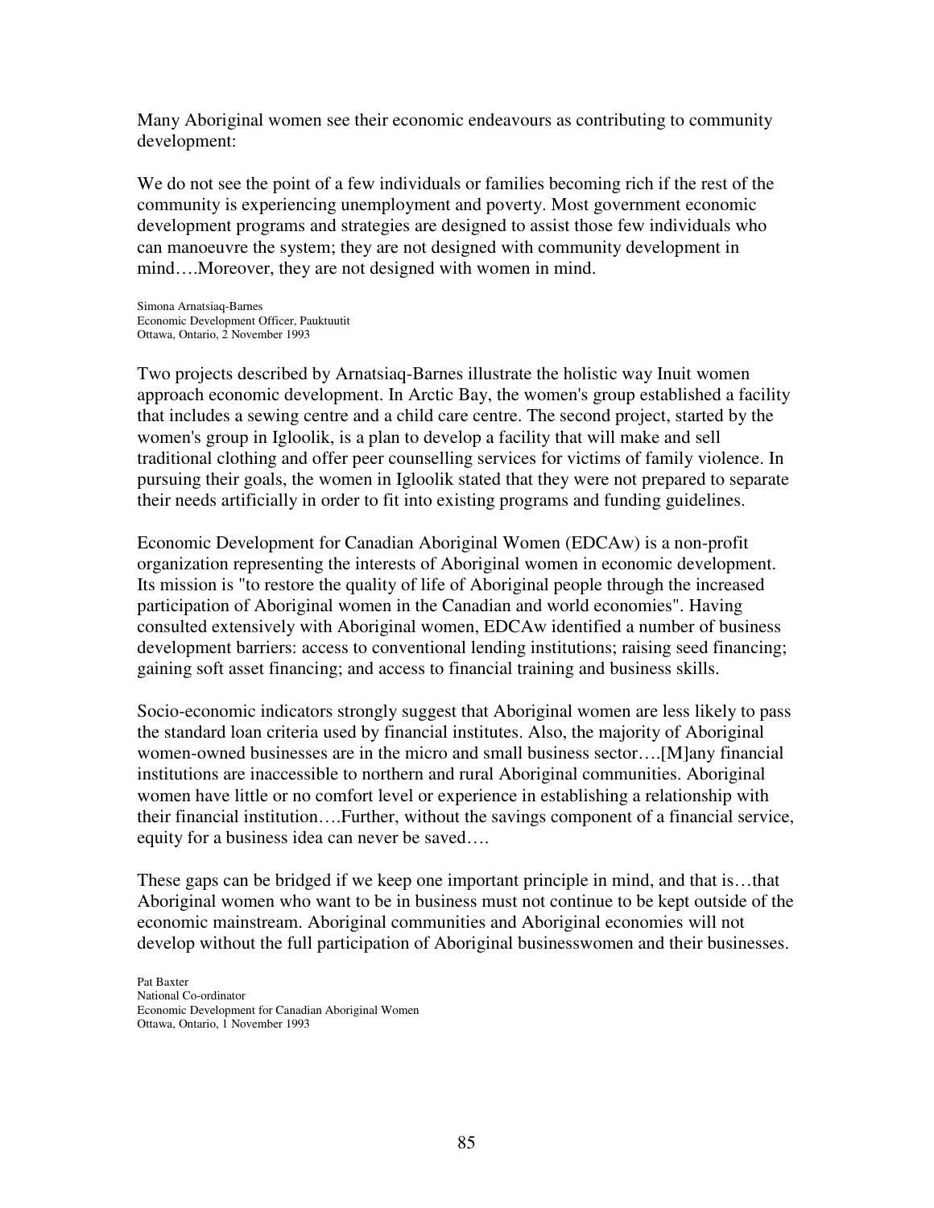Many Aboriginal women see their economic endeavours as contributing to community development:

We do not see the point of a few individuals or families becoming rich if the rest of the community is experiencing unemployment and poverty. Most government economic development programs and strategies are designed to assist those few individuals who can manoeuvre the system; they are not designed with community development in mind….Moreover, they are not designed with women in mind.

Simona Arnatsiaq-Barnes
Economic Development Officer, Pauktuutit
Ottawa, Ontario, 2 November 1993

Two projects described by Arnatsiaq-Barnes illustrate the holistic way Inuit women approach economic development. In Arctic Bay, the women's group established a facility that includes a sewing centre and a child care centre. The second project, started by the women's group in Igloolik, is a plan to develop a facility that will make and sell traditional clothing and offer peer counselling services for victims of family violence. In pursuing their goals, the women in Igloolik stated that they were not prepared to separate their needs artificially in order to fit into existing programs and funding guidelines.

Economic Development for Canadian Aboriginal Women (EDCAw) is a non-profit organization representing the interests of Aboriginal women in economic development. Its mission is "to restore the quality of life of Aboriginal people through the increased participation of Aboriginal women in the Canadian and world economies". Having consulted extensively with Aboriginal women, EDCAw identified a number of business development barriers: access to conventional lending institutions; raising seed financing; gaining soft asset financing; and access to financial training and business skills.

Socio-economic indicators strongly suggest that Aboriginal women are less likely to pass the standard loan criteria used by financial institutes. Also, the majority of Aboriginal women-owned businesses are in the micro and small business sector….[M]any financial institutions are inaccessible to northern and rural Aboriginal communities. Aboriginal women have little or no comfort level or experience in establishing a relationship with their financial institution….Further, without the savings component of a financial service, equity for a business idea can never be saved….

These gaps can be bridged if we keep one important principle in mind, and that is…that Aboriginal women who want to be in business must not continue to be kept outside of the economic mainstream. Aboriginal communities and Aboriginal economies will not develop without the full participation of Aboriginal businesswomen and their businesses.

Pat Baxter
National Co-ordinator
Economic Development for Canadian Aboriginal Women
Ottawa, Ontario, 1 November 1993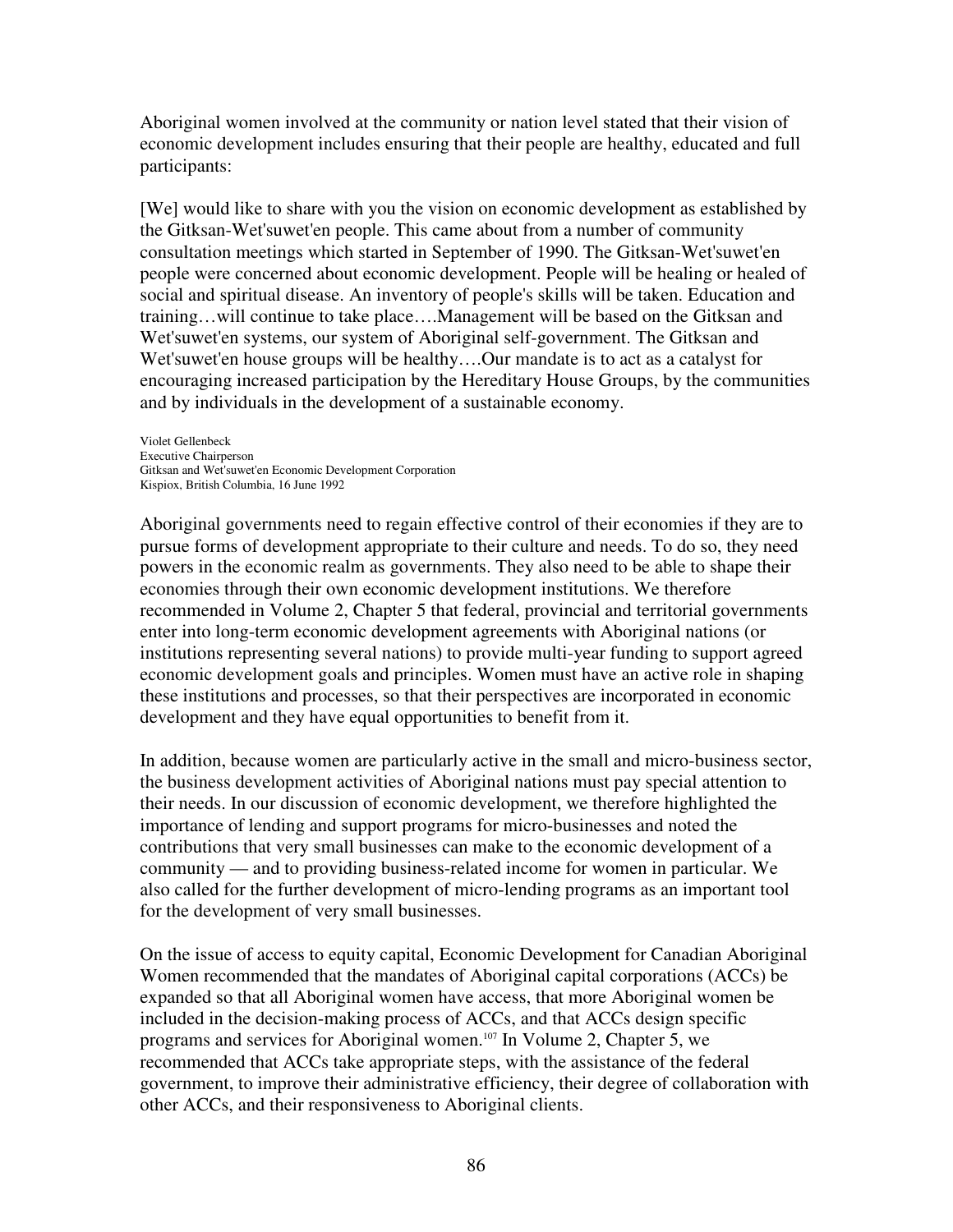Aboriginal women involved at the community or nation level stated that their vision of economic development includes ensuring that their people are healthy, educated and full participants:

[We] would like to share with you the vision on economic development as established by the Gitksan-Wet'suwet'en people. This came about from a number of community consultation meetings which started in September of 1990. The Gitksan-Wet'suwet'en people were concerned about economic development. People will be healing or healed of social and spiritual disease. An inventory of people's skills will be taken. Education and training…will continue to take place….Management will be based on the Gitksan and Wet'suwet'en systems, our system of Aboriginal self-government. The Gitksan and Wet'suwet'en house groups will be healthy….Our mandate is to act as a catalyst for encouraging increased participation by the Hereditary House Groups, by the communities and by individuals in the development of a sustainable economy.

Violet Gellenbeck
Executive Chairperson
Gitksan and Wet'suwet'en Economic Development Corporation
Kispiox, British Columbia, 16 June 1992

Aboriginal governments need to regain effective control of their economies if they are to pursue forms of development appropriate to their culture and needs. To do so, they need powers in the economic realm as governments. They also need to be able to shape their economies through their own economic development institutions. We therefore recommended in Volume 2, Chapter 5 that federal, provincial and territorial governments enter into long-term economic development agreements with Aboriginal nations (or institutions representing several nations) to provide multi-year funding to support agreed economic development goals and principles. Women must have an active role in shaping these institutions and processes, so that their perspectives are incorporated in economic development and they have equal opportunities to benefit from it.

In addition, because women are particularly active in the small and micro-business sector, the business development activities of Aboriginal nations must pay special attention to their needs. In our discussion of economic development, we therefore highlighted the importance of lending and support programs for micro-businesses and noted the contributions that very small businesses can make to the economic development of a community — and to providing business-related income for women in particular. We also called for the further development of micro-lending programs as an important tool for the development of very small businesses.

On the issue of access to equity capital, Economic Development for Canadian Aboriginal Women recommended that the mandates of Aboriginal capital corporations (ACCs) be expanded so that all Aboriginal women have access, that more Aboriginal women be included in the decision-making process of ACCs, and that ACCs design specific programs and services for Aboriginal women.[107] In Volume 2, Chapter 5, we recommended that ACCs take appropriate steps, with the assistance of the federal government, to improve their administrative efficiency, their degree of collaboration with other ACCs, and their responsiveness to Aboriginal clients.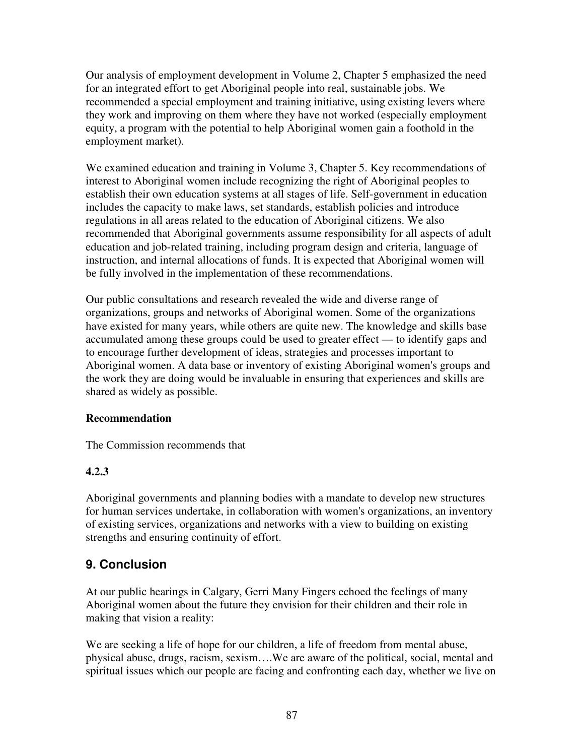Our analysis of employment development in Volume 2, Chapter 5 emphasized the need for an integrated effort to get Aboriginal people into real, sustainable jobs. We recommended a special employment and training initiative, using existing levers where they work and improving on them where they have not worked (especially employment equity, a program with the potential to help Aboriginal women gain a foothold in the employment market).

We examined education and training in Volume 3, Chapter 5. Key recommendations of interest to Aboriginal women include recognizing the right of Aboriginal peoples to establish their own education systems at all stages of life. Self-government in education includes the capacity to make laws, set standards, establish policies and introduce regulations in all areas related to the education of Aboriginal citizens. We also recommended that Aboriginal governments assume responsibility for all aspects of adult education and job-related training, including program design and criteria, language of instruction, and internal allocations of funds. It is expected that Aboriginal women will be fully involved in the implementation of these recommendations.

Our public consultations and research revealed the wide and diverse range of organizations, groups and networks of Aboriginal women. Some of the organizations have existed for many years, while others are quite new. The knowledge and skills base accumulated among these groups could be used to greater effect — to identify gaps and to encourage further development of ideas, strategies and processes important to Aboriginal women. A data base or inventory of existing Aboriginal women's groups and the work they are doing would be invaluable in ensuring that experiences and skills are shared as widely as possible.

**Recommendation**

The Commission recommends that

**4.2.3**

Aboriginal governments and planning bodies with a mandate to develop new structures for human services undertake, in collaboration with women's organizations, an inventory of existing services, organizations and networks with a view to building on existing strengths and ensuring continuity of effort.

## 9. Conclusion

At our public hearings in Calgary, Gerri Many Fingers echoed the feelings of many Aboriginal women about the future they envision for their children and their role in making that vision a reality:

We are seeking a life of hope for our children, a life of freedom from mental abuse, physical abuse, drugs, racism, sexism….We are aware of the political, social, mental and spiritual issues which our people are facing and confronting each day, whether we live on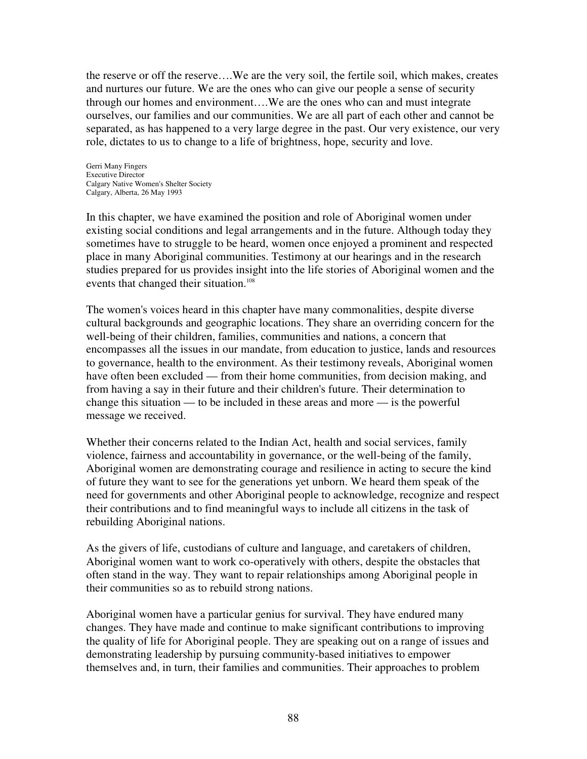the reserve or off the reserve….We are the very soil, the fertile soil, which makes, creates and nurtures our future. We are the ones who can give our people a sense of security through our homes and environment….We are the ones who can and must integrate ourselves, our families and our communities. We are all part of each other and cannot be separated, as has happened to a very large degree in the past. Our very existence, our very role, dictates to us to change to a life of brightness, hope, security and love.

Gerri Many Fingers
Executive Director
Calgary Native Women's Shelter Society
Calgary, Alberta, 26 May 1993

In this chapter, we have examined the position and role of Aboriginal women under existing social conditions and legal arrangements and in the future. Although today they sometimes have to struggle to be heard, women once enjoyed a prominent and respected place in many Aboriginal communities. Testimony at our hearings and in the research studies prepared for us provides insight into the life stories of Aboriginal women and the events that changed their situation.[108]

The women's voices heard in this chapter have many commonalities, despite diverse cultural backgrounds and geographic locations. They share an overriding concern for the well-being of their children, families, communities and nations, a concern that encompasses all the issues in our mandate, from education to justice, lands and resources to governance, health to the environment. As their testimony reveals, Aboriginal women have often been excluded — from their home communities, from decision making, and from having a say in their future and their children's future. Their determination to change this situation — to be included in these areas and more — is the powerful message we received.

Whether their concerns related to the Indian Act, health and social services, family violence, fairness and accountability in governance, or the well-being of the family, Aboriginal women are demonstrating courage and resilience in acting to secure the kind of future they want to see for the generations yet unborn. We heard them speak of the need for governments and other Aboriginal people to acknowledge, recognize and respect their contributions and to find meaningful ways to include all citizens in the task of rebuilding Aboriginal nations.

As the givers of life, custodians of culture and language, and caretakers of children, Aboriginal women want to work co-operatively with others, despite the obstacles that often stand in the way. They want to repair relationships among Aboriginal people in their communities so as to rebuild strong nations.

Aboriginal women have a particular genius for survival. They have endured many changes. They have made and continue to make significant contributions to improving the quality of life for Aboriginal people. They are speaking out on a range of issues and demonstrating leadership by pursuing community-based initiatives to empower themselves and, in turn, their families and communities. Their approaches to problem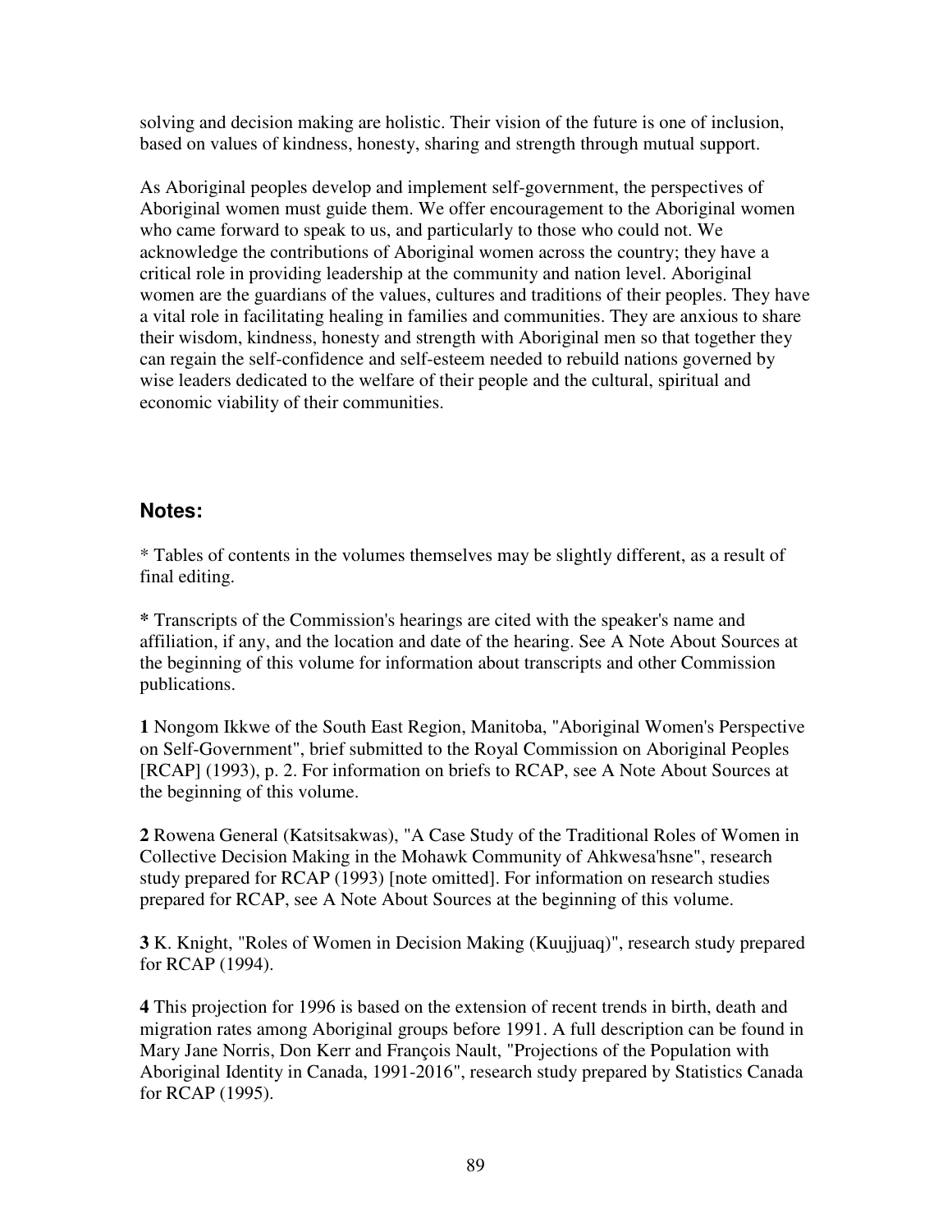solving and decision making are holistic. Their vision of the future is one of inclusion, based on values of kindness, honesty, sharing and strength through mutual support.

As Aboriginal peoples develop and implement self-government, the perspectives of Aboriginal women must guide them. We offer encouragement to the Aboriginal women who came forward to speak to us, and particularly to those who could not. We acknowledge the contributions of Aboriginal women across the country; they have a critical role in providing leadership at the community and nation level. Aboriginal women are the guardians of the values, cultures and traditions of their peoples. They have a vital role in facilitating healing in families and communities. They are anxious to share their wisdom, kindness, honesty and strength with Aboriginal men so that together they can regain the self-confidence and self-esteem needed to rebuild nations governed by wise leaders dedicated to the welfare of their people and the cultural, spiritual and economic viability of their communities.

## Notes:

* Tables of contents in the volumes themselves may be slightly different, as a result of final editing.

**\*** Transcripts of the Commission's hearings are cited with the speaker's name and affiliation, if any, and the location and date of the hearing. See A Note About Sources at the beginning of this volume for information about transcripts and other Commission publications.

**1** Nongom Ikkwe of the South East Region, Manitoba, "Aboriginal Women's Perspective on Self-Government", brief submitted to the Royal Commission on Aboriginal Peoples [RCAP] (1993), p. 2. For information on briefs to RCAP, see A Note About Sources at the beginning of this volume.

**2** Rowena General (Katsitsakwas), "A Case Study of the Traditional Roles of Women in Collective Decision Making in the Mohawk Community of Ahkwesa'hsne", research study prepared for RCAP (1993) [note omitted]. For information on research studies prepared for RCAP, see A Note About Sources at the beginning of this volume.

**3** K. Knight, "Roles of Women in Decision Making (Kuujjuaq)", research study prepared for RCAP (1994).

**4** This projection for 1996 is based on the extension of recent trends in birth, death and migration rates among Aboriginal groups before 1991. A full description can be found in Mary Jane Norris, Don Kerr and François Nault, "Projections of the Population with Aboriginal Identity in Canada, 1991-2016", research study prepared by Statistics Canada for RCAP (1995).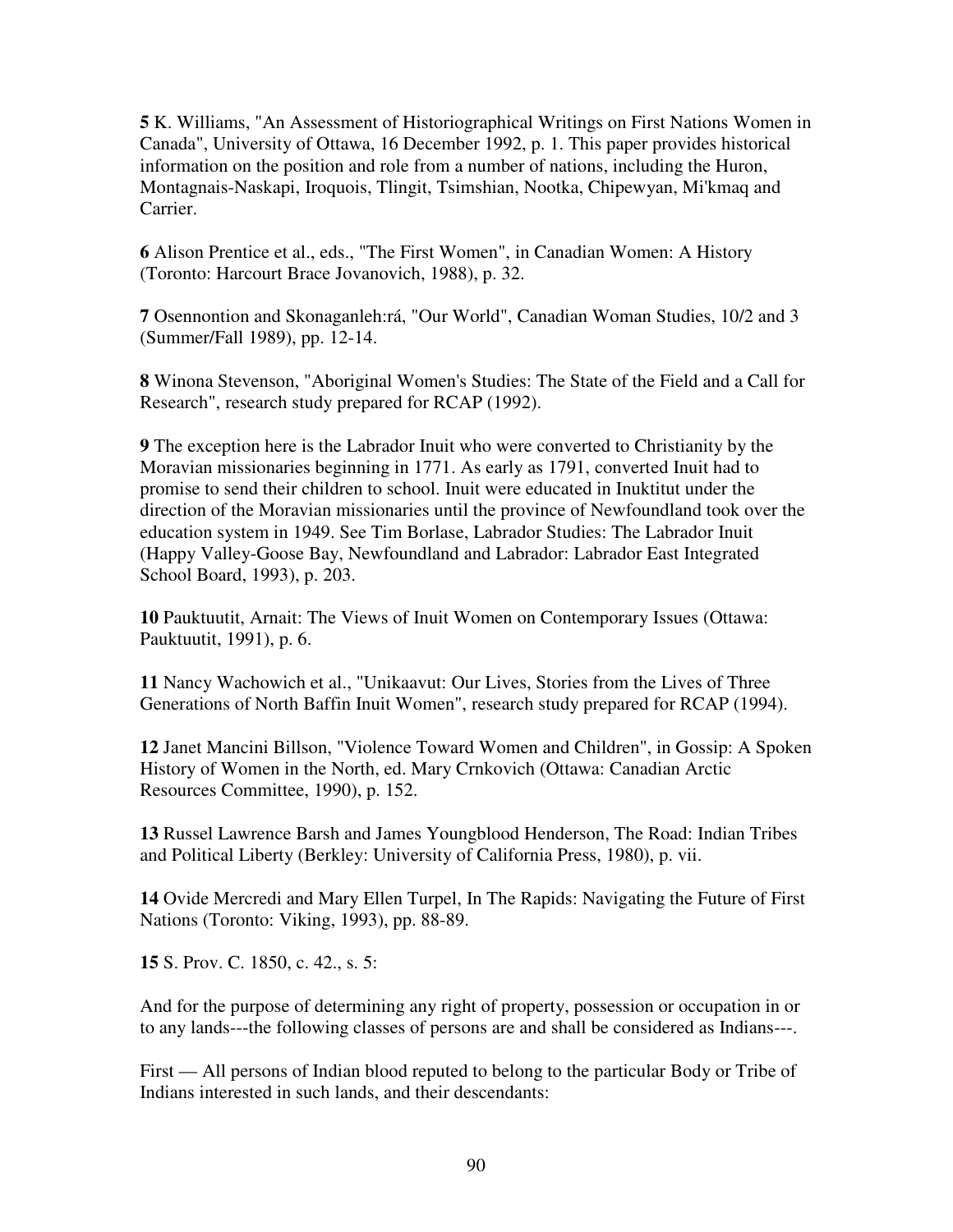**5** K. Williams, "An Assessment of Historiographical Writings on First Nations Women in Canada", University of Ottawa, 16 December 1992, p. 1. This paper provides historical information on the position and role from a number of nations, including the Huron, Montagnais-Naskapi, Iroquois, Tlingit, Tsimshian, Nootka, Chipewyan, Mi'kmaq and Carrier.

**6** Alison Prentice et al., eds., "The First Women", in Canadian Women: A History (Toronto: Harcourt Brace Jovanovich, 1988), p. 32.

**7** Osennontion and Skonaganleh:rá, "Our World", Canadian Woman Studies, 10/2 and 3 (Summer/Fall 1989), pp. 12-14.

**8** Winona Stevenson, "Aboriginal Women's Studies: The State of the Field and a Call for Research", research study prepared for RCAP (1992).

**9** The exception here is the Labrador Inuit who were converted to Christianity by the Moravian missionaries beginning in 1771. As early as 1791, converted Inuit had to promise to send their children to school. Inuit were educated in Inuktitut under the direction of the Moravian missionaries until the province of Newfoundland took over the education system in 1949. See Tim Borlase, Labrador Studies: The Labrador Inuit (Happy Valley-Goose Bay, Newfoundland and Labrador: Labrador East Integrated School Board, 1993), p. 203.

**10** Pauktuutit, Arnait: The Views of Inuit Women on Contemporary Issues (Ottawa: Pauktuutit, 1991), p. 6.

**11** Nancy Wachowich et al., "Unikaavut: Our Lives, Stories from the Lives of Three Generations of North Baffin Inuit Women", research study prepared for RCAP (1994).

**12** Janet Mancini Billson, "Violence Toward Women and Children", in Gossip: A Spoken History of Women in the North, ed. Mary Crnkovich (Ottawa: Canadian Arctic Resources Committee, 1990), p. 152.

**13** Russel Lawrence Barsh and James Youngblood Henderson, The Road: Indian Tribes and Political Liberty (Berkley: University of California Press, 1980), p. vii.

**14** Ovide Mercredi and Mary Ellen Turpel, In The Rapids: Navigating the Future of First Nations (Toronto: Viking, 1993), pp. 88-89.

**15** S. Prov. C. 1850, c. 42., s. 5:

And for the purpose of determining any right of property, possession or occupation in or to any lands---the following classes of persons are and shall be considered as Indians---.

First — All persons of Indian blood reputed to belong to the particular Body or Tribe of Indians interested in such lands, and their descendants: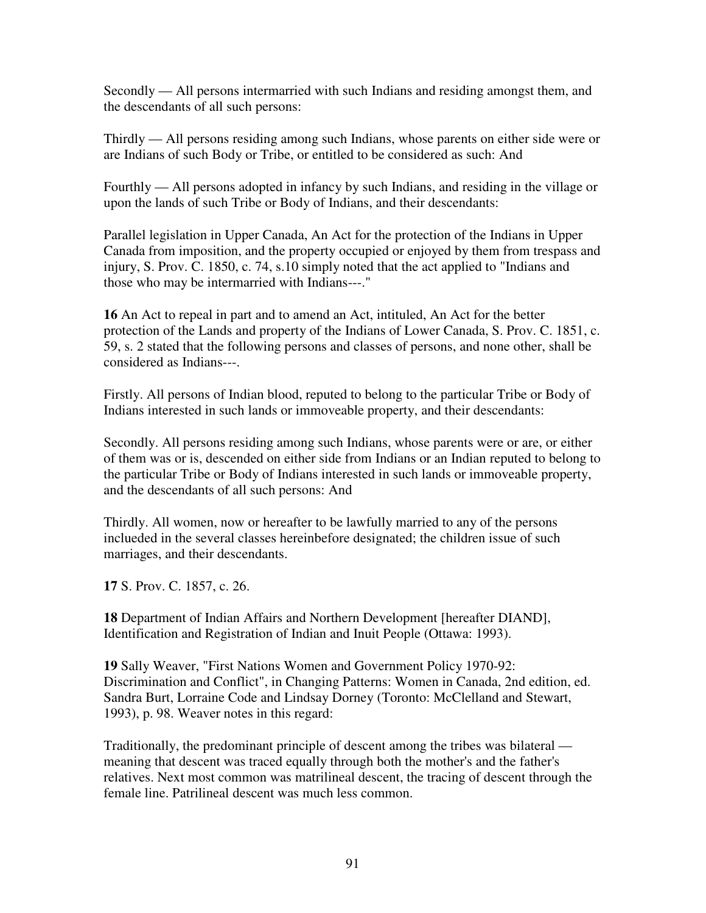Secondly — All persons intermarried with such Indians and residing amongst them, and the descendants of all such persons:

Thirdly — All persons residing among such Indians, whose parents on either side were or are Indians of such Body or Tribe, or entitled to be considered as such: And

Fourthly — All persons adopted in infancy by such Indians, and residing in the village or upon the lands of such Tribe or Body of Indians, and their descendants:

Parallel legislation in Upper Canada, An Act for the protection of the Indians in Upper Canada from imposition, and the property occupied or enjoyed by them from trespass and injury, S. Prov. C. 1850, c. 74, s.10 simply noted that the act applied to "Indians and those who may be intermarried with Indians---."

**16** An Act to repeal in part and to amend an Act, intituled, An Act for the better protection of the Lands and property of the Indians of Lower Canada, S. Prov. C. 1851, c. 59, s. 2 stated that the following persons and classes of persons, and none other, shall be considered as Indians---.

Firstly. All persons of Indian blood, reputed to belong to the particular Tribe or Body of Indians interested in such lands or immoveable property, and their descendants:

Secondly. All persons residing among such Indians, whose parents were or are, or either of them was or is, descended on either side from Indians or an Indian reputed to belong to the particular Tribe or Body of Indians interested in such lands or immoveable property, and the descendants of all such persons: And

Thirdly. All women, now or hereafter to be lawfully married to any of the persons inclueded in the several classes hereinbefore designated; the children issue of such marriages, and their descendants.

**17** S. Prov. C. 1857, c. 26.

**18** Department of Indian Affairs and Northern Development [hereafter DIAND], Identification and Registration of Indian and Inuit People (Ottawa: 1993).

**19** Sally Weaver, "First Nations Women and Government Policy 1970-92: Discrimination and Conflict", in Changing Patterns: Women in Canada, 2nd edition, ed. Sandra Burt, Lorraine Code and Lindsay Dorney (Toronto: McClelland and Stewart, 1993), p. 98. Weaver notes in this regard:

Traditionally, the predominant principle of descent among the tribes was bilateral — meaning that descent was traced equally through both the mother's and the father's relatives. Next most common was matrilineal descent, the tracing of descent through the female line. Patrilineal descent was much less common.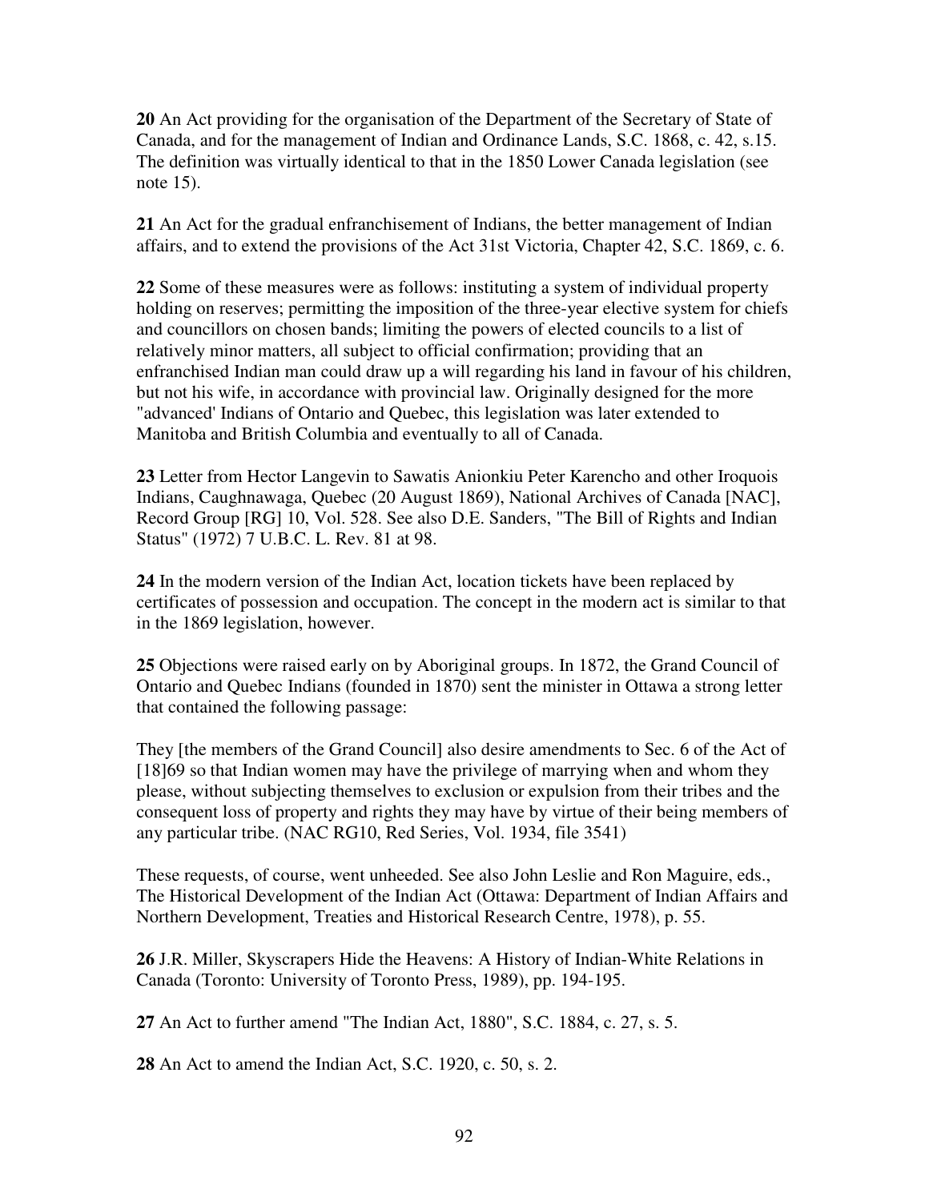**20** An Act providing for the organisation of the Department of the Secretary of State of Canada, and for the management of Indian and Ordinance Lands, S.C. 1868, c. 42, s.15. The definition was virtually identical to that in the 1850 Lower Canada legislation (see note 15).

**21** An Act for the gradual enfranchisement of Indians, the better management of Indian affairs, and to extend the provisions of the Act 31st Victoria, Chapter 42, S.C. 1869, c. 6.

**22** Some of these measures were as follows: instituting a system of individual property holding on reserves; permitting the imposition of the three-year elective system for chiefs and councillors on chosen bands; limiting the powers of elected councils to a list of relatively minor matters, all subject to official confirmation; providing that an enfranchised Indian man could draw up a will regarding his land in favour of his children, but not his wife, in accordance with provincial law. Originally designed for the more "advanced' Indians of Ontario and Quebec, this legislation was later extended to Manitoba and British Columbia and eventually to all of Canada.

**23** Letter from Hector Langevin to Sawatis Anionkiu Peter Karencho and other Iroquois Indians, Caughnawaga, Quebec (20 August 1869), National Archives of Canada [NAC], Record Group [RG] 10, Vol. 528. See also D.E. Sanders, "The Bill of Rights and Indian Status" (1972) 7 U.B.C. L. Rev. 81 at 98.

**24** In the modern version of the Indian Act, location tickets have been replaced by certificates of possession and occupation. The concept in the modern act is similar to that in the 1869 legislation, however.

**25** Objections were raised early on by Aboriginal groups. In 1872, the Grand Council of Ontario and Quebec Indians (founded in 1870) sent the minister in Ottawa a strong letter that contained the following passage:

They [the members of the Grand Council] also desire amendments to Sec. 6 of the Act of [18]69 so that Indian women may have the privilege of marrying when and whom they please, without subjecting themselves to exclusion or expulsion from their tribes and the consequent loss of property and rights they may have by virtue of their being members of any particular tribe. (NAC RG10, Red Series, Vol. 1934, file 3541)

These requests, of course, went unheeded. See also John Leslie and Ron Maguire, eds., The Historical Development of the Indian Act (Ottawa: Department of Indian Affairs and Northern Development, Treaties and Historical Research Centre, 1978), p. 55.

**26** J.R. Miller, Skyscrapers Hide the Heavens: A History of Indian-White Relations in Canada (Toronto: University of Toronto Press, 1989), pp. 194-195.

**27** An Act to further amend "The Indian Act, 1880", S.C. 1884, c. 27, s. 5.

**28** An Act to amend the Indian Act, S.C. 1920, c. 50, s. 2.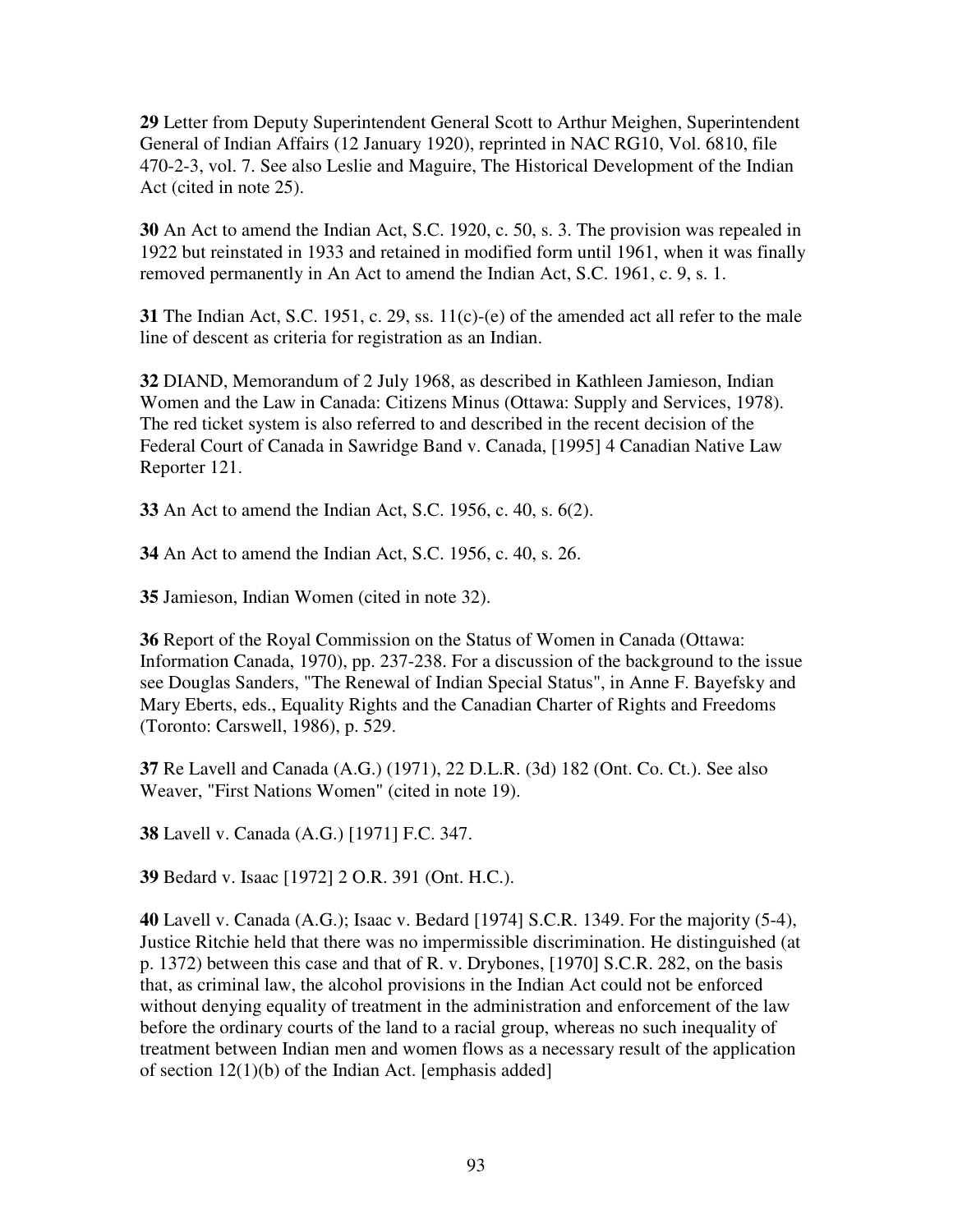**29** Letter from Deputy Superintendent General Scott to Arthur Meighen, Superintendent General of Indian Affairs (12 January 1920), reprinted in NAC RG10, Vol. 6810, file 470-2-3, vol. 7. See also Leslie and Maguire, The Historical Development of the Indian Act (cited in note 25).

**30** An Act to amend the Indian Act, S.C. 1920, c. 50, s. 3. The provision was repealed in 1922 but reinstated in 1933 and retained in modified form until 1961, when it was finally removed permanently in An Act to amend the Indian Act, S.C. 1961, c. 9, s. 1.

**31** The Indian Act, S.C. 1951, c. 29, ss. 11(c)-(e) of the amended act all refer to the male line of descent as criteria for registration as an Indian.

**32** DIAND, Memorandum of 2 July 1968, as described in Kathleen Jamieson, Indian Women and the Law in Canada: Citizens Minus (Ottawa: Supply and Services, 1978). The red ticket system is also referred to and described in the recent decision of the Federal Court of Canada in Sawridge Band v. Canada, [1995] 4 Canadian Native Law Reporter 121.

**33** An Act to amend the Indian Act, S.C. 1956, c. 40, s. 6(2).

**34** An Act to amend the Indian Act, S.C. 1956, c. 40, s. 26.

**35** Jamieson, Indian Women (cited in note 32).

**36** Report of the Royal Commission on the Status of Women in Canada (Ottawa: Information Canada, 1970), pp. 237-238. For a discussion of the background to the issue see Douglas Sanders, "The Renewal of Indian Special Status", in Anne F. Bayefsky and Mary Eberts, eds., Equality Rights and the Canadian Charter of Rights and Freedoms (Toronto: Carswell, 1986), p. 529.

**37** Re Lavell and Canada (A.G.) (1971), 22 D.L.R. (3d) 182 (Ont. Co. Ct.). See also Weaver, "First Nations Women" (cited in note 19).

**38** Lavell v. Canada (A.G.) [1971] F.C. 347.

**39** Bedard v. Isaac [1972] 2 O.R. 391 (Ont. H.C.).

**40** Lavell v. Canada (A.G.); Isaac v. Bedard [1974] S.C.R. 1349. For the majority (5-4), Justice Ritchie held that there was no impermissible discrimination. He distinguished (at p. 1372) between this case and that of R. v. Drybones, [1970] S.C.R. 282, on the basis that, as criminal law, the alcohol provisions in the Indian Act could not be enforced without denying equality of treatment in the administration and enforcement of the law before the ordinary courts of the land to a racial group, whereas no such inequality of treatment between Indian men and women flows as a necessary result of the application of section 12(1)(b) of the Indian Act. [emphasis added]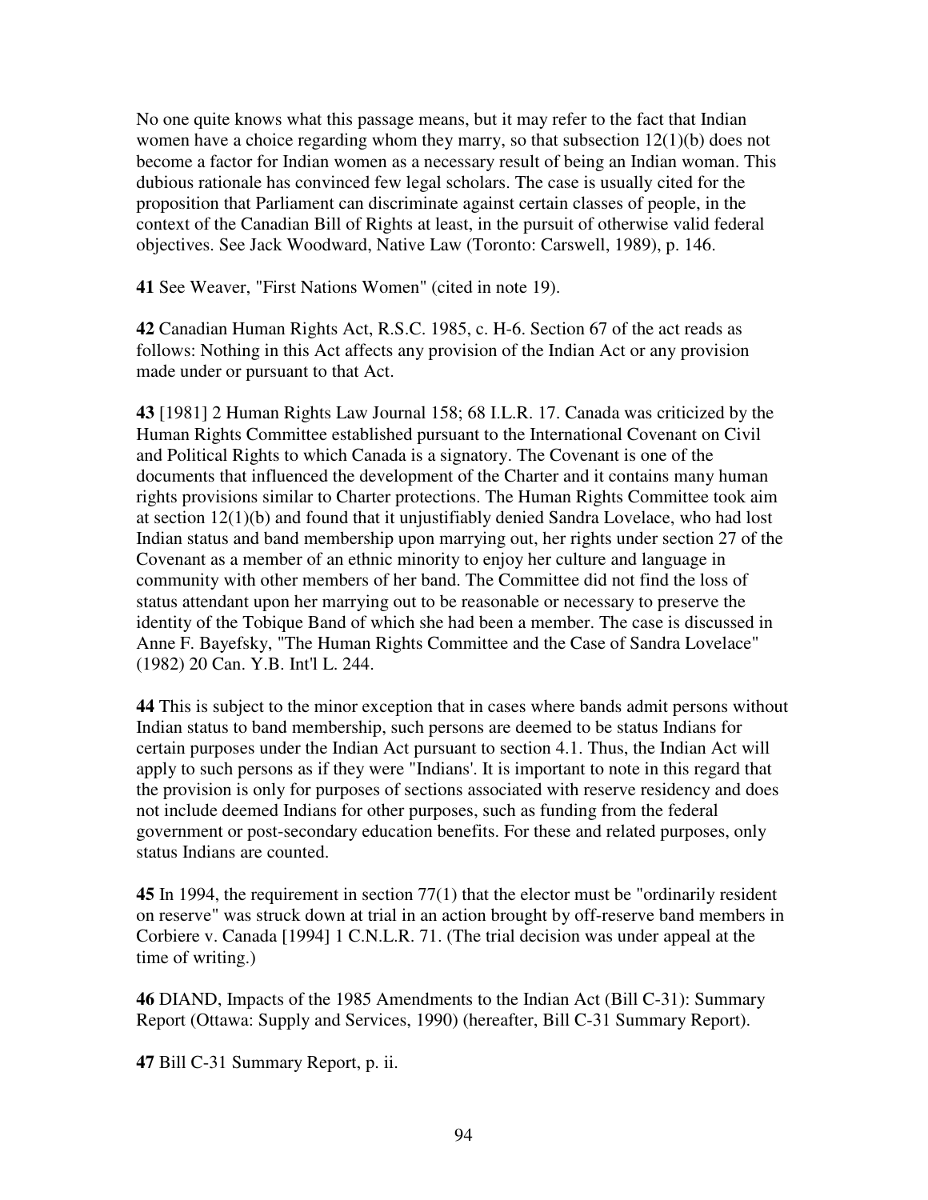No one quite knows what this passage means, but it may refer to the fact that Indian women have a choice regarding whom they marry, so that subsection 12(1)(b) does not become a factor for Indian women as a necessary result of being an Indian woman. This dubious rationale has convinced few legal scholars. The case is usually cited for the proposition that Parliament can discriminate against certain classes of people, in the context of the Canadian Bill of Rights at least, in the pursuit of otherwise valid federal objectives. See Jack Woodward, Native Law (Toronto: Carswell, 1989), p. 146.

**41** See Weaver, "First Nations Women" (cited in note 19).

**42** Canadian Human Rights Act, R.S.C. 1985, c. H-6. Section 67 of the act reads as follows: Nothing in this Act affects any provision of the Indian Act or any provision made under or pursuant to that Act.

**43** [1981] 2 Human Rights Law Journal 158; 68 I.L.R. 17. Canada was criticized by the Human Rights Committee established pursuant to the International Covenant on Civil and Political Rights to which Canada is a signatory. The Covenant is one of the documents that influenced the development of the Charter and it contains many human rights provisions similar to Charter protections. The Human Rights Committee took aim at section 12(1)(b) and found that it unjustifiably denied Sandra Lovelace, who had lost Indian status and band membership upon marrying out, her rights under section 27 of the Covenant as a member of an ethnic minority to enjoy her culture and language in community with other members of her band. The Committee did not find the loss of status attendant upon her marrying out to be reasonable or necessary to preserve the identity of the Tobique Band of which she had been a member. The case is discussed in Anne F. Bayefsky, "The Human Rights Committee and the Case of Sandra Lovelace" (1982) 20 Can. Y.B. Int'l L. 244.

**44** This is subject to the minor exception that in cases where bands admit persons without Indian status to band membership, such persons are deemed to be status Indians for certain purposes under the Indian Act pursuant to section 4.1. Thus, the Indian Act will apply to such persons as if they were "Indians'. It is important to note in this regard that the provision is only for purposes of sections associated with reserve residency and does not include deemed Indians for other purposes, such as funding from the federal government or post-secondary education benefits. For these and related purposes, only status Indians are counted.

**45** In 1994, the requirement in section 77(1) that the elector must be "ordinarily resident on reserve" was struck down at trial in an action brought by off-reserve band members in Corbiere v. Canada [1994] 1 C.N.L.R. 71. (The trial decision was under appeal at the time of writing.)

**46** DIAND, Impacts of the 1985 Amendments to the Indian Act (Bill C-31): Summary Report (Ottawa: Supply and Services, 1990) (hereafter, Bill C-31 Summary Report).

**47** Bill C-31 Summary Report, p. ii.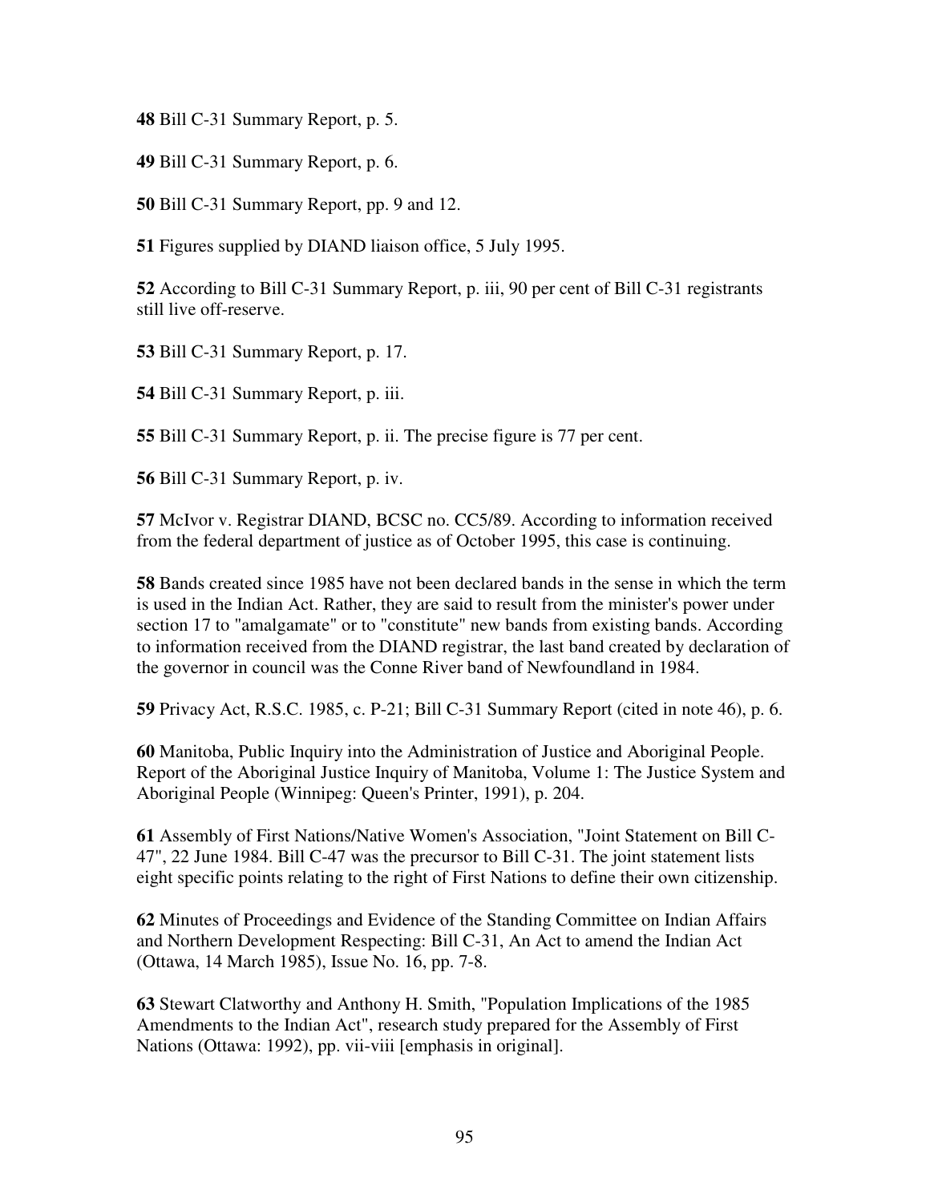**48** Bill C-31 Summary Report, p. 5.

**49** Bill C-31 Summary Report, p. 6.

**50** Bill C-31 Summary Report, pp. 9 and 12.

**51** Figures supplied by DIAND liaison office, 5 July 1995.

**52** According to Bill C-31 Summary Report, p. iii, 90 per cent of Bill C-31 registrants still live off-reserve.

**53** Bill C-31 Summary Report, p. 17.

**54** Bill C-31 Summary Report, p. iii.

**55** Bill C-31 Summary Report, p. ii. The precise figure is 77 per cent.

**56** Bill C-31 Summary Report, p. iv.

**57** McIvor v. Registrar DIAND, BCSC no. CC5/89. According to information received from the federal department of justice as of October 1995, this case is continuing.

**58** Bands created since 1985 have not been declared bands in the sense in which the term is used in the Indian Act. Rather, they are said to result from the minister's power under section 17 to "amalgamate" or to "constitute" new bands from existing bands. According to information received from the DIAND registrar, the last band created by declaration of the governor in council was the Conne River band of Newfoundland in 1984.

**59** Privacy Act, R.S.C. 1985, c. P-21; Bill C-31 Summary Report (cited in note 46), p. 6.

**60** Manitoba, Public Inquiry into the Administration of Justice and Aboriginal People. Report of the Aboriginal Justice Inquiry of Manitoba, Volume 1: The Justice System and Aboriginal People (Winnipeg: Queen's Printer, 1991), p. 204.

**61** Assembly of First Nations/Native Women's Association, "Joint Statement on Bill C-47", 22 June 1984. Bill C-47 was the precursor to Bill C-31. The joint statement lists eight specific points relating to the right of First Nations to define their own citizenship.

**62** Minutes of Proceedings and Evidence of the Standing Committee on Indian Affairs and Northern Development Respecting: Bill C-31, An Act to amend the Indian Act (Ottawa, 14 March 1985), Issue No. 16, pp. 7-8.

**63** Stewart Clatworthy and Anthony H. Smith, "Population Implications of the 1985 Amendments to the Indian Act", research study prepared for the Assembly of First Nations (Ottawa: 1992), pp. vii-viii [emphasis in original].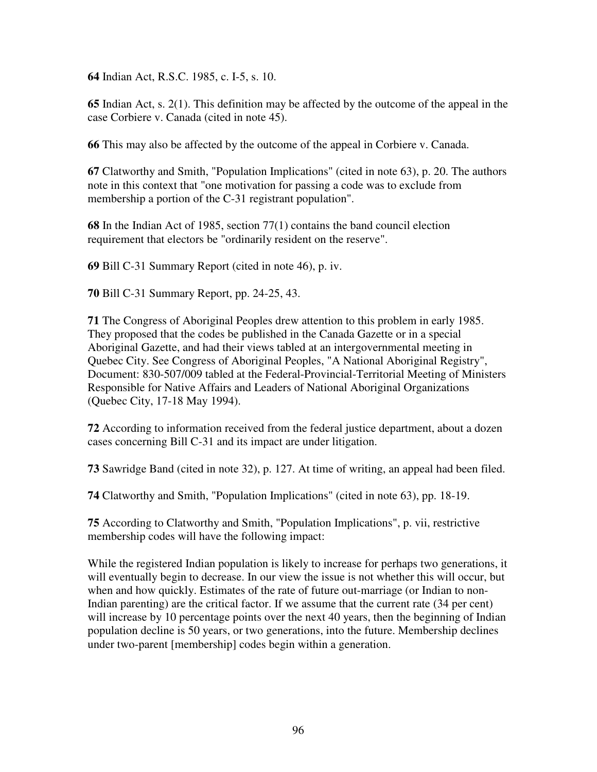**64** Indian Act, R.S.C. 1985, c. I-5, s. 10.

**65** Indian Act, s. 2(1). This definition may be affected by the outcome of the appeal in the case Corbiere v. Canada (cited in note 45).

**66** This may also be affected by the outcome of the appeal in Corbiere v. Canada.

**67** Clatworthy and Smith, "Population Implications" (cited in note 63), p. 20. The authors note in this context that "one motivation for passing a code was to exclude from membership a portion of the C-31 registrant population".

**68** In the Indian Act of 1985, section 77(1) contains the band council election requirement that electors be "ordinarily resident on the reserve".

**69** Bill C-31 Summary Report (cited in note 46), p. iv.

**70** Bill C-31 Summary Report, pp. 24-25, 43.

**71** The Congress of Aboriginal Peoples drew attention to this problem in early 1985. They proposed that the codes be published in the Canada Gazette or in a special Aboriginal Gazette, and had their views tabled at an intergovernmental meeting in Quebec City. See Congress of Aboriginal Peoples, "A National Aboriginal Registry", Document: 830-507/009 tabled at the Federal-Provincial-Territorial Meeting of Ministers Responsible for Native Affairs and Leaders of National Aboriginal Organizations (Quebec City, 17-18 May 1994).

**72** According to information received from the federal justice department, about a dozen cases concerning Bill C-31 and its impact are under litigation.

**73** Sawridge Band (cited in note 32), p. 127. At time of writing, an appeal had been filed.

**74** Clatworthy and Smith, "Population Implications" (cited in note 63), pp. 18-19.

**75** According to Clatworthy and Smith, "Population Implications", p. vii, restrictive membership codes will have the following impact:

While the registered Indian population is likely to increase for perhaps two generations, it will eventually begin to decrease. In our view the issue is not whether this will occur, but when and how quickly. Estimates of the rate of future out-marriage (or Indian to non-Indian parenting) are the critical factor. If we assume that the current rate (34 per cent) will increase by 10 percentage points over the next 40 years, then the beginning of Indian population decline is 50 years, or two generations, into the future. Membership declines under two-parent [membership] codes begin within a generation.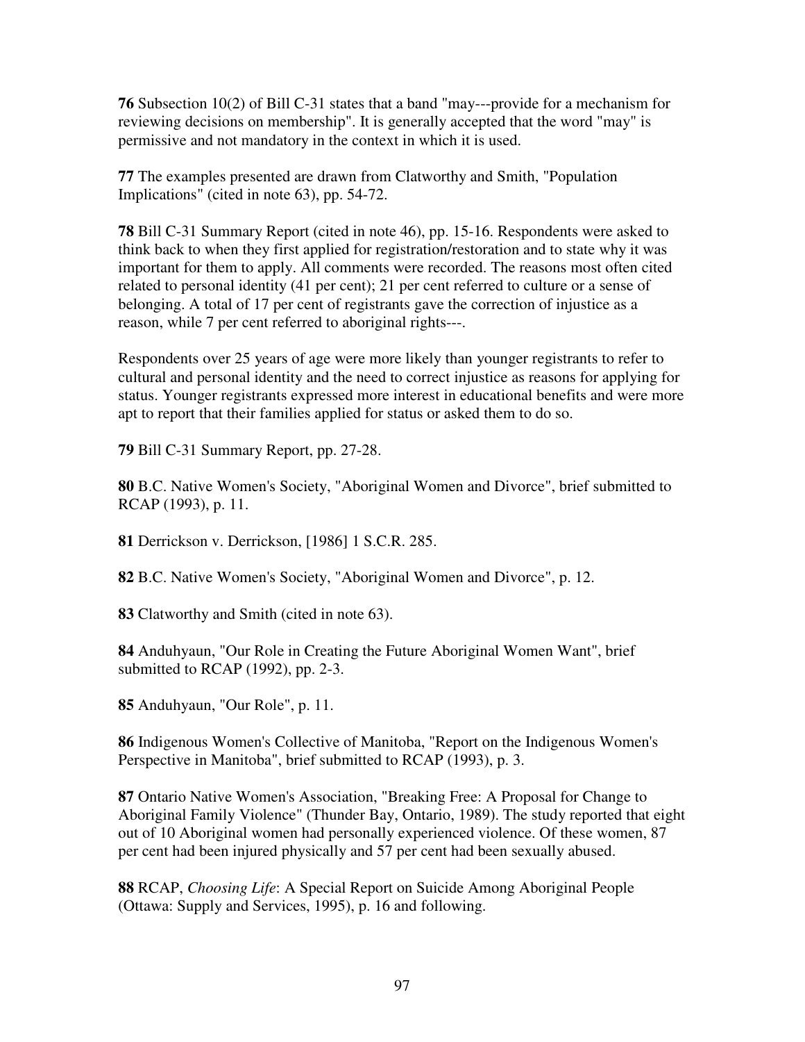**76** Subsection 10(2) of Bill C-31 states that a band "may---provide for a mechanism for reviewing decisions on membership". It is generally accepted that the word "may" is permissive and not mandatory in the context in which it is used.

**77** The examples presented are drawn from Clatworthy and Smith, "Population Implications" (cited in note 63), pp. 54-72.

**78** Bill C-31 Summary Report (cited in note 46), pp. 15-16. Respondents were asked to think back to when they first applied for registration/restoration and to state why it was important for them to apply. All comments were recorded. The reasons most often cited related to personal identity (41 per cent); 21 per cent referred to culture or a sense of belonging. A total of 17 per cent of registrants gave the correction of injustice as a reason, while 7 per cent referred to aboriginal rights---.

Respondents over 25 years of age were more likely than younger registrants to refer to cultural and personal identity and the need to correct injustice as reasons for applying for status. Younger registrants expressed more interest in educational benefits and were more apt to report that their families applied for status or asked them to do so.

**79** Bill C-31 Summary Report, pp. 27-28.

**80** B.C. Native Women's Society, "Aboriginal Women and Divorce", brief submitted to RCAP (1993), p. 11.

**81** Derrickson v. Derrickson, [1986] 1 S.C.R. 285.

**82** B.C. Native Women's Society, "Aboriginal Women and Divorce", p. 12.

**83** Clatworthy and Smith (cited in note 63).

**84** Anduhyaun, "Our Role in Creating the Future Aboriginal Women Want", brief submitted to RCAP (1992), pp. 2-3.

**85** Anduhyaun, "Our Role", p. 11.

**86** Indigenous Women's Collective of Manitoba, "Report on the Indigenous Women's Perspective in Manitoba", brief submitted to RCAP (1993), p. 3.

**87** Ontario Native Women's Association, "Breaking Free: A Proposal for Change to Aboriginal Family Violence" (Thunder Bay, Ontario, 1989). The study reported that eight out of 10 Aboriginal women had personally experienced violence. Of these women, 87 per cent had been injured physically and 57 per cent had been sexually abused.

**88** RCAP, *Choosing Life*: A Special Report on Suicide Among Aboriginal People (Ottawa: Supply and Services, 1995), p. 16 and following.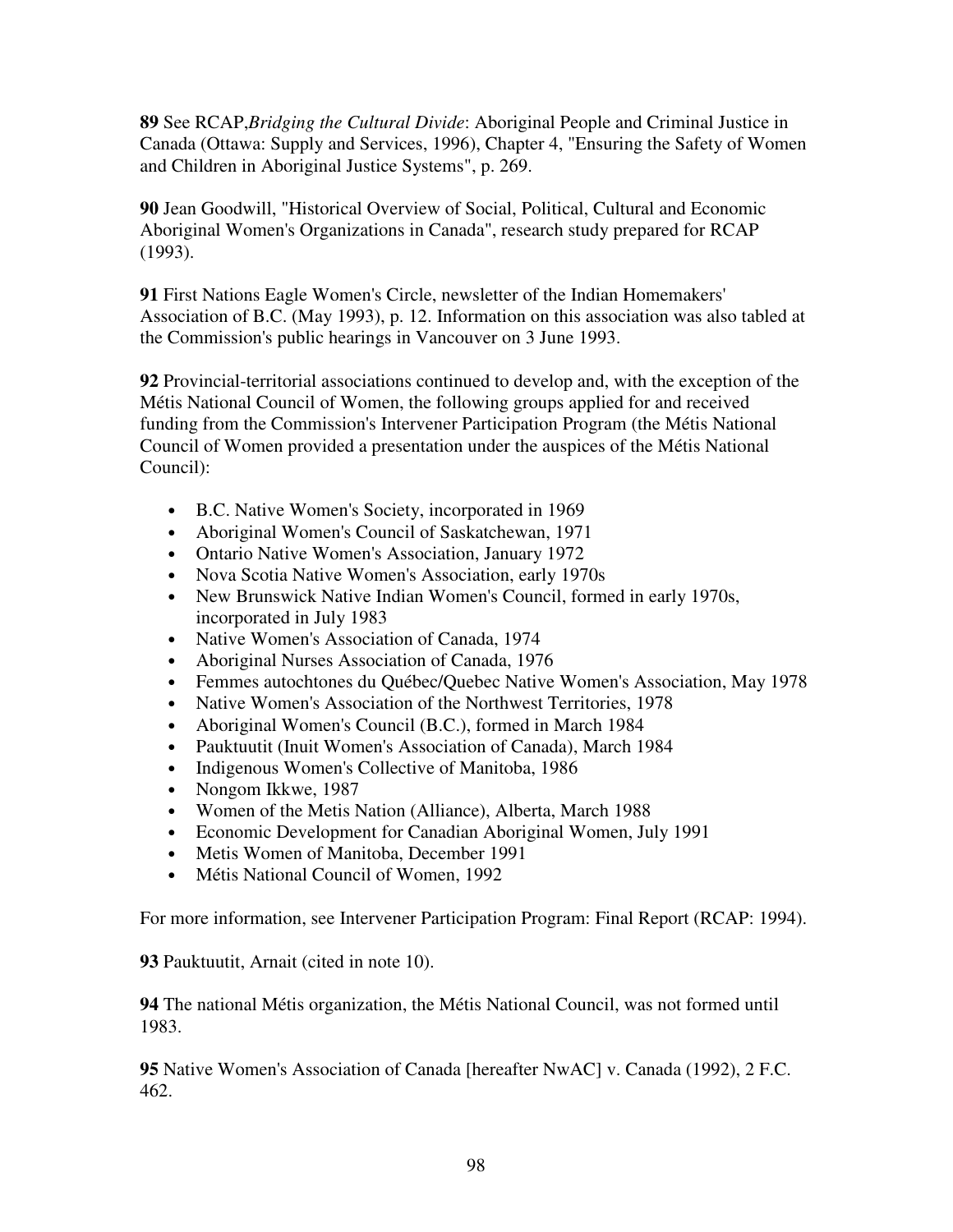**89** See RCAP,*Bridging the Cultural Divide*: Aboriginal People and Criminal Justice in Canada (Ottawa: Supply and Services, 1996), Chapter 4, "Ensuring the Safety of Women and Children in Aboriginal Justice Systems", p. 269.

**90** Jean Goodwill, "Historical Overview of Social, Political, Cultural and Economic Aboriginal Women's Organizations in Canada", research study prepared for RCAP (1993).

**91** First Nations Eagle Women's Circle, newsletter of the Indian Homemakers' Association of B.C. (May 1993), p. 12. Information on this association was also tabled at the Commission's public hearings in Vancouver on 3 June 1993.

**92** Provincial-territorial associations continued to develop and, with the exception of the Métis National Council of Women, the following groups applied for and received funding from the Commission's Intervener Participation Program (the Métis National Council of Women provided a presentation under the auspices of the Métis National Council):

- B.C. Native Women's Society, incorporated in 1969
- Aboriginal Women's Council of Saskatchewan, 1971
- Ontario Native Women's Association, January 1972
- Nova Scotia Native Women's Association, early 1970s
- New Brunswick Native Indian Women's Council, formed in early 1970s, incorporated in July 1983
- Native Women's Association of Canada, 1974
- Aboriginal Nurses Association of Canada, 1976
- Femmes autochtones du Québec/Quebec Native Women's Association, May 1978
- Native Women's Association of the Northwest Territories, 1978
- Aboriginal Women's Council (B.C.), formed in March 1984
- Pauktuutit (Inuit Women's Association of Canada), March 1984
- Indigenous Women's Collective of Manitoba, 1986
- Nongom Ikkwe, 1987
- Women of the Metis Nation (Alliance), Alberta, March 1988
- Economic Development for Canadian Aboriginal Women, July 1991
- Metis Women of Manitoba, December 1991
- Métis National Council of Women, 1992

For more information, see Intervener Participation Program: Final Report (RCAP: 1994).

**93** Pauktuutit, Arnait (cited in note 10).

**94** The national Métis organization, the Métis National Council, was not formed until 1983.

**95** Native Women's Association of Canada [hereafter NwAC] v. Canada (1992), 2 F.C. 462.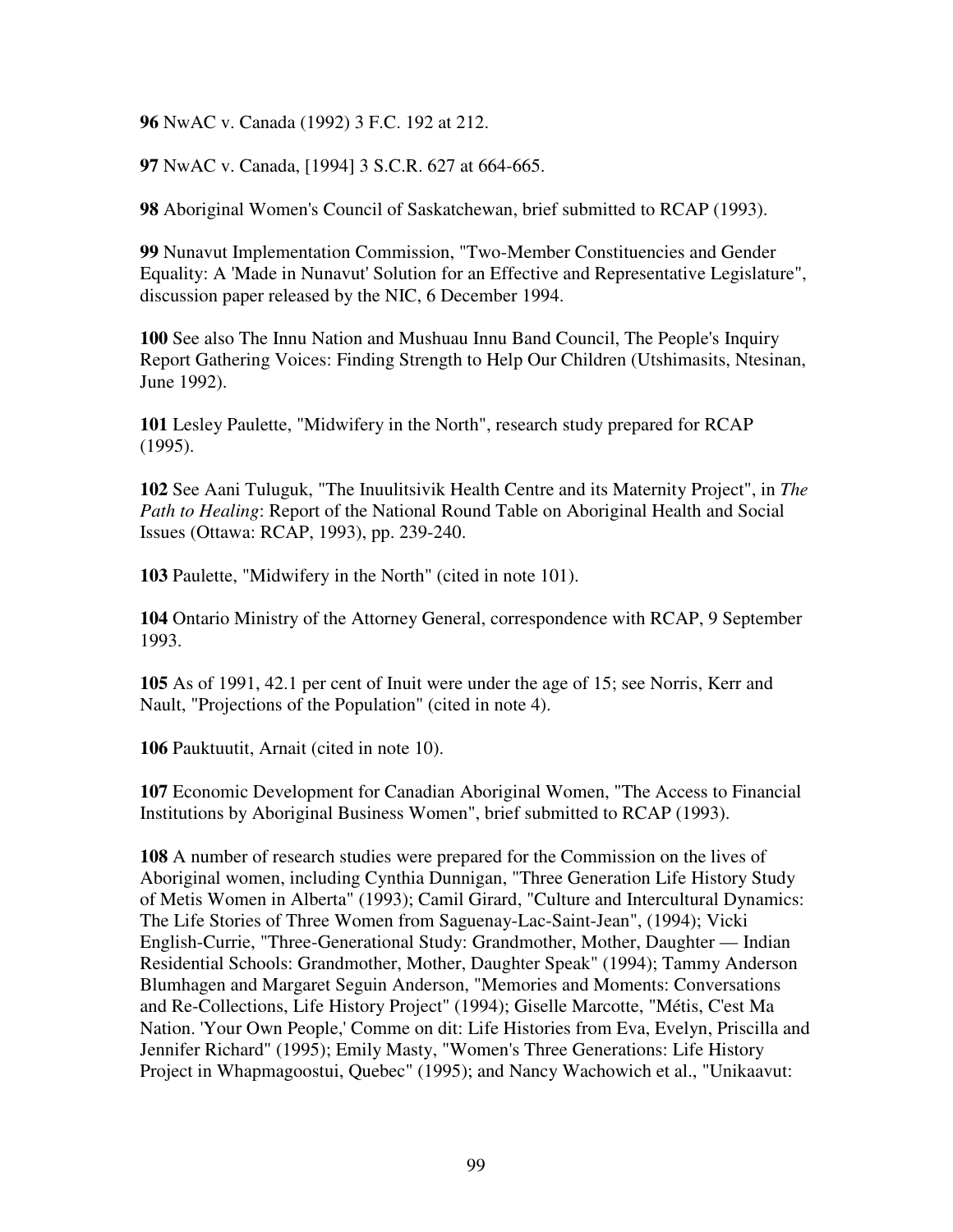**96** NwAC v. Canada (1992) 3 F.C. 192 at 212.

**97** NwAC v. Canada, [1994] 3 S.C.R. 627 at 664-665.

**98** Aboriginal Women's Council of Saskatchewan, brief submitted to RCAP (1993).

**99** Nunavut Implementation Commission, "Two-Member Constituencies and Gender Equality: A 'Made in Nunavut' Solution for an Effective and Representative Legislature", discussion paper released by the NIC, 6 December 1994.

**100** See also The Innu Nation and Mushuau Innu Band Council, The People's Inquiry Report Gathering Voices: Finding Strength to Help Our Children (Utshimasits, Ntesinan, June 1992).

**101** Lesley Paulette, "Midwifery in the North", research study prepared for RCAP (1995).

**102** See Aani Tuluguk, "The Inuulitsivik Health Centre and its Maternity Project", in *The Path to Healing*: Report of the National Round Table on Aboriginal Health and Social Issues (Ottawa: RCAP, 1993), pp. 239-240.

**103** Paulette, "Midwifery in the North" (cited in note 101).

**104** Ontario Ministry of the Attorney General, correspondence with RCAP, 9 September 1993.

**105** As of 1991, 42.1 per cent of Inuit were under the age of 15; see Norris, Kerr and Nault, "Projections of the Population" (cited in note 4).

**106** Pauktuutit, Arnait (cited in note 10).

**107** Economic Development for Canadian Aboriginal Women, "The Access to Financial Institutions by Aboriginal Business Women", brief submitted to RCAP (1993).

**108** A number of research studies were prepared for the Commission on the lives of Aboriginal women, including Cynthia Dunnigan, "Three Generation Life History Study of Metis Women in Alberta" (1993); Camil Girard, "Culture and Intercultural Dynamics: The Life Stories of Three Women from Saguenay-Lac-Saint-Jean", (1994); Vicki English-Currie, "Three-Generational Study: Grandmother, Mother, Daughter — Indian Residential Schools: Grandmother, Mother, Daughter Speak" (1994); Tammy Anderson Blumhagen and Margaret Seguin Anderson, "Memories and Moments: Conversations and Re-Collections, Life History Project" (1994); Giselle Marcotte, "Métis, C'est Ma Nation. 'Your Own People,' Comme on dit: Life Histories from Eva, Evelyn, Priscilla and Jennifer Richard" (1995); Emily Masty, "Women's Three Generations: Life History Project in Whapmagoostui, Quebec" (1995); and Nancy Wachowich et al., "Unikaavut: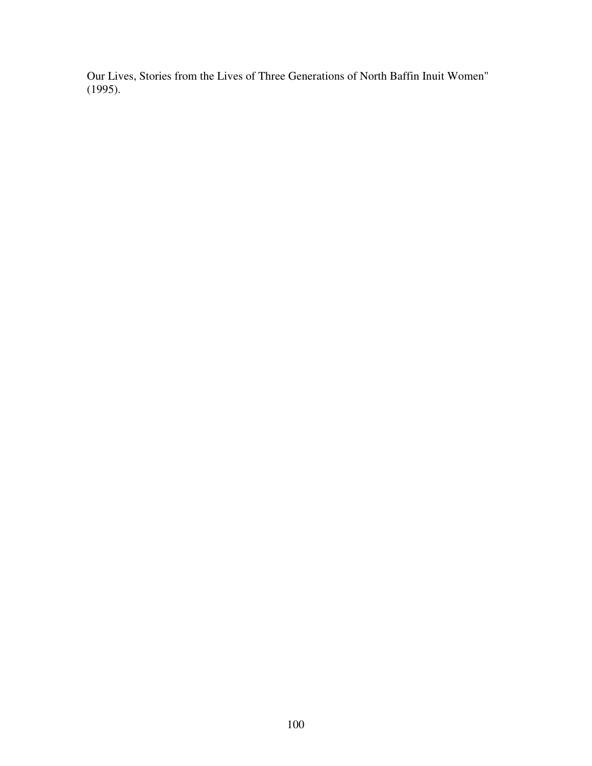Our Lives, Stories from the Lives of Three Generations of North Baffin Inuit Women" (1995).